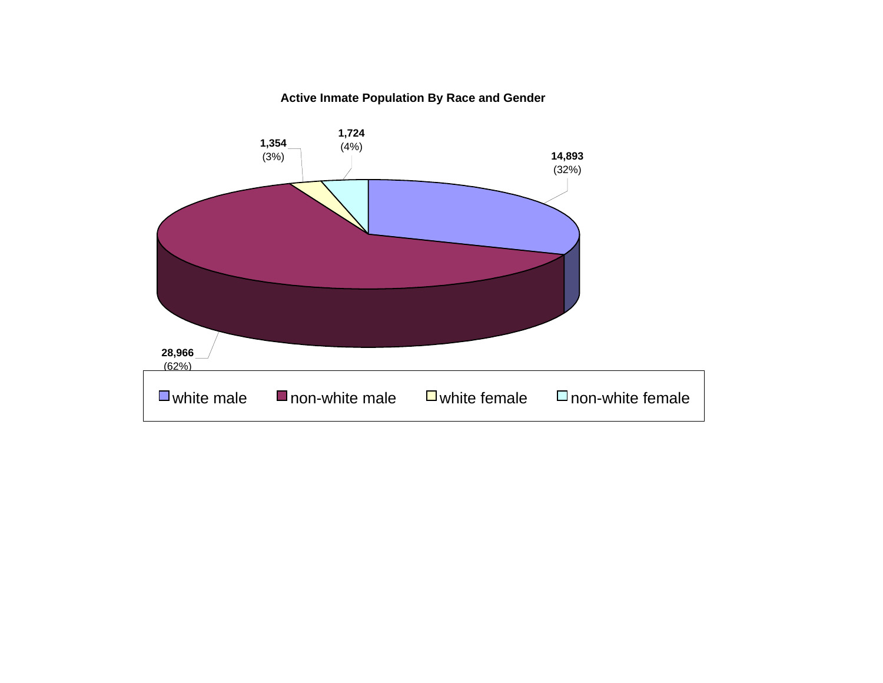**Active Inmate Population By Race and Gender**

| Category | Count | Percent |
|---|---|---|
| white male | 14,893 | (32%) |
| non-white male | 28,966 | (62%) |
| white female | 1,354 | (3%) |
| non-white female | 1,724 | (4%) |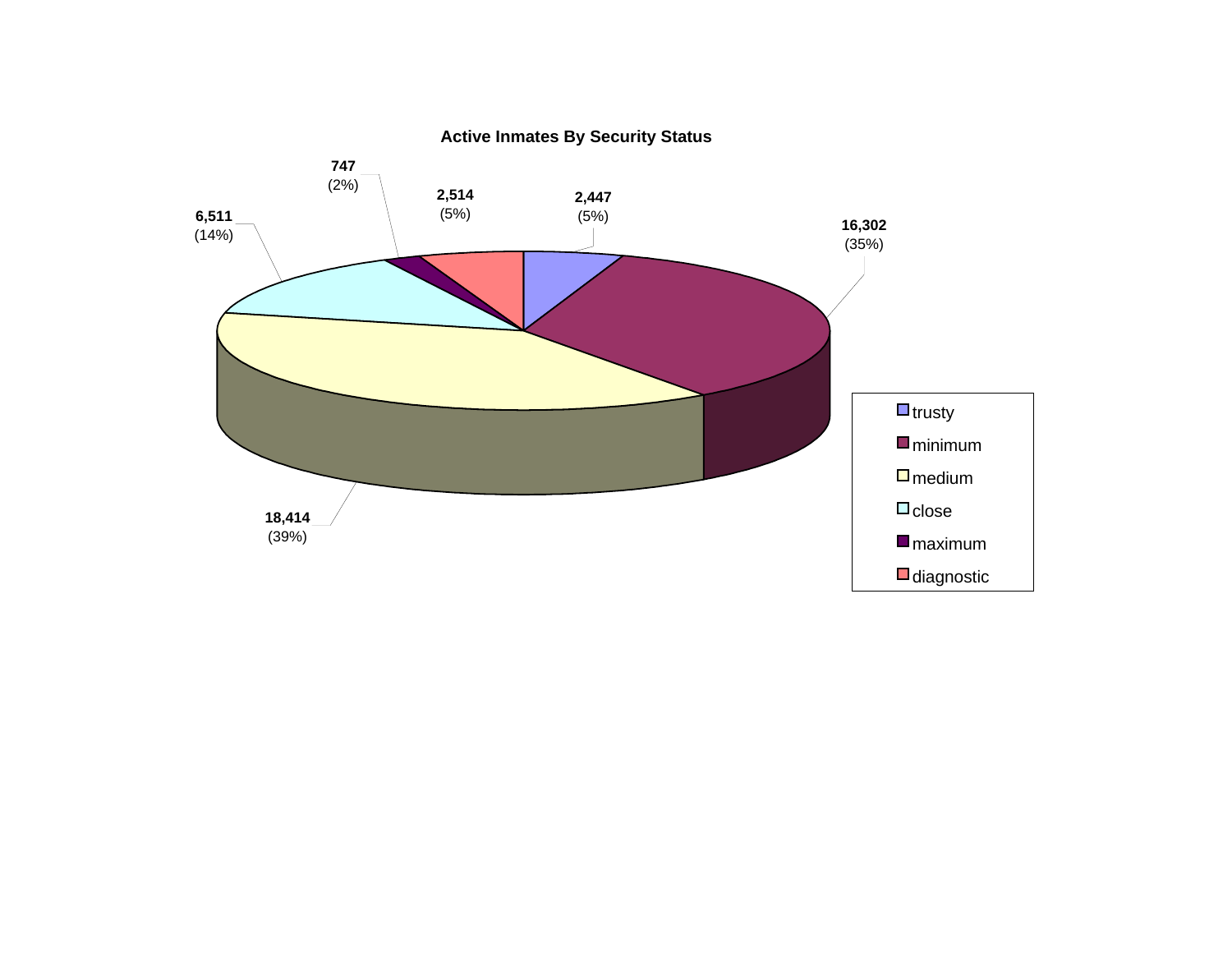**Active Inmates By Security Status**

| Security Status | Count | Percent |
| --- | --- | --- |
| trusty | 2,447 | (5%) |
| minimum | 16,302 | (35%) |
| medium | 18,414 | (39%) |
| close | 6,511 | (14%) |
| maximum | 747 | (2%) |
| diagnostic | 2,514 | (5%) |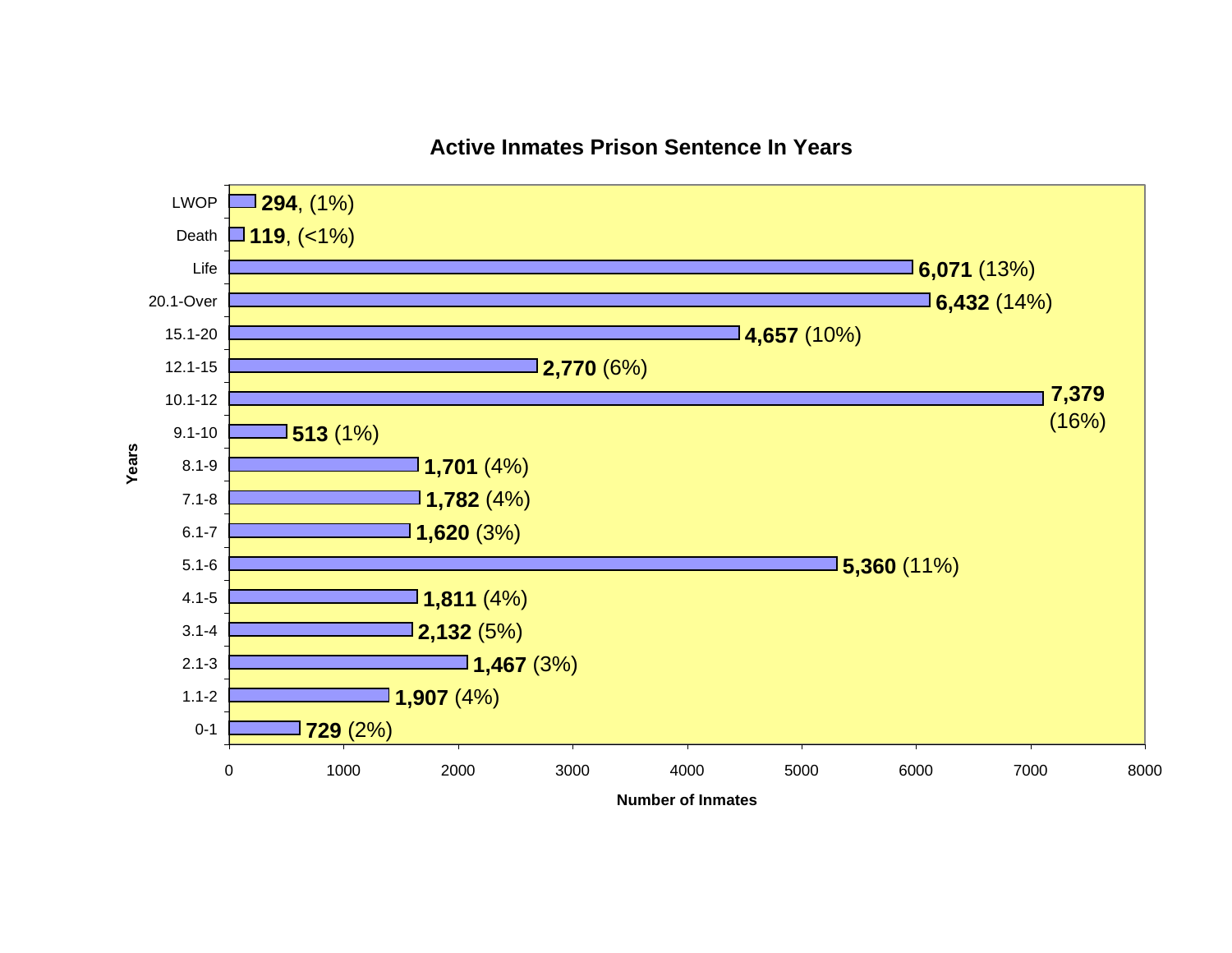## Active Inmates Prison Sentence In Years

| Years | Number of Inmates | Percent |
|---|---|---|
| LWOP | 294 | 1% |
| Death | 119 | <1% |
| Life | 6,071 | 13% |
| 20.1-Over | 6,432 | 14% |
| 15.1-20 | 4,657 | 10% |
| 12.1-15 | 2,770 | 6% |
| 10.1-12 | 7,379 | 16% |
| 9.1-10 | 513 | 1% |
| 8.1-9 | 1,701 | 4% |
| 7.1-8 | 1,782 | 4% |
| 6.1-7 | 1,620 | 3% |
| 5.1-6 | 5,360 | 11% |
| 4.1-5 | 1,811 | 4% |
| 3.1-4 | 2,132 | 5% |
| 2.1-3 | 1,467 | 3% |
| 1.1-2 | 1,907 | 4% |
| 0-1 | 729 | 2% |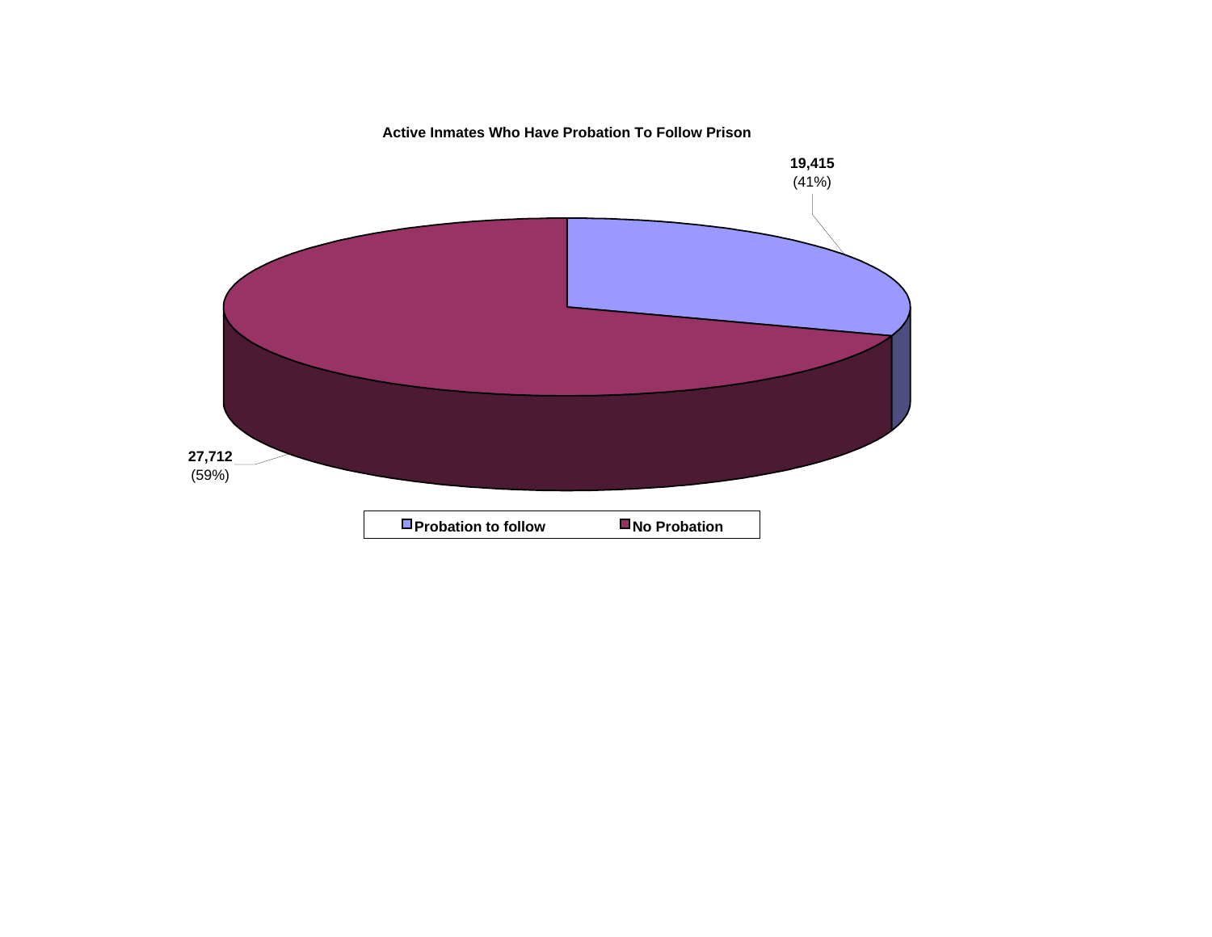**Active Inmates Who Have Probation To Follow Prison**

**19,415**
(41%)

**27,712**
(59%)

**Probation to follow** **No Probation**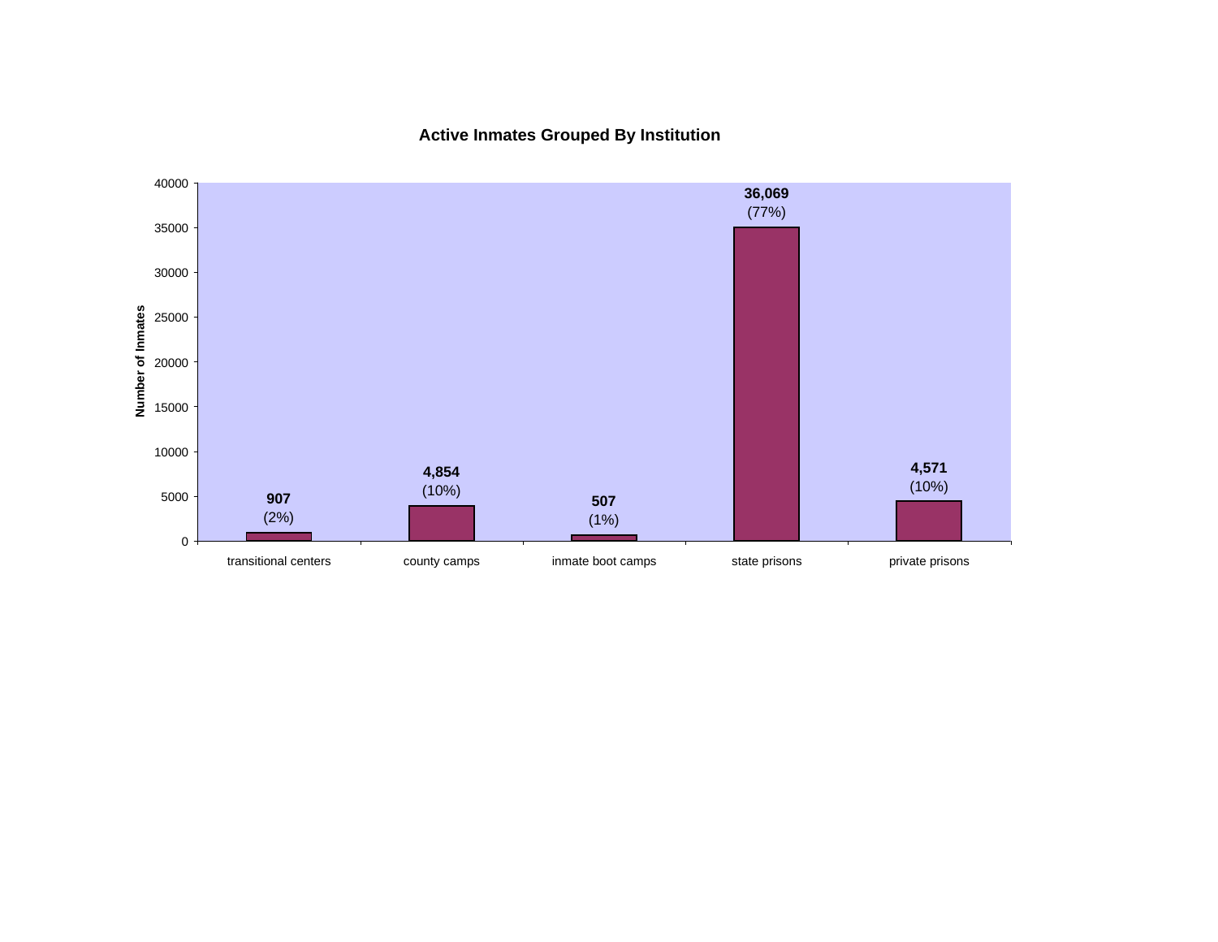**Active Inmates Grouped By Institution**

| Institution | Number of Inmates | Percent |
|---|---|---|
| transitional centers | 907 | (2%) |
| county camps | 4,854 | (10%) |
| inmate boot camps | 507 | (1%) |
| state prisons | 36,069 | (77%) |
| private prisons | 4,571 | (10%) |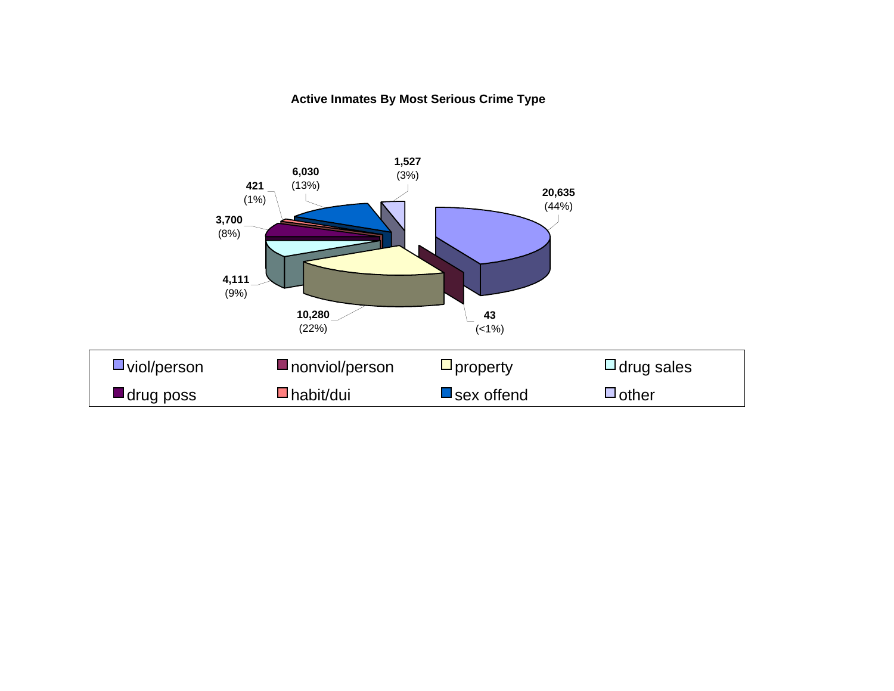**Active Inmates By Most Serious Crime Type**

| Crime Type | Count | Percent |
|---|---|---|
| viol/person | 20,635 | (44%) |
| nonviol/person | 43 | (<1%) |
| property | 10,280 | (22%) |
| drug sales | 4,111 | (9%) |
| drug poss | 3,700 | (8%) |
| habit/dui | 421 | (1%) |
| sex offend | 6,030 | (13%) |
| other | 1,527 | (3%) |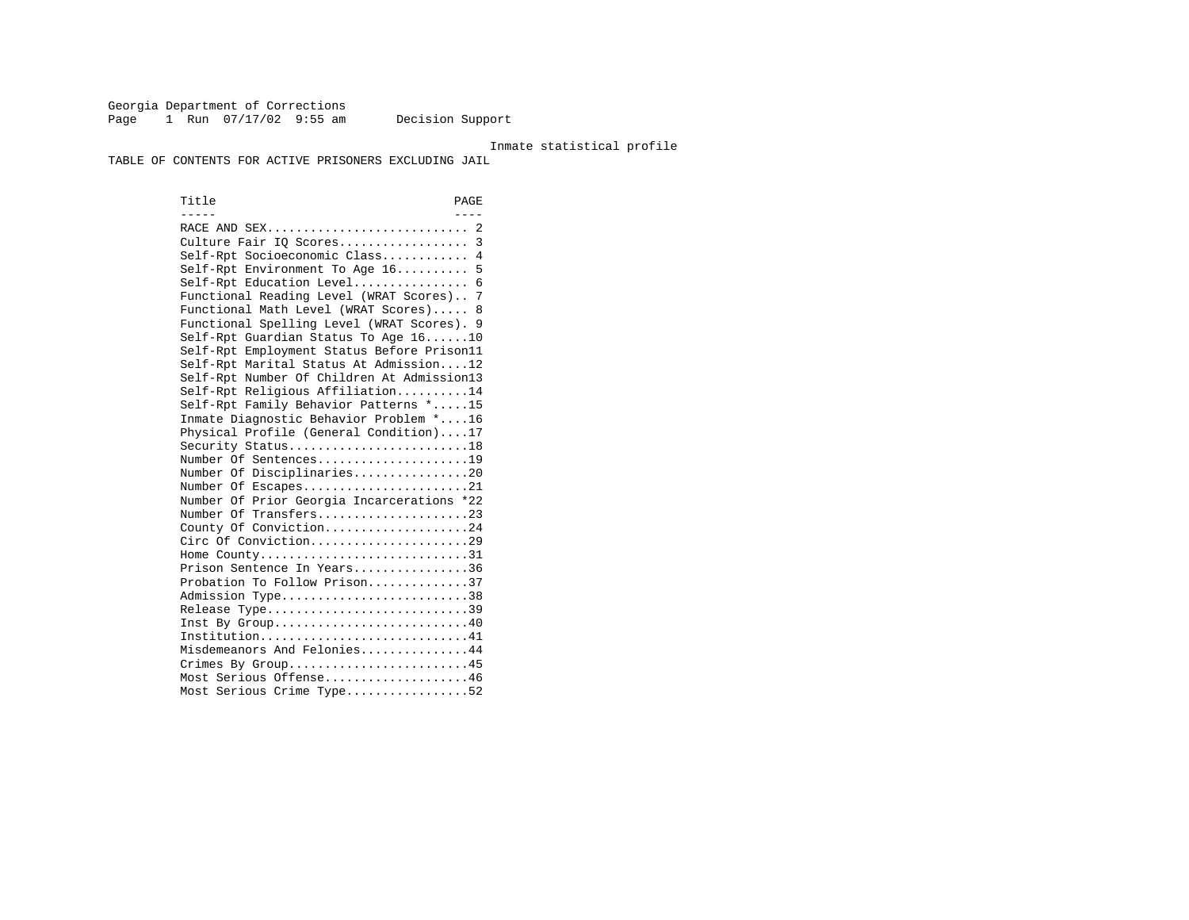Georgia Department of Corrections
Page 1 Run 07/17/02 9:55 am Decision Support

Inmate statistical profile

TABLE OF CONTENTS FOR ACTIVE PRISONERS EXCLUDING JAIL

| Title | PAGE |
|---|---|
| RACE AND SEX | 2 |
| Culture Fair IQ Scores | 3 |
| Self-Rpt Socioeconomic Class | 4 |
| Self-Rpt Environment To Age 16 | 5 |
| Self-Rpt Education Level | 6 |
| Functional Reading Level (WRAT Scores) | 7 |
| Functional Math Level (WRAT Scores) | 8 |
| Functional Spelling Level (WRAT Scores) | 9 |
| Self-Rpt Guardian Status To Age 16 | 10 |
| Self-Rpt Employment Status Before Prison | 11 |
| Self-Rpt Marital Status At Admission | 12 |
| Self-Rpt Number Of Children At Admission | 13 |
| Self-Rpt Religious Affiliation | 14 |
| Self-Rpt Family Behavior Patterns * | 15 |
| Inmate Diagnostic Behavior Problem * | 16 |
| Physical Profile (General Condition) | 17 |
| Security Status | 18 |
| Number Of Sentences | 19 |
| Number Of Disciplinaries | 20 |
| Number Of Escapes | 21 |
| Number Of Prior Georgia Incarcerations * | 22 |
| Number Of Transfers | 23 |
| County Of Conviction | 24 |
| Circ Of Conviction | 29 |
| Home County | 31 |
| Prison Sentence In Years | 36 |
| Probation To Follow Prison | 37 |
| Admission Type | 38 |
| Release Type | 39 |
| Inst By Group | 40 |
| Institution | 41 |
| Misdemeanors And Felonies | 44 |
| Crimes By Group | 45 |
| Most Serious Offense | 46 |
| Most Serious Crime Type | 52 |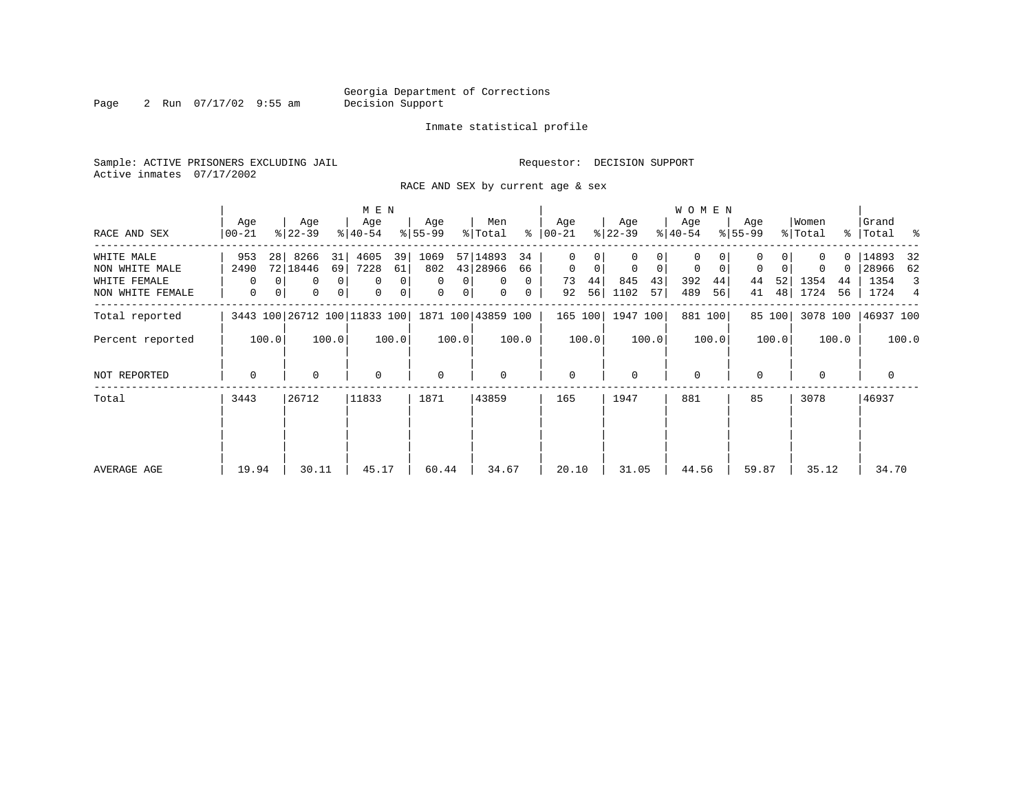Georgia Department of Corrections
Decision Support

Inmate statistical profile

Sample: ACTIVE PRISONERS EXCLUDING JAIL    Requestor: DECISION SUPPORT
Active inmates 07/17/2002

RACE AND SEX by current age & sex

| RACE AND SEX | MEN Age 00-21 | % | Age 22-39 | % | Age 40-54 | % | Age 55-99 | % | Men Total | % | WOMEN Age 00-21 | % | Age 22-39 | % | Age 40-54 | % | Age 55-99 | % | Women Total | % | Grand Total | % |
|---|---|---|---|---|---|---|---|---|---|---|---|---|---|---|---|---|---|---|---|---|---|---|
| WHITE MALE | 953 | 28 | 8266 | 31 | 4605 | 39 | 1069 | 57 | 14893 | 34 | 0 | 0 | 0 | 0 | 0 | 0 | 0 | 0 | 0 | 0 | 14893 | 32 |
| NON WHITE MALE | 2490 | 72 | 18446 | 69 | 7228 | 61 | 802 | 43 | 28966 | 66 | 0 | 0 | 0 | 0 | 0 | 0 | 0 | 0 | 0 | 0 | 28966 | 62 |
| WHITE FEMALE | 0 | 0 | 0 | 0 | 0 | 0 | 0 | 0 | 0 | 0 | 73 | 44 | 845 | 43 | 392 | 44 | 44 | 52 | 1354 | 44 | 1354 | 3 |
| NON WHITE FEMALE | 0 | 0 | 0 | 0 | 0 | 0 | 0 | 0 | 0 | 0 | 92 | 56 | 1102 | 57 | 489 | 56 | 41 | 48 | 1724 | 56 | 1724 | 4 |
| Total reported | 3443 | 100 | 26712 | 100 | 11833 | 100 | 1871 | 100 | 43859 | 100 | 165 | 100 | 1947 | 100 | 881 | 100 | 85 | 100 | 3078 | 100 | 46937 | 100 |
| Percent reported | | 100.0 | | 100.0 | | 100.0 | | 100.0 | | 100.0 | | 100.0 | | 100.0 | | 100.0 | | 100.0 | | 100.0 | | 100.0 |
| NOT REPORTED | 0 | | 0 | | 0 | | 0 | | 0 | | 0 | | 0 | | 0 | | 0 | | 0 | | 0 | |
| Total | 3443 | | 26712 | | 11833 | | 1871 | | 43859 | | 165 | | 1947 | | 881 | | 85 | | 3078 | | 46937 | |
| AVERAGE AGE | 19.94 | | 30.11 | | 45.17 | | 60.44 | | 34.67 | | 20.10 | | 31.05 | | 44.56 | | 59.87 | | 35.12 | | 34.70 | |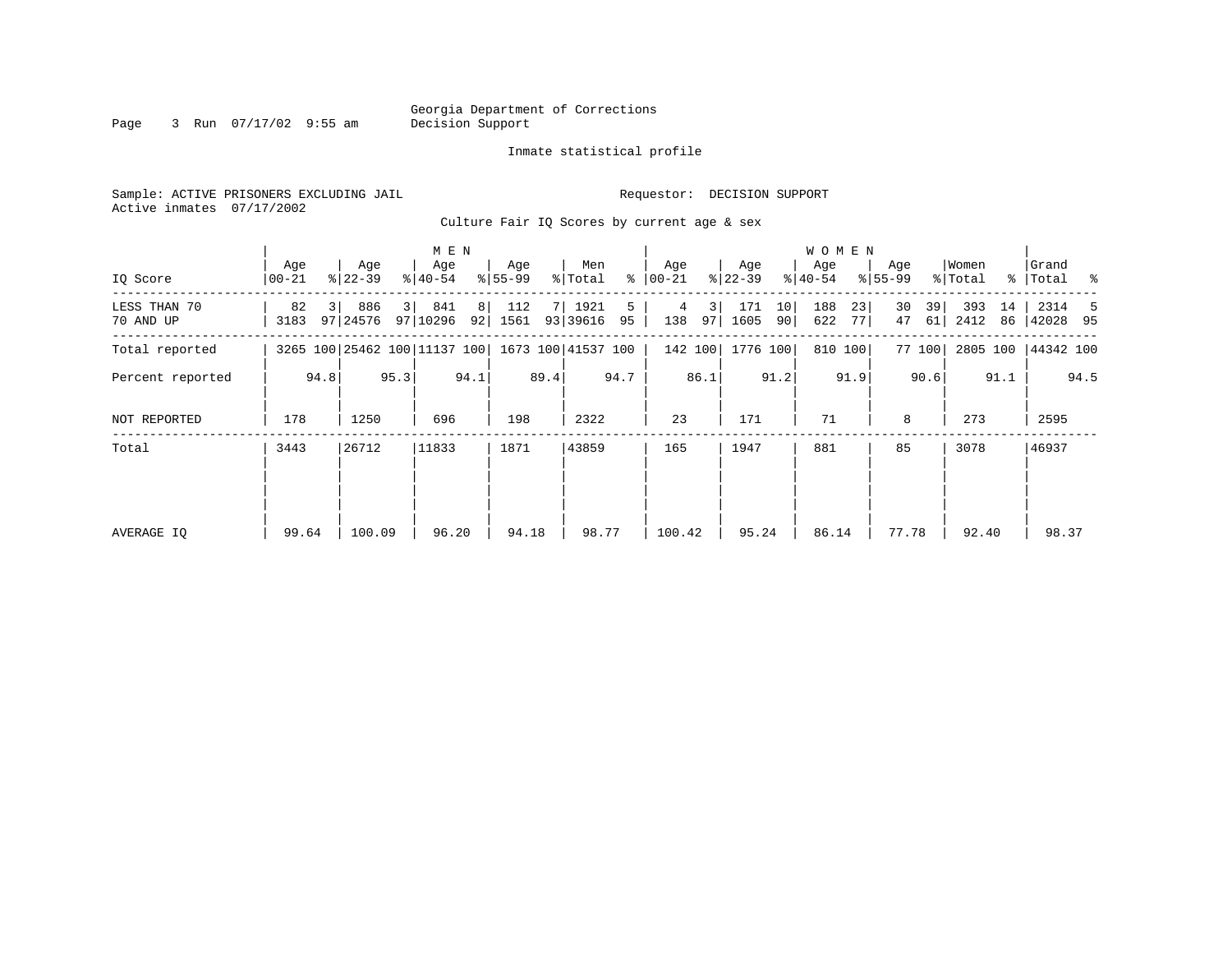Georgia Department of Corrections
Decision Support

Inmate statistical profile

Sample: ACTIVE PRISONERS EXCLUDING JAIL

Requestor: DECISION SUPPORT

Active inmates 07/17/2002

Culture Fair IQ Scores by current age & sex

| IQ Score | MEN Age 00-21 | % | Age 22-39 | % | Age 40-54 | % | Age 55-99 | % | Men Total | % | WOMEN Age 00-21 | % | Age 22-39 | % | Age 40-54 | % | Age 55-99 | % | Women Total | % | Grand Total | % |
|---|---|---|---|---|---|---|---|---|---|---|---|---|---|---|---|---|---|---|---|---|---|---|
| LESS THAN 70 | 82 | 3 | 886 | 3 | 841 | 8 | 112 | 7 | 1921 | 5 | 4 | 3 | 171 | 10 | 188 | 23 | 30 | 39 | 393 | 14 | 2314 | 5 |
| 70 AND UP | 3183 | 97 | 24576 | 97 | 10296 | 92 | 1561 | 93 | 39616 | 95 | 138 | 97 | 1605 | 90 | 622 | 77 | 47 | 61 | 2412 | 86 | 42028 | 95 |
| Total reported | 3265 | 100 | 25462 | 100 | 11137 | 100 | 1673 | 100 | 41537 | 100 | 142 | 100 | 1776 | 100 | 810 | 100 | 77 | 100 | 2805 | 100 | 44342 | 100 |
| Percent reported | | 94.8 | | 95.3 | | 94.1 | | 89.4 | | 94.7 | | 86.1 | | 91.2 | | 91.9 | | 90.6 | | 91.1 | | 94.5 |
| NOT REPORTED | 178 | | 1250 | | 696 | | 198 | | 2322 | | 23 | | 171 | | 71 | | 8 | | 273 | | 2595 | |
| Total | 3443 | | 26712 | | 11833 | | 1871 | | 43859 | | 165 | | 1947 | | 881 | | 85 | | 3078 | | 46937 | |
| AVERAGE IQ | 99.64 | | 100.09 | | 96.20 | | 94.18 | | 98.77 | | 100.42 | | 95.24 | | 86.14 | | 77.78 | | 92.40 | | 98.37 | |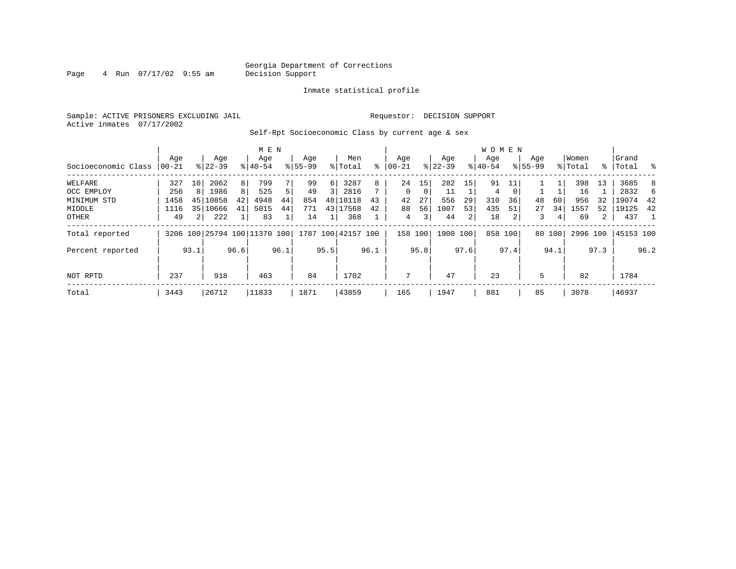Georgia Department of Corrections
Decision Support

Page 4 Run 07/17/02 9:55 am

Inmate statistical profile

Sample: ACTIVE PRISONERS EXCLUDING JAIL

Requestor: DECISION SUPPORT

Active inmates 07/17/2002

Self-Rpt Socioeconomic Class by current age & sex

| | MEN | | | | | | | | | | WOMEN | | | | | | | | | | | |
|---|---|---|---|---|---|---|---|---|---|---|---|---|---|---|---|---|---|---|---|---|---|---|
| Socioeconomic Class | Age 00-21 | % | Age 22-39 | % | Age 40-54 | % | Age 55-99 | % | Men Total | % | Age 00-21 | % | Age 22-39 | % | Age 40-54 | % | Age 55-99 | % | Women Total | % | Grand Total | % |
| WELFARE | 327 | 10 | 2062 | 8 | 799 | 7 | 99 | 6 | 3287 | 8 | 24 | 15 | 282 | 15 | 91 | 11 | 1 | 1 | 398 | 13 | 3685 | 8 |
| OCC EMPLOY | 256 | 8 | 1986 | 8 | 525 | 5 | 49 | 3 | 2816 | 7 | 0 | 0 | 11 | 1 | 4 | 0 | 1 | 1 | 16 | 1 | 2832 | 6 |
| MINIMUM STD | 1458 | 45 | 10858 | 42 | 4948 | 44 | 854 | 48 | 18118 | 43 | 42 | 27 | 556 | 29 | 310 | 36 | 48 | 60 | 956 | 32 | 19074 | 42 |
| MIDDLE | 1116 | 35 | 10666 | 41 | 5015 | 44 | 771 | 43 | 17568 | 42 | 88 | 56 | 1007 | 53 | 435 | 51 | 27 | 34 | 1557 | 52 | 19125 | 42 |
| OTHER | 49 | 2 | 222 | 1 | 83 | 1 | 14 | 1 | 368 | 1 | 4 | 3 | 44 | 2 | 18 | 2 | 3 | 4 | 69 | 2 | 437 | 1 |
| Total reported | 3206 | 100 | 25794 | 100 | 11370 | 100 | 1787 | 100 | 42157 | 100 | 158 | 100 | 1900 | 100 | 858 | 100 | 80 | 100 | 2996 | 100 | 45153 | 100 |
| Percent reported | | 93.1 | | 96.6 | | 96.1 | | 95.5 | | 96.1 | | 95.8 | | 97.6 | | 97.4 | | 94.1 | | 97.3 | | 96.2 |
| NOT RPTD | 237 | | 918 | | 463 | | 84 | | 1702 | | 7 | | 47 | | 23 | | 5 | | 82 | | 1784 | |
| Total | 3443 | | 26712 | | 11833 | | 1871 | | 43859 | | 165 | | 1947 | | 881 | | 85 | | 3078 | | 46937 | |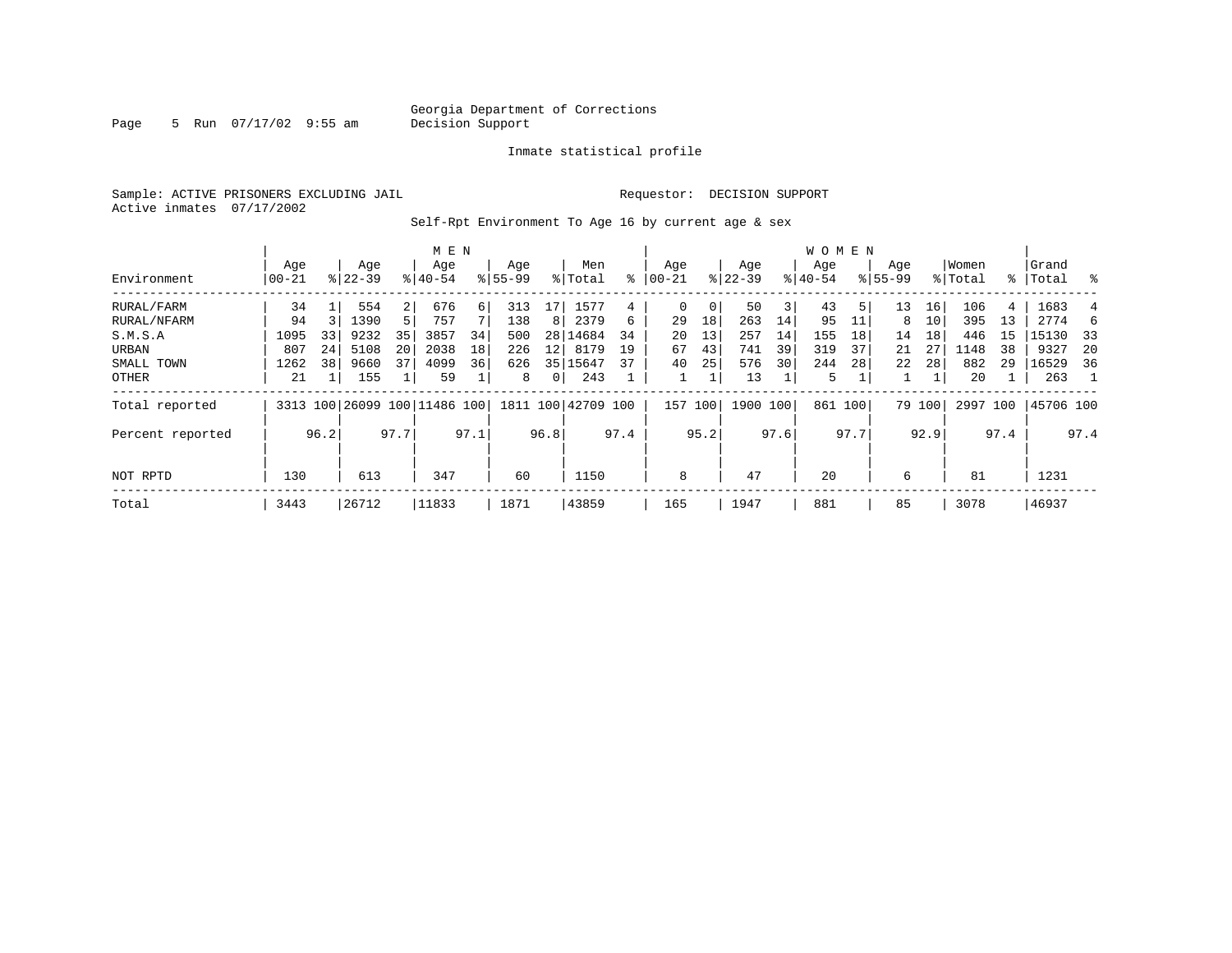Georgia Department of Corrections
Decision Support

Inmate statistical profile

Sample: ACTIVE PRISONERS EXCLUDING JAIL

Requestor: DECISION SUPPORT

Active inmates 07/17/2002

Self-Rpt Environment To Age 16 by current age & sex

| | MEN | | | | | | | | | | WOMEN | | | | | | | | | | | |
|---|---|---|---|---|---|---|---|---|---|---|---|---|---|---|---|---|---|---|---|---|---|---|
| Environment | Age 00-21 | % | Age 22-39 | % | Age 40-54 | % | Age 55-99 | % | Men Total | % | Age 00-21 | % | Age 22-39 | % | Age 40-54 | % | Age 55-99 | % | Women Total | % | Grand Total | % |
| RURAL/FARM | 34 | 1 | 554 | 2 | 676 | 6 | 313 | 17 | 1577 | 4 | 0 | 0 | 50 | 3 | 43 | 5 | 13 | 16 | 106 | 4 | 1683 | 4 |
| RURAL/NFARM | 94 | 3 | 1390 | 5 | 757 | 7 | 138 | 8 | 2379 | 6 | 29 | 18 | 263 | 14 | 95 | 11 | 8 | 10 | 395 | 13 | 2774 | 6 |
| S.M.S.A | 1095 | 33 | 9232 | 35 | 3857 | 34 | 500 | 28 | 14684 | 34 | 20 | 13 | 257 | 14 | 155 | 18 | 14 | 18 | 446 | 15 | 15130 | 33 |
| URBAN | 807 | 24 | 5108 | 20 | 2038 | 18 | 226 | 12 | 8179 | 19 | 67 | 43 | 741 | 39 | 319 | 37 | 21 | 27 | 1148 | 38 | 9327 | 20 |
| SMALL TOWN | 1262 | 38 | 9660 | 37 | 4099 | 36 | 626 | 35 | 15647 | 37 | 40 | 25 | 576 | 30 | 244 | 28 | 22 | 28 | 882 | 29 | 16529 | 36 |
| OTHER | 21 | 1 | 155 | 1 | 59 | 1 | 8 | 0 | 243 | 1 | 1 | 1 | 13 | 1 | 5 | 1 | 1 | 1 | 20 | 1 | 263 | 1 |
| Total reported | 3313 | 100 | 26099 | 100 | 11486 | 100 | 1811 | 100 | 42709 | 100 | 157 | 100 | 1900 | 100 | 861 | 100 | 79 | 100 | 2997 | 100 | 45706 | 100 |
| Percent reported | | 96.2 | | 97.7 | | 97.1 | | 96.8 | | 97.4 | | 95.2 | | 97.6 | | 97.7 | | 92.9 | | 97.4 | | 97.4 |
| NOT RPTD | 130 | | 613 | | 347 | | 60 | | 1150 | | 8 | | 47 | | 20 | | 6 | | 81 | | 1231 | |
| Total | 3443 | | 26712 | | 11833 | | 1871 | | 43859 | | 165 | | 1947 | | 881 | | 85 | | 3078 | | 46937 | |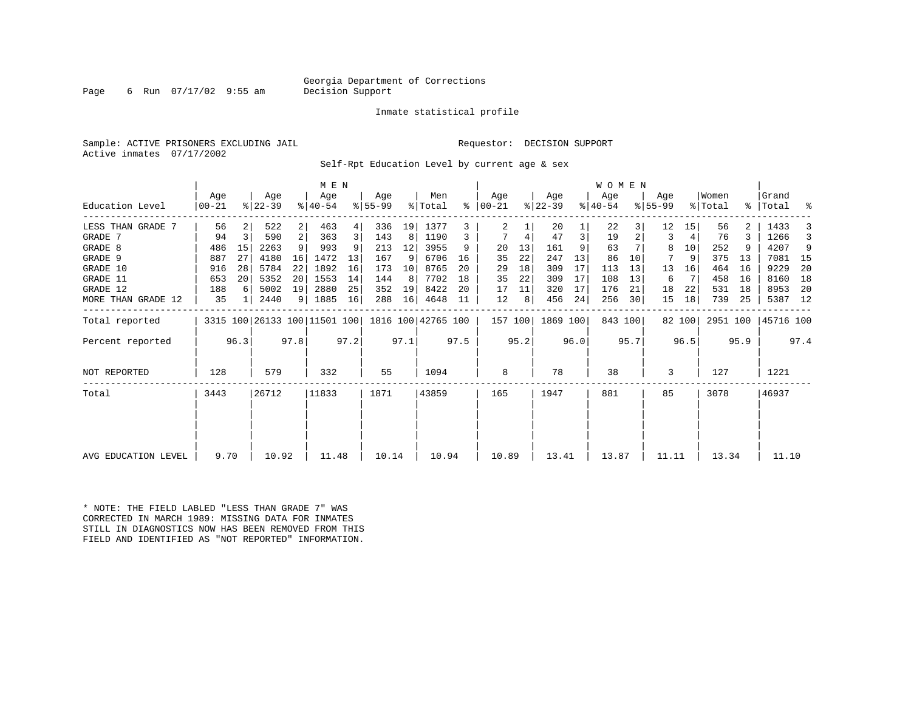Georgia Department of Corrections
Decision Support

Inmate statistical profile

Sample: ACTIVE PRISONERS EXCLUDING JAIL    Requestor: DECISION SUPPORT
Active inmates 07/17/2002

Self-Rpt Education Level by current age & sex

| Education Level | MEN Age 00-21 | % | Age 22-39 | % | Age 40-54 | % | Age 55-99 | % | Men Total | % | WOMEN Age 00-21 | % | Age 22-39 | % | Age 40-54 | % | Age 55-99 | % | Women Total | % | Grand Total | % |
|---|---|---|---|---|---|---|---|---|---|---|---|---|---|---|---|---|---|---|---|---|---|---|
| LESS THAN GRADE 7 | 56 | 2 | 522 | 2 | 463 | 4 | 336 | 19 | 1377 | 3 | 2 | 1 | 20 | 1 | 22 | 3 | 12 | 15 | 56 | 2 | 1433 | 3 |
| GRADE 7 | 94 | 3 | 590 | 2 | 363 | 3 | 143 | 8 | 1190 | 3 | 7 | 4 | 47 | 3 | 19 | 2 | 3 | 4 | 76 | 3 | 1266 | 3 |
| GRADE 8 | 486 | 15 | 2263 | 9 | 993 | 9 | 213 | 12 | 3955 | 9 | 20 | 13 | 161 | 9 | 63 | 7 | 8 | 10 | 252 | 9 | 4207 | 9 |
| GRADE 9 | 887 | 27 | 4180 | 16 | 1472 | 13 | 167 | 9 | 6706 | 16 | 35 | 22 | 247 | 13 | 86 | 10 | 7 | 9 | 375 | 13 | 7081 | 15 |
| GRADE 10 | 916 | 28 | 5784 | 22 | 1892 | 16 | 173 | 10 | 8765 | 20 | 29 | 18 | 309 | 17 | 113 | 13 | 13 | 16 | 464 | 16 | 9229 | 20 |
| GRADE 11 | 653 | 20 | 5352 | 20 | 1553 | 14 | 144 | 8 | 7702 | 18 | 35 | 22 | 309 | 17 | 108 | 13 | 6 | 7 | 458 | 16 | 8160 | 18 |
| GRADE 12 | 188 | 6 | 5002 | 19 | 2880 | 25 | 352 | 19 | 8422 | 20 | 17 | 11 | 320 | 17 | 176 | 21 | 18 | 22 | 531 | 18 | 8953 | 20 |
| MORE THAN GRADE 12 | 35 | 1 | 2440 | 9 | 1885 | 16 | 288 | 16 | 4648 | 11 | 12 | 8 | 456 | 24 | 256 | 30 | 15 | 18 | 739 | 25 | 5387 | 12 |
| Total reported | 3315 | 100 | 26133 | 100 | 11501 | 100 | 1816 | 100 | 42765 | 100 | 157 | 100 | 1869 | 100 | 843 | 100 | 82 | 100 | 2951 | 100 | 45716 | 100 |
| Percent reported | | 96.3 | | 97.8 | | 97.2 | | 97.1 | | 97.5 | | 95.2 | | 96.0 | | 95.7 | | 96.5 | | 95.9 | | 97.4 |
| NOT REPORTED | 128 | | 579 | | 332 | | 55 | | 1094 | | 8 | | 78 | | 38 | | 3 | | 127 | | 1221 | |
| Total | 3443 | | 26712 | | 11833 | | 1871 | | 43859 | | 165 | | 1947 | | 881 | | 85 | | 3078 | | 46937 | |
| AVG EDUCATION LEVEL | 9.70 | | 10.92 | | 11.48 | | 10.14 | | 10.94 | | 10.89 | | 13.41 | | 13.87 | | 11.11 | | 13.34 | | 11.10 | |

* NOTE: THE FIELD LABLED "LESS THAN GRADE 7" WAS CORRECTED IN MARCH 1989: MISSING DATA FOR INMATES STILL IN DIAGNOSTICS NOW HAS BEEN REMOVED FROM THIS FIELD AND IDENTIFIED AS "NOT REPORTED" INFORMATION.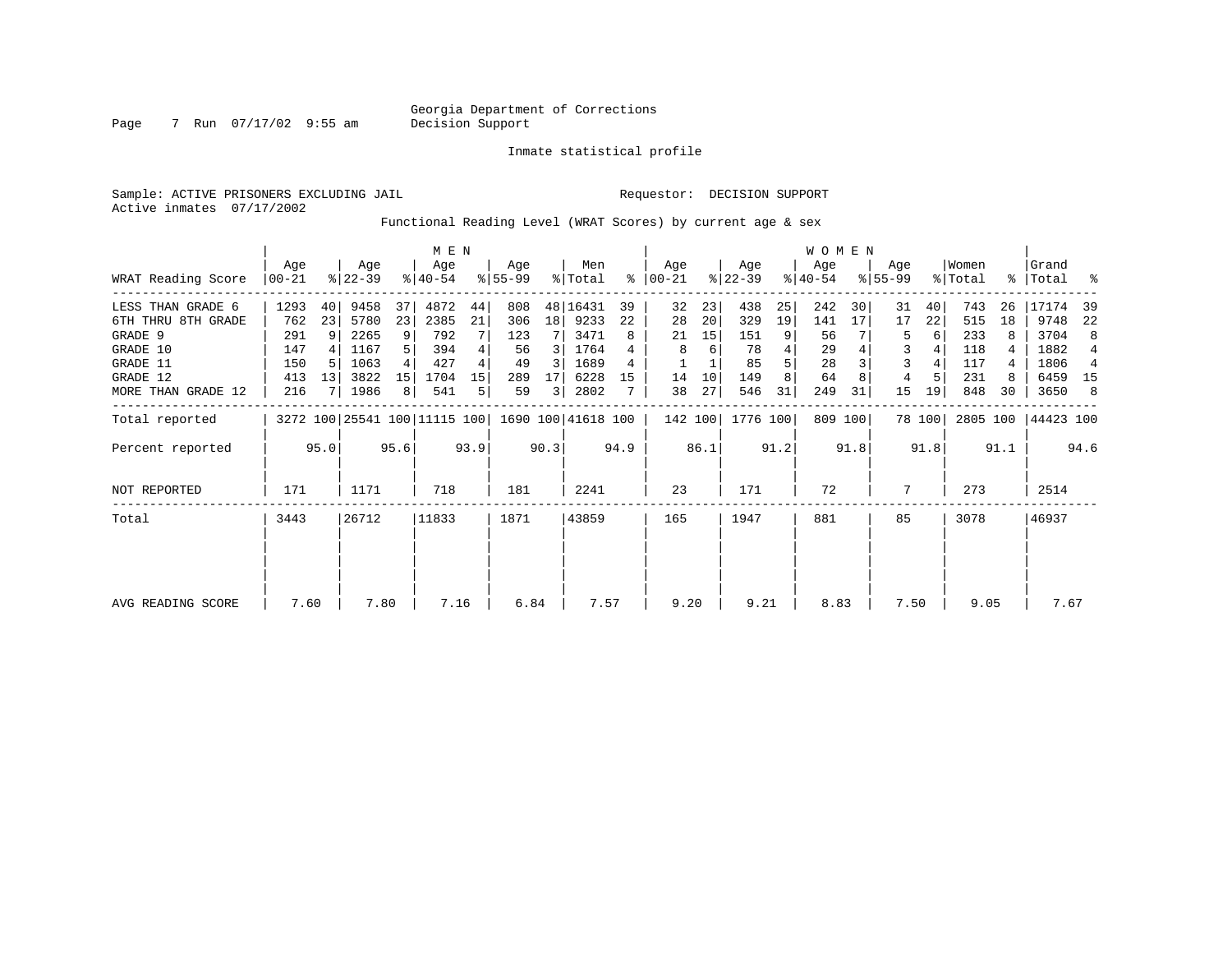Georgia Department of Corrections
Decision Support

Inmate statistical profile

Sample: ACTIVE PRISONERS EXCLUDING JAIL

Requestor: DECISION SUPPORT

Active inmates 07/17/2002

Functional Reading Level (WRAT Scores) by current age & sex

| WRAT Reading Score | MEN Age 00-21 | % | Age 22-39 | % | Age 40-54 | % | Age 55-99 | % | Men Total | % | WOMEN Age 00-21 | % | Age 22-39 | % | Age 40-54 | % | Age 55-99 | % | Women Total | % | Grand Total | % |
|---|---|---|---|---|---|---|---|---|---|---|---|---|---|---|---|---|---|---|---|---|---|---|
| LESS THAN GRADE 6 | 1293 | 40 | 9458 | 37 | 4872 | 44 | 808 | 48 | 16431 | 39 | 32 | 23 | 438 | 25 | 242 | 30 | 31 | 40 | 743 | 26 | 17174 | 39 |
| 6TH THRU 8TH GRADE | 762 | 23 | 5780 | 23 | 2385 | 21 | 306 | 18 | 9233 | 22 | 28 | 20 | 329 | 19 | 141 | 17 | 17 | 22 | 515 | 18 | 9748 | 22 |
| GRADE 9 | 291 | 9 | 2265 | 9 | 792 | 7 | 123 | 7 | 3471 | 8 | 21 | 15 | 151 | 9 | 56 | 7 | 5 | 6 | 233 | 8 | 3704 | 8 |
| GRADE 10 | 147 | 4 | 1167 | 5 | 394 | 4 | 56 | 3 | 1764 | 4 | 8 | 6 | 78 | 4 | 29 | 4 | 3 | 4 | 118 | 4 | 1882 | 4 |
| GRADE 11 | 150 | 5 | 1063 | 4 | 427 | 4 | 49 | 3 | 1689 | 4 | 1 | 1 | 85 | 5 | 28 | 3 | 3 | 4 | 117 | 4 | 1806 | 4 |
| GRADE 12 | 413 | 13 | 3822 | 15 | 1704 | 15 | 289 | 17 | 6228 | 15 | 14 | 10 | 149 | 8 | 64 | 8 | 4 | 5 | 231 | 8 | 6459 | 15 |
| MORE THAN GRADE 12 | 216 | 7 | 1986 | 8 | 541 | 5 | 59 | 3 | 2802 | 7 | 38 | 27 | 546 | 31 | 249 | 31 | 15 | 19 | 848 | 30 | 3650 | 8 |
| Total reported | 3272 | 100 | 25541 | 100 | 11115 | 100 | 1690 | 100 | 41618 | 100 | 142 | 100 | 1776 | 100 | 809 | 100 | 78 | 100 | 2805 | 100 | 44423 | 100 |
| Percent reported | | 95.0 | | 95.6 | | 93.9 | | 90.3 | | 94.9 | | 86.1 | | 91.2 | | 91.8 | | 91.8 | | 91.1 | | 94.6 |
| NOT REPORTED | 171 | | 1171 | | 718 | | 181 | | 2241 | | 23 | | 171 | | 72 | | 7 | | 273 | | 2514 | |
| Total | 3443 | | 26712 | | 11833 | | 1871 | | 43859 | | 165 | | 1947 | | 881 | | 85 | | 3078 | | 46937 | |
| AVG READING SCORE | 7.60 | | 7.80 | | 7.16 | | 6.84 | | 7.57 | | 9.20 | | 9.21 | | 8.83 | | 7.50 | | 9.05 | | 7.67 | |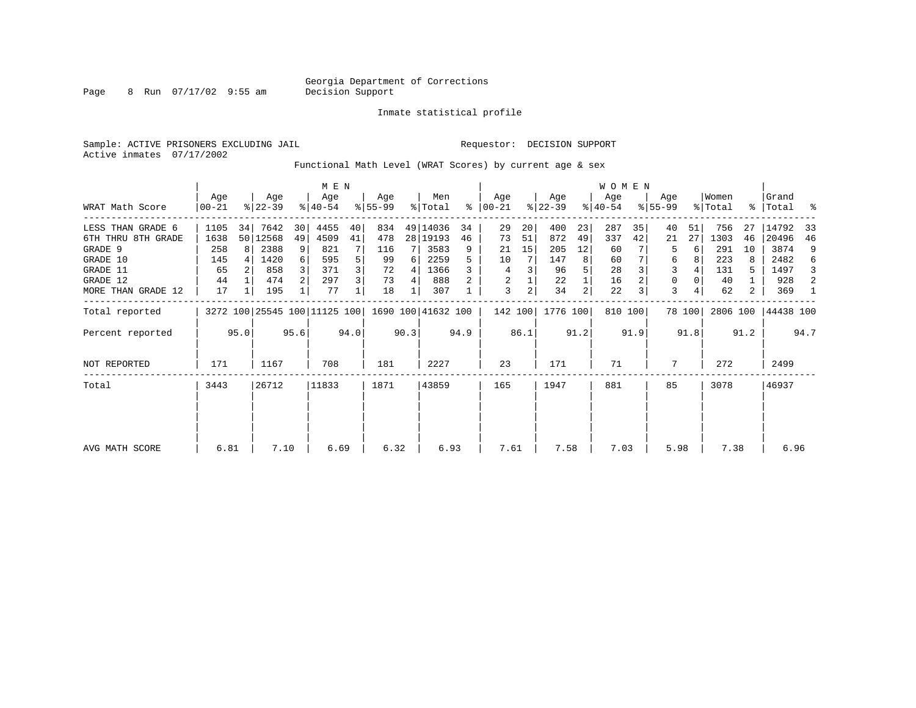Georgia Department of Corrections
Decision Support

Inmate statistical profile

Sample: ACTIVE PRISONERS EXCLUDING JAIL
Active inmates 07/17/2002

Requestor: DECISION SUPPORT

Functional Math Level (WRAT Scores) by current age & sex

| WRAT Math Score | MEN Age 00-21 | % | Age 22-39 | % | Age 40-54 | % | Age 55-99 | % | Men Total | % | WOMEN Age 00-21 | % | Age 22-39 | % | Age 40-54 | % | Age 55-99 | % | Women Total | % | Grand Total | % |
|---|---|---|---|---|---|---|---|---|---|---|---|---|---|---|---|---|---|---|---|---|---|---|
| LESS THAN GRADE 6 | 1105 | 34 | 7642 | 30 | 4455 | 40 | 834 | 49 | 14036 | 34 | 29 | 20 | 400 | 23 | 287 | 35 | 40 | 51 | 756 | 27 | 14792 | 33 |
| 6TH THRU 8TH GRADE | 1638 | 50 | 12568 | 49 | 4509 | 41 | 478 | 28 | 19193 | 46 | 73 | 51 | 872 | 49 | 337 | 42 | 21 | 27 | 1303 | 46 | 20496 | 46 |
| GRADE 9 | 258 | 8 | 2388 | 9 | 821 | 7 | 116 | 7 | 3583 | 9 | 21 | 15 | 205 | 12 | 60 | 7 | 5 | 6 | 291 | 10 | 3874 | 9 |
| GRADE 10 | 145 | 4 | 1420 | 6 | 595 | 5 | 99 | 6 | 2259 | 5 | 10 | 7 | 147 | 8 | 60 | 7 | 6 | 8 | 223 | 8 | 2482 | 6 |
| GRADE 11 | 65 | 2 | 858 | 3 | 371 | 3 | 72 | 4 | 1366 | 3 | 4 | 3 | 96 | 5 | 28 | 3 | 3 | 4 | 131 | 5 | 1497 | 3 |
| GRADE 12 | 44 | 1 | 474 | 2 | 297 | 3 | 73 | 4 | 888 | 2 | 2 | 1 | 22 | 1 | 16 | 2 | 0 | 0 | 40 | 1 | 928 | 2 |
| MORE THAN GRADE 12 | 17 | 1 | 195 | 1 | 77 | 1 | 18 | 1 | 307 | 1 | 3 | 2 | 34 | 2 | 22 | 3 | 3 | 4 | 62 | 2 | 369 | 1 |
| Total reported | 3272 | 100 | 25545 | 100 | 11125 | 100 | 1690 | 100 | 41632 | 100 | 142 | 100 | 1776 | 100 | 810 | 100 | 78 | 100 | 2806 | 100 | 44438 | 100 |
| Percent reported | | 95.0 | | 95.6 | | 94.0 | | 90.3 | | 94.9 | | 86.1 | | 91.2 | | 91.9 | | 91.8 | | 91.2 | | 94.7 |
| NOT REPORTED | 171 | | 1167 | | 708 | | 181 | | 2227 | | 23 | | 171 | | 71 | | 7 | | 272 | | 2499 | |
| Total | 3443 | | 26712 | | 11833 | | 1871 | | 43859 | | 165 | | 1947 | | 881 | | 85 | | 3078 | | 46937 | |
| AVG MATH SCORE | 6.81 | | 7.10 | | 6.69 | | 6.32 | | 6.93 | | 7.61 | | 7.58 | | 7.03 | | 5.98 | | 7.38 | | 6.96 | |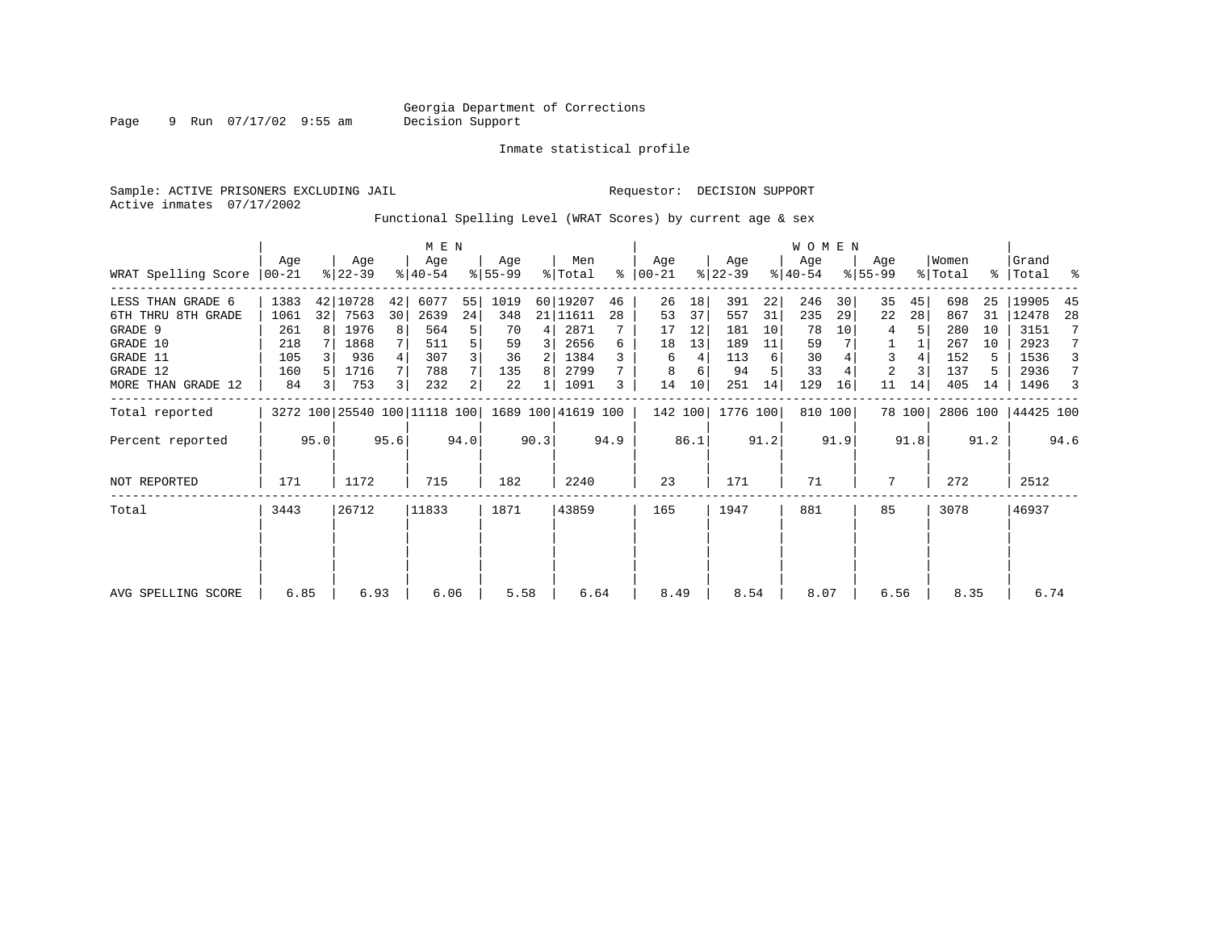Georgia Department of Corrections
Decision Support

Inmate statistical profile

Sample: ACTIVE PRISONERS EXCLUDING JAIL
Active inmates 07/17/2002

Requestor: DECISION SUPPORT

Functional Spelling Level (WRAT Scores) by current age & sex

| WRAT Spelling Score | MEN Age 00-21 | % | Age 22-39 | % | Age 40-54 | % | Age 55-99 | % | Men Total | % | WOMEN Age 00-21 | % | Age 22-39 | % | Age 40-54 | % | Age 55-99 | % | Women Total | % | Grand Total | % |
|---|---|---|---|---|---|---|---|---|---|---|---|---|---|---|---|---|---|---|---|---|---|---|
| LESS THAN GRADE 6 | 1383 | 42 | 10728 | 42 | 6077 | 55 | 1019 | 60 | 19207 | 46 | 26 | 18 | 391 | 22 | 246 | 30 | 35 | 45 | 698 | 25 | 19905 | 45 |
| 6TH THRU 8TH GRADE | 1061 | 32 | 7563 | 30 | 2639 | 24 | 348 | 21 | 11611 | 28 | 53 | 37 | 557 | 31 | 235 | 29 | 22 | 28 | 867 | 31 | 12478 | 28 |
| GRADE 9 | 261 | 8 | 1976 | 8 | 564 | 5 | 70 | 4 | 2871 | 7 | 17 | 12 | 181 | 10 | 78 | 10 | 4 | 5 | 280 | 10 | 3151 | 7 |
| GRADE 10 | 218 | 7 | 1868 | 7 | 511 | 5 | 59 | 3 | 2656 | 6 | 18 | 13 | 189 | 11 | 59 | 7 | 1 | 1 | 267 | 10 | 2923 | 7 |
| GRADE 11 | 105 | 3 | 936 | 4 | 307 | 3 | 36 | 2 | 1384 | 3 | 6 | 4 | 113 | 6 | 30 | 4 | 3 | 4 | 152 | 5 | 1536 | 3 |
| GRADE 12 | 160 | 5 | 1716 | 7 | 788 | 7 | 135 | 8 | 2799 | 7 | 8 | 6 | 94 | 5 | 33 | 4 | 2 | 3 | 137 | 5 | 2936 | 7 |
| MORE THAN GRADE 12 | 84 | 3 | 753 | 3 | 232 | 2 | 22 | 1 | 1091 | 3 | 14 | 10 | 251 | 14 | 129 | 16 | 11 | 14 | 405 | 14 | 1496 | 3 |
| Total reported | 3272 | 100 | 25540 | 100 | 11118 | 100 | 1689 | 100 | 41619 | 100 | 142 | 100 | 1776 | 100 | 810 | 100 | 78 | 100 | 2806 | 100 | 44425 | 100 |
| Percent reported | | 95.0 | | 95.6 | | 94.0 | | 90.3 | | 94.9 | | 86.1 | | 91.2 | | 91.9 | | 91.8 | | 91.2 | | 94.6 |
| NOT REPORTED | 171 | | 1172 | | 715 | | 182 | | 2240 | | 23 | | 171 | | 71 | | 7 | | 272 | | 2512 | |
| Total | 3443 | | 26712 | | 11833 | | 1871 | | 43859 | | 165 | | 1947 | | 881 | | 85 | | 3078 | | 46937 | |
| AVG SPELLING SCORE | 6.85 | | 6.93 | | 6.06 | | 5.58 | | 6.64 | | 8.49 | | 8.54 | | 8.07 | | 6.56 | | 8.35 | | 6.74 | |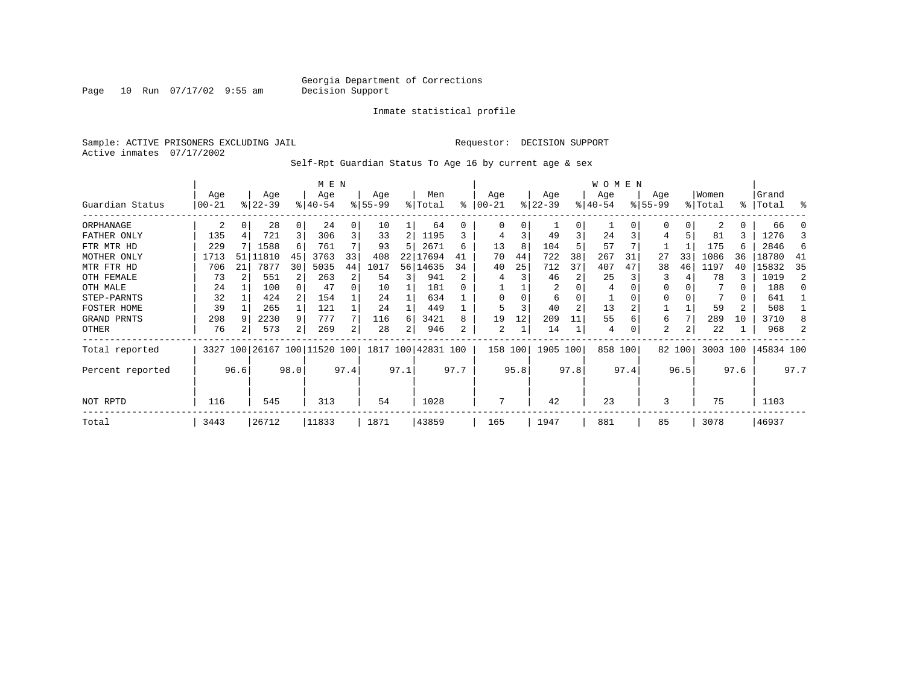Georgia Department of Corrections
Decision Support

Inmate statistical profile

Sample: ACTIVE PRISONERS EXCLUDING JAIL

Requestor: DECISION SUPPORT

Active inmates 07/17/2002

Self-Rpt Guardian Status To Age 16 by current age & sex

| Guardian Status | MEN Age 00-21 | % | Age 22-39 | % | Age 40-54 | % | Age 55-99 | % | Men Total | % | WOMEN Age 00-21 | % | Age 22-39 | % | Age 40-54 | % | Age 55-99 | % | Women Total | % | Grand Total | % |
|---|---|---|---|---|---|---|---|---|---|---|---|---|---|---|---|---|---|---|---|---|---|---|
| ORPHANAGE | 2 | 0 | 28 | 0 | 24 | 0 | 10 | 1 | 64 | 0 | 0 | 0 | 1 | 0 | 1 | 0 | 0 | 0 | 2 | 0 | 66 | 0 |
| FATHER ONLY | 135 | 4 | 721 | 3 | 306 | 3 | 33 | 2 | 1195 | 3 | 4 | 3 | 49 | 3 | 24 | 3 | 4 | 5 | 81 | 3 | 1276 | 3 |
| FTR MTR HD | 229 | 7 | 1588 | 6 | 761 | 7 | 93 | 5 | 2671 | 6 | 13 | 8 | 104 | 5 | 57 | 7 | 1 | 1 | 175 | 6 | 2846 | 6 |
| MOTHER ONLY | 1713 | 51 | 11810 | 45 | 3763 | 33 | 408 | 22 | 17694 | 41 | 70 | 44 | 722 | 38 | 267 | 31 | 27 | 33 | 1086 | 36 | 18780 | 41 |
| MTR FTR HD | 706 | 21 | 7877 | 30 | 5035 | 44 | 1017 | 56 | 14635 | 34 | 40 | 25 | 712 | 37 | 407 | 47 | 38 | 46 | 1197 | 40 | 15832 | 35 |
| OTH FEMALE | 73 | 2 | 551 | 2 | 263 | 2 | 54 | 3 | 941 | 2 | 4 | 3 | 46 | 2 | 25 | 3 | 3 | 4 | 78 | 3 | 1019 | 2 |
| OTH MALE | 24 | 1 | 100 | 0 | 47 | 0 | 10 | 1 | 181 | 0 | 1 | 1 | 2 | 0 | 4 | 0 | 0 | 0 | 7 | 0 | 188 | 0 |
| STEP-PARNTS | 32 | 1 | 424 | 2 | 154 | 1 | 24 | 1 | 634 | 1 | 0 | 0 | 6 | 0 | 1 | 0 | 0 | 0 | 7 | 0 | 641 | 1 |
| FOSTER HOME | 39 | 1 | 265 | 1 | 121 | 1 | 24 | 1 | 449 | 1 | 5 | 3 | 40 | 2 | 13 | 2 | 1 | 1 | 59 | 2 | 508 | 1 |
| GRAND PRNTS | 298 | 9 | 2230 | 9 | 777 | 7 | 116 | 6 | 3421 | 8 | 19 | 12 | 209 | 11 | 55 | 6 | 6 | 7 | 289 | 10 | 3710 | 8 |
| OTHER | 76 | 2 | 573 | 2 | 269 | 2 | 28 | 2 | 946 | 2 | 2 | 1 | 14 | 1 | 4 | 0 | 2 | 2 | 22 | 1 | 968 | 2 |
| Total reported | 3327 | 100 | 26167 | 100 | 11520 | 100 | 1817 | 100 | 42831 | 100 | 158 | 100 | 1905 | 100 | 858 | 100 | 82 | 100 | 3003 | 100 | 45834 | 100 |
| Percent reported | | 96.6 | | 98.0 | | 97.4 | | 97.1 | | 97.7 | | 95.8 | | 97.8 | | 97.4 | | 96.5 | | 97.6 | | 97.7 |
| NOT RPTD | 116 | | 545 | | 313 | | 54 | | 1028 | | 7 | | 42 | | 23 | | 3 | | 75 | | 1103 | |
| Total | 3443 | | 26712 | | 11833 | | 1871 | | 43859 | | 165 | | 1947 | | 881 | | 85 | | 3078 | | 46937 | |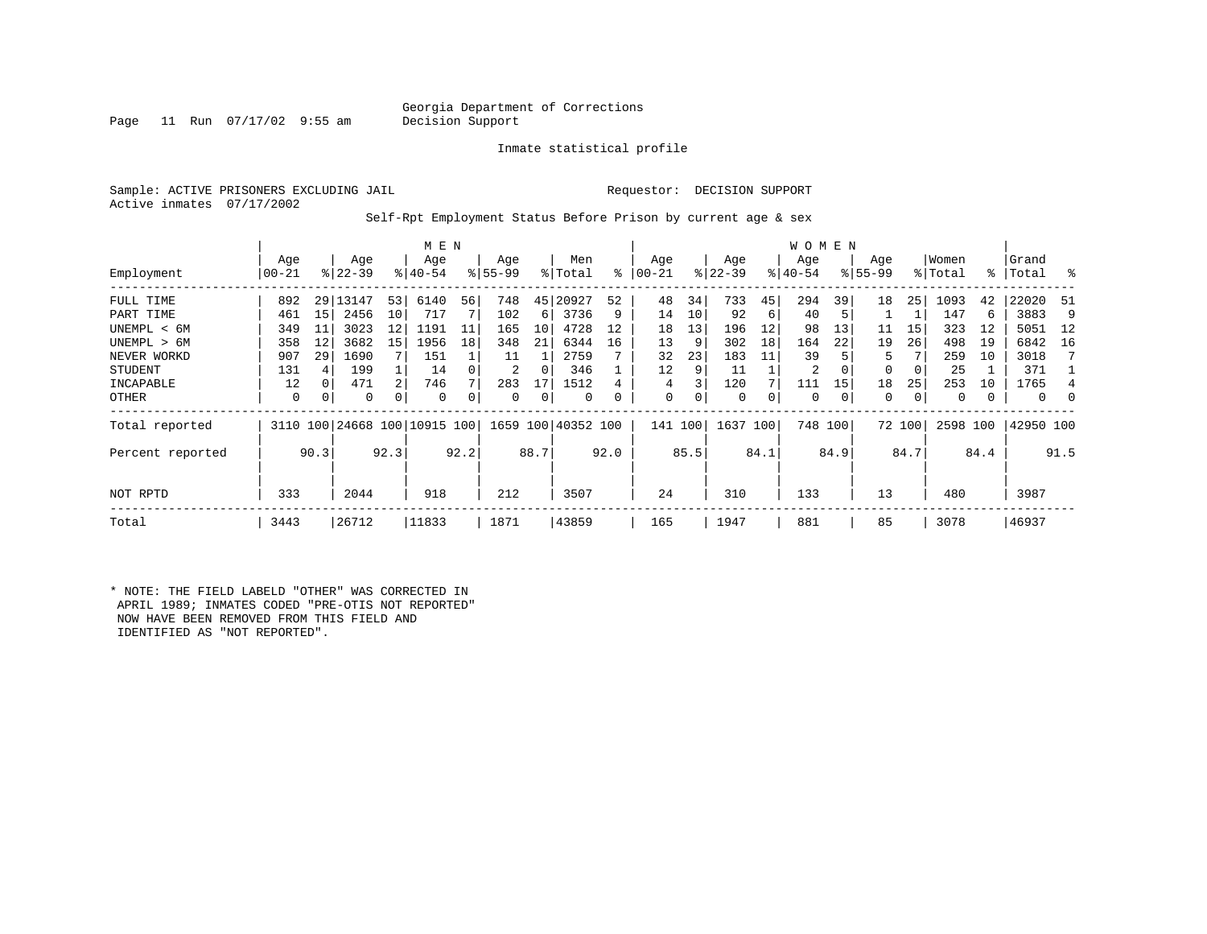Georgia Department of Corrections
Decision Support

Inmate statistical profile

Sample: ACTIVE PRISONERS EXCLUDING JAIL

Requestor: DECISION SUPPORT

Active inmates 07/17/2002

Self-Rpt Employment Status Before Prison by current age & sex

| Employment | MEN Age 00-21 | % | Age 22-39 | % | Age 40-54 | % | Age 55-99 | % | Men Total | % | WOMEN Age 00-21 | % | Age 22-39 | % | Age 40-54 | % | Age 55-99 | % | Women Total | % | Grand Total | % |
|---|---|---|---|---|---|---|---|---|---|---|---|---|---|---|---|---|---|---|---|---|---|---|
| FULL TIME | 892 | 29 | 13147 | 53 | 6140 | 56 | 748 | 45 | 20927 | 52 | 48 | 34 | 733 | 45 | 294 | 39 | 18 | 25 | 1093 | 42 | 22020 | 51 |
| PART TIME | 461 | 15 | 2456 | 10 | 717 | 7 | 102 | 6 | 3736 | 9 | 14 | 10 | 92 | 6 | 40 | 5 | 1 | 1 | 147 | 6 | 3883 | 9 |
| UNEMPL < 6M | 349 | 11 | 3023 | 12 | 1191 | 11 | 165 | 10 | 4728 | 12 | 18 | 13 | 196 | 12 | 98 | 13 | 11 | 15 | 323 | 12 | 5051 | 12 |
| UNEMPL > 6M | 358 | 12 | 3682 | 15 | 1956 | 18 | 348 | 21 | 6344 | 16 | 13 | 9 | 302 | 18 | 164 | 22 | 19 | 26 | 498 | 19 | 6842 | 16 |
| NEVER WORKD | 907 | 29 | 1690 | 7 | 151 | 1 | 11 | 1 | 2759 | 7 | 32 | 23 | 183 | 11 | 39 | 5 | 5 | 7 | 259 | 10 | 3018 | 7 |
| STUDENT | 131 | 4 | 199 | 1 | 14 | 0 | 2 | 0 | 346 | 1 | 12 | 9 | 11 | 1 | 2 | 0 | 0 | 0 | 25 | 1 | 371 | 1 |
| INCAPABLE | 12 | 0 | 471 | 2 | 746 | 7 | 283 | 17 | 1512 | 4 | 4 | 3 | 120 | 7 | 111 | 15 | 18 | 25 | 253 | 10 | 1765 | 4 |
| OTHER | 0 | 0 | 0 | 0 | 0 | 0 | 0 | 0 | 0 | 0 | 0 | 0 | 0 | 0 | 0 | 0 | 0 | 0 | 0 | 0 | 0 | 0 |
| Total reported | 3110 | 100 | 24668 | 100 | 10915 | 100 | 1659 | 100 | 40352 | 100 | 141 | 100 | 1637 | 100 | 748 | 100 | 72 | 100 | 2598 | 100 | 42950 | 100 |
| Percent reported | | 90.3 | | 92.3 | | 92.2 | | 88.7 | | 92.0 | | 85.5 | | 84.1 | | 84.9 | | 84.7 | | 84.4 | | 91.5 |
| NOT RPTD | 333 | | 2044 | | 918 | | 212 | | 3507 | | 24 | | 310 | | 133 | | 13 | | 480 | | 3987 | |
| Total | 3443 | | 26712 | | 11833 | | 1871 | | 43859 | | 165 | | 1947 | | 881 | | 85 | | 3078 | | 46937 | |

* NOTE: THE FIELD LABELD "OTHER" WAS CORRECTED IN APRIL 1989; INMATES CODED "PRE-OTIS NOT REPORTED" NOW HAVE BEEN REMOVED FROM THIS FIELD AND IDENTIFIED AS "NOT REPORTED".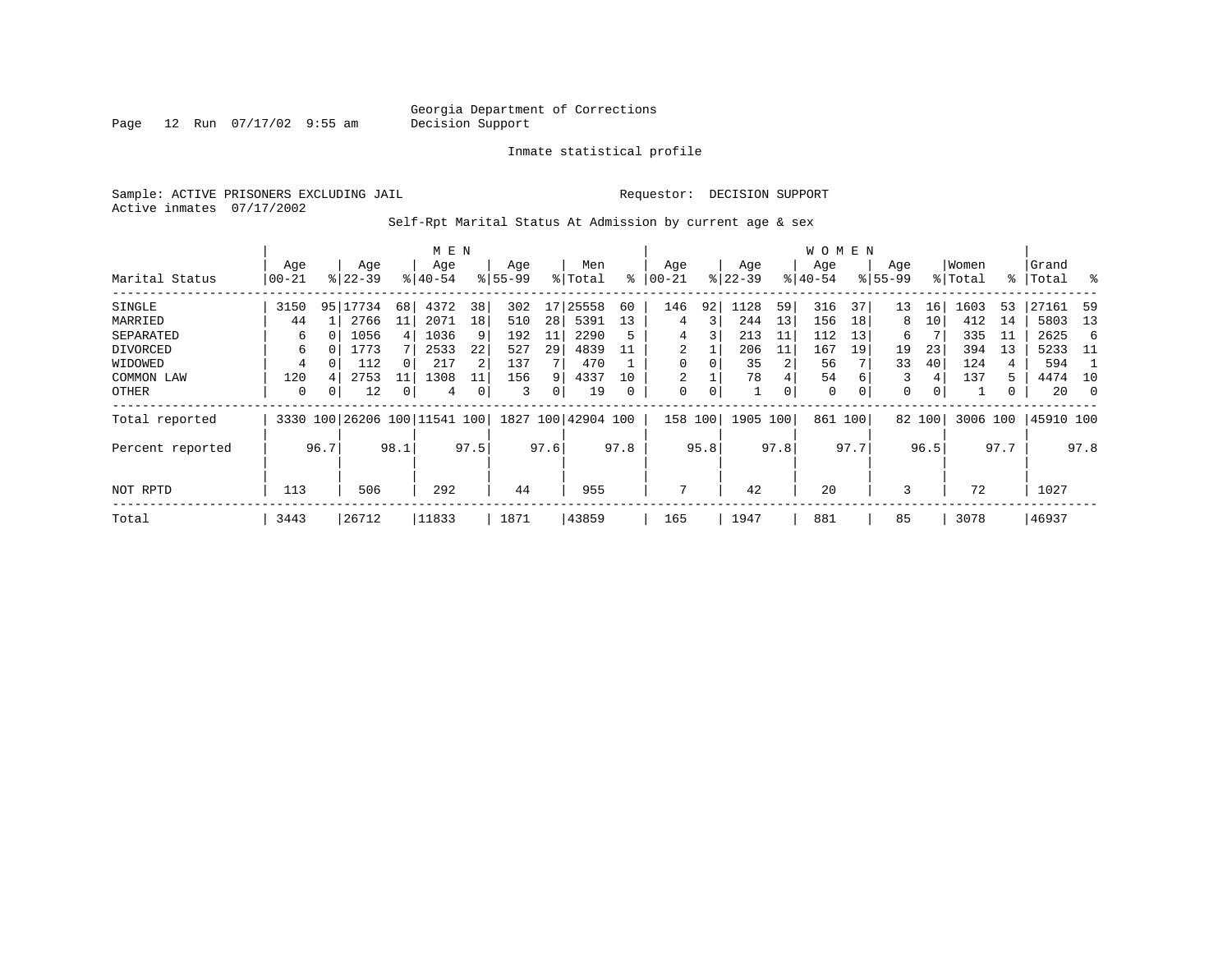Georgia Department of Corrections
Decision Support

Inmate statistical profile

Sample: ACTIVE PRISONERS EXCLUDING JAIL

Requestor: DECISION SUPPORT

Active inmates 07/17/2002

Self-Rpt Marital Status At Admission by current age & sex

| Marital Status | MEN Age 00-21 | % | Age 22-39 | % | Age 40-54 | % | Age 55-99 | % | Men Total | % | WOMEN Age 00-21 | % | Age 22-39 | % | Age 40-54 | % | Age 55-99 | % | Women Total | % | Grand Total | % |
|---|---|---|---|---|---|---|---|---|---|---|---|---|---|---|---|---|---|---|---|---|---|---|
| SINGLE | 3150 | 95 | 17734 | 68 | 4372 | 38 | 302 | 17 | 25558 | 60 | 146 | 92 | 1128 | 59 | 316 | 37 | 13 | 16 | 1603 | 53 | 27161 | 59 |
| MARRIED | 44 | 1 | 2766 | 11 | 2071 | 18 | 510 | 28 | 5391 | 13 | 4 | 3 | 244 | 13 | 156 | 18 | 8 | 10 | 412 | 14 | 5803 | 13 |
| SEPARATED | 6 | 0 | 1056 | 4 | 1036 | 9 | 192 | 11 | 2290 | 5 | 4 | 3 | 213 | 11 | 112 | 13 | 6 | 7 | 335 | 11 | 2625 | 6 |
| DIVORCED | 6 | 0 | 1773 | 7 | 2533 | 22 | 527 | 29 | 4839 | 11 | 2 | 1 | 206 | 11 | 167 | 19 | 19 | 23 | 394 | 13 | 5233 | 11 |
| WIDOWED | 4 | 0 | 112 | 0 | 217 | 2 | 137 | 7 | 470 | 1 | 0 | 0 | 35 | 2 | 56 | 7 | 33 | 40 | 124 | 4 | 594 | 1 |
| COMMON LAW | 120 | 4 | 2753 | 11 | 1308 | 11 | 156 | 9 | 4337 | 10 | 2 | 1 | 78 | 4 | 54 | 6 | 3 | 4 | 137 | 5 | 4474 | 10 |
| OTHER | 0 | 0 | 12 | 0 | 4 | 0 | 3 | 0 | 19 | 0 | 0 | 0 | 1 | 0 | 0 | 0 | 0 | 0 | 1 | 0 | 20 | 0 |
| Total reported | 3330 | 100 | 26206 | 100 | 11541 | 100 | 1827 | 100 | 42904 | 100 | 158 | 100 | 1905 | 100 | 861 | 100 | 82 | 100 | 3006 | 100 | 45910 | 100 |
| Percent reported | | 96.7 | | 98.1 | | 97.5 | | 97.6 | | 97.8 | | 95.8 | | 97.8 | | 97.7 | | 96.5 | | 97.7 | | 97.8 |
| NOT RPTD | 113 | | 506 | | 292 | | 44 | | 955 | | 7 | | 42 | | 20 | | 3 | | 72 | | 1027 | |
| Total | 3443 | | 26712 | | 11833 | | 1871 | | 43859 | | 165 | | 1947 | | 881 | | 85 | | 3078 | | 46937 | |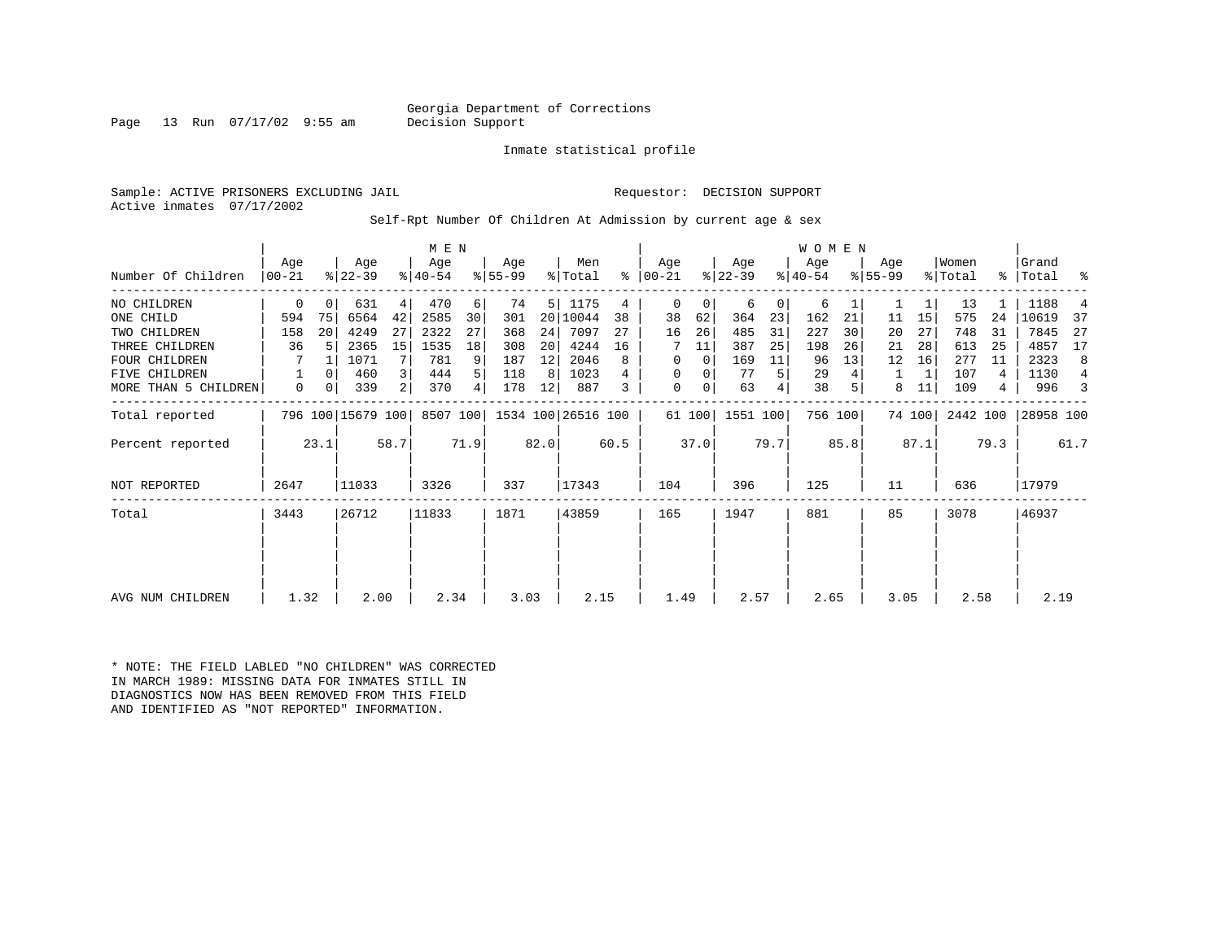Georgia Department of Corrections
Decision Support

Inmate statistical profile

Sample: ACTIVE PRISONERS EXCLUDING JAIL  Requestor: DECISION SUPPORT
Active inmates 07/17/2002

Self-Rpt Number Of Children At Admission by current age & sex

| Number Of Children | MEN Age 00-21 | % | Age 22-39 | % | Age 40-54 | % | Age 55-99 | % | Men Total | % | WOMEN Age 00-21 | % | Age 22-39 | % | Age 40-54 | % | Age 55-99 | % | Women Total | % | Grand Total | % |
|---|---|---|---|---|---|---|---|---|---|---|---|---|---|---|---|---|---|---|---|---|---|---|
| NO CHILDREN | 0 | 0 | 631 | 4 | 470 | 6 | 74 | 5 | 1175 | 4 | 0 | 0 | 6 | 0 | 6 | 1 | 1 | 1 | 13 | 1 | 1188 | 4 |
| ONE CHILD | 594 | 75 | 6564 | 42 | 2585 | 30 | 301 | 20 | 10044 | 38 | 38 | 62 | 364 | 23 | 162 | 21 | 11 | 15 | 575 | 24 | 10619 | 37 |
| TWO CHILDREN | 158 | 20 | 4249 | 27 | 2322 | 27 | 368 | 24 | 7097 | 27 | 16 | 26 | 485 | 31 | 227 | 30 | 20 | 27 | 748 | 31 | 7845 | 27 |
| THREE CHILDREN | 36 | 5 | 2365 | 15 | 1535 | 18 | 308 | 20 | 4244 | 16 | 7 | 11 | 387 | 25 | 198 | 26 | 21 | 28 | 613 | 25 | 4857 | 17 |
| FOUR CHILDREN | 7 | 1 | 1071 | 7 | 781 | 9 | 187 | 12 | 2046 | 8 | 0 | 0 | 169 | 11 | 96 | 13 | 12 | 16 | 277 | 11 | 2323 | 8 |
| FIVE CHILDREN | 1 | 0 | 460 | 3 | 444 | 5 | 118 | 8 | 1023 | 4 | 0 | 0 | 77 | 5 | 29 | 4 | 1 | 1 | 107 | 4 | 1130 | 4 |
| MORE THAN 5 CHILDREN | 0 | 0 | 339 | 2 | 370 | 4 | 178 | 12 | 887 | 3 | 0 | 0 | 63 | 4 | 38 | 5 | 8 | 11 | 109 | 4 | 996 | 3 |
| Total reported | 796 | 100 | 15679 | 100 | 8507 | 100 | 1534 | 100 | 26516 | 100 | 61 | 100 | 1551 | 100 | 756 | 100 | 74 | 100 | 2442 | 100 | 28958 | 100 |
| Percent reported | | 23.1 | | 58.7 | | 71.9 | | 82.0 | | 60.5 | | 37.0 | | 79.7 | | 85.8 | | 87.1 | | 79.3 | | 61.7 |
| NOT REPORTED | 2647 | | 11033 | | 3326 | | 337 | | 17343 | | 104 | | 396 | | 125 | | 11 | | 636 | | 17979 | |
| Total | 3443 | | 26712 | | 11833 | | 1871 | | 43859 | | 165 | | 1947 | | 881 | | 85 | | 3078 | | 46937 | |
| AVG NUM CHILDREN | 1.32 | | 2.00 | | 2.34 | | 3.03 | | 2.15 | | 1.49 | | 2.57 | | 2.65 | | 3.05 | | 2.58 | | 2.19 | |

* NOTE: THE FIELD LABLED "NO CHILDREN" WAS CORRECTED IN MARCH 1989: MISSING DATA FOR INMATES STILL IN DIAGNOSTICS NOW HAS BEEN REMOVED FROM THIS FIELD AND IDENTIFIED AS "NOT REPORTED" INFORMATION.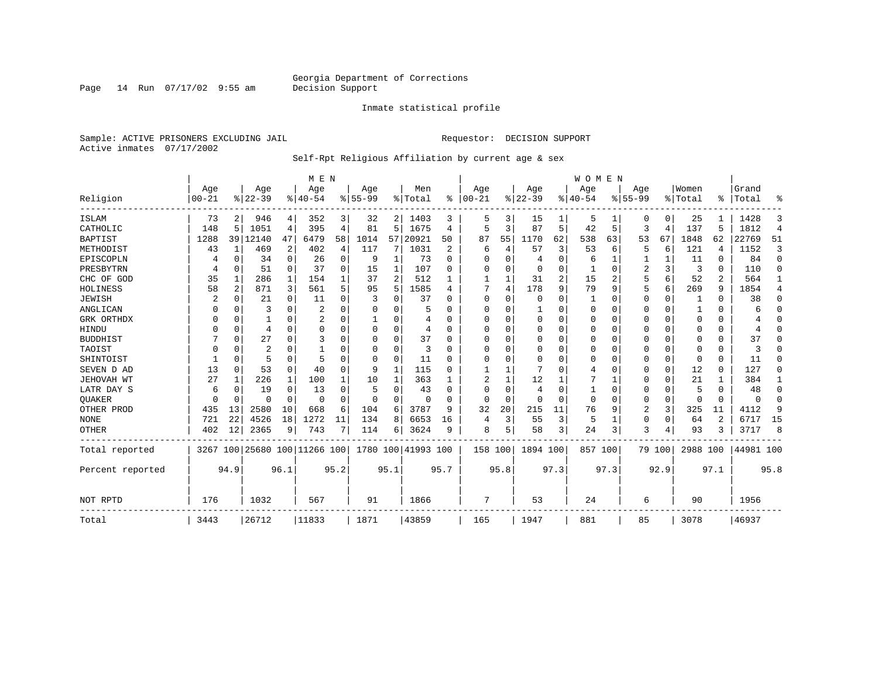Georgia Department of Corrections
Decision Support

Inmate statistical profile

Sample: ACTIVE PRISONERS EXCLUDING JAIL    Requestor: DECISION SUPPORT
Active inmates 07/17/2002

Self-Rpt Religious Affiliation by current age & sex

| Religion | MEN Age 00-21 | % | Age 22-39 | % | Age 40-54 | % | Age 55-99 | % | Men Total | % | WOMEN Age 00-21 | % | Age 22-39 | % | Age 40-54 | % | Age 55-99 | % | Women Total | % | Grand Total | % |
|---|---|---|---|---|---|---|---|---|---|---|---|---|---|---|---|---|---|---|---|---|---|---|
| ISLAM | 73 | 2 | 946 | 4 | 352 | 3 | 32 | 2 | 1403 | 3 | 5 | 3 | 15 | 1 | 5 | 1 | 0 | 0 | 25 | 1 | 1428 | 3 |
| CATHOLIC | 148 | 5 | 1051 | 4 | 395 | 4 | 81 | 5 | 1675 | 4 | 5 | 3 | 87 | 5 | 42 | 5 | 3 | 4 | 137 | 5 | 1812 | 4 |
| BAPTIST | 1288 | 39 | 12140 | 47 | 6479 | 58 | 1014 | 57 | 20921 | 50 | 87 | 55 | 1170 | 62 | 538 | 63 | 53 | 67 | 1848 | 62 | 22769 | 51 |
| METHODIST | 43 | 1 | 469 | 2 | 402 | 4 | 117 | 7 | 1031 | 2 | 6 | 4 | 57 | 3 | 53 | 6 | 5 | 6 | 121 | 4 | 1152 | 3 |
| EPISCOPLN | 4 | 0 | 34 | 0 | 26 | 0 | 9 | 1 | 73 | 0 | 0 | 0 | 4 | 0 | 6 | 1 | 1 | 1 | 11 | 0 | 84 | 0 |
| PRESBYTRN | 4 | 0 | 51 | 0 | 37 | 0 | 15 | 1 | 107 | 0 | 0 | 0 | 0 | 0 | 1 | 0 | 2 | 3 | 3 | 0 | 110 | 0 |
| CHC OF GOD | 35 | 1 | 286 | 1 | 154 | 1 | 37 | 2 | 512 | 1 | 1 | 1 | 31 | 2 | 15 | 2 | 5 | 6 | 52 | 2 | 564 | 1 |
| HOLINESS | 58 | 2 | 871 | 3 | 561 | 5 | 95 | 5 | 1585 | 4 | 7 | 4 | 178 | 9 | 79 | 9 | 5 | 6 | 269 | 9 | 1854 | 4 |
| JEWISH | 2 | 0 | 21 | 0 | 11 | 0 | 3 | 0 | 37 | 0 | 0 | 0 | 0 | 0 | 1 | 0 | 0 | 0 | 1 | 0 | 38 | 0 |
| ANGLICAN | 0 | 0 | 3 | 0 | 2 | 0 | 0 | 0 | 5 | 0 | 0 | 0 | 1 | 0 | 0 | 0 | 0 | 0 | 1 | 0 | 6 | 0 |
| GRK ORTHDX | 0 | 0 | 1 | 0 | 2 | 0 | 1 | 0 | 4 | 0 | 0 | 0 | 0 | 0 | 0 | 0 | 0 | 0 | 0 | 0 | 4 | 0 |
| HINDU | 0 | 0 | 4 | 0 | 0 | 0 | 0 | 0 | 4 | 0 | 0 | 0 | 0 | 0 | 0 | 0 | 0 | 0 | 0 | 0 | 4 | 0 |
| BUDDHIST | 7 | 0 | 27 | 0 | 3 | 0 | 0 | 0 | 37 | 0 | 0 | 0 | 0 | 0 | 0 | 0 | 0 | 0 | 0 | 0 | 37 | 0 |
| TAOIST | 0 | 0 | 2 | 0 | 1 | 0 | 0 | 0 | 3 | 0 | 0 | 0 | 0 | 0 | 0 | 0 | 0 | 0 | 0 | 0 | 3 | 0 |
| SHINTOIST | 1 | 0 | 5 | 0 | 5 | 0 | 0 | 0 | 11 | 0 | 0 | 0 | 0 | 0 | 0 | 0 | 0 | 0 | 0 | 0 | 11 | 0 |
| SEVEN D AD | 13 | 0 | 53 | 0 | 40 | 0 | 9 | 1 | 115 | 0 | 1 | 1 | 7 | 0 | 4 | 0 | 0 | 0 | 12 | 0 | 127 | 0 |
| JEHOVAH WT | 27 | 1 | 226 | 1 | 100 | 1 | 10 | 1 | 363 | 1 | 2 | 1 | 12 | 1 | 7 | 1 | 0 | 0 | 21 | 1 | 384 | 1 |
| LATR DAY S | 6 | 0 | 19 | 0 | 13 | 0 | 5 | 0 | 43 | 0 | 0 | 0 | 4 | 0 | 1 | 0 | 0 | 0 | 5 | 0 | 48 | 0 |
| QUAKER | 0 | 0 | 0 | 0 | 0 | 0 | 0 | 0 | 0 | 0 | 0 | 0 | 0 | 0 | 0 | 0 | 0 | 0 | 0 | 0 | 0 | 0 |
| OTHER PROD | 435 | 13 | 2580 | 10 | 668 | 6 | 104 | 6 | 3787 | 9 | 32 | 20 | 215 | 11 | 76 | 9 | 2 | 3 | 325 | 11 | 4112 | 9 |
| NONE | 721 | 22 | 4526 | 18 | 1272 | 11 | 134 | 8 | 6653 | 16 | 4 | 3 | 55 | 3 | 5 | 1 | 0 | 0 | 64 | 2 | 6717 | 15 |
| OTHER | 402 | 12 | 2365 | 9 | 743 | 7 | 114 | 6 | 3624 | 9 | 8 | 5 | 58 | 3 | 24 | 3 | 3 | 4 | 93 | 3 | 3717 | 8 |
| Total reported | 3267 | 100 | 25680 | 100 | 11266 | 100 | 1780 | 100 | 41993 | 100 | 158 | 100 | 1894 | 100 | 857 | 100 | 79 | 100 | 2988 | 100 | 44981 | 100 |
| Percent reported | | 94.9 | | 96.1 | | 95.2 | | 95.1 | | 95.7 | | 95.8 | | 97.3 | | 97.3 | | 92.9 | | 97.1 | | 95.8 |
| NOT RPTD | 176 | | 1032 | | 567 | | 91 | | 1866 | | 7 | | 53 | | 24 | | 6 | | 90 | | 1956 | |
| Total | 3443 | | 26712 | | 11833 | | 1871 | | 43859 | | 165 | | 1947 | | 881 | | 85 | | 3078 | | 46937 | |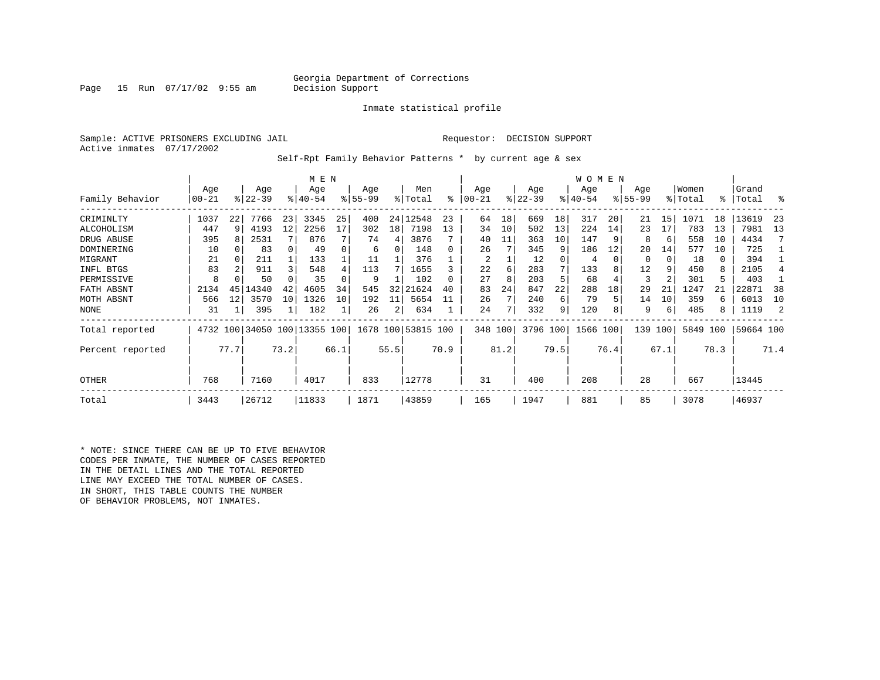Georgia Department of Corrections
Decision Support

Inmate statistical profile

Sample: ACTIVE PRISONERS EXCLUDING JAIL  Requestor: DECISION SUPPORT
Active inmates 07/17/2002

Self-Rpt Family Behavior Patterns * by current age & sex

| Family Behavior | MEN Age 00-21 | % | Age 22-39 | % | Age 40-54 | % | Age 55-99 | % | Men Total | % | WOMEN Age 00-21 | % | Age 22-39 | % | Age 40-54 | % | Age 55-99 | % | Women Total | % | Grand Total | % |
|---|---|---|---|---|---|---|---|---|---|---|---|---|---|---|---|---|---|---|---|---|---|---|
| CRIMINLTY | 1037 | 22 | 7766 | 23 | 3345 | 25 | 400 | 24 | 12548 | 23 | 64 | 18 | 669 | 18 | 317 | 20 | 21 | 15 | 1071 | 18 | 13619 | 23 |
| ALCOHOLISM | 447 | 9 | 4193 | 12 | 2256 | 17 | 302 | 18 | 7198 | 13 | 34 | 10 | 502 | 13 | 224 | 14 | 23 | 17 | 783 | 13 | 7981 | 13 |
| DRUG ABUSE | 395 | 8 | 2531 | 7 | 876 | 7 | 74 | 4 | 3876 | 7 | 40 | 11 | 363 | 10 | 147 | 9 | 8 | 6 | 558 | 10 | 4434 | 7 |
| DOMINERING | 10 | 0 | 83 | 0 | 49 | 0 | 6 | 0 | 148 | 0 | 26 | 7 | 345 | 9 | 186 | 12 | 20 | 14 | 577 | 10 | 725 | 1 |
| MIGRANT | 21 | 0 | 211 | 1 | 133 | 1 | 11 | 1 | 376 | 1 | 2 | 1 | 12 | 0 | 4 | 0 | 0 | 0 | 18 | 0 | 394 | 1 |
| INFL BTGS | 83 | 2 | 911 | 3 | 548 | 4 | 113 | 7 | 1655 | 3 | 22 | 6 | 283 | 7 | 133 | 8 | 12 | 9 | 450 | 8 | 2105 | 4 |
| PERMISSIVE | 8 | 0 | 50 | 0 | 35 | 0 | 9 | 1 | 102 | 0 | 27 | 8 | 203 | 5 | 68 | 4 | 3 | 2 | 301 | 5 | 403 | 1 |
| FATH ABSNT | 2134 | 45 | 14340 | 42 | 4605 | 34 | 545 | 32 | 21624 | 40 | 83 | 24 | 847 | 22 | 288 | 18 | 29 | 21 | 1247 | 21 | 22871 | 38 |
| MOTH ABSNT | 566 | 12 | 3570 | 10 | 1326 | 10 | 192 | 11 | 5654 | 11 | 26 | 7 | 240 | 6 | 79 | 5 | 14 | 10 | 359 | 6 | 6013 | 10 |
| NONE | 31 | 1 | 395 | 1 | 182 | 1 | 26 | 2 | 634 | 1 | 24 | 7 | 332 | 9 | 120 | 8 | 9 | 6 | 485 | 8 | 1119 | 2 |
| Total reported | 4732 | 100 | 34050 | 100 | 13355 | 100 | 1678 | 100 | 53815 | 100 | 348 | 100 | 3796 | 100 | 1566 | 100 | 139 | 100 | 5849 | 100 | 59664 | 100 |
| Percent reported | | 77.7 | | 73.2 | | 66.1 | | 55.5 | | 70.9 | | 81.2 | | 79.5 | | 76.4 | | 67.1 | | 78.3 | | 71.4 |
| OTHER | 768 | | 7160 | | 4017 | | 833 | | 12778 | | 31 | | 400 | | 208 | | 28 | | 667 | | 13445 | |
| Total | 3443 | | 26712 | | 11833 | | 1871 | | 43859 | | 165 | | 1947 | | 881 | | 85 | | 3078 | | 46937 | |

\* NOTE: SINCE THERE CAN BE UP TO FIVE BEHAVIOR CODES PER INMATE, THE NUMBER OF CASES REPORTED IN THE DETAIL LINES AND THE TOTAL REPORTED LINE MAY EXCEED THE TOTAL NUMBER OF CASES. IN SHORT, THIS TABLE COUNTS THE NUMBER OF BEHAVIOR PROBLEMS, NOT INMATES.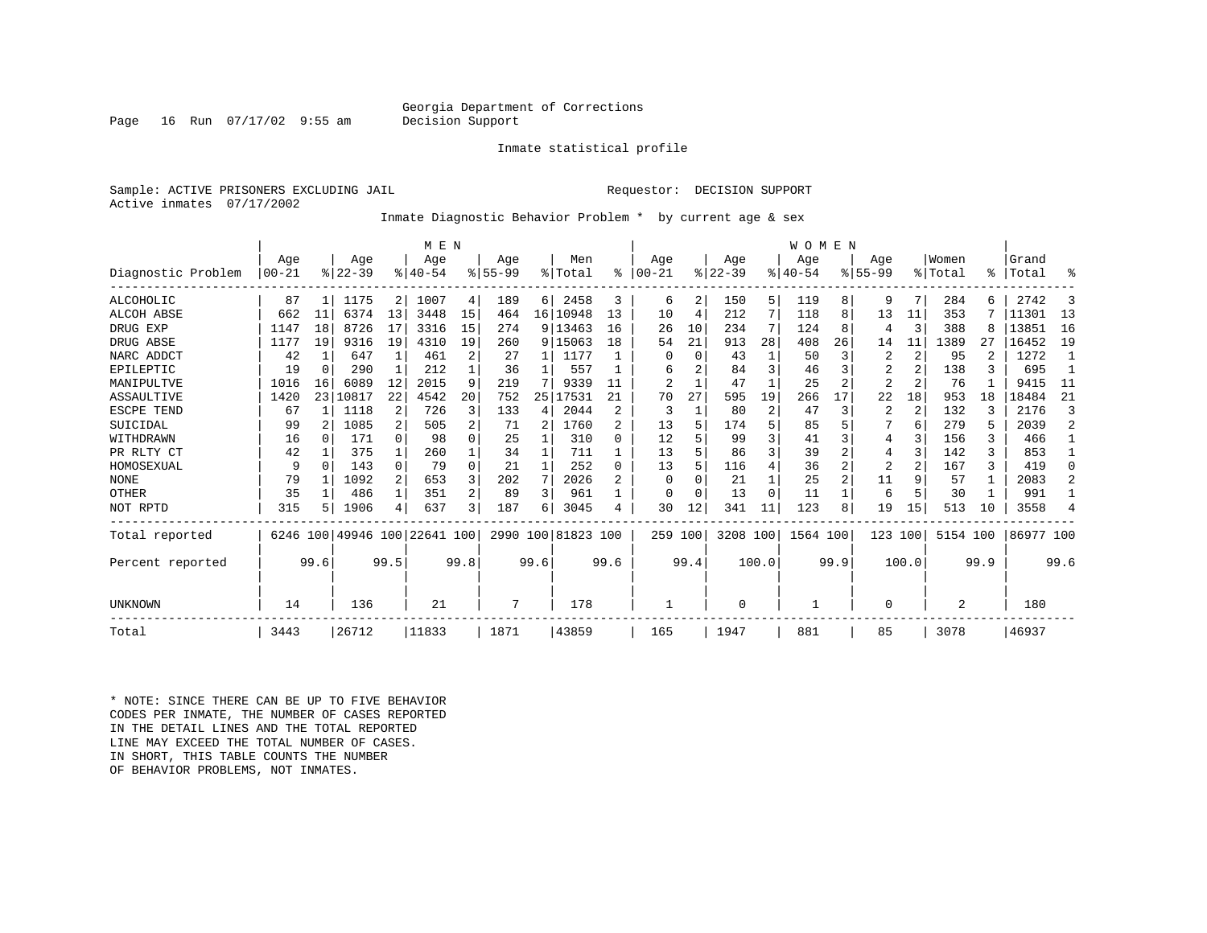Georgia Department of Corrections
Decision Support

Inmate statistical profile

Sample: ACTIVE PRISONERS EXCLUDING JAIL                    Requestor: DECISION SUPPORT
Active inmates 07/17/2002

Inmate Diagnostic Behavior Problem * by current age & sex

| Diagnostic Problem | MEN Age 00-21 | % | Age 22-39 | % | Age 40-54 | % | Age 55-99 | % | Men Total | % | WOMEN Age 00-21 | % | Age 22-39 | % | Age 40-54 | % | Age 55-99 | % | Women Total | % | Grand Total | % |
|---|---|---|---|---|---|---|---|---|---|---|---|---|---|---|---|---|---|---|---|---|---|---|
| ALCOHOLIC | 87 | 1 | 1175 | 2 | 1007 | 4 | 189 | 6 | 2458 | 3 | 6 | 2 | 150 | 5 | 119 | 8 | 9 | 7 | 284 | 6 | 2742 | 3 |
| ALCOH ABSE | 662 | 11 | 6374 | 13 | 3448 | 15 | 464 | 16 | 10948 | 13 | 10 | 4 | 212 | 7 | 118 | 8 | 13 | 11 | 353 | 7 | 11301 | 13 |
| DRUG EXP | 1147 | 18 | 8726 | 17 | 3316 | 15 | 274 | 9 | 13463 | 16 | 26 | 10 | 234 | 7 | 124 | 8 | 4 | 3 | 388 | 8 | 13851 | 16 |
| DRUG ABSE | 1177 | 19 | 9316 | 19 | 4310 | 19 | 260 | 9 | 15063 | 18 | 54 | 21 | 913 | 28 | 408 | 26 | 14 | 11 | 1389 | 27 | 16452 | 19 |
| NARC ADDCT | 42 | 1 | 647 | 1 | 461 | 2 | 27 | 1 | 1177 | 1 | 0 | 0 | 43 | 1 | 50 | 3 | 2 | 2 | 95 | 2 | 1272 | 1 |
| EPILEPTIC | 19 | 0 | 290 | 1 | 212 | 1 | 36 | 1 | 557 | 1 | 6 | 2 | 84 | 3 | 46 | 3 | 2 | 2 | 138 | 3 | 695 | 1 |
| MANIPULTVE | 1016 | 16 | 6089 | 12 | 2015 | 9 | 219 | 7 | 9339 | 11 | 2 | 1 | 47 | 1 | 25 | 2 | 2 | 2 | 76 | 1 | 9415 | 11 |
| ASSAULTIVE | 1420 | 23 | 10817 | 22 | 4542 | 20 | 752 | 25 | 17531 | 21 | 70 | 27 | 595 | 19 | 266 | 17 | 22 | 18 | 953 | 18 | 18484 | 21 |
| ESCPE TEND | 67 | 1 | 1118 | 2 | 726 | 3 | 133 | 4 | 2044 | 2 | 3 | 1 | 80 | 2 | 47 | 3 | 2 | 2 | 132 | 3 | 2176 | 3 |
| SUICIDAL | 99 | 2 | 1085 | 2 | 505 | 2 | 71 | 2 | 1760 | 2 | 13 | 5 | 174 | 5 | 85 | 5 | 7 | 6 | 279 | 5 | 2039 | 2 |
| WITHDRAWN | 16 | 0 | 171 | 0 | 98 | 0 | 25 | 1 | 310 | 0 | 12 | 5 | 99 | 3 | 41 | 3 | 4 | 3 | 156 | 3 | 466 | 1 |
| PR RLTY CT | 42 | 1 | 375 | 1 | 260 | 1 | 34 | 1 | 711 | 1 | 13 | 5 | 86 | 3 | 39 | 2 | 4 | 3 | 142 | 3 | 853 | 1 |
| HOMOSEXUAL | 9 | 0 | 143 | 0 | 79 | 0 | 21 | 1 | 252 | 0 | 13 | 5 | 116 | 4 | 36 | 2 | 2 | 2 | 167 | 3 | 419 | 0 |
| NONE | 79 | 1 | 1092 | 2 | 653 | 3 | 202 | 7 | 2026 | 2 | 0 | 0 | 21 | 1 | 25 | 2 | 11 | 9 | 57 | 1 | 2083 | 2 |
| OTHER | 35 | 1 | 486 | 1 | 351 | 2 | 89 | 3 | 961 | 1 | 0 | 0 | 13 | 0 | 11 | 1 | 6 | 5 | 30 | 1 | 991 | 1 |
| NOT RPTD | 315 | 5 | 1906 | 4 | 637 | 3 | 187 | 6 | 3045 | 4 | 30 | 12 | 341 | 11 | 123 | 8 | 19 | 15 | 513 | 10 | 3558 | 4 |
| Total reported | 6246 | 100 | 49946 | 100 | 22641 | 100 | 2990 | 100 | 81823 | 100 | 259 | 100 | 3208 | 100 | 1564 | 100 | 123 | 100 | 5154 | 100 | 86977 | 100 |
| Percent reported | | 99.6 | | 99.5 | | 99.8 | | 99.6 | | 99.6 | | 99.4 | | 100.0 | | 99.9 | | 100.0 | | 99.9 | | 99.6 |
| UNKNOWN | 14 | | 136 | | 21 | | 7 | | 178 | | 1 | | 0 | | 1 | | 0 | | 2 | | 180 | |
| Total | 3443 | | 26712 | | 11833 | | 1871 | | 43859 | | 165 | | 1947 | | 881 | | 85 | | 3078 | | 46937 | |

* NOTE: SINCE THERE CAN BE UP TO FIVE BEHAVIOR CODES PER INMATE, THE NUMBER OF CASES REPORTED IN THE DETAIL LINES AND THE TOTAL REPORTED LINE MAY EXCEED THE TOTAL NUMBER OF CASES. IN SHORT, THIS TABLE COUNTS THE NUMBER OF BEHAVIOR PROBLEMS, NOT INMATES.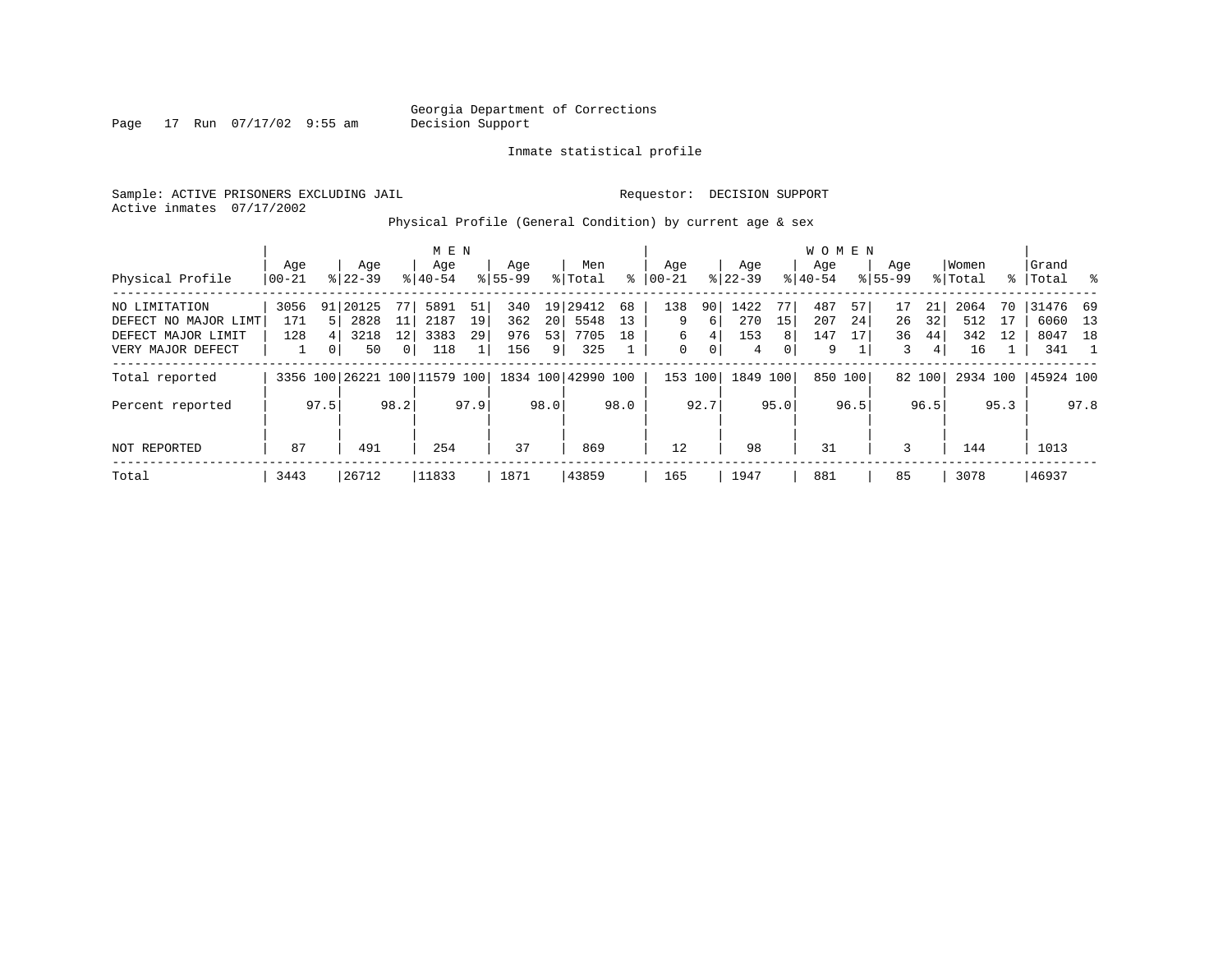Georgia Department of Corrections
Decision Support

Inmate statistical profile

Sample: ACTIVE PRISONERS EXCLUDING JAIL

Requestor: DECISION SUPPORT

Active inmates 07/17/2002

Physical Profile (General Condition) by current age & sex

| Physical Profile | MEN Age 00-21 | % | Age 22-39 | % | Age 40-54 | % | Age 55-99 | % | Men Total | % | WOMEN Age 00-21 | % | Age 22-39 | % | Age 40-54 | % | Age 55-99 | % | Women Total | % | Grand Total | % |
|---|---|---|---|---|---|---|---|---|---|---|---|---|---|---|---|---|---|---|---|---|---|---|
| NO LIMITATION | 3056 | 91 | 20125 | 77 | 5891 | 51 | 340 | 19 | 29412 | 68 | 138 | 90 | 1422 | 77 | 487 | 57 | 17 | 21 | 2064 | 70 | 31476 | 69 |
| DEFECT NO MAJOR LIMT | 171 | 5 | 2828 | 11 | 2187 | 19 | 362 | 20 | 5548 | 13 | 9 | 6 | 270 | 15 | 207 | 24 | 26 | 32 | 512 | 17 | 6060 | 13 |
| DEFECT MAJOR LIMIT | 128 | 4 | 3218 | 12 | 3383 | 29 | 976 | 53 | 7705 | 18 | 6 | 4 | 153 | 8 | 147 | 17 | 36 | 44 | 342 | 12 | 8047 | 18 |
| VERY MAJOR DEFECT | 1 | 0 | 50 | 0 | 118 | 1 | 156 | 9 | 325 | 1 | 0 | 0 | 4 | 0 | 9 | 1 | 3 | 4 | 16 | 1 | 341 | 1 |
| Total reported | 3356 | 100 | 26221 | 100 | 11579 | 100 | 1834 | 100 | 42990 | 100 | 153 | 100 | 1849 | 100 | 850 | 100 | 82 | 100 | 2934 | 100 | 45924 | 100 |
| Percent reported | | 97.5 | | 98.2 | | 97.9 | | 98.0 | | 98.0 | | 92.7 | | 95.0 | | 96.5 | | 96.5 | | 95.3 | | 97.8 |
| NOT REPORTED | 87 | | 491 | | 254 | | 37 | | 869 | | 12 | | 98 | | 31 | | 3 | | 144 | | 1013 | |
| Total | 3443 | | 26712 | | 11833 | | 1871 | | 43859 | | 165 | | 1947 | | 881 | | 85 | | 3078 | | 46937 | |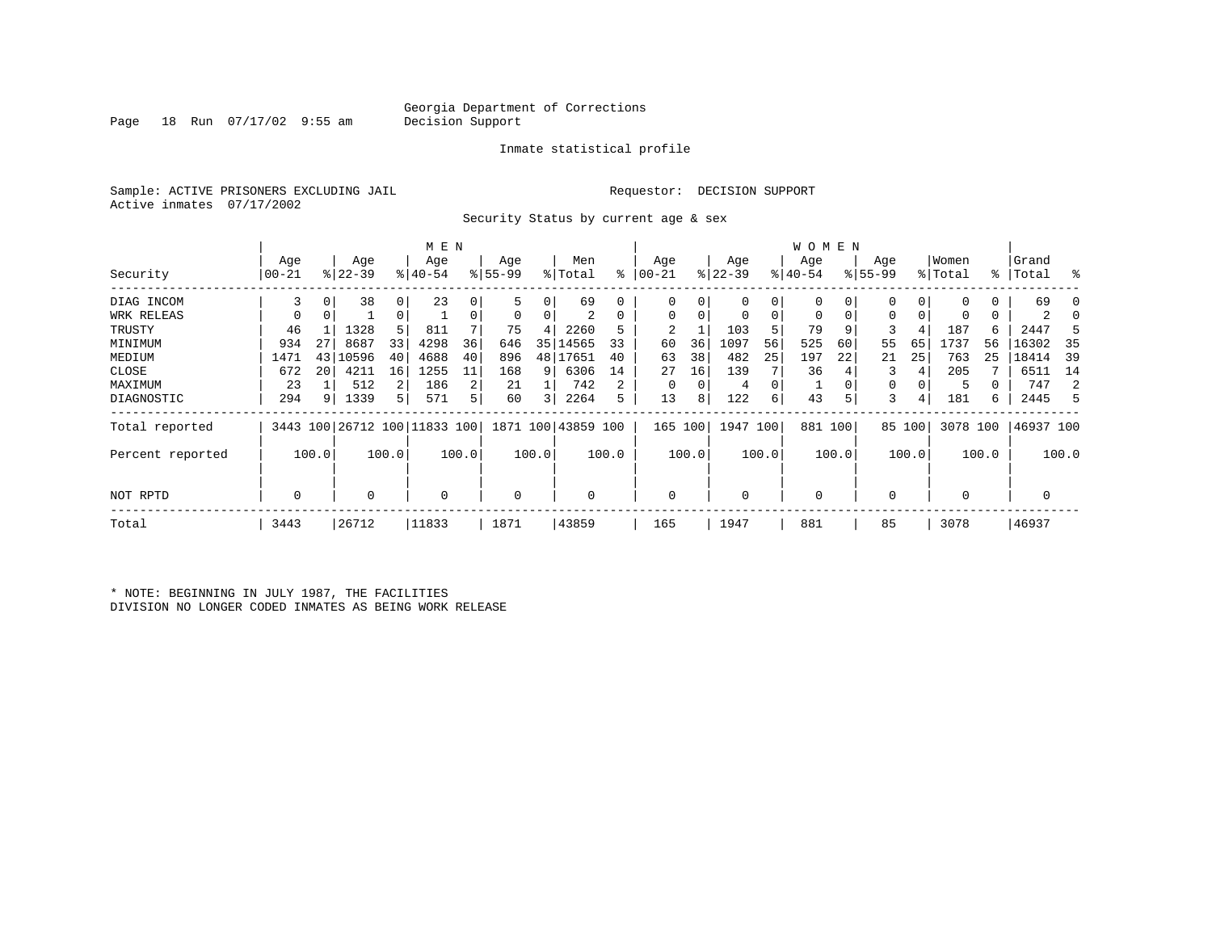Georgia Department of Corrections
Decision Support

Page 18 Run 07/17/02 9:55 am

Inmate statistical profile

Sample: ACTIVE PRISONERS EXCLUDING JAIL

Requestor: DECISION SUPPORT

Active inmates 07/17/2002

Security Status by current age & sex

| Security | MEN Age 00-21 | % | Age 22-39 | % | Age 40-54 | % | Age 55-99 | % | Men Total | % | WOMEN Age 00-21 | % | Age 22-39 | % | Age 40-54 | % | Age 55-99 | % | Women Total | % | Grand Total | % |
|---|---|---|---|---|---|---|---|---|---|---|---|---|---|---|---|---|---|---|---|---|---|---|
| DIAG INCOM | 3 | 0 | 38 | 0 | 23 | 0 | 5 | 0 | 69 | 0 | 0 | 0 | 0 | 0 | 0 | 0 | 0 | 0 | 0 | 0 | 69 | 0 |
| WRK RELEAS | 0 | 0 | 1 | 0 | 1 | 0 | 0 | 0 | 2 | 0 | 0 | 0 | 0 | 0 | 0 | 0 | 0 | 0 | 0 | 0 | 2 | 0 |
| TRUSTY | 46 | 1 | 1328 | 5 | 811 | 7 | 75 | 4 | 2260 | 5 | 2 | 1 | 103 | 5 | 79 | 9 | 3 | 4 | 187 | 6 | 2447 | 5 |
| MINIMUM | 934 | 27 | 8687 | 33 | 4298 | 36 | 646 | 35 | 14565 | 33 | 60 | 36 | 1097 | 56 | 525 | 60 | 55 | 65 | 1737 | 56 | 16302 | 35 |
| MEDIUM | 1471 | 43 | 10596 | 40 | 4688 | 40 | 896 | 48 | 17651 | 40 | 63 | 38 | 482 | 25 | 197 | 22 | 21 | 25 | 763 | 25 | 18414 | 39 |
| CLOSE | 672 | 20 | 4211 | 16 | 1255 | 11 | 168 | 9 | 6306 | 14 | 27 | 16 | 139 | 7 | 36 | 4 | 3 | 4 | 205 | 7 | 6511 | 14 |
| MAXIMUM | 23 | 1 | 512 | 2 | 186 | 2 | 21 | 1 | 742 | 2 | 0 | 0 | 4 | 0 | 1 | 0 | 0 | 0 | 5 | 0 | 747 | 2 |
| DIAGNOSTIC | 294 | 9 | 1339 | 5 | 571 | 5 | 60 | 3 | 2264 | 5 | 13 | 8 | 122 | 6 | 43 | 5 | 3 | 4 | 181 | 6 | 2445 | 5 |
| Total reported | 3443 | 100 | 26712 | 100 | 11833 | 100 | 1871 | 100 | 43859 | 100 | 165 | 100 | 1947 | 100 | 881 | 100 | 85 | 100 | 3078 | 100 | 46937 | 100 |
| Percent reported | | 100.0 | | 100.0 | | 100.0 | | 100.0 | | 100.0 | | 100.0 | | 100.0 | | 100.0 | | 100.0 | | 100.0 | | 100.0 |
| NOT RPTD | 0 | | 0 | | 0 | | 0 | | 0 | | 0 | | 0 | | 0 | | 0 | | 0 | | 0 | |
| Total | 3443 | | 26712 | | 11833 | | 1871 | | 43859 | | 165 | | 1947 | | 881 | | 85 | | 3078 | | 46937 | |

* NOTE: BEGINNING IN JULY 1987, THE FACILITIES DIVISION NO LONGER CODED INMATES AS BEING WORK RELEASE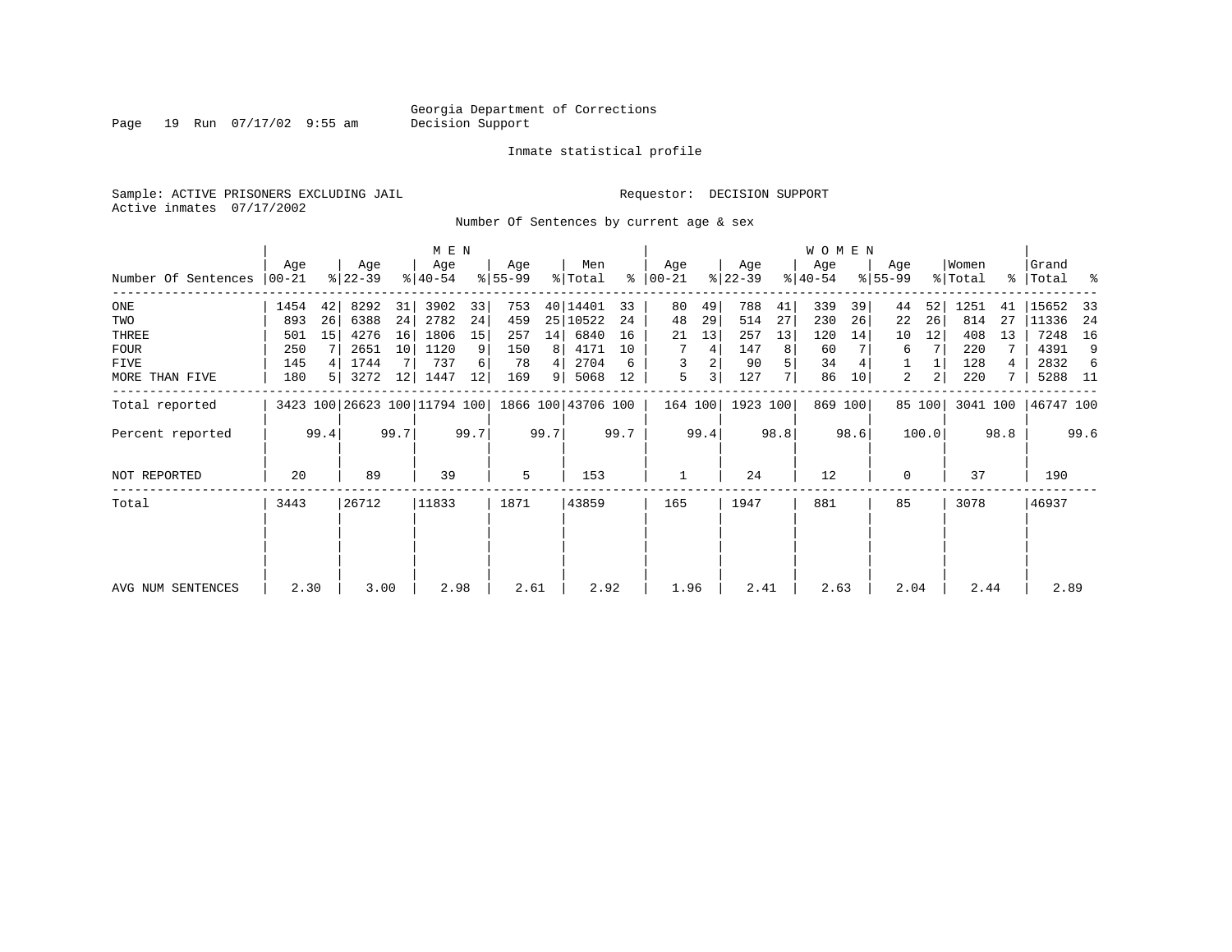Georgia Department of Corrections
Decision Support

Inmate statistical profile

Sample: ACTIVE PRISONERS EXCLUDING JAIL

Active inmates 07/17/2002

Requestor: DECISION SUPPORT

Number Of Sentences by current age & sex

| Number Of Sentences | MEN Age 00-21 | % | Age 22-39 | % | Age 40-54 | % | Age 55-99 | % | Men Total | % | WOMEN Age 00-21 | % | Age 22-39 | % | Age 40-54 | % | Age 55-99 | % | Women Total | % | Grand Total | % |
|---|---|---|---|---|---|---|---|---|---|---|---|---|---|---|---|---|---|---|---|---|---|---|
| ONE | 1454 | 42 | 8292 | 31 | 3902 | 33 | 753 | 40 | 14401 | 33 | 80 | 49 | 788 | 41 | 339 | 39 | 44 | 52 | 1251 | 41 | 15652 | 33 |
| TWO | 893 | 26 | 6388 | 24 | 2782 | 24 | 459 | 25 | 10522 | 24 | 48 | 29 | 514 | 27 | 230 | 26 | 22 | 26 | 814 | 27 | 11336 | 24 |
| THREE | 501 | 15 | 4276 | 16 | 1806 | 15 | 257 | 14 | 6840 | 16 | 21 | 13 | 257 | 13 | 120 | 14 | 10 | 12 | 408 | 13 | 7248 | 16 |
| FOUR | 250 | 7 | 2651 | 10 | 1120 | 9 | 150 | 8 | 4171 | 10 | 7 | 4 | 147 | 8 | 60 | 7 | 6 | 7 | 220 | 7 | 4391 | 9 |
| FIVE | 145 | 4 | 1744 | 7 | 737 | 6 | 78 | 4 | 2704 | 6 | 3 | 2 | 90 | 5 | 34 | 4 | 1 | 1 | 128 | 4 | 2832 | 6 |
| MORE THAN FIVE | 180 | 5 | 3272 | 12 | 1447 | 12 | 169 | 9 | 5068 | 12 | 5 | 3 | 127 | 7 | 86 | 10 | 2 | 2 | 220 | 7 | 5288 | 11 |
| Total reported | 3423 | 100 | 26623 | 100 | 11794 | 100 | 1866 | 100 | 43706 | 100 | 164 | 100 | 1923 | 100 | 869 | 100 | 85 | 100 | 3041 | 100 | 46747 | 100 |
| Percent reported | | 99.4 | | 99.7 | | 99.7 | | 99.7 | | 99.7 | | 99.4 | | 98.8 | | 98.6 | | 100.0 | | 98.8 | | 99.6 |
| NOT REPORTED | 20 | | 89 | | 39 | | 5 | | 153 | | 1 | | 24 | | 12 | | 0 | | 37 | | 190 | |
| Total | 3443 | | 26712 | | 11833 | | 1871 | | 43859 | | 165 | | 1947 | | 881 | | 85 | | 3078 | | 46937 | |
| AVG NUM SENTENCES | 2.30 | | 3.00 | | 2.98 | | 2.61 | | 2.92 | | 1.96 | | 2.41 | | 2.63 | | 2.04 | | 2.44 | | 2.89 | |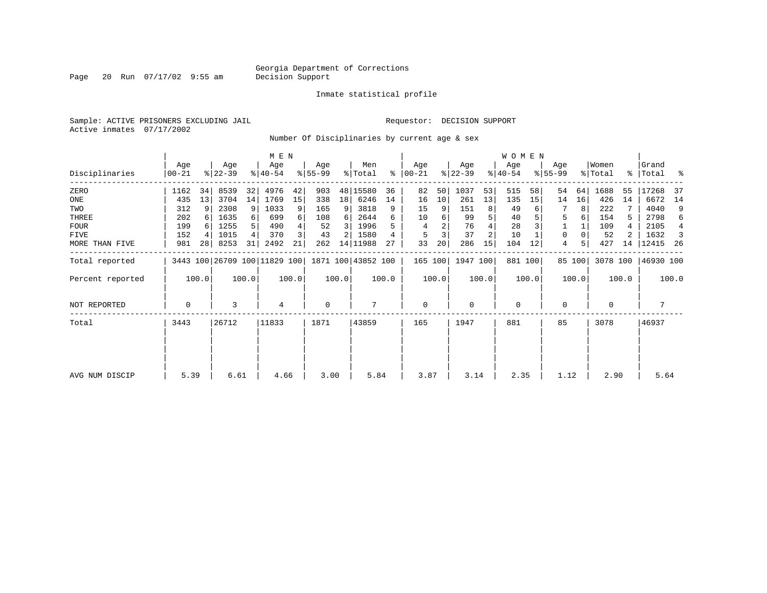Georgia Department of Corrections
Decision Support

Inmate statistical profile

Sample: ACTIVE PRISONERS EXCLUDING JAIL

Requestor: DECISION SUPPORT

Active inmates 07/17/2002

Number Of Disciplinaries by current age & sex

| Disciplinaries | MEN Age 00-21 | % | Age 22-39 | % | Age 40-54 | % | Age 55-99 | % | Men Total | % | WOMEN Age 00-21 | % | Age 22-39 | % | Age 40-54 | % | Age 55-99 | % | Women Total | % | Grand Total | % |
|---|---|---|---|---|---|---|---|---|---|---|---|---|---|---|---|---|---|---|---|---|---|---|
| ZERO | 1162 | 34 | 8539 | 32 | 4976 | 42 | 903 | 48 | 15580 | 36 | 82 | 50 | 1037 | 53 | 515 | 58 | 54 | 64 | 1688 | 55 | 17268 | 37 |
| ONE | 435 | 13 | 3704 | 14 | 1769 | 15 | 338 | 18 | 6246 | 14 | 16 | 10 | 261 | 13 | 135 | 15 | 14 | 16 | 426 | 14 | 6672 | 14 |
| TWO | 312 | 9 | 2308 | 9 | 1033 | 9 | 165 | 9 | 3818 | 9 | 15 | 9 | 151 | 8 | 49 | 6 | 7 | 8 | 222 | 7 | 4040 | 9 |
| THREE | 202 | 6 | 1635 | 6 | 699 | 6 | 108 | 6 | 2644 | 6 | 10 | 6 | 99 | 5 | 40 | 5 | 5 | 6 | 154 | 5 | 2798 | 6 |
| FOUR | 199 | 6 | 1255 | 5 | 490 | 4 | 52 | 3 | 1996 | 5 | 4 | 2 | 76 | 4 | 28 | 3 | 1 | 1 | 109 | 4 | 2105 | 4 |
| FIVE | 152 | 4 | 1015 | 4 | 370 | 3 | 43 | 2 | 1580 | 4 | 5 | 3 | 37 | 2 | 10 | 1 | 0 | 0 | 52 | 2 | 1632 | 3 |
| MORE THAN FIVE | 981 | 28 | 8253 | 31 | 2492 | 21 | 262 | 14 | 11988 | 27 | 33 | 20 | 286 | 15 | 104 | 12 | 4 | 5 | 427 | 14 | 12415 | 26 |
| Total reported | 3443 | 100 | 26709 | 100 | 11829 | 100 | 1871 | 100 | 43852 | 100 | 165 | 100 | 1947 | 100 | 881 | 100 | 85 | 100 | 3078 | 100 | 46930 | 100 |
| Percent reported | | 100.0 | | 100.0 | | 100.0 | | 100.0 | | 100.0 | | 100.0 | | 100.0 | | 100.0 | | 100.0 | | 100.0 | | 100.0 |
| NOT REPORTED | 0 | | 3 | | 4 | | 0 | | 7 | | 0 | | 0 | | 0 | | 0 | | 0 | | 7 | |
| Total | 3443 | | 26712 | | 11833 | | 1871 | | 43859 | | 165 | | 1947 | | 881 | | 85 | | 3078 | | 46937 | |
| AVG NUM DISCIP | 5.39 | | 6.61 | | 4.66 | | 3.00 | | 5.84 | | 3.87 | | 3.14 | | 2.35 | | 1.12 | | 2.90 | | 5.64 | |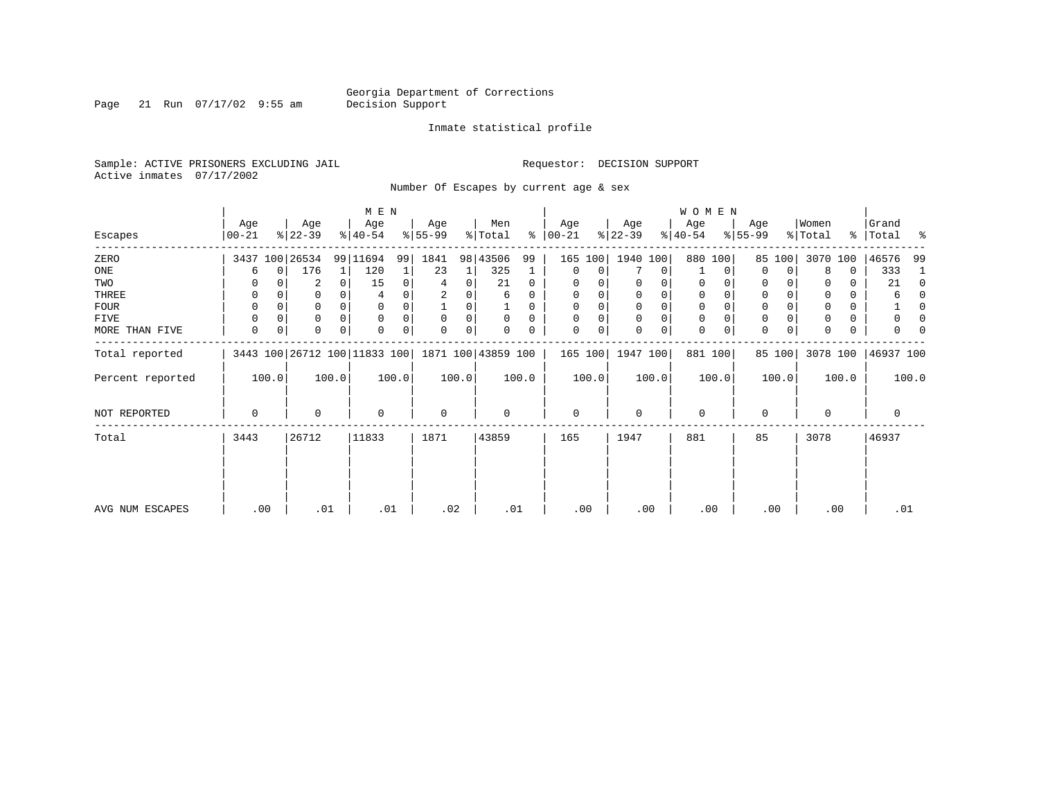Georgia Department of Corrections
Decision Support

Inmate statistical profile

Sample: ACTIVE PRISONERS EXCLUDING JAIL

Requestor: DECISION SUPPORT

Active inmates 07/17/2002

Number Of Escapes by current age & sex

| Escapes | MEN Age 00-21 | % | Age 22-39 | % | Age 40-54 | % | Age 55-99 | % | Men Total | % | WOMEN Age 00-21 | % | Age 22-39 | % | Age 40-54 | % | Age 55-99 | % | Women Total | % | Grand Total | % |
|---|---|---|---|---|---|---|---|---|---|---|---|---|---|---|---|---|---|---|---|---|---|---|
| ZERO | 3437 | 100 | 26534 | 99 | 11694 | 99 | 1841 | 98 | 43506 | 99 | 165 | 100 | 1940 | 100 | 880 | 100 | 85 | 100 | 3070 | 100 | 46576 | 99 |
| ONE | 6 | 0 | 176 | 1 | 120 | 1 | 23 | 1 | 325 | 1 | 0 | 0 | 7 | 0 | 1 | 0 | 0 | 0 | 8 | 0 | 333 | 1 |
| TWO | 0 | 0 | 2 | 0 | 15 | 0 | 4 | 0 | 21 | 0 | 0 | 0 | 0 | 0 | 0 | 0 | 0 | 0 | 0 | 0 | 21 | 0 |
| THREE | 0 | 0 | 0 | 0 | 4 | 0 | 2 | 0 | 6 | 0 | 0 | 0 | 0 | 0 | 0 | 0 | 0 | 0 | 0 | 0 | 6 | 0 |
| FOUR | 0 | 0 | 0 | 0 | 0 | 0 | 1 | 0 | 1 | 0 | 0 | 0 | 0 | 0 | 0 | 0 | 0 | 0 | 0 | 0 | 1 | 0 |
| FIVE | 0 | 0 | 0 | 0 | 0 | 0 | 0 | 0 | 0 | 0 | 0 | 0 | 0 | 0 | 0 | 0 | 0 | 0 | 0 | 0 | 0 | 0 |
| MORE THAN FIVE | 0 | 0 | 0 | 0 | 0 | 0 | 0 | 0 | 0 | 0 | 0 | 0 | 0 | 0 | 0 | 0 | 0 | 0 | 0 | 0 | 0 | 0 |
| Total reported | 3443 | 100 | 26712 | 100 | 11833 | 100 | 1871 | 100 | 43859 | 100 | 165 | 100 | 1947 | 100 | 881 | 100 | 85 | 100 | 3078 | 100 | 46937 | 100 |
| Percent reported | 100.0 | | 100.0 | | 100.0 | | 100.0 | | 100.0 | | 100.0 | | 100.0 | | 100.0 | | 100.0 | | 100.0 | | 100.0 | |
| NOT REPORTED | 0 | | 0 | | 0 | | 0 | | 0 | | 0 | | 0 | | 0 | | 0 | | 0 | | 0 | |
| Total | 3443 | | 26712 | | 11833 | | 1871 | | 43859 | | 165 | | 1947 | | 881 | | 85 | | 3078 | | 46937 | |
| AVG NUM ESCAPES | .00 | | .01 | | .01 | | .02 | | .01 | | .00 | | .00 | | .00 | | .00 | | .00 | | .01 | |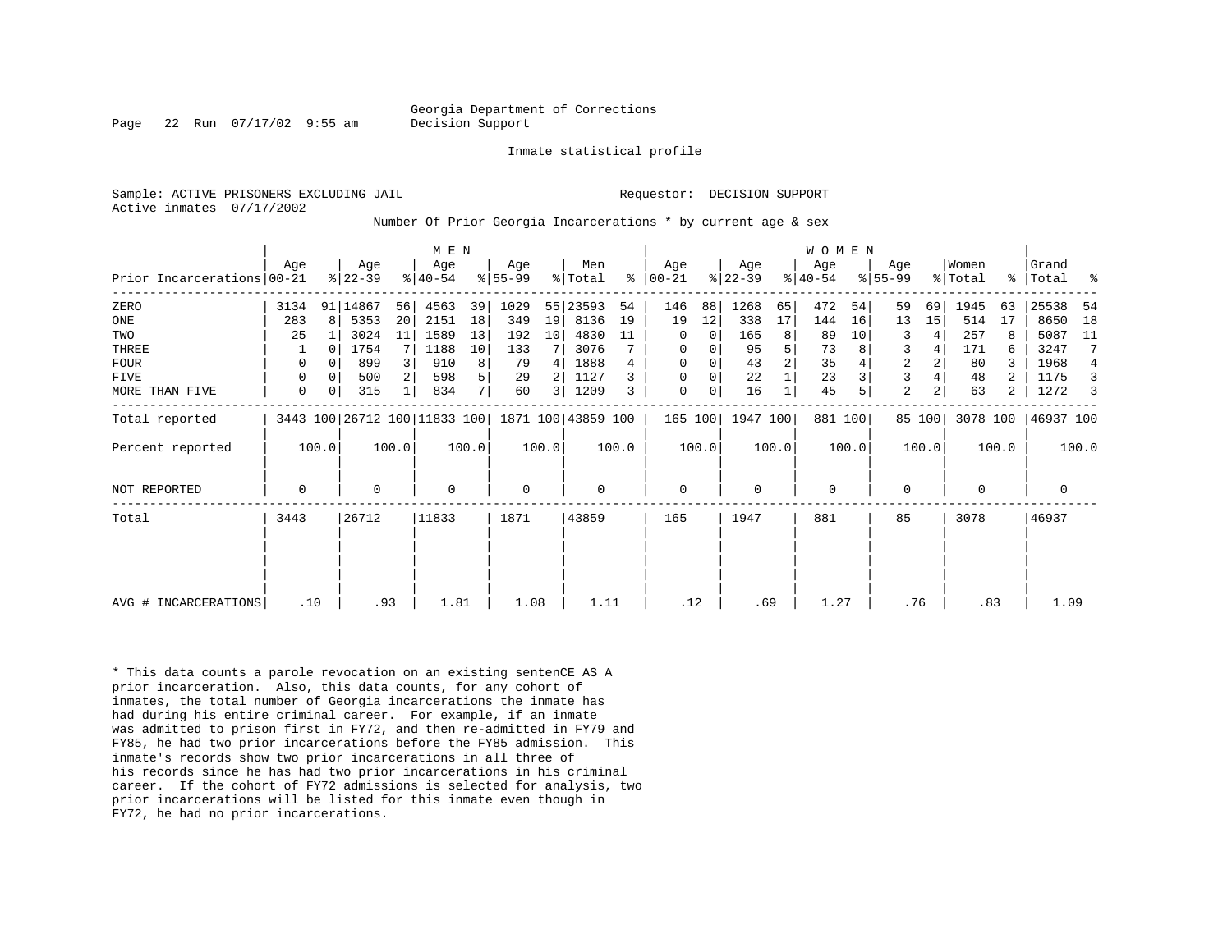Georgia Department of Corrections
Decision Support

Inmate statistical profile

Sample: ACTIVE PRISONERS EXCLUDING JAIL

Requestor: DECISION SUPPORT

Active inmates 07/17/2002

Number Of Prior Georgia Incarcerations * by current age & sex

| Prior Incarcerations | MEN Age 00-21 | % | Age 22-39 | % | Age 40-54 | % | Age 55-99 | % | Men Total | % | WOMEN Age 00-21 | % | Age 22-39 | % | Age 40-54 | % | Age 55-99 | % | Women Total | % | Grand Total | % |
|---|---|---|---|---|---|---|---|---|---|---|---|---|---|---|---|---|---|---|---|---|---|---|
| ZERO | 3134 | 91 | 14867 | 56 | 4563 | 39 | 1029 | 55 | 23593 | 54 | 146 | 88 | 1268 | 65 | 472 | 54 | 59 | 69 | 1945 | 63 | 25538 | 54 |
| ONE | 283 | 8 | 5353 | 20 | 2151 | 18 | 349 | 19 | 8136 | 19 | 19 | 12 | 338 | 17 | 144 | 16 | 13 | 15 | 514 | 17 | 8650 | 18 |
| TWO | 25 | 1 | 3024 | 11 | 1589 | 13 | 192 | 10 | 4830 | 11 | 0 | 0 | 165 | 8 | 89 | 10 | 3 | 4 | 257 | 8 | 5087 | 11 |
| THREE | 1 | 0 | 1754 | 7 | 1188 | 10 | 133 | 7 | 3076 | 7 | 0 | 0 | 95 | 5 | 73 | 8 | 3 | 4 | 171 | 6 | 3247 | 7 |
| FOUR | 0 | 0 | 899 | 3 | 910 | 8 | 79 | 4 | 1888 | 4 | 0 | 0 | 43 | 2 | 35 | 4 | 2 | 2 | 80 | 3 | 1968 | 4 |
| FIVE | 0 | 0 | 500 | 2 | 598 | 5 | 29 | 2 | 1127 | 3 | 0 | 0 | 22 | 1 | 23 | 3 | 3 | 4 | 48 | 2 | 1175 | 3 |
| MORE THAN FIVE | 0 | 0 | 315 | 1 | 834 | 7 | 60 | 3 | 1209 | 3 | 0 | 0 | 16 | 1 | 45 | 5 | 2 | 2 | 63 | 2 | 1272 | 3 |
| Total reported | 3443 | 100 | 26712 | 100 | 11833 | 100 | 1871 | 100 | 43859 | 100 | 165 | 100 | 1947 | 100 | 881 | 100 | 85 | 100 | 3078 | 100 | 46937 | 100 |
| Percent reported | 100.0 | | 100.0 | | 100.0 | | 100.0 | | 100.0 | | 100.0 | | 100.0 | | 100.0 | | 100.0 | | 100.0 | | 100.0 | |
| NOT REPORTED | 0 | | 0 | | 0 | | 0 | | 0 | | 0 | | 0 | | 0 | | 0 | | 0 | | 0 | |
| Total | 3443 | | 26712 | | 11833 | | 1871 | | 43859 | | 165 | | 1947 | | 881 | | 85 | | 3078 | | 46937 | |
| AVG # INCARCERATIONS | .10 | | .93 | | 1.81 | | 1.08 | | 1.11 | | .12 | | .69 | | 1.27 | | .76 | | .83 | | 1.09 | |

* This data counts a parole revocation on an existing sentenCE AS A prior incarceration. Also, this data counts, for any cohort of inmates, the total number of Georgia incarcerations the inmate has had during his entire criminal career. For example, if an inmate was admitted to prison first in FY72, and then re-admitted in FY79 and FY85, he had two prior incarcerations before the FY85 admission. This inmate's records show two prior incarcerations in all three of his records since he has had two prior incarcerations in his criminal career. If the cohort of FY72 admissions is selected for analysis, two prior incarcerations will be listed for this inmate even though in FY72, he had no prior incarcerations.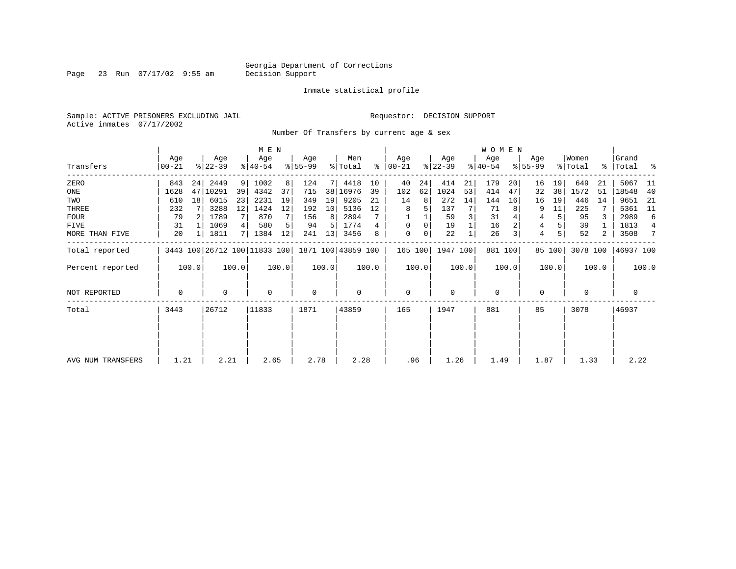Georgia Department of Corrections
Decision Support

Inmate statistical profile

Sample: ACTIVE PRISONERS EXCLUDING JAIL　　　　Requestor: DECISION SUPPORT
Active inmates 07/17/2002

Number Of Transfers by current age & sex

| Transfers | MEN Age 00-21 | % | Age 22-39 | % | Age 40-54 | % | Age 55-99 | % | Men Total | % | WOMEN Age 00-21 | % | Age 22-39 | % | Age 40-54 | % | Age 55-99 | % | Women Total | % | Grand Total | % |
|---|---|---|---|---|---|---|---|---|---|---|---|---|---|---|---|---|---|---|---|---|---|---|
| ZERO | 843 | 24 | 2449 | 9 | 1002 | 8 | 124 | 7 | 4418 | 10 | 40 | 24 | 414 | 21 | 179 | 20 | 16 | 19 | 649 | 21 | 5067 | 11 |
| ONE | 1628 | 47 | 10291 | 39 | 4342 | 37 | 715 | 38 | 16976 | 39 | 102 | 62 | 1024 | 53 | 414 | 47 | 32 | 38 | 1572 | 51 | 18548 | 40 |
| TWO | 610 | 18 | 6015 | 23 | 2231 | 19 | 349 | 19 | 9205 | 21 | 14 | 8 | 272 | 14 | 144 | 16 | 16 | 19 | 446 | 14 | 9651 | 21 |
| THREE | 232 | 7 | 3288 | 12 | 1424 | 12 | 192 | 10 | 5136 | 12 | 8 | 5 | 137 | 7 | 71 | 8 | 9 | 11 | 225 | 7 | 5361 | 11 |
| FOUR | 79 | 2 | 1789 | 7 | 870 | 7 | 156 | 8 | 2894 | 7 | 1 | 1 | 59 | 3 | 31 | 4 | 4 | 5 | 95 | 3 | 2989 | 6 |
| FIVE | 31 | 1 | 1069 | 4 | 580 | 5 | 94 | 5 | 1774 | 4 | 0 | 0 | 19 | 1 | 16 | 2 | 4 | 5 | 39 | 1 | 1813 | 4 |
| MORE THAN FIVE | 20 | 1 | 1811 | 7 | 1384 | 12 | 241 | 13 | 3456 | 8 | 0 | 0 | 22 | 1 | 26 | 3 | 4 | 5 | 52 | 2 | 3508 | 7 |
| Total reported | 3443 | 100 | 26712 | 100 | 11833 | 100 | 1871 | 100 | 43859 | 100 | 165 | 100 | 1947 | 100 | 881 | 100 | 85 | 100 | 3078 | 100 | 46937 | 100 |
| Percent reported | | 100.0 | | 100.0 | | 100.0 | | 100.0 | | 100.0 | | 100.0 | | 100.0 | | 100.0 | | 100.0 | | 100.0 | | 100.0 |
| NOT REPORTED | 0 | | 0 | | 0 | | 0 | | 0 | | 0 | | 0 | | 0 | | 0 | | 0 | | 0 | |
| Total | 3443 | | 26712 | | 11833 | | 1871 | | 43859 | | 165 | | 1947 | | 881 | | 85 | | 3078 | | 46937 | |
| AVG NUM TRANSFERS | 1.21 | | 2.21 | | 2.65 | | 2.78 | | 2.28 | | .96 | | 1.26 | | 1.49 | | 1.87 | | 1.33 | | 2.22 | |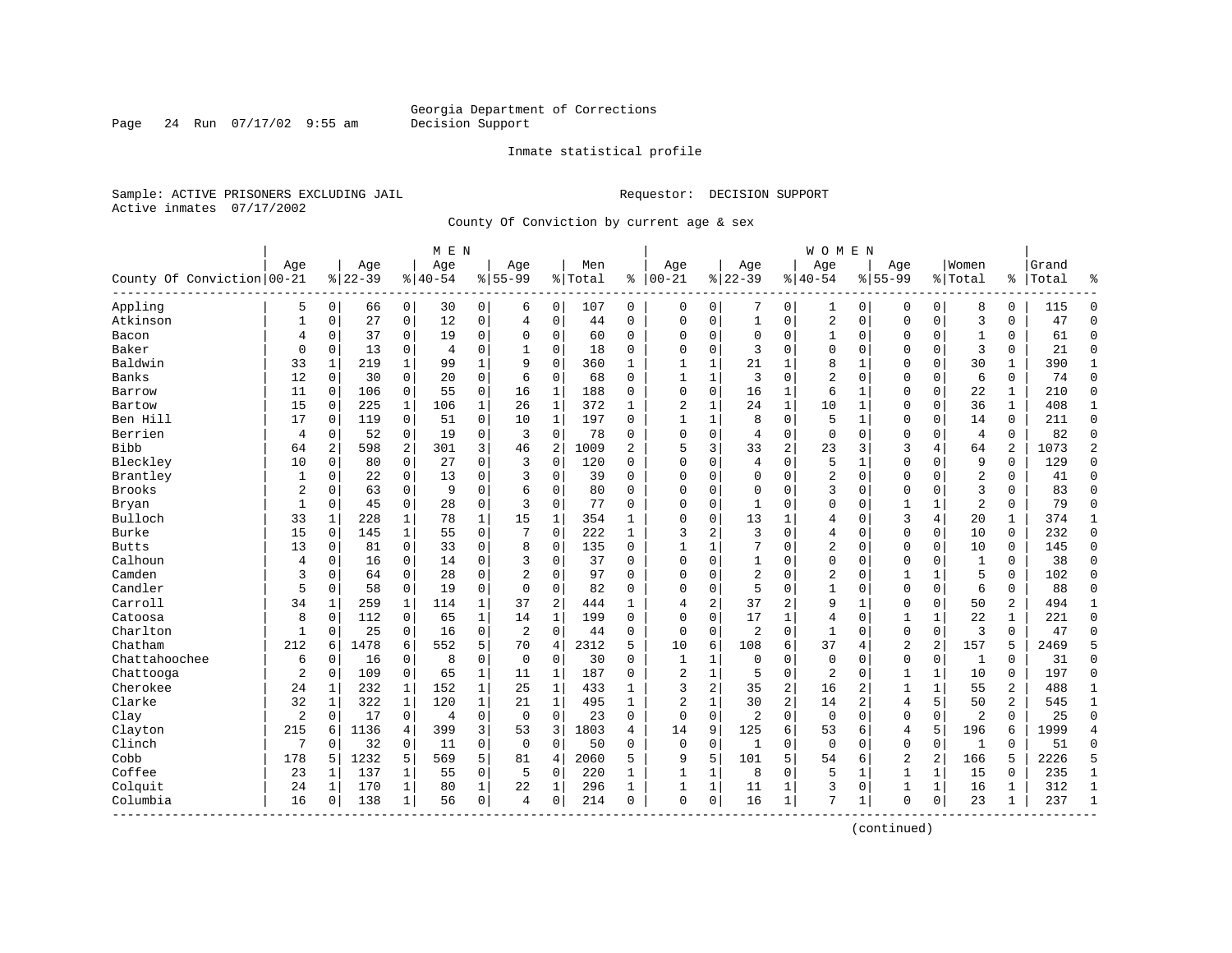Georgia Department of Corrections
Decision Support

Inmate statistical profile

Sample: ACTIVE PRISONERS EXCLUDING JAIL
Active inmates 07/17/2002

Requestor: DECISION SUPPORT

County Of Conviction by current age & sex

| County Of Conviction | MEN Age 00-21 | % | Age 22-39 | % | Age 40-54 | % | Age 55-99 | % | Men Total | % | WOMEN Age 00-21 | % | Age 22-39 | % | Age 40-54 | % | Age 55-99 | % | Women Total | % | Grand Total | % |
|---|---|---|---|---|---|---|---|---|---|---|---|---|---|---|---|---|---|---|---|---|---|---|
| Appling | 5 | 0 | 66 | 0 | 30 | 0 | 6 | 0 | 107 | 0 | 0 | 0 | 7 | 0 | 1 | 0 | 0 | 0 | 8 | 0 | 115 | 0 |
| Atkinson | 1 | 0 | 27 | 0 | 12 | 0 | 4 | 0 | 44 | 0 | 0 | 0 | 1 | 0 | 2 | 0 | 0 | 0 | 3 | 0 | 47 | 0 |
| Bacon | 4 | 0 | 37 | 0 | 19 | 0 | 0 | 0 | 60 | 0 | 0 | 0 | 0 | 0 | 1 | 0 | 0 | 0 | 1 | 0 | 61 | 0 |
| Baker | 0 | 0 | 13 | 0 | 4 | 0 | 1 | 0 | 18 | 0 | 0 | 0 | 3 | 0 | 0 | 0 | 0 | 0 | 3 | 0 | 21 | 0 |
| Baldwin | 33 | 1 | 219 | 1 | 99 | 1 | 9 | 0 | 360 | 1 | 1 | 1 | 21 | 1 | 8 | 1 | 0 | 0 | 30 | 1 | 390 | 1 |
| Banks | 12 | 0 | 30 | 0 | 20 | 0 | 6 | 0 | 68 | 0 | 1 | 1 | 3 | 0 | 2 | 0 | 0 | 0 | 6 | 0 | 74 | 0 |
| Barrow | 11 | 0 | 106 | 0 | 55 | 0 | 16 | 1 | 188 | 0 | 0 | 0 | 16 | 1 | 6 | 1 | 0 | 0 | 22 | 1 | 210 | 0 |
| Bartow | 15 | 0 | 225 | 1 | 106 | 1 | 26 | 1 | 372 | 1 | 2 | 1 | 24 | 1 | 10 | 1 | 0 | 0 | 36 | 1 | 408 | 1 |
| Ben Hill | 17 | 0 | 119 | 0 | 51 | 0 | 10 | 1 | 197 | 0 | 1 | 1 | 8 | 0 | 5 | 1 | 0 | 0 | 14 | 0 | 211 | 0 |
| Berrien | 4 | 0 | 52 | 0 | 19 | 0 | 3 | 0 | 78 | 0 | 0 | 0 | 4 | 0 | 0 | 0 | 0 | 0 | 4 | 0 | 82 | 0 |
| Bibb | 64 | 2 | 598 | 2 | 301 | 3 | 46 | 2 | 1009 | 2 | 5 | 3 | 33 | 2 | 23 | 3 | 3 | 4 | 64 | 2 | 1073 | 2 |
| Bleckley | 10 | 0 | 80 | 0 | 27 | 0 | 3 | 0 | 120 | 0 | 0 | 0 | 4 | 0 | 5 | 1 | 0 | 0 | 9 | 0 | 129 | 0 |
| Brantley | 1 | 0 | 22 | 0 | 13 | 0 | 3 | 0 | 39 | 0 | 0 | 0 | 0 | 0 | 2 | 0 | 0 | 0 | 2 | 0 | 41 | 0 |
| Brooks | 2 | 0 | 63 | 0 | 9 | 0 | 6 | 0 | 80 | 0 | 0 | 0 | 0 | 0 | 3 | 0 | 0 | 0 | 3 | 0 | 83 | 0 |
| Bryan | 1 | 0 | 45 | 0 | 28 | 0 | 3 | 0 | 77 | 0 | 0 | 0 | 1 | 0 | 0 | 0 | 1 | 1 | 2 | 0 | 79 | 0 |
| Bulloch | 33 | 1 | 228 | 1 | 78 | 1 | 15 | 1 | 354 | 1 | 0 | 0 | 13 | 1 | 4 | 0 | 3 | 4 | 20 | 1 | 374 | 1 |
| Burke | 15 | 0 | 145 | 1 | 55 | 0 | 7 | 0 | 222 | 1 | 3 | 2 | 3 | 0 | 4 | 0 | 0 | 0 | 10 | 0 | 232 | 0 |
| Butts | 13 | 0 | 81 | 0 | 33 | 0 | 8 | 0 | 135 | 0 | 1 | 1 | 7 | 0 | 2 | 0 | 0 | 0 | 10 | 0 | 145 | 0 |
| Calhoun | 4 | 0 | 16 | 0 | 14 | 0 | 3 | 0 | 37 | 0 | 0 | 0 | 1 | 0 | 0 | 0 | 0 | 0 | 1 | 0 | 38 | 0 |
| Camden | 3 | 0 | 64 | 0 | 28 | 0 | 2 | 0 | 97 | 0 | 0 | 0 | 2 | 0 | 2 | 0 | 1 | 1 | 5 | 0 | 102 | 0 |
| Candler | 5 | 0 | 58 | 0 | 19 | 0 | 0 | 0 | 82 | 0 | 0 | 0 | 5 | 0 | 1 | 0 | 0 | 0 | 6 | 0 | 88 | 0 |
| Carroll | 34 | 1 | 259 | 1 | 114 | 1 | 37 | 2 | 444 | 1 | 4 | 2 | 37 | 2 | 9 | 1 | 0 | 0 | 50 | 2 | 494 | 1 |
| Catoosa | 8 | 0 | 112 | 0 | 65 | 1 | 14 | 1 | 199 | 0 | 0 | 0 | 17 | 1 | 4 | 0 | 1 | 1 | 22 | 1 | 221 | 0 |
| Charlton | 1 | 0 | 25 | 0 | 16 | 0 | 2 | 0 | 44 | 0 | 0 | 0 | 2 | 0 | 1 | 0 | 0 | 0 | 3 | 0 | 47 | 0 |
| Chatham | 212 | 6 | 1478 | 6 | 552 | 5 | 70 | 4 | 2312 | 5 | 10 | 6 | 108 | 6 | 37 | 4 | 2 | 2 | 157 | 5 | 2469 | 5 |
| Chattahoochee | 6 | 0 | 16 | 0 | 8 | 0 | 0 | 0 | 30 | 0 | 1 | 1 | 0 | 0 | 0 | 0 | 0 | 0 | 1 | 0 | 31 | 0 |
| Chattooga | 2 | 0 | 109 | 0 | 65 | 1 | 11 | 1 | 187 | 0 | 2 | 1 | 5 | 0 | 2 | 0 | 1 | 1 | 10 | 0 | 197 | 0 |
| Cherokee | 24 | 1 | 232 | 1 | 152 | 1 | 25 | 1 | 433 | 1 | 3 | 2 | 35 | 2 | 16 | 2 | 1 | 1 | 55 | 2 | 488 | 1 |
| Clarke | 32 | 1 | 322 | 1 | 120 | 1 | 21 | 1 | 495 | 1 | 2 | 1 | 30 | 2 | 14 | 2 | 4 | 5 | 50 | 2 | 545 | 1 |
| Clay | 2 | 0 | 17 | 0 | 4 | 0 | 0 | 0 | 23 | 0 | 0 | 0 | 2 | 0 | 0 | 0 | 0 | 0 | 2 | 0 | 25 | 0 |
| Clayton | 215 | 6 | 1136 | 4 | 399 | 3 | 53 | 3 | 1803 | 4 | 14 | 9 | 125 | 6 | 53 | 6 | 4 | 5 | 196 | 6 | 1999 | 4 |
| Clinch | 7 | 0 | 32 | 0 | 11 | 0 | 0 | 0 | 50 | 0 | 0 | 0 | 1 | 0 | 0 | 0 | 0 | 0 | 1 | 0 | 51 | 0 |
| Cobb | 178 | 5 | 1232 | 5 | 569 | 5 | 81 | 4 | 2060 | 5 | 9 | 5 | 101 | 5 | 54 | 6 | 2 | 2 | 166 | 5 | 2226 | 5 |
| Coffee | 23 | 1 | 137 | 1 | 55 | 0 | 5 | 0 | 220 | 1 | 1 | 1 | 8 | 0 | 5 | 1 | 1 | 1 | 15 | 0 | 235 | 1 |
| Colquit | 24 | 1 | 170 | 1 | 80 | 1 | 22 | 1 | 296 | 1 | 1 | 1 | 11 | 1 | 3 | 0 | 1 | 1 | 16 | 1 | 312 | 1 |
| Columbia | 16 | 0 | 138 | 1 | 56 | 0 | 4 | 0 | 214 | 0 | 0 | 0 | 16 | 1 | 7 | 1 | 0 | 0 | 23 | 1 | 237 | 1 |

(continued)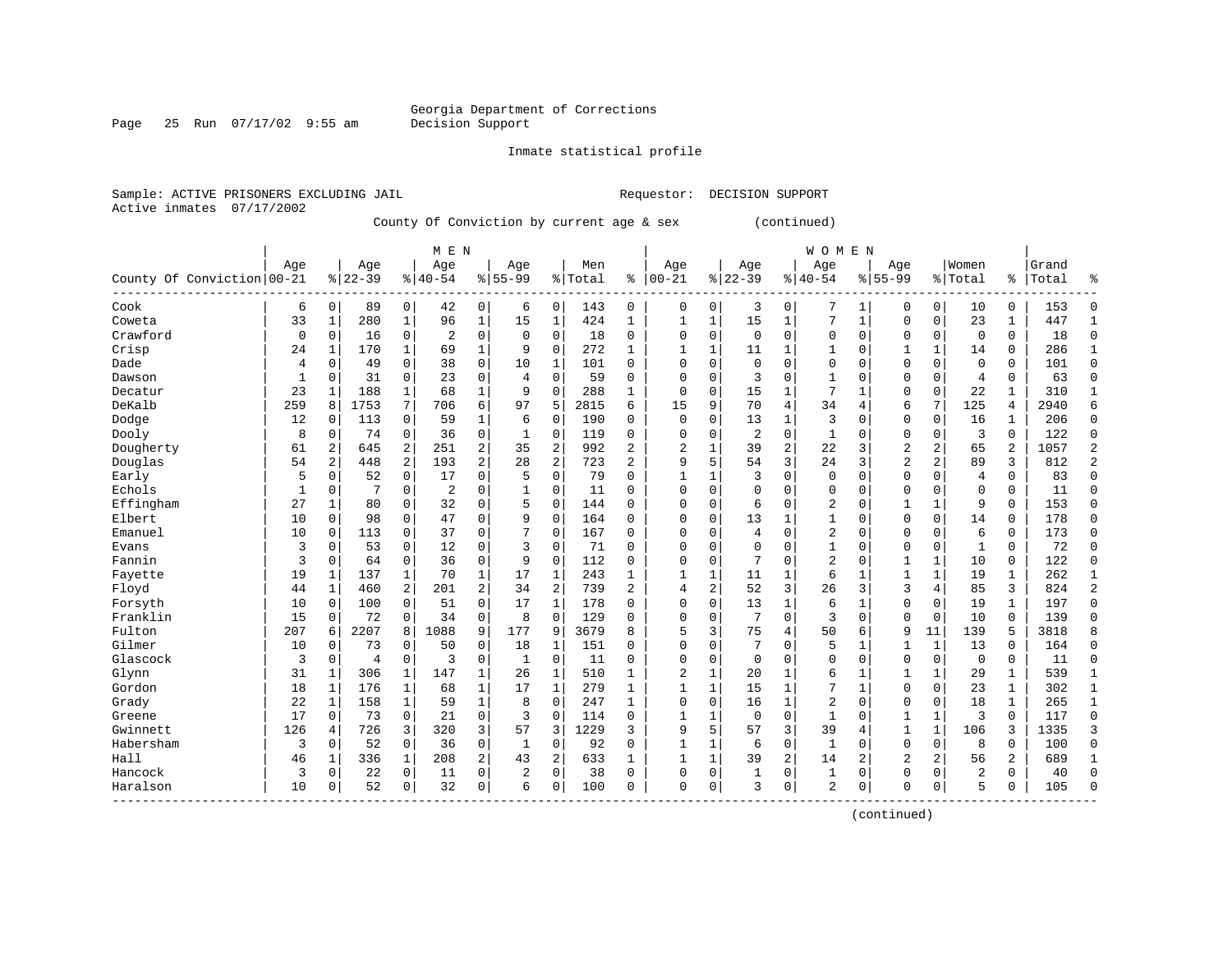Georgia Department of Corrections
Decision Support

Inmate statistical profile

Sample: ACTIVE PRISONERS EXCLUDING JAIL

Requestor: DECISION SUPPORT

Active inmates 07/17/2002

County Of Conviction by current age & sex (continued)

| County Of Conviction | MEN Age 00-21 | % | Age 22-39 | % | Age 40-54 | % | Age 55-99 | % | Men Total | % | WOMEN Age 00-21 | % | Age 22-39 | % | Age 40-54 | % | Age 55-99 | % | Women Total | % | Grand Total | % |
|---|---|---|---|---|---|---|---|---|---|---|---|---|---|---|---|---|---|---|---|---|---|---|
| Cook | 6 | 0 | 89 | 0 | 42 | 0 | 6 | 0 | 143 | 0 | 0 | 0 | 3 | 0 | 7 | 1 | 0 | 0 | 10 | 0 | 153 | 0 |
| Coweta | 33 | 1 | 280 | 1 | 96 | 1 | 15 | 1 | 424 | 1 | 1 | 1 | 15 | 1 | 7 | 1 | 0 | 0 | 23 | 1 | 447 | 1 |
| Crawford | 0 | 0 | 16 | 0 | 2 | 0 | 0 | 0 | 18 | 0 | 0 | 0 | 0 | 0 | 0 | 0 | 0 | 0 | 0 | 0 | 18 | 0 |
| Crisp | 24 | 1 | 170 | 1 | 69 | 1 | 9 | 0 | 272 | 1 | 1 | 1 | 11 | 1 | 1 | 0 | 1 | 1 | 14 | 0 | 286 | 1 |
| Dade | 4 | 0 | 49 | 0 | 38 | 0 | 10 | 1 | 101 | 0 | 0 | 0 | 0 | 0 | 0 | 0 | 0 | 0 | 0 | 0 | 101 | 0 |
| Dawson | 1 | 0 | 31 | 0 | 23 | 0 | 4 | 0 | 59 | 0 | 0 | 0 | 3 | 0 | 1 | 0 | 0 | 0 | 4 | 0 | 63 | 0 |
| Decatur | 23 | 1 | 188 | 1 | 68 | 1 | 9 | 0 | 288 | 1 | 0 | 0 | 15 | 1 | 7 | 1 | 0 | 0 | 22 | 1 | 310 | 1 |
| DeKalb | 259 | 8 | 1753 | 7 | 706 | 6 | 97 | 5 | 2815 | 6 | 15 | 9 | 70 | 4 | 34 | 4 | 6 | 7 | 125 | 4 | 2940 | 6 |
| Dodge | 12 | 0 | 113 | 0 | 59 | 1 | 6 | 0 | 190 | 0 | 0 | 0 | 13 | 1 | 3 | 0 | 0 | 0 | 16 | 1 | 206 | 0 |
| Dooly | 8 | 0 | 74 | 0 | 36 | 0 | 1 | 0 | 119 | 0 | 0 | 0 | 2 | 0 | 1 | 0 | 0 | 0 | 3 | 0 | 122 | 0 |
| Dougherty | 61 | 2 | 645 | 2 | 251 | 2 | 35 | 2 | 992 | 2 | 2 | 1 | 39 | 2 | 22 | 3 | 2 | 2 | 65 | 2 | 1057 | 2 |
| Douglas | 54 | 2 | 448 | 2 | 193 | 2 | 28 | 2 | 723 | 2 | 9 | 5 | 54 | 3 | 24 | 3 | 2 | 2 | 89 | 3 | 812 | 2 |
| Early | 5 | 0 | 52 | 0 | 17 | 0 | 5 | 0 | 79 | 0 | 1 | 1 | 3 | 0 | 0 | 0 | 0 | 0 | 4 | 0 | 83 | 0 |
| Echols | 1 | 0 | 7 | 0 | 2 | 0 | 1 | 0 | 11 | 0 | 0 | 0 | 0 | 0 | 0 | 0 | 0 | 0 | 0 | 0 | 11 | 0 |
| Effingham | 27 | 1 | 80 | 0 | 32 | 0 | 5 | 0 | 144 | 0 | 0 | 0 | 6 | 0 | 2 | 0 | 1 | 1 | 9 | 0 | 153 | 0 |
| Elbert | 10 | 0 | 98 | 0 | 47 | 0 | 9 | 0 | 164 | 0 | 0 | 0 | 13 | 1 | 1 | 0 | 0 | 0 | 14 | 0 | 178 | 0 |
| Emanuel | 10 | 0 | 113 | 0 | 37 | 0 | 7 | 0 | 167 | 0 | 0 | 0 | 4 | 0 | 2 | 0 | 0 | 0 | 6 | 0 | 173 | 0 |
| Evans | 3 | 0 | 53 | 0 | 12 | 0 | 3 | 0 | 71 | 0 | 0 | 0 | 0 | 0 | 1 | 0 | 0 | 0 | 1 | 0 | 72 | 0 |
| Fannin | 3 | 0 | 64 | 0 | 36 | 0 | 9 | 0 | 112 | 0 | 0 | 0 | 7 | 0 | 2 | 0 | 1 | 1 | 10 | 0 | 122 | 0 |
| Fayette | 19 | 1 | 137 | 1 | 70 | 1 | 17 | 1 | 243 | 1 | 1 | 1 | 11 | 1 | 6 | 1 | 1 | 1 | 19 | 1 | 262 | 1 |
| Floyd | 44 | 1 | 460 | 2 | 201 | 2 | 34 | 2 | 739 | 2 | 4 | 2 | 52 | 3 | 26 | 3 | 3 | 4 | 85 | 3 | 824 | 2 |
| Forsyth | 10 | 0 | 100 | 0 | 51 | 0 | 17 | 1 | 178 | 0 | 0 | 0 | 13 | 1 | 6 | 1 | 0 | 0 | 19 | 1 | 197 | 0 |
| Franklin | 15 | 0 | 72 | 0 | 34 | 0 | 8 | 0 | 129 | 0 | 0 | 0 | 7 | 0 | 3 | 0 | 0 | 0 | 10 | 0 | 139 | 0 |
| Fulton | 207 | 6 | 2207 | 8 | 1088 | 9 | 177 | 9 | 3679 | 8 | 5 | 3 | 75 | 4 | 50 | 6 | 9 | 11 | 139 | 5 | 3818 | 8 |
| Gilmer | 10 | 0 | 73 | 0 | 50 | 0 | 18 | 1 | 151 | 0 | 0 | 0 | 7 | 0 | 5 | 1 | 1 | 1 | 13 | 0 | 164 | 0 |
| Glascock | 3 | 0 | 4 | 0 | 3 | 0 | 1 | 0 | 11 | 0 | 0 | 0 | 0 | 0 | 0 | 0 | 0 | 0 | 0 | 0 | 11 | 0 |
| Glynn | 31 | 1 | 306 | 1 | 147 | 1 | 26 | 1 | 510 | 1 | 2 | 1 | 20 | 1 | 6 | 1 | 1 | 1 | 29 | 1 | 539 | 1 |
| Gordon | 18 | 1 | 176 | 1 | 68 | 1 | 17 | 1 | 279 | 1 | 1 | 1 | 15 | 1 | 7 | 1 | 0 | 0 | 23 | 1 | 302 | 1 |
| Grady | 22 | 1 | 158 | 1 | 59 | 1 | 8 | 0 | 247 | 1 | 0 | 0 | 16 | 1 | 2 | 0 | 0 | 0 | 18 | 1 | 265 | 1 |
| Greene | 17 | 0 | 73 | 0 | 21 | 0 | 3 | 0 | 114 | 0 | 1 | 1 | 0 | 0 | 1 | 0 | 1 | 1 | 3 | 0 | 117 | 0 |
| Gwinnett | 126 | 4 | 726 | 3 | 320 | 3 | 57 | 3 | 1229 | 3 | 9 | 5 | 57 | 3 | 39 | 4 | 1 | 1 | 106 | 3 | 1335 | 3 |
| Habersham | 3 | 0 | 52 | 0 | 36 | 0 | 1 | 0 | 92 | 0 | 1 | 1 | 6 | 0 | 1 | 0 | 0 | 0 | 8 | 0 | 100 | 0 |
| Hall | 46 | 1 | 336 | 1 | 208 | 2 | 43 | 2 | 633 | 1 | 1 | 1 | 39 | 2 | 14 | 2 | 2 | 2 | 56 | 2 | 689 | 1 |
| Hancock | 3 | 0 | 22 | 0 | 11 | 0 | 2 | 0 | 38 | 0 | 0 | 0 | 1 | 0 | 1 | 0 | 0 | 0 | 2 | 0 | 40 | 0 |
| Haralson | 10 | 0 | 52 | 0 | 32 | 0 | 6 | 0 | 100 | 0 | 0 | 0 | 3 | 0 | 2 | 0 | 0 | 0 | 5 | 0 | 105 | 0 |

(continued)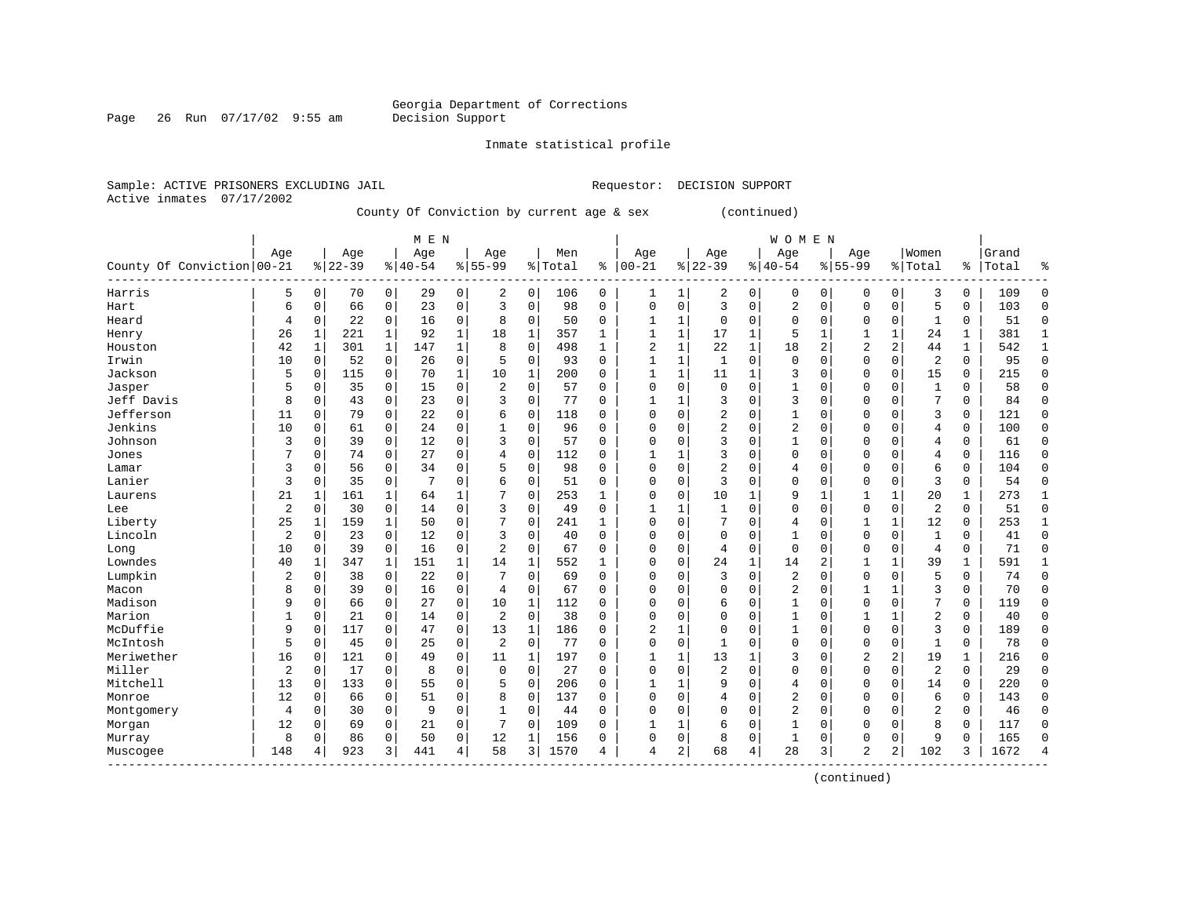Georgia Department of Corrections
Decision Support

Inmate statistical profile

Sample: ACTIVE PRISONERS EXCLUDING JAIL    Requestor: DECISION SUPPORT
Active inmates 07/17/2002

County Of Conviction by current age & sex (continued)

| County Of Conviction | MEN Age 00-21 | % | Age 22-39 | % | Age 40-54 | % | Age 55-99 | % | Men Total | % | WOMEN Age 00-21 | % | Age 22-39 | % | Age 40-54 | % | Age 55-99 | % | Women Total | % | Grand Total | % |
|---|---|---|---|---|---|---|---|---|---|---|---|---|---|---|---|---|---|---|---|---|---|---|
| Harris | 5 | 0 | 70 | 0 | 29 | 0 | 2 | 0 | 106 | 0 | 1 | 1 | 2 | 0 | 0 | 0 | 0 | 0 | 3 | 0 | 109 | 0 |
| Hart | 6 | 0 | 66 | 0 | 23 | 0 | 3 | 0 | 98 | 0 | 0 | 0 | 3 | 0 | 2 | 0 | 0 | 0 | 5 | 0 | 103 | 0 |
| Heard | 4 | 0 | 22 | 0 | 16 | 0 | 8 | 0 | 50 | 0 | 1 | 1 | 0 | 0 | 0 | 0 | 0 | 0 | 1 | 0 | 51 | 0 |
| Henry | 26 | 1 | 221 | 1 | 92 | 1 | 18 | 1 | 357 | 1 | 1 | 1 | 17 | 1 | 5 | 1 | 1 | 1 | 24 | 1 | 381 | 1 |
| Houston | 42 | 1 | 301 | 1 | 147 | 1 | 8 | 0 | 498 | 1 | 2 | 1 | 22 | 1 | 18 | 2 | 2 | 2 | 44 | 1 | 542 | 1 |
| Irwin | 10 | 0 | 52 | 0 | 26 | 0 | 5 | 0 | 93 | 0 | 1 | 1 | 1 | 0 | 0 | 0 | 0 | 0 | 2 | 0 | 95 | 0 |
| Jackson | 5 | 0 | 115 | 0 | 70 | 1 | 10 | 1 | 200 | 0 | 1 | 1 | 11 | 1 | 3 | 0 | 0 | 0 | 15 | 0 | 215 | 0 |
| Jasper | 5 | 0 | 35 | 0 | 15 | 0 | 2 | 0 | 57 | 0 | 0 | 0 | 0 | 0 | 1 | 0 | 0 | 0 | 1 | 0 | 58 | 0 |
| Jeff Davis | 8 | 0 | 43 | 0 | 23 | 0 | 3 | 0 | 77 | 0 | 1 | 1 | 3 | 0 | 3 | 0 | 0 | 0 | 7 | 0 | 84 | 0 |
| Jefferson | 11 | 0 | 79 | 0 | 22 | 0 | 6 | 0 | 118 | 0 | 0 | 0 | 2 | 0 | 1 | 0 | 0 | 0 | 3 | 0 | 121 | 0 |
| Jenkins | 10 | 0 | 61 | 0 | 24 | 0 | 1 | 0 | 96 | 0 | 0 | 0 | 2 | 0 | 2 | 0 | 0 | 0 | 4 | 0 | 100 | 0 |
| Johnson | 3 | 0 | 39 | 0 | 12 | 0 | 3 | 0 | 57 | 0 | 0 | 0 | 3 | 0 | 1 | 0 | 0 | 0 | 4 | 0 | 61 | 0 |
| Jones | 7 | 0 | 74 | 0 | 27 | 0 | 4 | 0 | 112 | 0 | 1 | 1 | 3 | 0 | 0 | 0 | 0 | 0 | 4 | 0 | 116 | 0 |
| Lamar | 3 | 0 | 56 | 0 | 34 | 0 | 5 | 0 | 98 | 0 | 0 | 0 | 2 | 0 | 4 | 0 | 0 | 0 | 6 | 0 | 104 | 0 |
| Lanier | 3 | 0 | 35 | 0 | 7 | 0 | 6 | 0 | 51 | 0 | 0 | 0 | 3 | 0 | 0 | 0 | 0 | 0 | 3 | 0 | 54 | 0 |
| Laurens | 21 | 1 | 161 | 1 | 64 | 1 | 7 | 0 | 253 | 1 | 0 | 0 | 10 | 1 | 9 | 1 | 1 | 1 | 20 | 1 | 273 | 1 |
| Lee | 2 | 0 | 30 | 0 | 14 | 0 | 3 | 0 | 49 | 0 | 1 | 1 | 1 | 0 | 0 | 0 | 0 | 0 | 2 | 0 | 51 | 0 |
| Liberty | 25 | 1 | 159 | 1 | 50 | 0 | 7 | 0 | 241 | 1 | 0 | 0 | 7 | 0 | 4 | 0 | 1 | 1 | 12 | 0 | 253 | 1 |
| Lincoln | 2 | 0 | 23 | 0 | 12 | 0 | 3 | 0 | 40 | 0 | 0 | 0 | 0 | 0 | 1 | 0 | 0 | 0 | 1 | 0 | 41 | 0 |
| Long | 10 | 0 | 39 | 0 | 16 | 0 | 2 | 0 | 67 | 0 | 0 | 0 | 4 | 0 | 0 | 0 | 0 | 0 | 4 | 0 | 71 | 0 |
| Lowndes | 40 | 1 | 347 | 1 | 151 | 1 | 14 | 1 | 552 | 1 | 0 | 0 | 24 | 1 | 14 | 2 | 1 | 1 | 39 | 1 | 591 | 1 |
| Lumpkin | 2 | 0 | 38 | 0 | 22 | 0 | 7 | 0 | 69 | 0 | 0 | 0 | 3 | 0 | 2 | 0 | 0 | 0 | 5 | 0 | 74 | 0 |
| Macon | 8 | 0 | 39 | 0 | 16 | 0 | 4 | 0 | 67 | 0 | 0 | 0 | 0 | 0 | 2 | 0 | 1 | 1 | 3 | 0 | 70 | 0 |
| Madison | 9 | 0 | 66 | 0 | 27 | 0 | 10 | 1 | 112 | 0 | 0 | 0 | 6 | 0 | 1 | 0 | 0 | 0 | 7 | 0 | 119 | 0 |
| Marion | 1 | 0 | 21 | 0 | 14 | 0 | 2 | 0 | 38 | 0 | 0 | 0 | 0 | 0 | 1 | 0 | 1 | 1 | 2 | 0 | 40 | 0 |
| McDuffie | 9 | 0 | 117 | 0 | 47 | 0 | 13 | 1 | 186 | 0 | 2 | 1 | 0 | 0 | 1 | 0 | 0 | 0 | 3 | 0 | 189 | 0 |
| McIntosh | 5 | 0 | 45 | 0 | 25 | 0 | 2 | 0 | 77 | 0 | 0 | 0 | 1 | 0 | 0 | 0 | 0 | 0 | 1 | 0 | 78 | 0 |
| Meriwether | 16 | 0 | 121 | 0 | 49 | 0 | 11 | 1 | 197 | 0 | 1 | 1 | 13 | 1 | 3 | 0 | 2 | 2 | 19 | 1 | 216 | 0 |
| Miller | 2 | 0 | 17 | 0 | 8 | 0 | 0 | 0 | 27 | 0 | 0 | 0 | 2 | 0 | 0 | 0 | 0 | 0 | 2 | 0 | 29 | 0 |
| Mitchell | 13 | 0 | 133 | 0 | 55 | 0 | 5 | 0 | 206 | 0 | 1 | 1 | 9 | 0 | 4 | 0 | 0 | 0 | 14 | 0 | 220 | 0 |
| Monroe | 12 | 0 | 66 | 0 | 51 | 0 | 8 | 0 | 137 | 0 | 0 | 0 | 4 | 0 | 2 | 0 | 0 | 0 | 6 | 0 | 143 | 0 |
| Montgomery | 4 | 0 | 30 | 0 | 9 | 0 | 1 | 0 | 44 | 0 | 0 | 0 | 0 | 0 | 2 | 0 | 0 | 0 | 2 | 0 | 46 | 0 |
| Morgan | 12 | 0 | 69 | 0 | 21 | 0 | 7 | 0 | 109 | 0 | 1 | 1 | 6 | 0 | 1 | 0 | 0 | 0 | 8 | 0 | 117 | 0 |
| Murray | 8 | 0 | 86 | 0 | 50 | 0 | 12 | 1 | 156 | 0 | 0 | 0 | 8 | 0 | 1 | 0 | 0 | 0 | 9 | 0 | 165 | 0 |
| Muscogee | 148 | 4 | 923 | 3 | 441 | 4 | 58 | 3 | 1570 | 4 | 4 | 2 | 68 | 4 | 28 | 3 | 2 | 2 | 102 | 3 | 1672 | 4 |

(continued)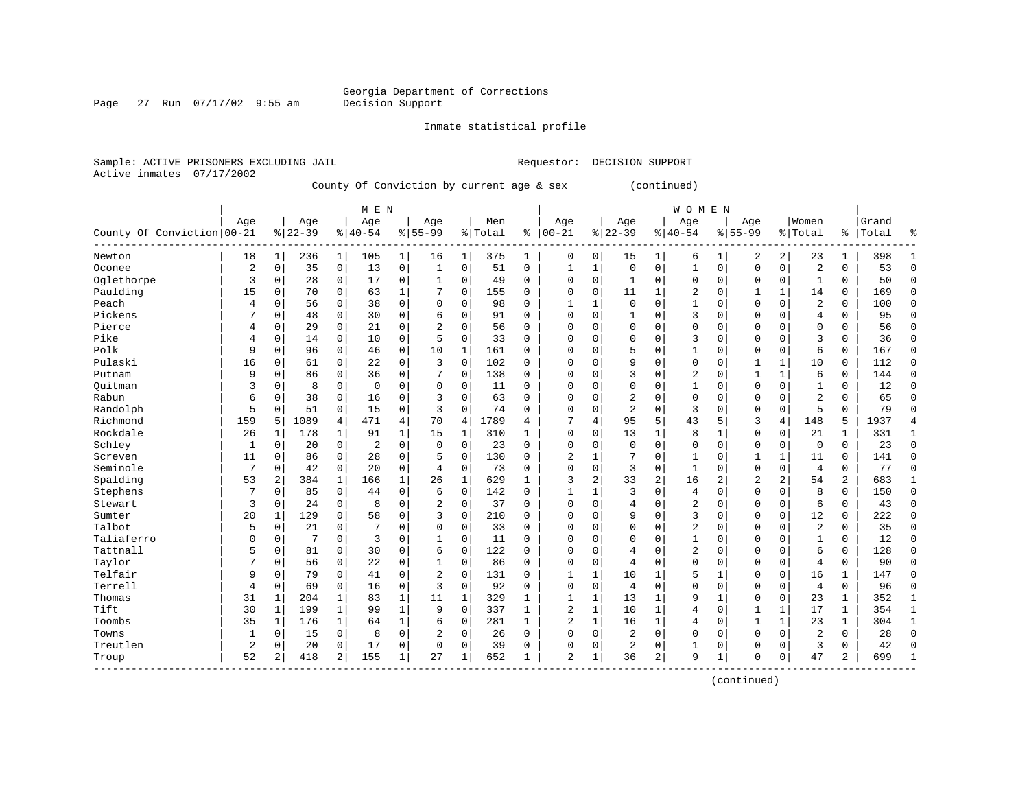Georgia Department of Corrections
Decision Support

Inmate statistical profile

Sample: ACTIVE PRISONERS EXCLUDING JAIL    Requestor: DECISION SUPPORT
Active inmates 07/17/2002

County Of Conviction by current age & sex (continued)

| County Of Conviction | MEN Age 00-21 | % | Age 22-39 | % | Age 40-54 | % | Age 55-99 | % | Men Total | % | WOMEN Age 00-21 | % | Age 22-39 | % | Age 40-54 | % | Age 55-99 | % | Women Total | % | Grand Total | % |
|---|---|---|---|---|---|---|---|---|---|---|---|---|---|---|---|---|---|---|---|---|---|---|
| Newton | 18 | 1 | 236 | 1 | 105 | 1 | 16 | 1 | 375 | 1 | 0 | 0 | 15 | 1 | 6 | 1 | 2 | 2 | 23 | 1 | 398 | 1 |
| Oconee | 2 | 0 | 35 | 0 | 13 | 0 | 1 | 0 | 51 | 0 | 1 | 1 | 0 | 0 | 1 | 0 | 0 | 0 | 2 | 0 | 53 | 0 |
| Oglethorpe | 3 | 0 | 28 | 0 | 17 | 0 | 1 | 0 | 49 | 0 | 0 | 0 | 1 | 0 | 0 | 0 | 0 | 0 | 1 | 0 | 50 | 0 |
| Paulding | 15 | 0 | 70 | 0 | 63 | 1 | 7 | 0 | 155 | 0 | 0 | 0 | 11 | 1 | 2 | 0 | 1 | 1 | 14 | 0 | 169 | 0 |
| Peach | 4 | 0 | 56 | 0 | 38 | 0 | 0 | 0 | 98 | 0 | 1 | 1 | 0 | 0 | 1 | 0 | 0 | 0 | 2 | 0 | 100 | 0 |
| Pickens | 7 | 0 | 48 | 0 | 30 | 0 | 6 | 0 | 91 | 0 | 0 | 0 | 1 | 0 | 3 | 0 | 0 | 0 | 4 | 0 | 95 | 0 |
| Pierce | 4 | 0 | 29 | 0 | 21 | 0 | 2 | 0 | 56 | 0 | 0 | 0 | 0 | 0 | 0 | 0 | 0 | 0 | 0 | 0 | 56 | 0 |
| Pike | 4 | 0 | 14 | 0 | 10 | 0 | 5 | 0 | 33 | 0 | 0 | 0 | 0 | 0 | 3 | 0 | 0 | 0 | 3 | 0 | 36 | 0 |
| Polk | 9 | 0 | 96 | 0 | 46 | 0 | 10 | 1 | 161 | 0 | 0 | 0 | 5 | 0 | 1 | 0 | 0 | 0 | 6 | 0 | 167 | 0 |
| Pulaski | 16 | 0 | 61 | 0 | 22 | 0 | 3 | 0 | 102 | 0 | 0 | 0 | 9 | 0 | 0 | 0 | 1 | 1 | 10 | 0 | 112 | 0 |
| Putnam | 9 | 0 | 86 | 0 | 36 | 0 | 7 | 0 | 138 | 0 | 0 | 0 | 3 | 0 | 2 | 0 | 1 | 1 | 6 | 0 | 144 | 0 |
| Quitman | 3 | 0 | 8 | 0 | 0 | 0 | 0 | 0 | 11 | 0 | 0 | 0 | 0 | 0 | 1 | 0 | 0 | 0 | 1 | 0 | 12 | 0 |
| Rabun | 6 | 0 | 38 | 0 | 16 | 0 | 3 | 0 | 63 | 0 | 0 | 0 | 2 | 0 | 0 | 0 | 0 | 0 | 2 | 0 | 65 | 0 |
| Randolph | 5 | 0 | 51 | 0 | 15 | 0 | 3 | 0 | 74 | 0 | 0 | 0 | 2 | 0 | 3 | 0 | 0 | 0 | 5 | 0 | 79 | 0 |
| Richmond | 159 | 5 | 1089 | 4 | 471 | 4 | 70 | 4 | 1789 | 4 | 7 | 4 | 95 | 5 | 43 | 5 | 3 | 4 | 148 | 5 | 1937 | 4 |
| Rockdale | 26 | 1 | 178 | 1 | 91 | 1 | 15 | 1 | 310 | 1 | 0 | 0 | 13 | 1 | 8 | 1 | 0 | 0 | 21 | 1 | 331 | 1 |
| Schley | 1 | 0 | 20 | 0 | 2 | 0 | 0 | 0 | 23 | 0 | 0 | 0 | 0 | 0 | 0 | 0 | 0 | 0 | 0 | 0 | 23 | 0 |
| Screven | 11 | 0 | 86 | 0 | 28 | 0 | 5 | 0 | 130 | 0 | 2 | 1 | 7 | 0 | 1 | 0 | 1 | 1 | 11 | 0 | 141 | 0 |
| Seminole | 7 | 0 | 42 | 0 | 20 | 0 | 4 | 0 | 73 | 0 | 0 | 0 | 3 | 0 | 1 | 0 | 0 | 0 | 4 | 0 | 77 | 0 |
| Spalding | 53 | 2 | 384 | 1 | 166 | 1 | 26 | 1 | 629 | 1 | 3 | 2 | 33 | 2 | 16 | 2 | 2 | 2 | 54 | 2 | 683 | 1 |
| Stephens | 7 | 0 | 85 | 0 | 44 | 0 | 6 | 0 | 142 | 0 | 1 | 1 | 3 | 0 | 4 | 0 | 0 | 0 | 8 | 0 | 150 | 0 |
| Stewart | 3 | 0 | 24 | 0 | 8 | 0 | 2 | 0 | 37 | 0 | 0 | 0 | 4 | 0 | 2 | 0 | 0 | 0 | 6 | 0 | 43 | 0 |
| Sumter | 20 | 1 | 129 | 0 | 58 | 0 | 3 | 0 | 210 | 0 | 0 | 0 | 9 | 0 | 3 | 0 | 0 | 0 | 12 | 0 | 222 | 0 |
| Talbot | 5 | 0 | 21 | 0 | 7 | 0 | 0 | 0 | 33 | 0 | 0 | 0 | 0 | 0 | 2 | 0 | 0 | 0 | 2 | 0 | 35 | 0 |
| Taliaferro | 0 | 0 | 7 | 0 | 3 | 0 | 1 | 0 | 11 | 0 | 0 | 0 | 0 | 0 | 1 | 0 | 0 | 0 | 1 | 0 | 12 | 0 |
| Tattnall | 5 | 0 | 81 | 0 | 30 | 0 | 6 | 0 | 122 | 0 | 0 | 0 | 4 | 0 | 2 | 0 | 0 | 0 | 6 | 0 | 128 | 0 |
| Taylor | 7 | 0 | 56 | 0 | 22 | 0 | 1 | 0 | 86 | 0 | 0 | 0 | 4 | 0 | 0 | 0 | 0 | 0 | 4 | 0 | 90 | 0 |
| Telfair | 9 | 0 | 79 | 0 | 41 | 0 | 2 | 0 | 131 | 0 | 1 | 1 | 10 | 1 | 5 | 1 | 0 | 0 | 16 | 1 | 147 | 0 |
| Terrell | 4 | 0 | 69 | 0 | 16 | 0 | 3 | 0 | 92 | 0 | 0 | 0 | 4 | 0 | 0 | 0 | 0 | 0 | 4 | 0 | 96 | 0 |
| Thomas | 31 | 1 | 204 | 1 | 83 | 1 | 11 | 1 | 329 | 1 | 1 | 1 | 13 | 1 | 9 | 1 | 0 | 0 | 23 | 1 | 352 | 1 |
| Tift | 30 | 1 | 199 | 1 | 99 | 1 | 9 | 0 | 337 | 1 | 2 | 1 | 10 | 1 | 4 | 0 | 1 | 1 | 17 | 1 | 354 | 1 |
| Toombs | 35 | 1 | 176 | 1 | 64 | 1 | 6 | 0 | 281 | 1 | 2 | 1 | 16 | 1 | 4 | 0 | 1 | 1 | 23 | 1 | 304 | 1 |
| Towns | 1 | 0 | 15 | 0 | 8 | 0 | 2 | 0 | 26 | 0 | 0 | 0 | 2 | 0 | 0 | 0 | 0 | 0 | 2 | 0 | 28 | 0 |
| Treutlen | 2 | 0 | 20 | 0 | 17 | 0 | 0 | 0 | 39 | 0 | 0 | 0 | 2 | 0 | 1 | 0 | 0 | 0 | 3 | 0 | 42 | 0 |
| Troup | 52 | 2 | 418 | 2 | 155 | 1 | 27 | 1 | 652 | 1 | 2 | 1 | 36 | 2 | 9 | 1 | 0 | 0 | 47 | 2 | 699 | 1 |

(continued)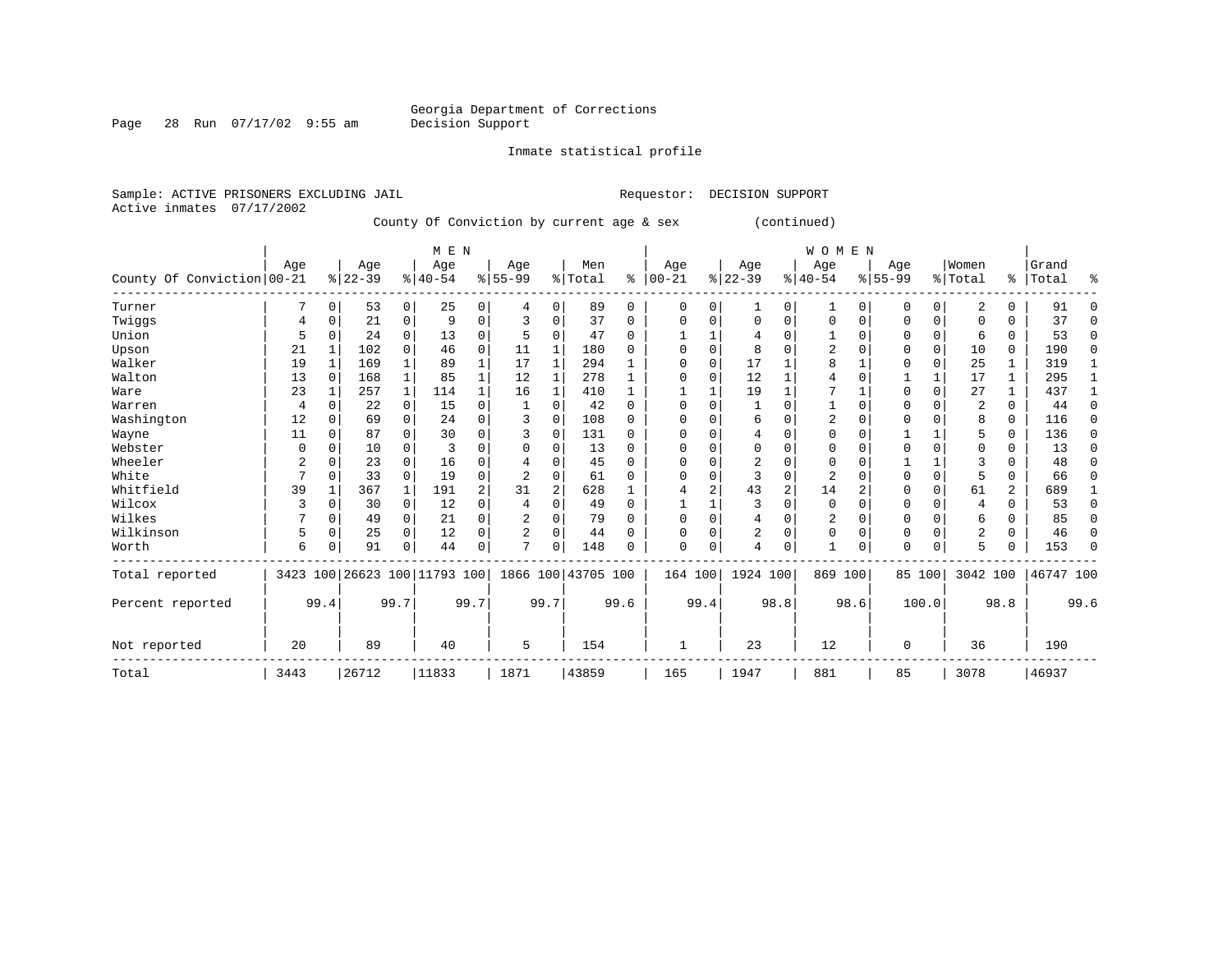Georgia Department of Corrections
Decision Support

Inmate statistical profile

Sample: ACTIVE PRISONERS EXCLUDING JAIL                    Requestor: DECISION SUPPORT
Active inmates 07/17/2002

County Of Conviction by current age & sex (continued)

| County Of Conviction | MEN Age 00-21 | % | Age 22-39 | % | Age 40-54 | % | Age 55-99 | % | Men Total | % | WOMEN Age 00-21 | % | Age 22-39 | % | Age 40-54 | % | Age 55-99 | % | Women Total | % | Grand Total | % |
|---|---|---|---|---|---|---|---|---|---|---|---|---|---|---|---|---|---|---|---|---|---|---|
| Turner | 7 | 0 | 53 | 0 | 25 | 0 | 4 | 0 | 89 | 0 | 0 | 0 | 1 | 0 | 1 | 0 | 0 | 0 | 2 | 0 | 91 | 0 |
| Twiggs | 4 | 0 | 21 | 0 | 9 | 0 | 3 | 0 | 37 | 0 | 0 | 0 | 0 | 0 | 0 | 0 | 0 | 0 | 0 | 0 | 37 | 0 |
| Union | 5 | 0 | 24 | 0 | 13 | 0 | 5 | 0 | 47 | 0 | 1 | 1 | 4 | 0 | 1 | 0 | 0 | 0 | 6 | 0 | 53 | 0 |
| Upson | 21 | 1 | 102 | 0 | 46 | 0 | 11 | 1 | 180 | 0 | 0 | 0 | 8 | 0 | 2 | 0 | 0 | 0 | 10 | 0 | 190 | 0 |
| Walker | 19 | 1 | 169 | 1 | 89 | 1 | 17 | 1 | 294 | 1 | 0 | 0 | 17 | 1 | 8 | 1 | 0 | 0 | 25 | 1 | 319 | 1 |
| Walton | 13 | 0 | 168 | 1 | 85 | 1 | 12 | 1 | 278 | 1 | 0 | 0 | 12 | 1 | 4 | 0 | 1 | 1 | 17 | 1 | 295 | 1 |
| Ware | 23 | 1 | 257 | 1 | 114 | 1 | 16 | 1 | 410 | 1 | 1 | 1 | 19 | 1 | 7 | 1 | 0 | 0 | 27 | 1 | 437 | 1 |
| Warren | 4 | 0 | 22 | 0 | 15 | 0 | 1 | 0 | 42 | 0 | 0 | 0 | 1 | 0 | 1 | 0 | 0 | 0 | 2 | 0 | 44 | 0 |
| Washington | 12 | 0 | 69 | 0 | 24 | 0 | 3 | 0 | 108 | 0 | 0 | 0 | 6 | 0 | 2 | 0 | 0 | 0 | 8 | 0 | 116 | 0 |
| Wayne | 11 | 0 | 87 | 0 | 30 | 0 | 3 | 0 | 131 | 0 | 0 | 0 | 4 | 0 | 0 | 0 | 1 | 1 | 5 | 0 | 136 | 0 |
| Webster | 0 | 0 | 10 | 0 | 3 | 0 | 0 | 0 | 13 | 0 | 0 | 0 | 0 | 0 | 0 | 0 | 0 | 0 | 0 | 0 | 13 | 0 |
| Wheeler | 2 | 0 | 23 | 0 | 16 | 0 | 4 | 0 | 45 | 0 | 0 | 0 | 2 | 0 | 0 | 0 | 1 | 1 | 3 | 0 | 48 | 0 |
| White | 7 | 0 | 33 | 0 | 19 | 0 | 2 | 0 | 61 | 0 | 0 | 0 | 3 | 0 | 2 | 0 | 0 | 0 | 5 | 0 | 66 | 0 |
| Whitfield | 39 | 1 | 367 | 1 | 191 | 2 | 31 | 2 | 628 | 1 | 4 | 2 | 43 | 2 | 14 | 2 | 0 | 0 | 61 | 2 | 689 | 1 |
| Wilcox | 3 | 0 | 30 | 0 | 12 | 0 | 4 | 0 | 49 | 0 | 1 | 1 | 3 | 0 | 0 | 0 | 0 | 0 | 4 | 0 | 53 | 0 |
| Wilkes | 7 | 0 | 49 | 0 | 21 | 0 | 2 | 0 | 79 | 0 | 0 | 0 | 4 | 0 | 2 | 0 | 0 | 0 | 6 | 0 | 85 | 0 |
| Wilkinson | 5 | 0 | 25 | 0 | 12 | 0 | 2 | 0 | 44 | 0 | 0 | 0 | 2 | 0 | 0 | 0 | 0 | 0 | 2 | 0 | 46 | 0 |
| Worth | 6 | 0 | 91 | 0 | 44 | 0 | 7 | 0 | 148 | 0 | 0 | 0 | 4 | 0 | 1 | 0 | 0 | 0 | 5 | 0 | 153 | 0 |
| Total reported | 3423 | 100 | 26623 | 100 | 11793 | 100 | 1866 | 100 | 43705 | 100 | 164 | 100 | 1924 | 100 | 869 | 100 | 85 | 100 | 3042 | 100 | 46747 | 100 |
| Percent reported | | 99.4 | | 99.7 | | 99.7 | | 99.7 | | 99.6 | | 99.4 | | 98.8 | | 98.6 | | 100.0 | | 98.8 | | 99.6 |
| Not reported | 20 | | 89 | | 40 | | 5 | | 154 | | 1 | | 23 | | 12 | | 0 | | 36 | | 190 | |
| Total | 3443 | | 26712 | | 11833 | | 1871 | | 43859 | | 165 | | 1947 | | 881 | | 85 | | 3078 | | 46937 | |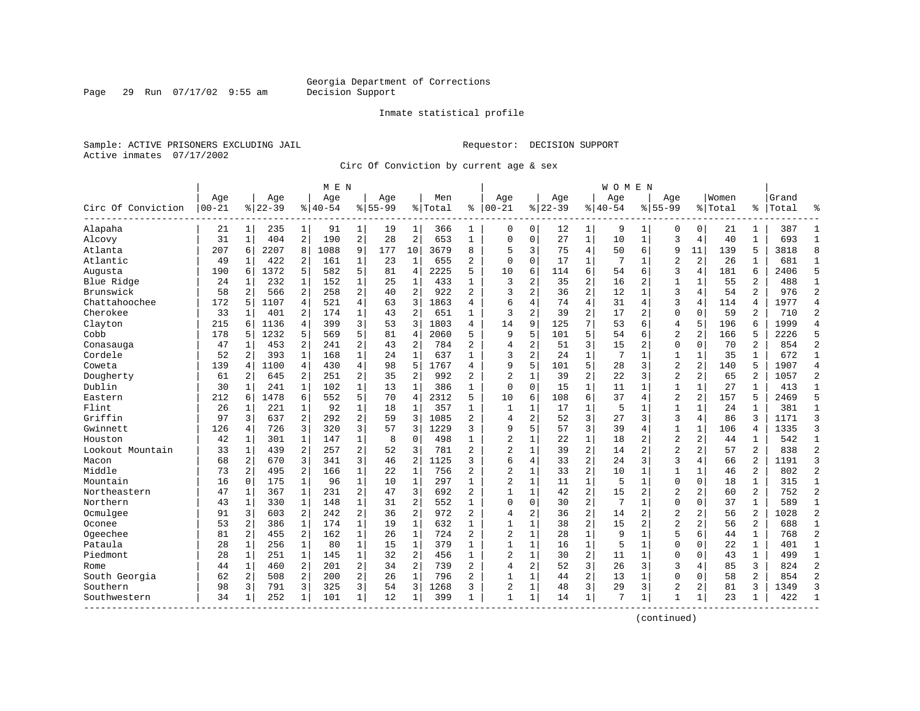Georgia Department of Corrections
Decision Support

Inmate statistical profile

Sample: ACTIVE PRISONERS EXCLUDING JAIL

Requestor: DECISION SUPPORT

Active inmates 07/17/2002

Circ Of Conviction by current age & sex

| Circ Of Conviction | MEN Age 00-21 | % | Age 22-39 | % | Age 40-54 | % | Age 55-99 | % | Men Total | % | WOMEN Age 00-21 | % | Age 22-39 | % | Age 40-54 | % | Age 55-99 | % | Women Total | % | Grand Total | % |
|---|---|---|---|---|---|---|---|---|---|---|---|---|---|---|---|---|---|---|---|---|---|---|
| Alapaha | 21 | 1 | 235 | 1 | 91 | 1 | 19 | 1 | 366 | 1 | 0 | 0 | 12 | 1 | 9 | 1 | 0 | 0 | 21 | 1 | 387 | 1 |
| Alcovy | 31 | 1 | 404 | 2 | 190 | 2 | 28 | 2 | 653 | 1 | 0 | 0 | 27 | 1 | 10 | 1 | 3 | 4 | 40 | 1 | 693 | 1 |
| Atlanta | 207 | 6 | 2207 | 8 | 1088 | 9 | 177 | 10 | 3679 | 8 | 5 | 3 | 75 | 4 | 50 | 6 | 9 | 11 | 139 | 5 | 3818 | 8 |
| Atlantic | 49 | 1 | 422 | 2 | 161 | 1 | 23 | 1 | 655 | 2 | 0 | 0 | 17 | 1 | 7 | 1 | 2 | 2 | 26 | 1 | 681 | 1 |
| Augusta | 190 | 6 | 1372 | 5 | 582 | 5 | 81 | 4 | 2225 | 5 | 10 | 6 | 114 | 6 | 54 | 6 | 3 | 4 | 181 | 6 | 2406 | 5 |
| Blue Ridge | 24 | 1 | 232 | 1 | 152 | 1 | 25 | 1 | 433 | 1 | 3 | 2 | 35 | 2 | 16 | 2 | 1 | 1 | 55 | 2 | 488 | 1 |
| Brunswick | 58 | 2 | 566 | 2 | 258 | 2 | 40 | 2 | 922 | 2 | 3 | 2 | 36 | 2 | 12 | 1 | 3 | 4 | 54 | 2 | 976 | 2 |
| Chattahoochee | 172 | 5 | 1107 | 4 | 521 | 4 | 63 | 3 | 1863 | 4 | 6 | 4 | 74 | 4 | 31 | 4 | 3 | 4 | 114 | 4 | 1977 | 4 |
| Cherokee | 33 | 1 | 401 | 2 | 174 | 1 | 43 | 2 | 651 | 1 | 3 | 2 | 39 | 2 | 17 | 2 | 0 | 0 | 59 | 2 | 710 | 2 |
| Clayton | 215 | 6 | 1136 | 4 | 399 | 3 | 53 | 3 | 1803 | 4 | 14 | 9 | 125 | 7 | 53 | 6 | 4 | 5 | 196 | 6 | 1999 | 4 |
| Cobb | 178 | 5 | 1232 | 5 | 569 | 5 | 81 | 4 | 2060 | 5 | 9 | 5 | 101 | 5 | 54 | 6 | 2 | 2 | 166 | 5 | 2226 | 5 |
| Conasauga | 47 | 1 | 453 | 2 | 241 | 2 | 43 | 2 | 784 | 2 | 4 | 2 | 51 | 3 | 15 | 2 | 0 | 0 | 70 | 2 | 854 | 2 |
| Cordele | 52 | 2 | 393 | 1 | 168 | 1 | 24 | 1 | 637 | 1 | 3 | 2 | 24 | 1 | 7 | 1 | 1 | 1 | 35 | 1 | 672 | 1 |
| Coweta | 139 | 4 | 1100 | 4 | 430 | 4 | 98 | 5 | 1767 | 4 | 9 | 5 | 101 | 5 | 28 | 3 | 2 | 2 | 140 | 5 | 1907 | 4 |
| Dougherty | 61 | 2 | 645 | 2 | 251 | 2 | 35 | 2 | 992 | 2 | 2 | 1 | 39 | 2 | 22 | 3 | 2 | 2 | 65 | 2 | 1057 | 2 |
| Dublin | 30 | 1 | 241 | 1 | 102 | 1 | 13 | 1 | 386 | 1 | 0 | 0 | 15 | 1 | 11 | 1 | 1 | 1 | 27 | 1 | 413 | 1 |
| Eastern | 212 | 6 | 1478 | 6 | 552 | 5 | 70 | 4 | 2312 | 5 | 10 | 6 | 108 | 6 | 37 | 4 | 2 | 2 | 157 | 5 | 2469 | 5 |
| Flint | 26 | 1 | 221 | 1 | 92 | 1 | 18 | 1 | 357 | 1 | 1 | 1 | 17 | 1 | 5 | 1 | 1 | 1 | 24 | 1 | 381 | 1 |
| Griffin | 97 | 3 | 637 | 2 | 292 | 2 | 59 | 3 | 1085 | 2 | 4 | 2 | 52 | 3 | 27 | 3 | 3 | 4 | 86 | 3 | 1171 | 3 |
| Gwinnett | 126 | 4 | 726 | 3 | 320 | 3 | 57 | 3 | 1229 | 3 | 9 | 5 | 57 | 3 | 39 | 4 | 1 | 1 | 106 | 4 | 1335 | 3 |
| Houston | 42 | 1 | 301 | 1 | 147 | 1 | 8 | 0 | 498 | 1 | 2 | 1 | 22 | 1 | 18 | 2 | 2 | 2 | 44 | 1 | 542 | 1 |
| Lookout Mountain | 33 | 1 | 439 | 2 | 257 | 2 | 52 | 3 | 781 | 2 | 2 | 1 | 39 | 2 | 14 | 2 | 2 | 2 | 57 | 2 | 838 | 2 |
| Macon | 68 | 2 | 670 | 3 | 341 | 3 | 46 | 2 | 1125 | 3 | 6 | 4 | 33 | 2 | 24 | 3 | 3 | 4 | 66 | 2 | 1191 | 3 |
| Middle | 73 | 2 | 495 | 2 | 166 | 1 | 22 | 1 | 756 | 2 | 2 | 1 | 33 | 2 | 10 | 1 | 1 | 1 | 46 | 2 | 802 | 2 |
| Mountain | 16 | 0 | 175 | 1 | 96 | 1 | 10 | 1 | 297 | 1 | 2 | 1 | 11 | 1 | 5 | 1 | 0 | 0 | 18 | 1 | 315 | 1 |
| Northeastern | 47 | 1 | 367 | 1 | 231 | 2 | 47 | 3 | 692 | 2 | 1 | 1 | 42 | 2 | 15 | 2 | 2 | 2 | 60 | 2 | 752 | 2 |
| Northern | 43 | 1 | 330 | 1 | 148 | 1 | 31 | 2 | 552 | 1 | 0 | 0 | 30 | 2 | 7 | 1 | 0 | 0 | 37 | 1 | 589 | 1 |
| Ocmulgee | 91 | 3 | 603 | 2 | 242 | 2 | 36 | 2 | 972 | 2 | 4 | 2 | 36 | 2 | 14 | 2 | 2 | 2 | 56 | 2 | 1028 | 2 |
| Oconee | 53 | 2 | 386 | 1 | 174 | 1 | 19 | 1 | 632 | 1 | 1 | 1 | 38 | 2 | 15 | 2 | 2 | 2 | 56 | 2 | 688 | 1 |
| Ogeechee | 81 | 2 | 455 | 2 | 162 | 1 | 26 | 1 | 724 | 2 | 2 | 1 | 28 | 1 | 9 | 1 | 5 | 6 | 44 | 1 | 768 | 2 |
| Pataula | 28 | 1 | 256 | 1 | 80 | 1 | 15 | 1 | 379 | 1 | 1 | 1 | 16 | 1 | 5 | 1 | 0 | 0 | 22 | 1 | 401 | 1 |
| Piedmont | 28 | 1 | 251 | 1 | 145 | 1 | 32 | 2 | 456 | 1 | 2 | 1 | 30 | 2 | 11 | 1 | 0 | 0 | 43 | 1 | 499 | 1 |
| Rome | 44 | 1 | 460 | 2 | 201 | 2 | 34 | 2 | 739 | 2 | 4 | 2 | 52 | 3 | 26 | 3 | 3 | 4 | 85 | 3 | 824 | 2 |
| South Georgia | 62 | 2 | 508 | 2 | 200 | 2 | 26 | 1 | 796 | 2 | 1 | 1 | 44 | 2 | 13 | 1 | 0 | 0 | 58 | 2 | 854 | 2 |
| Southern | 98 | 3 | 791 | 3 | 325 | 3 | 54 | 3 | 1268 | 3 | 2 | 1 | 48 | 3 | 29 | 3 | 2 | 2 | 81 | 3 | 1349 | 3 |
| Southwestern | 34 | 1 | 252 | 1 | 101 | 1 | 12 | 1 | 399 | 1 | 1 | 1 | 14 | 1 | 7 | 1 | 1 | 1 | 23 | 1 | 422 | 1 |

(continued)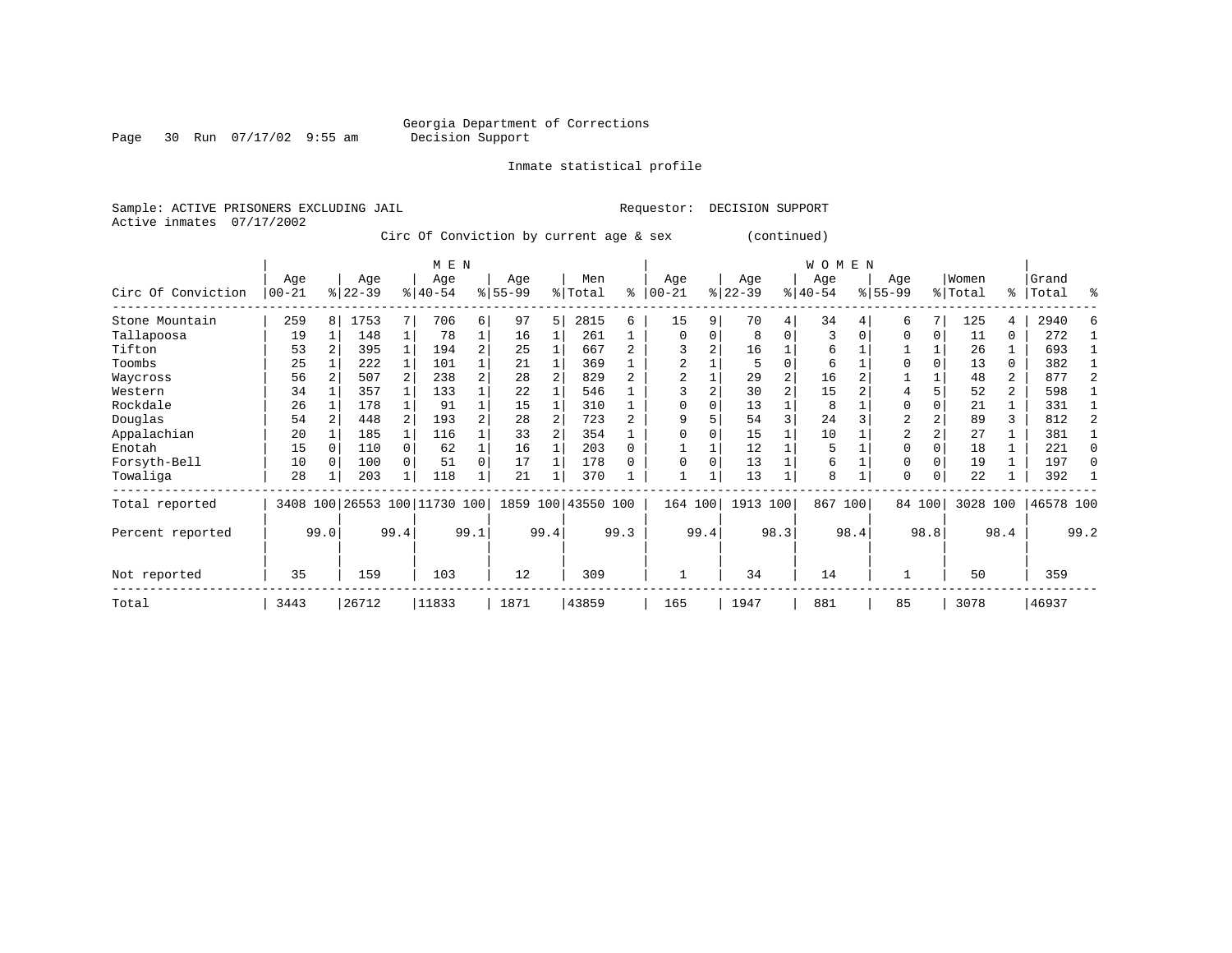Georgia Department of Corrections
Decision Support

Inmate statistical profile

Sample: ACTIVE PRISONERS EXCLUDING JAIL

Requestor: DECISION SUPPORT

Active inmates 07/17/2002

Circ Of Conviction by current age & sex (continued)

| Circ Of Conviction | MEN Age 00-21 | % | Age 22-39 | % | Age 40-54 | % | Age 55-99 | % | Men Total | % | WOMEN Age 00-21 | % | Age 22-39 | % | Age 40-54 | % | Age 55-99 | % | Women Total | % | Grand Total | % |
|---|---|---|---|---|---|---|---|---|---|---|---|---|---|---|---|---|---|---|---|---|---|---|
| Stone Mountain | 259 | 8 | 1753 | 7 | 706 | 6 | 97 | 5 | 2815 | 6 | 15 | 9 | 70 | 4 | 34 | 4 | 6 | 7 | 125 | 4 | 2940 | 6 |
| Tallapoosa | 19 | 1 | 148 | 1 | 78 | 1 | 16 | 1 | 261 | 1 | 0 | 0 | 8 | 0 | 3 | 0 | 0 | 0 | 11 | 0 | 272 | 1 |
| Tifton | 53 | 2 | 395 | 1 | 194 | 2 | 25 | 1 | 667 | 2 | 3 | 2 | 16 | 1 | 6 | 1 | 1 | 1 | 26 | 1 | 693 | 1 |
| Toombs | 25 | 1 | 222 | 1 | 101 | 1 | 21 | 1 | 369 | 1 | 2 | 1 | 5 | 0 | 6 | 1 | 0 | 0 | 13 | 0 | 382 | 1 |
| Waycross | 56 | 2 | 507 | 2 | 238 | 2 | 28 | 2 | 829 | 2 | 2 | 1 | 29 | 2 | 16 | 2 | 1 | 1 | 48 | 2 | 877 | 2 |
| Western | 34 | 1 | 357 | 1 | 133 | 1 | 22 | 1 | 546 | 1 | 3 | 2 | 30 | 2 | 15 | 2 | 4 | 5 | 52 | 2 | 598 | 1 |
| Rockdale | 26 | 1 | 178 | 1 | 91 | 1 | 15 | 1 | 310 | 1 | 0 | 0 | 13 | 1 | 8 | 1 | 0 | 0 | 21 | 1 | 331 | 1 |
| Douglas | 54 | 2 | 448 | 2 | 193 | 2 | 28 | 2 | 723 | 2 | 9 | 5 | 54 | 3 | 24 | 3 | 2 | 2 | 89 | 3 | 812 | 2 |
| Appalachian | 20 | 1 | 185 | 1 | 116 | 1 | 33 | 2 | 354 | 1 | 0 | 0 | 15 | 1 | 10 | 1 | 2 | 2 | 27 | 1 | 381 | 1 |
| Enotah | 15 | 0 | 110 | 0 | 62 | 1 | 16 | 1 | 203 | 0 | 1 | 1 | 12 | 1 | 5 | 1 | 0 | 0 | 18 | 1 | 221 | 0 |
| Forsyth-Bell | 10 | 0 | 100 | 0 | 51 | 0 | 17 | 1 | 178 | 0 | 0 | 0 | 13 | 1 | 6 | 1 | 0 | 0 | 19 | 1 | 197 | 0 |
| Towaliga | 28 | 1 | 203 | 1 | 118 | 1 | 21 | 1 | 370 | 1 | 1 | 1 | 13 | 1 | 8 | 1 | 0 | 0 | 22 | 1 | 392 | 1 |
| Total reported | 3408 | 100 | 26553 | 100 | 11730 | 100 | 1859 | 100 | 43550 | 100 | 164 | 100 | 1913 | 100 | 867 | 100 | 84 | 100 | 3028 | 100 | 46578 | 100 |
| Percent reported | | 99.0 | | 99.4 | | 99.1 | | 99.4 | | 99.3 | | 99.4 | | 98.3 | | 98.4 | | 98.8 | | 98.4 | | 99.2 |
| Not reported | 35 | | 159 | | 103 | | 12 | | 309 | | 1 | | 34 | | 14 | | 1 | | 50 | | 359 | |
| Total | 3443 | | 26712 | | 11833 | | 1871 | | 43859 | | 165 | | 1947 | | 881 | | 85 | | 3078 | | 46937 | |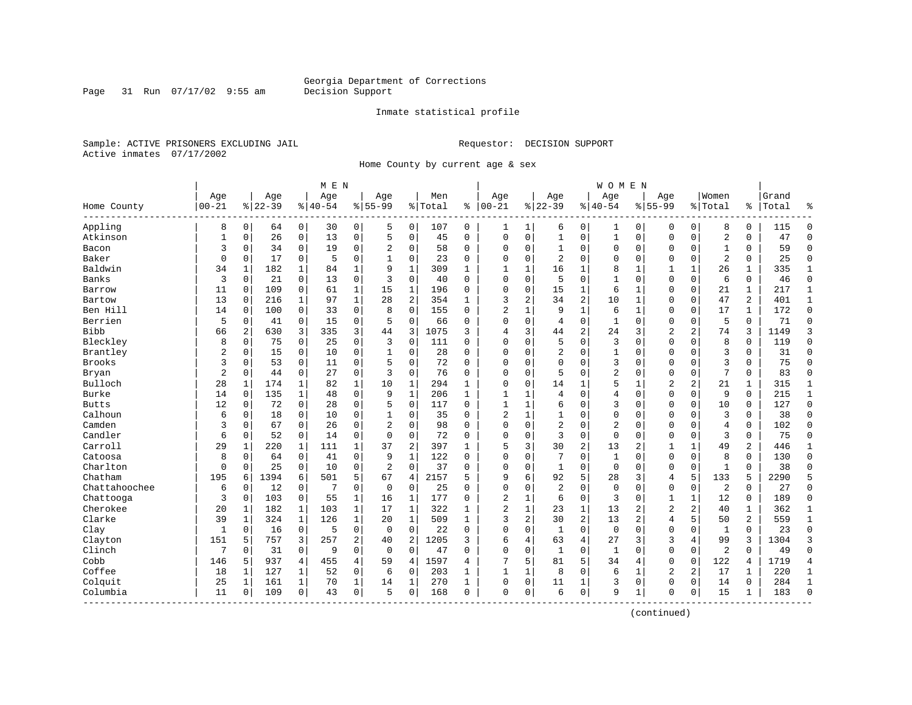Georgia Department of Corrections
Decision Support

Inmate statistical profile

Sample: ACTIVE PRISONERS EXCLUDING JAIL                    Requestor: DECISION SUPPORT
Active inmates 07/17/2002

Home County by current age & sex

| Home County | MEN Age 00-21 | % | Age 22-39 | % | Age 40-54 | % | Age 55-99 | % | Men Total | % | WOMEN Age 00-21 | % | Age 22-39 | % | Age 40-54 | % | Age 55-99 | % | Women Total | % | Grand Total | % |
|---|---|---|---|---|---|---|---|---|---|---|---|---|---|---|---|---|---|---|---|---|---|---|
| Appling | 8 | 0 | 64 | 0 | 30 | 0 | 5 | 0 | 107 | 0 | 1 | 1 | 6 | 0 | 1 | 0 | 0 | 0 | 8 | 0 | 115 | 0 |
| Atkinson | 1 | 0 | 26 | 0 | 13 | 0 | 5 | 0 | 45 | 0 | 0 | 0 | 1 | 0 | 1 | 0 | 0 | 0 | 2 | 0 | 47 | 0 |
| Bacon | 3 | 0 | 34 | 0 | 19 | 0 | 2 | 0 | 58 | 0 | 0 | 0 | 1 | 0 | 0 | 0 | 0 | 0 | 1 | 0 | 59 | 0 |
| Baker | 0 | 0 | 17 | 0 | 5 | 0 | 1 | 0 | 23 | 0 | 0 | 0 | 2 | 0 | 0 | 0 | 0 | 0 | 2 | 0 | 25 | 0 |
| Baldwin | 34 | 1 | 182 | 1 | 84 | 1 | 9 | 1 | 309 | 1 | 1 | 1 | 16 | 1 | 8 | 1 | 1 | 1 | 26 | 1 | 335 | 1 |
| Banks | 3 | 0 | 21 | 0 | 13 | 0 | 3 | 0 | 40 | 0 | 0 | 0 | 5 | 0 | 1 | 0 | 0 | 0 | 6 | 0 | 46 | 0 |
| Barrow | 11 | 0 | 109 | 0 | 61 | 1 | 15 | 1 | 196 | 0 | 0 | 0 | 15 | 1 | 6 | 1 | 0 | 0 | 21 | 1 | 217 | 1 |
| Bartow | 13 | 0 | 216 | 1 | 97 | 1 | 28 | 2 | 354 | 1 | 3 | 2 | 34 | 2 | 10 | 1 | 0 | 0 | 47 | 2 | 401 | 1 |
| Ben Hill | 14 | 0 | 100 | 0 | 33 | 0 | 8 | 0 | 155 | 0 | 2 | 1 | 9 | 1 | 6 | 1 | 0 | 0 | 17 | 1 | 172 | 0 |
| Berrien | 5 | 0 | 41 | 0 | 15 | 0 | 5 | 0 | 66 | 0 | 0 | 0 | 4 | 0 | 1 | 0 | 0 | 0 | 5 | 0 | 71 | 0 |
| Bibb | 66 | 2 | 630 | 3 | 335 | 3 | 44 | 3 | 1075 | 3 | 4 | 3 | 44 | 2 | 24 | 3 | 2 | 2 | 74 | 3 | 1149 | 3 |
| Bleckley | 8 | 0 | 75 | 0 | 25 | 0 | 3 | 0 | 111 | 0 | 0 | 0 | 5 | 0 | 3 | 0 | 0 | 0 | 8 | 0 | 119 | 0 |
| Brantley | 2 | 0 | 15 | 0 | 10 | 0 | 1 | 0 | 28 | 0 | 0 | 0 | 2 | 0 | 1 | 0 | 0 | 0 | 3 | 0 | 31 | 0 |
| Brooks | 3 | 0 | 53 | 0 | 11 | 0 | 5 | 0 | 72 | 0 | 0 | 0 | 0 | 0 | 3 | 0 | 0 | 0 | 3 | 0 | 75 | 0 |
| Bryan | 2 | 0 | 44 | 0 | 27 | 0 | 3 | 0 | 76 | 0 | 0 | 0 | 5 | 0 | 2 | 0 | 0 | 0 | 7 | 0 | 83 | 0 |
| Bulloch | 28 | 1 | 174 | 1 | 82 | 1 | 10 | 1 | 294 | 1 | 0 | 0 | 14 | 1 | 5 | 1 | 2 | 2 | 21 | 1 | 315 | 1 |
| Burke | 14 | 0 | 135 | 1 | 48 | 0 | 9 | 1 | 206 | 1 | 1 | 1 | 4 | 0 | 4 | 0 | 0 | 0 | 9 | 0 | 215 | 1 |
| Butts | 12 | 0 | 72 | 0 | 28 | 0 | 5 | 0 | 117 | 0 | 1 | 1 | 6 | 0 | 3 | 0 | 0 | 0 | 10 | 0 | 127 | 0 |
| Calhoun | 6 | 0 | 18 | 0 | 10 | 0 | 1 | 0 | 35 | 0 | 2 | 1 | 1 | 0 | 0 | 0 | 0 | 0 | 3 | 0 | 38 | 0 |
| Camden | 3 | 0 | 67 | 0 | 26 | 0 | 2 | 0 | 98 | 0 | 0 | 0 | 2 | 0 | 2 | 0 | 0 | 0 | 4 | 0 | 102 | 0 |
| Candler | 6 | 0 | 52 | 0 | 14 | 0 | 0 | 0 | 72 | 0 | 0 | 0 | 3 | 0 | 0 | 0 | 0 | 0 | 3 | 0 | 75 | 0 |
| Carroll | 29 | 1 | 220 | 1 | 111 | 1 | 37 | 2 | 397 | 1 | 5 | 3 | 30 | 2 | 13 | 2 | 1 | 1 | 49 | 2 | 446 | 1 |
| Catoosa | 8 | 0 | 64 | 0 | 41 | 0 | 9 | 1 | 122 | 0 | 0 | 0 | 7 | 0 | 1 | 0 | 0 | 0 | 8 | 0 | 130 | 0 |
| Charlton | 0 | 0 | 25 | 0 | 10 | 0 | 2 | 0 | 37 | 0 | 0 | 0 | 1 | 0 | 0 | 0 | 0 | 0 | 1 | 0 | 38 | 0 |
| Chatham | 195 | 6 | 1394 | 6 | 501 | 5 | 67 | 4 | 2157 | 5 | 9 | 6 | 92 | 5 | 28 | 3 | 4 | 5 | 133 | 5 | 2290 | 5 |
| Chattahoochee | 6 | 0 | 12 | 0 | 7 | 0 | 0 | 0 | 25 | 0 | 0 | 0 | 2 | 0 | 0 | 0 | 0 | 0 | 2 | 0 | 27 | 0 |
| Chattooga | 3 | 0 | 103 | 0 | 55 | 1 | 16 | 1 | 177 | 0 | 2 | 1 | 6 | 0 | 3 | 0 | 1 | 1 | 12 | 0 | 189 | 0 |
| Cherokee | 20 | 1 | 182 | 1 | 103 | 1 | 17 | 1 | 322 | 1 | 2 | 1 | 23 | 1 | 13 | 2 | 2 | 2 | 40 | 1 | 362 | 1 |
| Clarke | 39 | 1 | 324 | 1 | 126 | 1 | 20 | 1 | 509 | 1 | 3 | 2 | 30 | 2 | 13 | 2 | 4 | 5 | 50 | 2 | 559 | 1 |
| Clay | 1 | 0 | 16 | 0 | 5 | 0 | 0 | 0 | 22 | 0 | 0 | 0 | 1 | 0 | 0 | 0 | 0 | 0 | 1 | 0 | 23 | 0 |
| Clayton | 151 | 5 | 757 | 3 | 257 | 2 | 40 | 2 | 1205 | 3 | 6 | 4 | 63 | 4 | 27 | 3 | 3 | 4 | 99 | 3 | 1304 | 3 |
| Clinch | 7 | 0 | 31 | 0 | 9 | 0 | 0 | 0 | 47 | 0 | 0 | 0 | 1 | 0 | 1 | 0 | 0 | 0 | 2 | 0 | 49 | 0 |
| Cobb | 146 | 5 | 937 | 4 | 455 | 4 | 59 | 4 | 1597 | 4 | 7 | 5 | 81 | 5 | 34 | 4 | 0 | 0 | 122 | 4 | 1719 | 4 |
| Coffee | 18 | 1 | 127 | 1 | 52 | 0 | 6 | 0 | 203 | 1 | 1 | 1 | 8 | 0 | 6 | 1 | 2 | 2 | 17 | 1 | 220 | 1 |
| Colquit | 25 | 1 | 161 | 1 | 70 | 1 | 14 | 1 | 270 | 1 | 0 | 0 | 11 | 1 | 3 | 0 | 0 | 0 | 14 | 0 | 284 | 1 |
| Columbia | 11 | 0 | 109 | 0 | 43 | 0 | 5 | 0 | 168 | 0 | 0 | 0 | 6 | 0 | 9 | 1 | 0 | 0 | 15 | 1 | 183 | 0 |

(continued)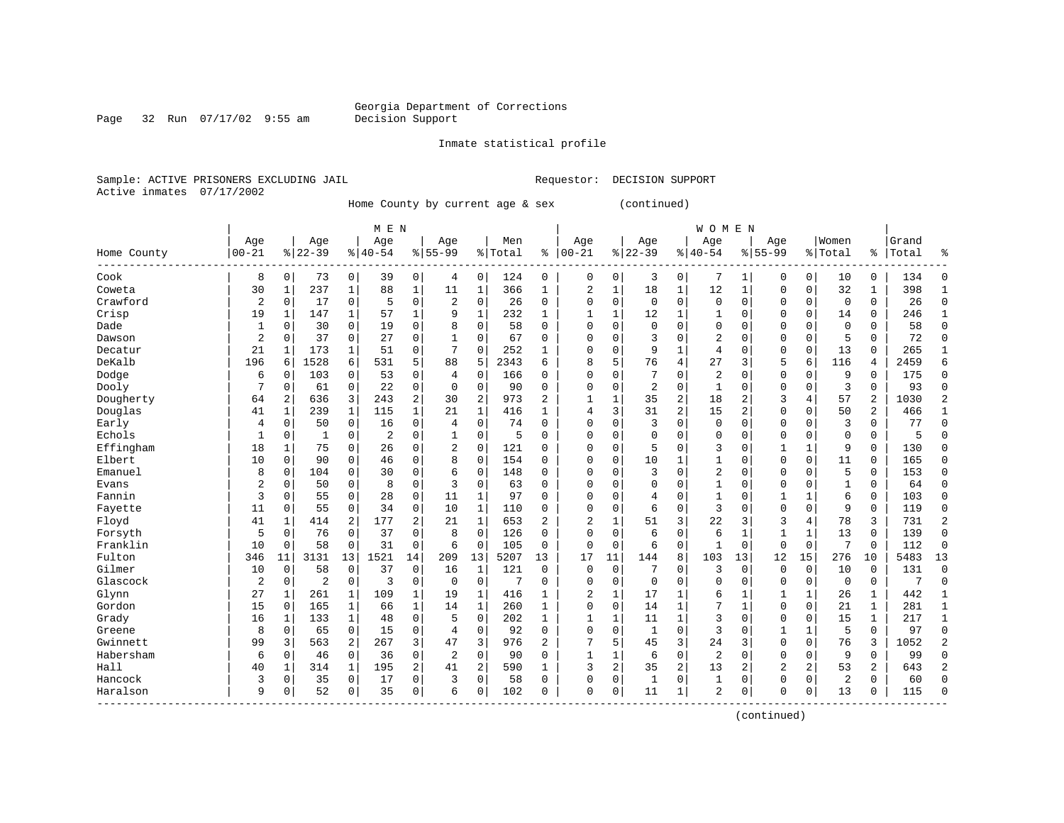Georgia Department of Corrections
Decision Support

Inmate statistical profile

Sample: ACTIVE PRISONERS EXCLUDING JAIL    Requestor: DECISION SUPPORT
Active inmates 07/17/2002

Home County by current age & sex (continued)

| Home County | MEN Age 00-21 | % | Age 22-39 | % | Age 40-54 | % | Age 55-99 | % | Men Total | % | WOMEN Age 00-21 | % | Age 22-39 | % | Age 40-54 | % | Age 55-99 | % | Women Total | % | Grand Total | % |
|---|---|---|---|---|---|---|---|---|---|---|---|---|---|---|---|---|---|---|---|---|---|---|
| Cook | 8 | 0 | 73 | 0 | 39 | 0 | 4 | 0 | 124 | 0 | 0 | 0 | 3 | 0 | 7 | 1 | 0 | 0 | 10 | 0 | 134 | 0 |
| Coweta | 30 | 1 | 237 | 1 | 88 | 1 | 11 | 1 | 366 | 1 | 2 | 1 | 18 | 1 | 12 | 1 | 0 | 0 | 32 | 1 | 398 | 1 |
| Crawford | 2 | 0 | 17 | 0 | 5 | 0 | 2 | 0 | 26 | 0 | 0 | 0 | 0 | 0 | 0 | 0 | 0 | 0 | 0 | 0 | 26 | 0 |
| Crisp | 19 | 1 | 147 | 1 | 57 | 1 | 9 | 1 | 232 | 1 | 1 | 1 | 12 | 1 | 1 | 0 | 0 | 0 | 14 | 0 | 246 | 1 |
| Dade | 1 | 0 | 30 | 0 | 19 | 0 | 8 | 0 | 58 | 0 | 0 | 0 | 0 | 0 | 0 | 0 | 0 | 0 | 0 | 0 | 58 | 0 |
| Dawson | 2 | 0 | 37 | 0 | 27 | 0 | 1 | 0 | 67 | 0 | 0 | 0 | 3 | 0 | 2 | 0 | 0 | 0 | 5 | 0 | 72 | 0 |
| Decatur | 21 | 1 | 173 | 1 | 51 | 0 | 7 | 0 | 252 | 1 | 0 | 0 | 9 | 1 | 4 | 0 | 0 | 0 | 13 | 0 | 265 | 1 |
| DeKalb | 196 | 6 | 1528 | 6 | 531 | 5 | 88 | 5 | 2343 | 6 | 8 | 5 | 76 | 4 | 27 | 3 | 5 | 6 | 116 | 4 | 2459 | 6 |
| Dodge | 6 | 0 | 103 | 0 | 53 | 0 | 4 | 0 | 166 | 0 | 0 | 0 | 7 | 0 | 2 | 0 | 0 | 0 | 9 | 0 | 175 | 0 |
| Dooly | 7 | 0 | 61 | 0 | 22 | 0 | 0 | 0 | 90 | 0 | 0 | 0 | 2 | 0 | 1 | 0 | 0 | 0 | 3 | 0 | 93 | 0 |
| Dougherty | 64 | 2 | 636 | 3 | 243 | 2 | 30 | 2 | 973 | 2 | 1 | 1 | 35 | 2 | 18 | 2 | 3 | 4 | 57 | 2 | 1030 | 2 |
| Douglas | 41 | 1 | 239 | 1 | 115 | 1 | 21 | 1 | 416 | 1 | 4 | 3 | 31 | 2 | 15 | 2 | 0 | 0 | 50 | 2 | 466 | 1 |
| Early | 4 | 0 | 50 | 0 | 16 | 0 | 4 | 0 | 74 | 0 | 0 | 0 | 3 | 0 | 0 | 0 | 0 | 0 | 3 | 0 | 77 | 0 |
| Echols | 1 | 0 | 1 | 0 | 2 | 0 | 1 | 0 | 5 | 0 | 0 | 0 | 0 | 0 | 0 | 0 | 0 | 0 | 0 | 0 | 5 | 0 |
| Effingham | 18 | 1 | 75 | 0 | 26 | 0 | 2 | 0 | 121 | 0 | 0 | 0 | 5 | 0 | 3 | 0 | 1 | 1 | 9 | 0 | 130 | 0 |
| Elbert | 10 | 0 | 90 | 0 | 46 | 0 | 8 | 0 | 154 | 0 | 0 | 0 | 10 | 1 | 1 | 0 | 0 | 0 | 11 | 0 | 165 | 0 |
| Emanuel | 8 | 0 | 104 | 0 | 30 | 0 | 6 | 0 | 148 | 0 | 0 | 0 | 3 | 0 | 2 | 0 | 0 | 0 | 5 | 0 | 153 | 0 |
| Evans | 2 | 0 | 50 | 0 | 8 | 0 | 3 | 0 | 63 | 0 | 0 | 0 | 0 | 0 | 1 | 0 | 0 | 0 | 1 | 0 | 64 | 0 |
| Fannin | 3 | 0 | 55 | 0 | 28 | 0 | 11 | 1 | 97 | 0 | 0 | 0 | 4 | 0 | 1 | 0 | 1 | 1 | 6 | 0 | 103 | 0 |
| Fayette | 11 | 0 | 55 | 0 | 34 | 0 | 10 | 1 | 110 | 0 | 0 | 0 | 6 | 0 | 3 | 0 | 0 | 0 | 9 | 0 | 119 | 0 |
| Floyd | 41 | 1 | 414 | 2 | 177 | 2 | 21 | 1 | 653 | 2 | 2 | 1 | 51 | 3 | 22 | 3 | 3 | 4 | 78 | 3 | 731 | 2 |
| Forsyth | 5 | 0 | 76 | 0 | 37 | 0 | 8 | 0 | 126 | 0 | 0 | 0 | 6 | 0 | 6 | 1 | 1 | 1 | 13 | 0 | 139 | 0 |
| Franklin | 10 | 0 | 58 | 0 | 31 | 0 | 6 | 0 | 105 | 0 | 0 | 0 | 6 | 0 | 1 | 0 | 0 | 0 | 7 | 0 | 112 | 0 |
| Fulton | 346 | 11 | 3131 | 13 | 1521 | 14 | 209 | 13 | 5207 | 13 | 17 | 11 | 144 | 8 | 103 | 13 | 12 | 15 | 276 | 10 | 5483 | 13 |
| Gilmer | 10 | 0 | 58 | 0 | 37 | 0 | 16 | 1 | 121 | 0 | 0 | 0 | 7 | 0 | 3 | 0 | 0 | 0 | 10 | 0 | 131 | 0 |
| Glascock | 2 | 0 | 2 | 0 | 3 | 0 | 0 | 0 | 7 | 0 | 0 | 0 | 0 | 0 | 0 | 0 | 0 | 0 | 0 | 0 | 7 | 0 |
| Glynn | 27 | 1 | 261 | 1 | 109 | 1 | 19 | 1 | 416 | 1 | 2 | 1 | 17 | 1 | 6 | 1 | 1 | 1 | 26 | 1 | 442 | 1 |
| Gordon | 15 | 0 | 165 | 1 | 66 | 1 | 14 | 1 | 260 | 1 | 0 | 0 | 14 | 1 | 7 | 1 | 0 | 0 | 21 | 1 | 281 | 1 |
| Grady | 16 | 1 | 133 | 1 | 48 | 0 | 5 | 0 | 202 | 1 | 1 | 1 | 11 | 1 | 3 | 0 | 0 | 0 | 15 | 1 | 217 | 1 |
| Greene | 8 | 0 | 65 | 0 | 15 | 0 | 4 | 0 | 92 | 0 | 0 | 0 | 1 | 0 | 3 | 0 | 1 | 1 | 5 | 0 | 97 | 0 |
| Gwinnett | 99 | 3 | 563 | 2 | 267 | 3 | 47 | 3 | 976 | 2 | 7 | 5 | 45 | 3 | 24 | 3 | 0 | 0 | 76 | 3 | 1052 | 2 |
| Habersham | 6 | 0 | 46 | 0 | 36 | 0 | 2 | 0 | 90 | 0 | 1 | 1 | 6 | 0 | 2 | 0 | 0 | 0 | 9 | 0 | 99 | 0 |
| Hall | 40 | 1 | 314 | 1 | 195 | 2 | 41 | 2 | 590 | 1 | 3 | 2 | 35 | 2 | 13 | 2 | 2 | 2 | 53 | 2 | 643 | 2 |
| Hancock | 3 | 0 | 35 | 0 | 17 | 0 | 3 | 0 | 58 | 0 | 0 | 0 | 1 | 0 | 1 | 0 | 0 | 0 | 2 | 0 | 60 | 0 |
| Haralson | 9 | 0 | 52 | 0 | 35 | 0 | 6 | 0 | 102 | 0 | 0 | 0 | 11 | 1 | 2 | 0 | 0 | 0 | 13 | 0 | 115 | 0 |

(continued)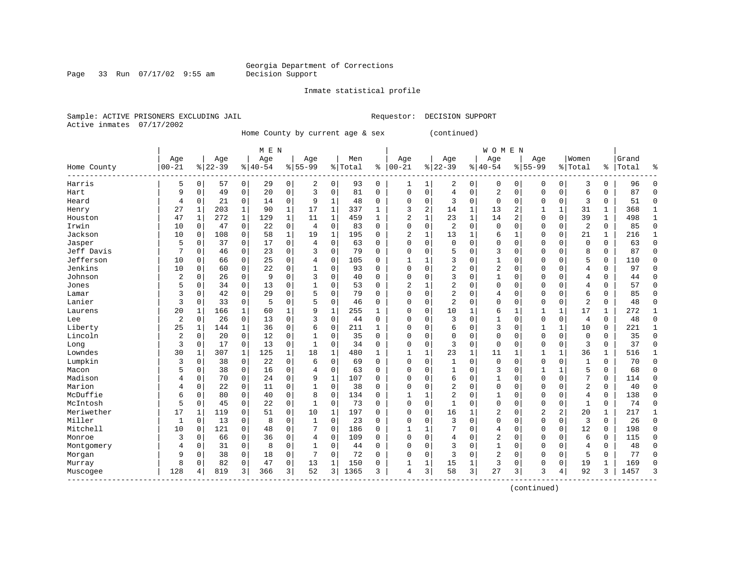Georgia Department of Corrections
Decision Support

Inmate statistical profile

Sample: ACTIVE PRISONERS EXCLUDING JAIL
Requestor: DECISION SUPPORT
Active inmates 07/17/2002

Home County by current age & sex (continued)

| | MEN | | | | | | | | | | WOMEN | | | | | | | | | | | |
|---|---|---|---|---|---|---|---|---|---|---|---|---|---|---|---|---|---|---|---|---|---|---|
| Home County | Age 00-21 | % | Age 22-39 | % | Age 40-54 | % | Age 55-99 | % | Men Total | % | Age 00-21 | % | Age 22-39 | % | Age 40-54 | % | Age 55-99 | % | Women Total | % | Grand Total | % |
| Harris | 5 | 0 | 57 | 0 | 29 | 0 | 2 | 0 | 93 | 0 | 1 | 1 | 2 | 0 | 0 | 0 | 0 | 0 | 3 | 0 | 96 | 0 |
| Hart | 9 | 0 | 49 | 0 | 20 | 0 | 3 | 0 | 81 | 0 | 0 | 0 | 4 | 0 | 2 | 0 | 0 | 0 | 6 | 0 | 87 | 0 |
| Heard | 4 | 0 | 21 | 0 | 14 | 0 | 9 | 1 | 48 | 0 | 0 | 0 | 3 | 0 | 0 | 0 | 0 | 0 | 3 | 0 | 51 | 0 |
| Henry | 27 | 1 | 203 | 1 | 90 | 1 | 17 | 1 | 337 | 1 | 3 | 2 | 14 | 1 | 13 | 2 | 1 | 1 | 31 | 1 | 368 | 1 |
| Houston | 47 | 1 | 272 | 1 | 129 | 1 | 11 | 1 | 459 | 1 | 2 | 1 | 23 | 1 | 14 | 2 | 0 | 0 | 39 | 1 | 498 | 1 |
| Irwin | 10 | 0 | 47 | 0 | 22 | 0 | 4 | 0 | 83 | 0 | 0 | 0 | 2 | 0 | 0 | 0 | 0 | 0 | 2 | 0 | 85 | 0 |
| Jackson | 10 | 0 | 108 | 0 | 58 | 1 | 19 | 1 | 195 | 0 | 2 | 1 | 13 | 1 | 6 | 1 | 0 | 0 | 21 | 1 | 216 | 1 |
| Jasper | 5 | 0 | 37 | 0 | 17 | 0 | 4 | 0 | 63 | 0 | 0 | 0 | 0 | 0 | 0 | 0 | 0 | 0 | 0 | 0 | 63 | 0 |
| Jeff Davis | 7 | 0 | 46 | 0 | 23 | 0 | 3 | 0 | 79 | 0 | 0 | 0 | 5 | 0 | 3 | 0 | 0 | 0 | 8 | 0 | 87 | 0 |
| Jefferson | 10 | 0 | 66 | 0 | 25 | 0 | 4 | 0 | 105 | 0 | 1 | 1 | 3 | 0 | 1 | 0 | 0 | 0 | 5 | 0 | 110 | 0 |
| Jenkins | 10 | 0 | 60 | 0 | 22 | 0 | 1 | 0 | 93 | 0 | 0 | 0 | 2 | 0 | 2 | 0 | 0 | 0 | 4 | 0 | 97 | 0 |
| Johnson | 2 | 0 | 26 | 0 | 9 | 0 | 3 | 0 | 40 | 0 | 0 | 0 | 3 | 0 | 1 | 0 | 0 | 0 | 4 | 0 | 44 | 0 |
| Jones | 5 | 0 | 34 | 0 | 13 | 0 | 1 | 0 | 53 | 0 | 2 | 1 | 2 | 0 | 0 | 0 | 0 | 0 | 4 | 0 | 57 | 0 |
| Lamar | 3 | 0 | 42 | 0 | 29 | 0 | 5 | 0 | 79 | 0 | 0 | 0 | 2 | 0 | 4 | 0 | 0 | 0 | 6 | 0 | 85 | 0 |
| Lanier | 3 | 0 | 33 | 0 | 5 | 0 | 5 | 0 | 46 | 0 | 0 | 0 | 2 | 0 | 0 | 0 | 0 | 0 | 2 | 0 | 48 | 0 |
| Laurens | 20 | 1 | 166 | 1 | 60 | 1 | 9 | 1 | 255 | 1 | 0 | 0 | 10 | 1 | 6 | 1 | 1 | 1 | 17 | 1 | 272 | 1 |
| Lee | 2 | 0 | 26 | 0 | 13 | 0 | 3 | 0 | 44 | 0 | 0 | 0 | 3 | 0 | 1 | 0 | 0 | 0 | 4 | 0 | 48 | 0 |
| Liberty | 25 | 1 | 144 | 1 | 36 | 0 | 6 | 0 | 211 | 1 | 0 | 0 | 6 | 0 | 3 | 0 | 1 | 1 | 10 | 0 | 221 | 1 |
| Lincoln | 2 | 0 | 20 | 0 | 12 | 0 | 1 | 0 | 35 | 0 | 0 | 0 | 0 | 0 | 0 | 0 | 0 | 0 | 0 | 0 | 35 | 0 |
| Long | 3 | 0 | 17 | 0 | 13 | 0 | 1 | 0 | 34 | 0 | 0 | 0 | 3 | 0 | 0 | 0 | 0 | 0 | 3 | 0 | 37 | 0 |
| Lowndes | 30 | 1 | 307 | 1 | 125 | 1 | 18 | 1 | 480 | 1 | 1 | 1 | 23 | 1 | 11 | 1 | 1 | 1 | 36 | 1 | 516 | 1 |
| Lumpkin | 3 | 0 | 38 | 0 | 22 | 0 | 6 | 0 | 69 | 0 | 0 | 0 | 1 | 0 | 0 | 0 | 0 | 0 | 1 | 0 | 70 | 0 |
| Macon | 5 | 0 | 38 | 0 | 16 | 0 | 4 | 0 | 63 | 0 | 0 | 0 | 1 | 0 | 3 | 0 | 1 | 1 | 5 | 0 | 68 | 0 |
| Madison | 4 | 0 | 70 | 0 | 24 | 0 | 9 | 1 | 107 | 0 | 0 | 0 | 6 | 0 | 1 | 0 | 0 | 0 | 7 | 0 | 114 | 0 |
| Marion | 4 | 0 | 22 | 0 | 11 | 0 | 1 | 0 | 38 | 0 | 0 | 0 | 2 | 0 | 0 | 0 | 0 | 0 | 2 | 0 | 40 | 0 |
| McDuffie | 6 | 0 | 80 | 0 | 40 | 0 | 8 | 0 | 134 | 0 | 1 | 1 | 2 | 0 | 1 | 0 | 0 | 0 | 4 | 0 | 138 | 0 |
| McIntosh | 5 | 0 | 45 | 0 | 22 | 0 | 1 | 0 | 73 | 0 | 0 | 0 | 1 | 0 | 0 | 0 | 0 | 0 | 1 | 0 | 74 | 0 |
| Meriwether | 17 | 1 | 119 | 0 | 51 | 0 | 10 | 1 | 197 | 0 | 0 | 0 | 16 | 1 | 2 | 0 | 2 | 2 | 20 | 1 | 217 | 1 |
| Miller | 1 | 0 | 13 | 0 | 8 | 0 | 1 | 0 | 23 | 0 | 0 | 0 | 3 | 0 | 0 | 0 | 0 | 0 | 3 | 0 | 26 | 0 |
| Mitchell | 10 | 0 | 121 | 0 | 48 | 0 | 7 | 0 | 186 | 0 | 1 | 1 | 7 | 0 | 4 | 0 | 0 | 0 | 12 | 0 | 198 | 0 |
| Monroe | 3 | 0 | 66 | 0 | 36 | 0 | 4 | 0 | 109 | 0 | 0 | 0 | 4 | 0 | 2 | 0 | 0 | 0 | 6 | 0 | 115 | 0 |
| Montgomery | 4 | 0 | 31 | 0 | 8 | 0 | 1 | 0 | 44 | 0 | 0 | 0 | 3 | 0 | 1 | 0 | 0 | 0 | 4 | 0 | 48 | 0 |
| Morgan | 9 | 0 | 38 | 0 | 18 | 0 | 7 | 0 | 72 | 0 | 0 | 0 | 3 | 0 | 2 | 0 | 0 | 0 | 5 | 0 | 77 | 0 |
| Murray | 8 | 0 | 82 | 0 | 47 | 0 | 13 | 1 | 150 | 0 | 1 | 1 | 15 | 1 | 3 | 0 | 0 | 0 | 19 | 1 | 169 | 0 |
| Muscogee | 128 | 4 | 819 | 3 | 366 | 3 | 52 | 3 | 1365 | 3 | 4 | 3 | 58 | 3 | 27 | 3 | 3 | 4 | 92 | 3 | 1457 | 3 |

(continued)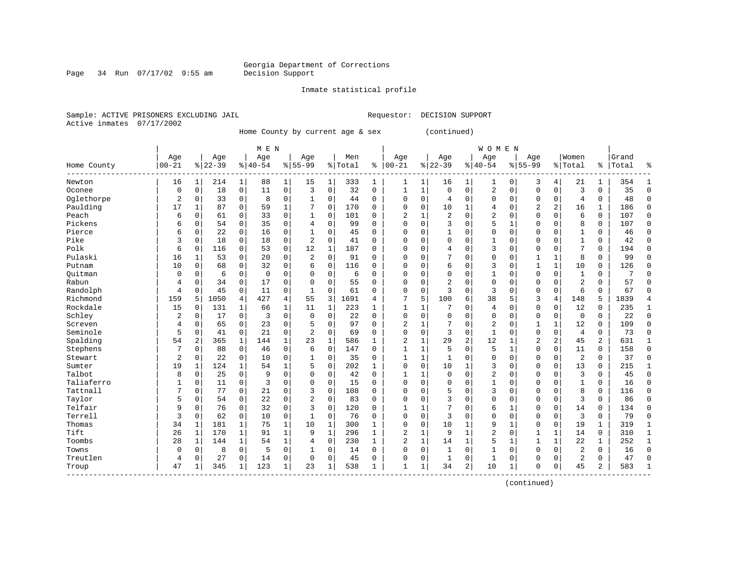Georgia Department of Corrections
Decision Support

Inmate statistical profile

Sample: ACTIVE PRISONERS EXCLUDING JAIL    Requestor: DECISION SUPPORT
Active inmates 07/17/2002

Home County by current age & sex (continued)

| Home County | MEN Age 00-21 | % | Age 22-39 | % | Age 40-54 | % | Age 55-99 | % | Men Total | % | WOMEN Age 00-21 | % | Age 22-39 | % | Age 40-54 | % | Age 55-99 | % | Women Total | % | Grand Total | % |
|---|---|---|---|---|---|---|---|---|---|---|---|---|---|---|---|---|---|---|---|---|---|---|
| Newton | 16 | 1 | 214 | 1 | 88 | 1 | 15 | 1 | 333 | 1 | 1 | 1 | 16 | 1 | 1 | 0 | 3 | 4 | 21 | 1 | 354 | 1 |
| Oconee | 0 | 0 | 18 | 0 | 11 | 0 | 3 | 0 | 32 | 0 | 1 | 1 | 0 | 0 | 2 | 0 | 0 | 0 | 3 | 0 | 35 | 0 |
| Oglethorpe | 2 | 0 | 33 | 0 | 8 | 0 | 1 | 0 | 44 | 0 | 0 | 0 | 4 | 0 | 0 | 0 | 0 | 0 | 4 | 0 | 48 | 0 |
| Paulding | 17 | 1 | 87 | 0 | 59 | 1 | 7 | 0 | 170 | 0 | 0 | 0 | 10 | 1 | 4 | 0 | 2 | 2 | 16 | 1 | 186 | 0 |
| Peach | 6 | 0 | 61 | 0 | 33 | 0 | 1 | 0 | 101 | 0 | 2 | 1 | 2 | 0 | 2 | 0 | 0 | 0 | 6 | 0 | 107 | 0 |
| Pickens | 6 | 0 | 54 | 0 | 35 | 0 | 4 | 0 | 99 | 0 | 0 | 0 | 3 | 0 | 5 | 1 | 0 | 0 | 8 | 0 | 107 | 0 |
| Pierce | 6 | 0 | 22 | 0 | 16 | 0 | 1 | 0 | 45 | 0 | 0 | 0 | 1 | 0 | 0 | 0 | 0 | 0 | 1 | 0 | 46 | 0 |
| Pike | 3 | 0 | 18 | 0 | 18 | 0 | 2 | 0 | 41 | 0 | 0 | 0 | 0 | 0 | 1 | 0 | 0 | 0 | 1 | 0 | 42 | 0 |
| Polk | 6 | 0 | 116 | 0 | 53 | 0 | 12 | 1 | 187 | 0 | 0 | 0 | 4 | 0 | 3 | 0 | 0 | 0 | 7 | 0 | 194 | 0 |
| Pulaski | 16 | 1 | 53 | 0 | 20 | 0 | 2 | 0 | 91 | 0 | 0 | 0 | 7 | 0 | 0 | 0 | 1 | 1 | 8 | 0 | 99 | 0 |
| Putnam | 10 | 0 | 68 | 0 | 32 | 0 | 6 | 0 | 116 | 0 | 0 | 0 | 6 | 0 | 3 | 0 | 1 | 1 | 10 | 0 | 126 | 0 |
| Quitman | 0 | 0 | 6 | 0 | 0 | 0 | 0 | 0 | 6 | 0 | 0 | 0 | 0 | 0 | 1 | 0 | 0 | 0 | 1 | 0 | 7 | 0 |
| Rabun | 4 | 0 | 34 | 0 | 17 | 0 | 0 | 0 | 55 | 0 | 0 | 0 | 2 | 0 | 0 | 0 | 0 | 0 | 2 | 0 | 57 | 0 |
| Randolph | 4 | 0 | 45 | 0 | 11 | 0 | 1 | 0 | 61 | 0 | 0 | 0 | 3 | 0 | 3 | 0 | 0 | 0 | 6 | 0 | 67 | 0 |
| Richmond | 159 | 5 | 1050 | 4 | 427 | 4 | 55 | 3 | 1691 | 4 | 7 | 5 | 100 | 6 | 38 | 5 | 3 | 4 | 148 | 5 | 1839 | 4 |
| Rockdale | 15 | 0 | 131 | 1 | 66 | 1 | 11 | 1 | 223 | 1 | 1 | 1 | 7 | 0 | 4 | 0 | 0 | 0 | 12 | 0 | 235 | 1 |
| Schley | 2 | 0 | 17 | 0 | 3 | 0 | 0 | 0 | 22 | 0 | 0 | 0 | 0 | 0 | 0 | 0 | 0 | 0 | 0 | 0 | 22 | 0 |
| Screven | 4 | 0 | 65 | 0 | 23 | 0 | 5 | 0 | 97 | 0 | 2 | 1 | 7 | 0 | 2 | 0 | 1 | 1 | 12 | 0 | 109 | 0 |
| Seminole | 5 | 0 | 41 | 0 | 21 | 0 | 2 | 0 | 69 | 0 | 0 | 0 | 3 | 0 | 1 | 0 | 0 | 0 | 4 | 0 | 73 | 0 |
| Spalding | 54 | 2 | 365 | 1 | 144 | 1 | 23 | 1 | 586 | 1 | 2 | 1 | 29 | 2 | 12 | 1 | 2 | 2 | 45 | 2 | 631 | 1 |
| Stephens | 7 | 0 | 88 | 0 | 46 | 0 | 6 | 0 | 147 | 0 | 1 | 1 | 5 | 0 | 5 | 1 | 0 | 0 | 11 | 0 | 158 | 0 |
| Stewart | 2 | 0 | 22 | 0 | 10 | 0 | 1 | 0 | 35 | 0 | 1 | 1 | 1 | 0 | 0 | 0 | 0 | 0 | 2 | 0 | 37 | 0 |
| Sumter | 19 | 1 | 124 | 1 | 54 | 1 | 5 | 0 | 202 | 1 | 0 | 0 | 10 | 1 | 3 | 0 | 0 | 0 | 13 | 0 | 215 | 1 |
| Talbot | 8 | 0 | 25 | 0 | 9 | 0 | 0 | 0 | 42 | 0 | 1 | 1 | 0 | 0 | 2 | 0 | 0 | 0 | 3 | 0 | 45 | 0 |
| Taliaferro | 1 | 0 | 11 | 0 | 3 | 0 | 0 | 0 | 15 | 0 | 0 | 0 | 0 | 0 | 1 | 0 | 0 | 0 | 1 | 0 | 16 | 0 |
| Tattnall | 7 | 0 | 77 | 0 | 21 | 0 | 3 | 0 | 108 | 0 | 0 | 0 | 5 | 0 | 3 | 0 | 0 | 0 | 8 | 0 | 116 | 0 |
| Taylor | 5 | 0 | 54 | 0 | 22 | 0 | 2 | 0 | 83 | 0 | 0 | 0 | 3 | 0 | 0 | 0 | 0 | 0 | 3 | 0 | 86 | 0 |
| Telfair | 9 | 0 | 76 | 0 | 32 | 0 | 3 | 0 | 120 | 0 | 1 | 1 | 7 | 0 | 6 | 1 | 0 | 0 | 14 | 0 | 134 | 0 |
| Terrell | 3 | 0 | 62 | 0 | 10 | 0 | 1 | 0 | 76 | 0 | 0 | 0 | 3 | 0 | 0 | 0 | 0 | 0 | 3 | 0 | 79 | 0 |
| Thomas | 34 | 1 | 181 | 1 | 75 | 1 | 10 | 1 | 300 | 1 | 0 | 0 | 10 | 1 | 9 | 1 | 0 | 0 | 19 | 1 | 319 | 1 |
| Tift | 26 | 1 | 170 | 1 | 91 | 1 | 9 | 1 | 296 | 1 | 2 | 1 | 9 | 1 | 2 | 0 | 1 | 1 | 14 | 0 | 310 | 1 |
| Toombs | 28 | 1 | 144 | 1 | 54 | 1 | 4 | 0 | 230 | 1 | 2 | 1 | 14 | 1 | 5 | 1 | 1 | 1 | 22 | 1 | 252 | 1 |
| Towns | 0 | 0 | 8 | 0 | 5 | 0 | 1 | 0 | 14 | 0 | 0 | 0 | 1 | 0 | 1 | 0 | 0 | 0 | 2 | 0 | 16 | 0 |
| Treutlen | 4 | 0 | 27 | 0 | 14 | 0 | 0 | 0 | 45 | 0 | 0 | 0 | 1 | 0 | 1 | 0 | 0 | 0 | 2 | 0 | 47 | 0 |
| Troup | 47 | 1 | 345 | 1 | 123 | 1 | 23 | 1 | 538 | 1 | 1 | 1 | 34 | 2 | 10 | 1 | 0 | 0 | 45 | 2 | 583 | 1 |

(continued)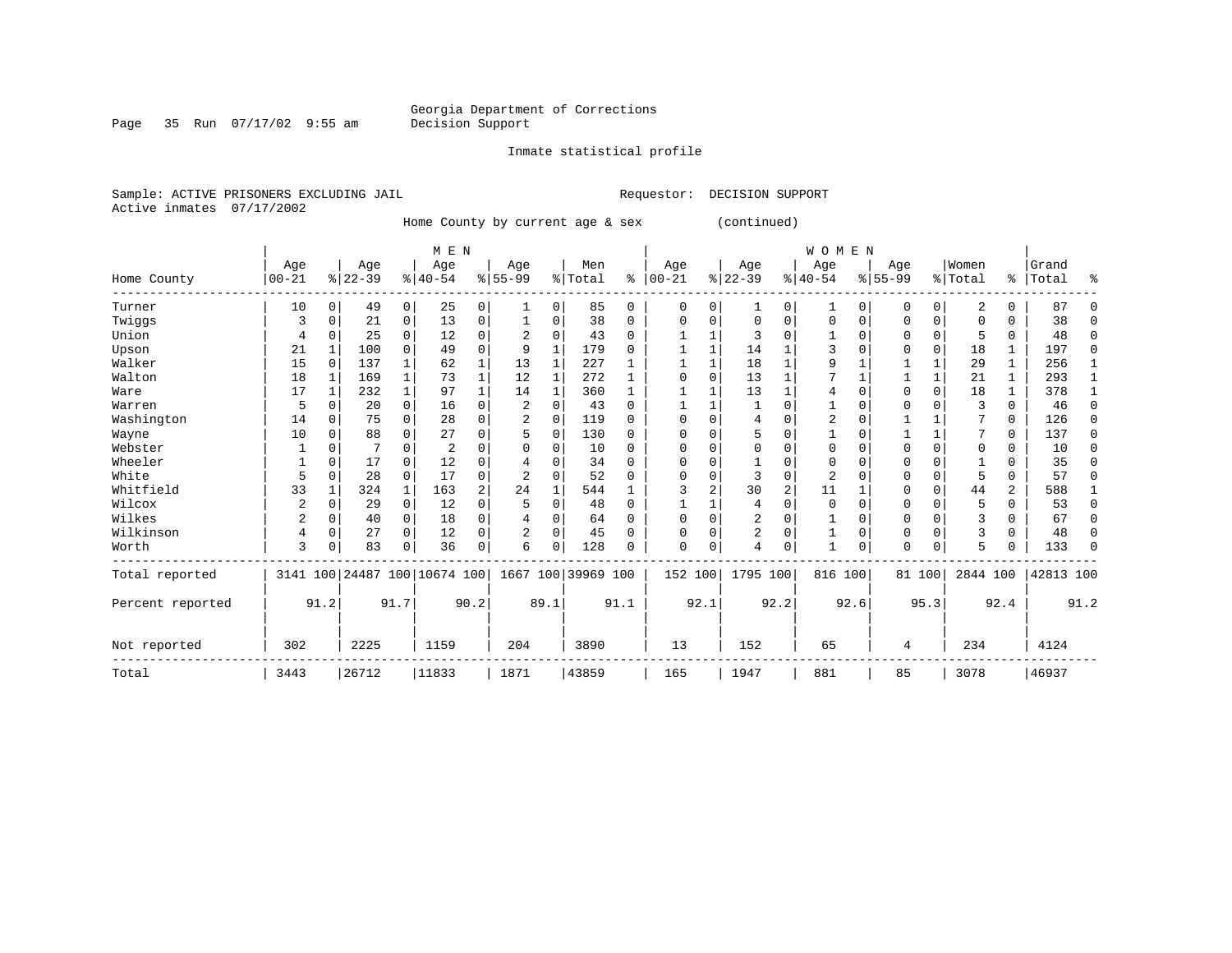Georgia Department of Corrections
Decision Support

Inmate statistical profile

Sample: ACTIVE PRISONERS EXCLUDING JAIL    Requestor: DECISION SUPPORT
Active inmates 07/17/2002

Home County by current age & sex (continued)

| Home County | MEN Age 00-21 | % | Age 22-39 | % | Age 40-54 | % | Age 55-99 | % | Men Total | % | WOMEN Age 00-21 | % | Age 22-39 | % | Age 40-54 | % | Age 55-99 | % | Women Total | % | Grand Total | % |
|---|---|---|---|---|---|---|---|---|---|---|---|---|---|---|---|---|---|---|---|---|---|---|
| Turner | 10 | 0 | 49 | 0 | 25 | 0 | 1 | 0 | 85 | 0 | 0 | 0 | 1 | 0 | 1 | 0 | 0 | 0 | 2 | 0 | 87 | 0 |
| Twiggs | 3 | 0 | 21 | 0 | 13 | 0 | 1 | 0 | 38 | 0 | 0 | 0 | 0 | 0 | 0 | 0 | 0 | 0 | 0 | 0 | 38 | 0 |
| Union | 4 | 0 | 25 | 0 | 12 | 0 | 2 | 0 | 43 | 0 | 1 | 1 | 3 | 0 | 1 | 0 | 0 | 0 | 5 | 0 | 48 | 0 |
| Upson | 21 | 1 | 100 | 0 | 49 | 0 | 9 | 1 | 179 | 0 | 1 | 1 | 14 | 1 | 3 | 0 | 0 | 0 | 18 | 1 | 197 | 0 |
| Walker | 15 | 0 | 137 | 1 | 62 | 1 | 13 | 1 | 227 | 1 | 1 | 1 | 18 | 1 | 9 | 1 | 1 | 1 | 29 | 1 | 256 | 1 |
| Walton | 18 | 1 | 169 | 1 | 73 | 1 | 12 | 1 | 272 | 1 | 0 | 0 | 13 | 1 | 7 | 1 | 1 | 1 | 21 | 1 | 293 | 1 |
| Ware | 17 | 1 | 232 | 1 | 97 | 1 | 14 | 1 | 360 | 1 | 1 | 1 | 13 | 1 | 4 | 0 | 0 | 0 | 18 | 1 | 378 | 1 |
| Warren | 5 | 0 | 20 | 0 | 16 | 0 | 2 | 0 | 43 | 0 | 1 | 1 | 1 | 0 | 1 | 0 | 0 | 0 | 3 | 0 | 46 | 0 |
| Washington | 14 | 0 | 75 | 0 | 28 | 0 | 2 | 0 | 119 | 0 | 0 | 0 | 4 | 0 | 2 | 0 | 1 | 1 | 7 | 0 | 126 | 0 |
| Wayne | 10 | 0 | 88 | 0 | 27 | 0 | 5 | 0 | 130 | 0 | 0 | 0 | 5 | 0 | 1 | 0 | 1 | 1 | 7 | 0 | 137 | 0 |
| Webster | 1 | 0 | 7 | 0 | 2 | 0 | 0 | 0 | 10 | 0 | 0 | 0 | 0 | 0 | 0 | 0 | 0 | 0 | 0 | 0 | 10 | 0 |
| Wheeler | 1 | 0 | 17 | 0 | 12 | 0 | 4 | 0 | 34 | 0 | 0 | 0 | 1 | 0 | 0 | 0 | 0 | 0 | 1 | 0 | 35 | 0 |
| White | 5 | 0 | 28 | 0 | 17 | 0 | 2 | 0 | 52 | 0 | 0 | 0 | 3 | 0 | 2 | 0 | 0 | 0 | 5 | 0 | 57 | 0 |
| Whitfield | 33 | 1 | 324 | 1 | 163 | 2 | 24 | 1 | 544 | 1 | 3 | 2 | 30 | 2 | 11 | 1 | 0 | 0 | 44 | 2 | 588 | 1 |
| Wilcox | 2 | 0 | 29 | 0 | 12 | 0 | 5 | 0 | 48 | 0 | 1 | 1 | 4 | 0 | 0 | 0 | 0 | 0 | 5 | 0 | 53 | 0 |
| Wilkes | 2 | 0 | 40 | 0 | 18 | 0 | 4 | 0 | 64 | 0 | 0 | 0 | 2 | 0 | 1 | 0 | 0 | 0 | 3 | 0 | 67 | 0 |
| Wilkinson | 4 | 0 | 27 | 0 | 12 | 0 | 2 | 0 | 45 | 0 | 0 | 0 | 2 | 0 | 1 | 0 | 0 | 0 | 3 | 0 | 48 | 0 |
| Worth | 3 | 0 | 83 | 0 | 36 | 0 | 6 | 0 | 128 | 0 | 0 | 0 | 4 | 0 | 1 | 0 | 0 | 0 | 5 | 0 | 133 | 0 |
| Total reported | 3141 | 100 | 24487 | 100 | 10674 | 100 | 1667 | 100 | 39969 | 100 | 152 | 100 | 1795 | 100 | 816 | 100 | 81 | 100 | 2844 | 100 | 42813 | 100 |
| Percent reported | | 91.2 | | 91.7 | | 90.2 | | 89.1 | | 91.1 | | 92.1 | | 92.2 | | 92.6 | | 95.3 | | 92.4 | | 91.2 |
| Not reported | 302 | | 2225 | | 1159 | | 204 | | 3890 | | 13 | | 152 | | 65 | | 4 | | 234 | | 4124 | |
| Total | 3443 | | 26712 | | 11833 | | 1871 | | 43859 | | 165 | | 1947 | | 881 | | 85 | | 3078 | | 46937 | |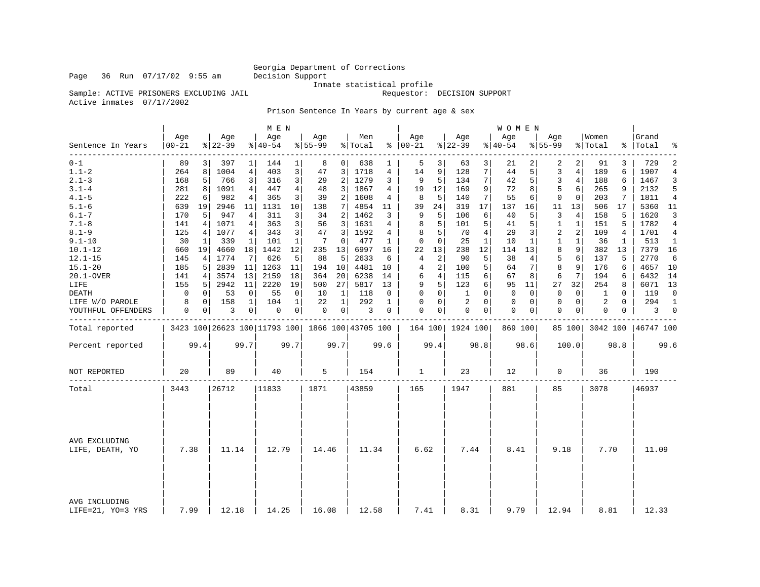Georgia Department of Corrections
Decision Support
Inmate statistical profile

Sample: ACTIVE PRISONERS EXCLUDING JAIL
Requestor: DECISION SUPPORT
Active inmates 07/17/2002

Prison Sentence In Years by current age & sex

| Sentence In Years | MEN Age 00-21 | % | Age 22-39 | % | Age 40-54 | % | Age 55-99 | % | Men Total | % | WOMEN Age 00-21 | % | Age 22-39 | % | Age 40-54 | % | Age 55-99 | % | Women Total | % | Grand Total | % |
|---|---|---|---|---|---|---|---|---|---|---|---|---|---|---|---|---|---|---|---|---|---|---|
| 0-1 | 89 | 3 | 397 | 1 | 144 | 1 | 8 | 0 | 638 | 1 | 5 | 3 | 63 | 3 | 21 | 2 | 2 | 2 | 91 | 3 | 729 | 2 |
| 1.1-2 | 264 | 8 | 1004 | 4 | 403 | 3 | 47 | 3 | 1718 | 4 | 14 | 9 | 128 | 7 | 44 | 5 | 3 | 4 | 189 | 6 | 1907 | 4 |
| 2.1-3 | 168 | 5 | 766 | 3 | 316 | 3 | 29 | 2 | 1279 | 3 | 9 | 5 | 134 | 7 | 42 | 5 | 3 | 4 | 188 | 6 | 1467 | 3 |
| 3.1-4 | 281 | 8 | 1091 | 4 | 447 | 4 | 48 | 3 | 1867 | 4 | 19 | 12 | 169 | 9 | 72 | 8 | 5 | 6 | 265 | 9 | 2132 | 5 |
| 4.1-5 | 222 | 6 | 982 | 4 | 365 | 3 | 39 | 2 | 1608 | 4 | 8 | 5 | 140 | 7 | 55 | 6 | 0 | 0 | 203 | 7 | 1811 | 4 |
| 5.1-6 | 639 | 19 | 2946 | 11 | 1131 | 10 | 138 | 7 | 4854 | 11 | 39 | 24 | 319 | 17 | 137 | 16 | 11 | 13 | 506 | 17 | 5360 | 11 |
| 6.1-7 | 170 | 5 | 947 | 4 | 311 | 3 | 34 | 2 | 1462 | 3 | 9 | 5 | 106 | 6 | 40 | 5 | 3 | 4 | 158 | 5 | 1620 | 3 |
| 7.1-8 | 141 | 4 | 1071 | 4 | 363 | 3 | 56 | 3 | 1631 | 4 | 8 | 5 | 101 | 5 | 41 | 5 | 1 | 1 | 151 | 5 | 1782 | 4 |
| 8.1-9 | 125 | 4 | 1077 | 4 | 343 | 3 | 47 | 3 | 1592 | 4 | 8 | 5 | 70 | 4 | 29 | 3 | 2 | 2 | 109 | 4 | 1701 | 4 |
| 9.1-10 | 30 | 1 | 339 | 1 | 101 | 1 | 7 | 0 | 477 | 1 | 0 | 0 | 25 | 1 | 10 | 1 | 1 | 1 | 36 | 1 | 513 | 1 |
| 10.1-12 | 660 | 19 | 4660 | 18 | 1442 | 12 | 235 | 13 | 6997 | 16 | 22 | 13 | 238 | 12 | 114 | 13 | 8 | 9 | 382 | 13 | 7379 | 16 |
| 12.1-15 | 145 | 4 | 1774 | 7 | 626 | 5 | 88 | 5 | 2633 | 6 | 4 | 2 | 90 | 5 | 38 | 4 | 5 | 6 | 137 | 5 | 2770 | 6 |
| 15.1-20 | 185 | 5 | 2839 | 11 | 1263 | 11 | 194 | 10 | 4481 | 10 | 4 | 2 | 100 | 5 | 64 | 7 | 8 | 9 | 176 | 6 | 4657 | 10 |
| 20.1-OVER | 141 | 4 | 3574 | 13 | 2159 | 18 | 364 | 20 | 6238 | 14 | 6 | 4 | 115 | 6 | 67 | 8 | 6 | 7 | 194 | 6 | 6432 | 14 |
| LIFE | 155 | 5 | 2942 | 11 | 2220 | 19 | 500 | 27 | 5817 | 13 | 9 | 5 | 123 | 6 | 95 | 11 | 27 | 32 | 254 | 8 | 6071 | 13 |
| DEATH | 0 | 0 | 53 | 0 | 55 | 0 | 10 | 1 | 118 | 0 | 0 | 0 | 1 | 0 | 0 | 0 | 0 | 0 | 1 | 0 | 119 | 0 |
| LIFE W/O PAROLE | 8 | 0 | 158 | 1 | 104 | 1 | 22 | 1 | 292 | 1 | 0 | 0 | 2 | 0 | 0 | 0 | 0 | 0 | 2 | 0 | 294 | 1 |
| YOUTHFUL OFFENDERS | 0 | 0 | 3 | 0 | 0 | 0 | 0 | 0 | 3 | 0 | 0 | 0 | 0 | 0 | 0 | 0 | 0 | 0 | 0 | 0 | 3 | 0 |
| Total reported | 3423 | 100 | 26623 | 100 | 11793 | 100 | 1866 | 100 | 43705 | 100 | 164 | 100 | 1924 | 100 | 869 | 100 | 85 | 100 | 3042 | 100 | 46747 | 100 |
| Percent reported | 99.4 | | 99.7 | | 99.7 | | 99.7 | | 99.6 | | 99.4 | | 98.8 | | 98.6 | | 100.0 | | 98.8 | | 99.6 | |
| NOT REPORTED | 20 | | 89 | | 40 | | 5 | | 154 | | 1 | | 23 | | 12 | | 0 | | 36 | | 190 | |
| Total | 3443 | | 26712 | | 11833 | | 1871 | | 43859 | | 165 | | 1947 | | 881 | | 85 | | 3078 | | 46937 | |
| AVG EXCLUDING LIFE, DEATH, YO | 7.38 | | 11.14 | | 12.79 | | 14.46 | | 11.34 | | 6.62 | | 7.44 | | 8.41 | | 9.18 | | 7.70 | | 11.09 | |
| AVG INCLUDING LIFE=21, YO=3 YRS | 7.99 | | 12.18 | | 14.25 | | 16.08 | | 12.58 | | 7.41 | | 8.31 | | 9.79 | | 12.94 | | 8.81 | | 12.33 | |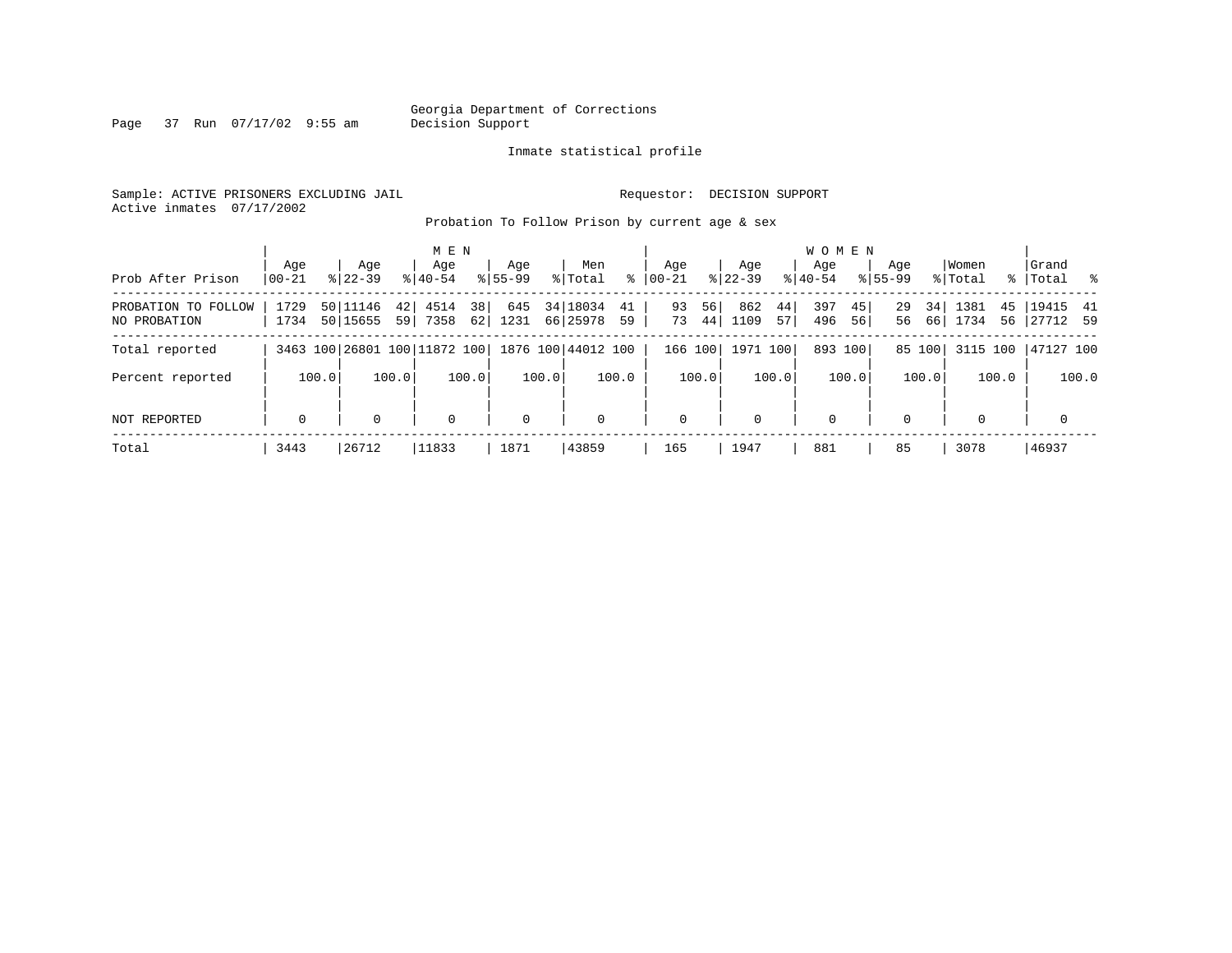Georgia Department of Corrections
Decision Support

Inmate statistical profile

Sample: ACTIVE PRISONERS EXCLUDING JAIL

Requestor: DECISION SUPPORT

Active inmates 07/17/2002

## Probation To Follow Prison by current age & sex

| Prob After Prison | MEN Age 00-21 | % | Age 22-39 | % | Age 40-54 | % | Age 55-99 | % | Men Total | % | WOMEN Age 00-21 | % | Age 22-39 | % | Age 40-54 | % | Age 55-99 | % | Women Total | % | Grand Total | % |
|---|---|---|---|---|---|---|---|---|---|---|---|---|---|---|---|---|---|---|---|---|---|---|
| PROBATION TO FOLLOW | 1729 | 50 | 11146 | 42 | 4514 | 38 | 645 | 34 | 18034 | 41 | 93 | 56 | 862 | 44 | 397 | 45 | 29 | 34 | 1381 | 45 | 19415 | 41 |
| NO PROBATION | 1734 | 50 | 15655 | 59 | 7358 | 62 | 1231 | 66 | 25978 | 59 | 73 | 44 | 1109 | 57 | 496 | 56 | 56 | 66 | 1734 | 56 | 27712 | 59 |
| Total reported | 3463 | 100 | 26801 | 100 | 11872 | 100 | 1876 | 100 | 44012 | 100 | 166 | 100 | 1971 | 100 | 893 | 100 | 85 | 100 | 3115 | 100 | 47127 | 100 |
| Percent reported | | 100.0 | | 100.0 | | 100.0 | | 100.0 | | 100.0 | | 100.0 | | 100.0 | | 100.0 | | 100.0 | | 100.0 | | 100.0 |
| NOT REPORTED | 0 | | 0 | | 0 | | 0 | | 0 | | 0 | | 0 | | 0 | | 0 | | 0 | | 0 | |
| Total | 3443 | | 26712 | | 11833 | | 1871 | | 43859 | | 165 | | 1947 | | 881 | | 85 | | 3078 | | 46937 | |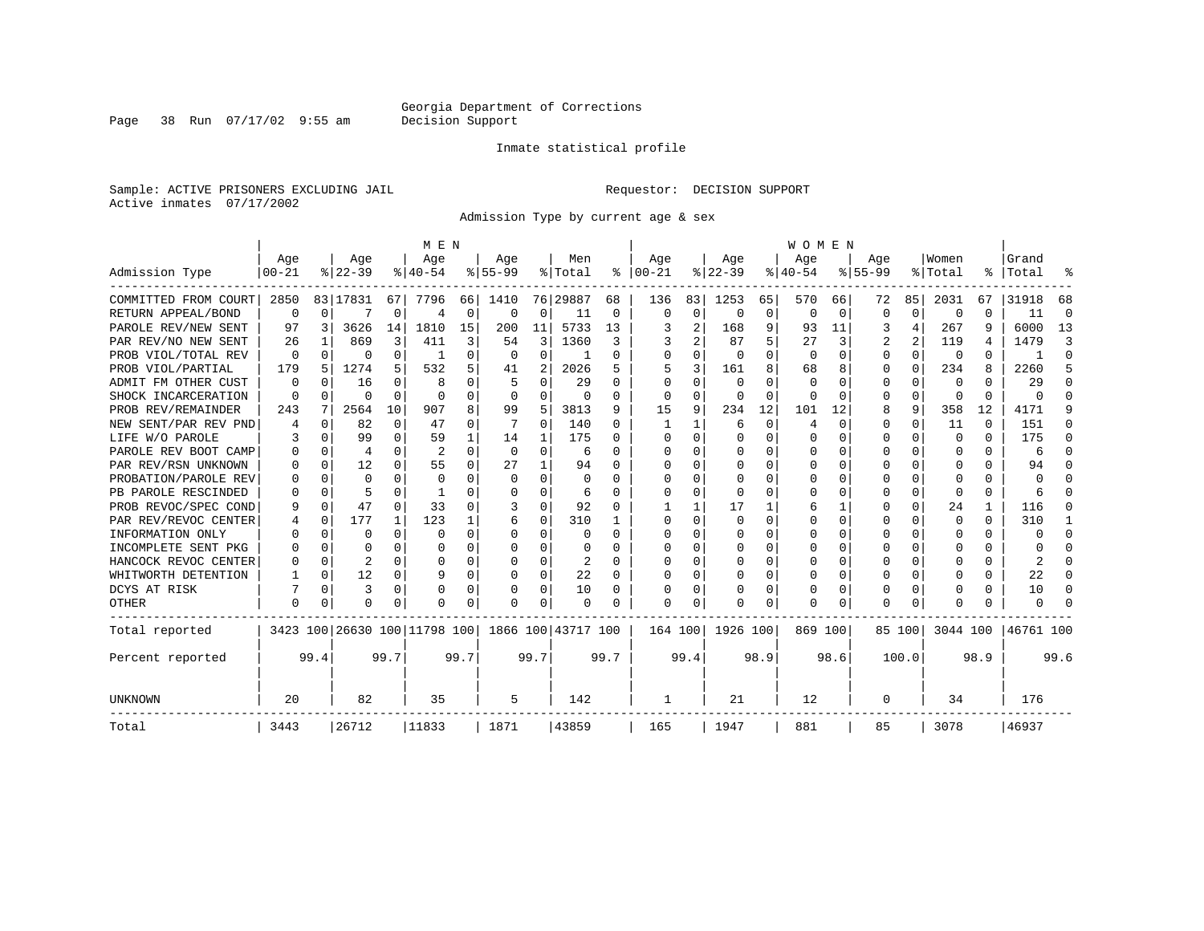Georgia Department of Corrections
Decision Support

Inmate statistical profile

Sample: ACTIVE PRISONERS EXCLUDING JAIL

Requestor: DECISION SUPPORT

Active inmates 07/17/2002

Admission Type by current age & sex

| Admission Type | MEN Age 00-21 | % | Age 22-39 | % | Age 40-54 | % | Age 55-99 | % | Men Total | % | WOMEN Age 00-21 | % | Age 22-39 | % | Age 40-54 | % | Age 55-99 | % | Women Total | % | Grand Total | % |
|---|---|---|---|---|---|---|---|---|---|---|---|---|---|---|---|---|---|---|---|---|---|---|
| COMMITTED FROM COURT | 2850 | 83 | 17831 | 67 | 7796 | 66 | 1410 | 76 | 29887 | 68 | 136 | 83 | 1253 | 65 | 570 | 66 | 72 | 85 | 2031 | 67 | 31918 | 68 |
| RETURN APPEAL/BOND | 0 | 0 | 7 | 0 | 4 | 0 | 0 | 0 | 11 | 0 | 0 | 0 | 0 | 0 | 0 | 0 | 0 | 0 | 0 | 0 | 11 | 0 |
| PAROLE REV/NEW SENT | 97 | 3 | 3626 | 14 | 1810 | 15 | 200 | 11 | 5733 | 13 | 3 | 2 | 168 | 9 | 93 | 11 | 3 | 4 | 267 | 9 | 6000 | 13 |
| PAR REV/NO NEW SENT | 26 | 1 | 869 | 3 | 411 | 3 | 54 | 3 | 1360 | 3 | 3 | 2 | 87 | 5 | 27 | 3 | 2 | 2 | 119 | 4 | 1479 | 3 |
| PROB VIOL/TOTAL REV | 0 | 0 | 0 | 0 | 1 | 0 | 0 | 0 | 1 | 0 | 0 | 0 | 0 | 0 | 0 | 0 | 0 | 0 | 0 | 0 | 1 | 0 |
| PROB VIOL/PARTIAL | 179 | 5 | 1274 | 5 | 532 | 5 | 41 | 2 | 2026 | 5 | 5 | 3 | 161 | 8 | 68 | 8 | 0 | 0 | 234 | 8 | 2260 | 5 |
| ADMIT FM OTHER CUST | 0 | 0 | 16 | 0 | 8 | 0 | 5 | 0 | 29 | 0 | 0 | 0 | 0 | 0 | 0 | 0 | 0 | 0 | 0 | 0 | 29 | 0 |
| SHOCK INCARCERATION | 0 | 0 | 0 | 0 | 0 | 0 | 0 | 0 | 0 | 0 | 0 | 0 | 0 | 0 | 0 | 0 | 0 | 0 | 0 | 0 | 0 | 0 |
| PROB REV/REMAINDER | 243 | 7 | 2564 | 10 | 907 | 8 | 99 | 5 | 3813 | 9 | 15 | 9 | 234 | 12 | 101 | 12 | 8 | 9 | 358 | 12 | 4171 | 9 |
| NEW SENT/PAR REV PND | 4 | 0 | 82 | 0 | 47 | 0 | 7 | 0 | 140 | 0 | 1 | 1 | 6 | 0 | 4 | 0 | 0 | 0 | 11 | 0 | 151 | 0 |
| LIFE W/O PAROLE | 3 | 0 | 99 | 0 | 59 | 1 | 14 | 1 | 175 | 0 | 0 | 0 | 0 | 0 | 0 | 0 | 0 | 0 | 0 | 0 | 175 | 0 |
| PAROLE REV BOOT CAMP | 0 | 0 | 4 | 0 | 2 | 0 | 0 | 0 | 6 | 0 | 0 | 0 | 0 | 0 | 0 | 0 | 0 | 0 | 0 | 0 | 6 | 0 |
| PAR REV/RSN UNKNOWN | 0 | 0 | 12 | 0 | 55 | 0 | 27 | 1 | 94 | 0 | 0 | 0 | 0 | 0 | 0 | 0 | 0 | 0 | 0 | 0 | 94 | 0 |
| PROBATION/PAROLE REV | 0 | 0 | 0 | 0 | 0 | 0 | 0 | 0 | 0 | 0 | 0 | 0 | 0 | 0 | 0 | 0 | 0 | 0 | 0 | 0 | 0 | 0 |
| PB PAROLE RESCINDED | 0 | 0 | 5 | 0 | 1 | 0 | 0 | 0 | 6 | 0 | 0 | 0 | 0 | 0 | 0 | 0 | 0 | 0 | 0 | 0 | 6 | 0 |
| PROB REVOC/SPEC COND | 9 | 0 | 47 | 0 | 33 | 0 | 3 | 0 | 92 | 0 | 1 | 1 | 17 | 1 | 6 | 1 | 0 | 0 | 24 | 1 | 116 | 0 |
| PAR REV/REVOC CENTER | 4 | 0 | 177 | 1 | 123 | 1 | 6 | 0 | 310 | 1 | 0 | 0 | 0 | 0 | 0 | 0 | 0 | 0 | 0 | 0 | 310 | 1 |
| INFORMATION ONLY | 0 | 0 | 0 | 0 | 0 | 0 | 0 | 0 | 0 | 0 | 0 | 0 | 0 | 0 | 0 | 0 | 0 | 0 | 0 | 0 | 0 | 0 |
| INCOMPLETE SENT PKG | 0 | 0 | 0 | 0 | 0 | 0 | 0 | 0 | 0 | 0 | 0 | 0 | 0 | 0 | 0 | 0 | 0 | 0 | 0 | 0 | 0 | 0 |
| HANCOCK REVOC CENTER | 0 | 0 | 2 | 0 | 0 | 0 | 0 | 0 | 2 | 0 | 0 | 0 | 0 | 0 | 0 | 0 | 0 | 0 | 0 | 0 | 2 | 0 |
| WHITWORTH DETENTION | 1 | 0 | 12 | 0 | 9 | 0 | 0 | 0 | 22 | 0 | 0 | 0 | 0 | 0 | 0 | 0 | 0 | 0 | 0 | 0 | 22 | 0 |
| DCYS AT RISK | 7 | 0 | 3 | 0 | 0 | 0 | 0 | 0 | 10 | 0 | 0 | 0 | 0 | 0 | 0 | 0 | 0 | 0 | 0 | 0 | 10 | 0 |
| OTHER | 0 | 0 | 0 | 0 | 0 | 0 | 0 | 0 | 0 | 0 | 0 | 0 | 0 | 0 | 0 | 0 | 0 | 0 | 0 | 0 | 0 | 0 |
| Total reported | 3423 | 100 | 26630 | 100 | 11798 | 100 | 1866 | 100 | 43717 | 100 | 164 | 100 | 1926 | 100 | 869 | 100 | 85 | 100 | 3044 | 100 | 46761 | 100 |
| Percent reported | | 99.4 | | 99.7 | | 99.7 | | 99.7 | | 99.7 | | 99.4 | | 98.9 | | 98.6 | | 100.0 | | 98.9 | | 99.6 |
| UNKNOWN | 20 | | 82 | | 35 | | 5 | | 142 | | 1 | | 21 | | 12 | | 0 | | 34 | | 176 | |
| Total | 3443 | | 26712 | | 11833 | | 1871 | | 43859 | | 165 | | 1947 | | 881 | | 85 | | 3078 | | 46937 | |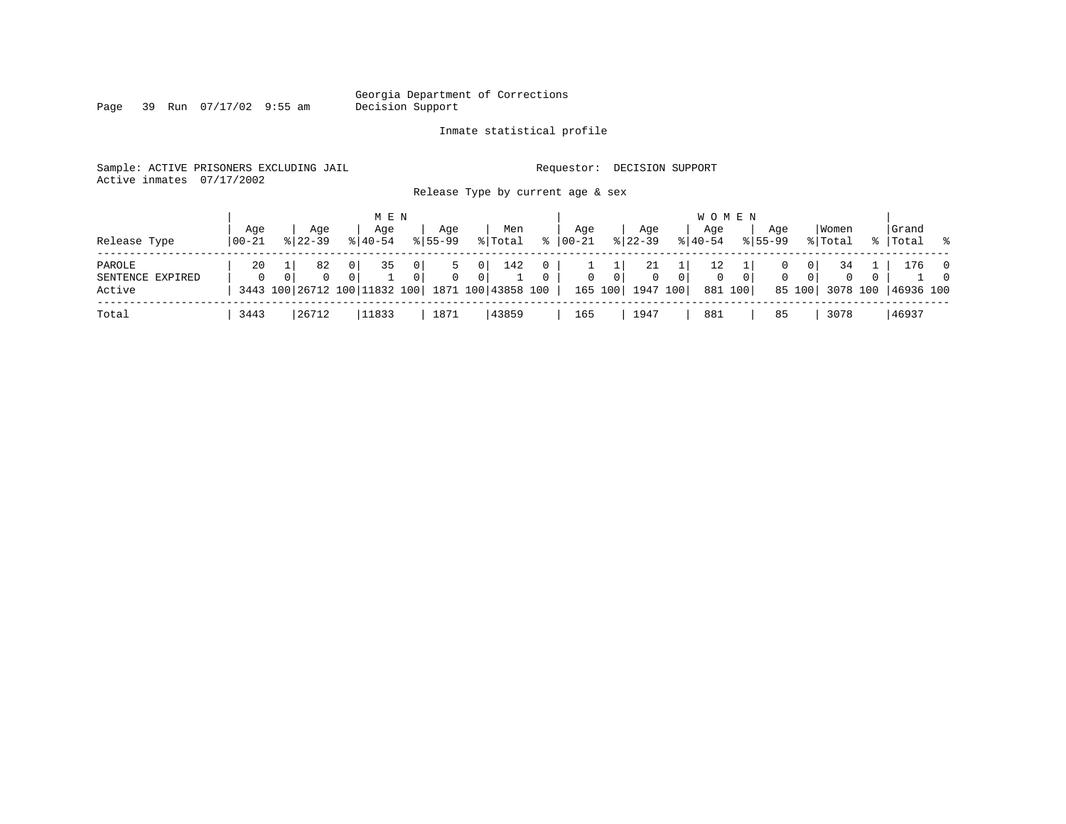Georgia Department of Corrections
Decision Support

Inmate statistical profile

Sample: ACTIVE PRISONERS EXCLUDING JAIL

Requestor: DECISION SUPPORT

Active inmates 07/17/2002

Release Type by current age & sex

| Release Type | MEN Age 00-21 | % | Age 22-39 | % | Age 40-54 | % | Age 55-99 | % | Men Total | % | WOMEN Age 00-21 | % | Age 22-39 | % | Age 40-54 | % | Age 55-99 | % | Women Total | % | Grand Total | % |
|---|---|---|---|---|---|---|---|---|---|---|---|---|---|---|---|---|---|---|---|---|---|---|
| PAROLE | 20 | 1 | 82 | 0 | 35 | 0 | 5 | 0 | 142 | 0 | 1 | 1 | 21 | 1 | 12 | 1 | 0 | 0 | 34 | 1 | 176 | 0 |
| SENTENCE EXPIRED | 0 | 0 | 0 | 0 | 1 | 0 | 0 | 0 | 1 | 0 | 0 | 0 | 0 | 0 | 0 | 0 | 0 | 0 | 0 | 0 | 1 | 0 |
| Active | 3443 | 100 | 26712 | 100 | 11832 | 100 | 1871 | 100 | 43858 | 100 | 165 | 100 | 1947 | 100 | 881 | 100 | 85 | 100 | 3078 | 100 | 46936 | 100 |
| Total | 3443 | | 26712 | | 11833 | | 1871 | | 43859 | | 165 | | 1947 | | 881 | | 85 | | 3078 | | 46937 | |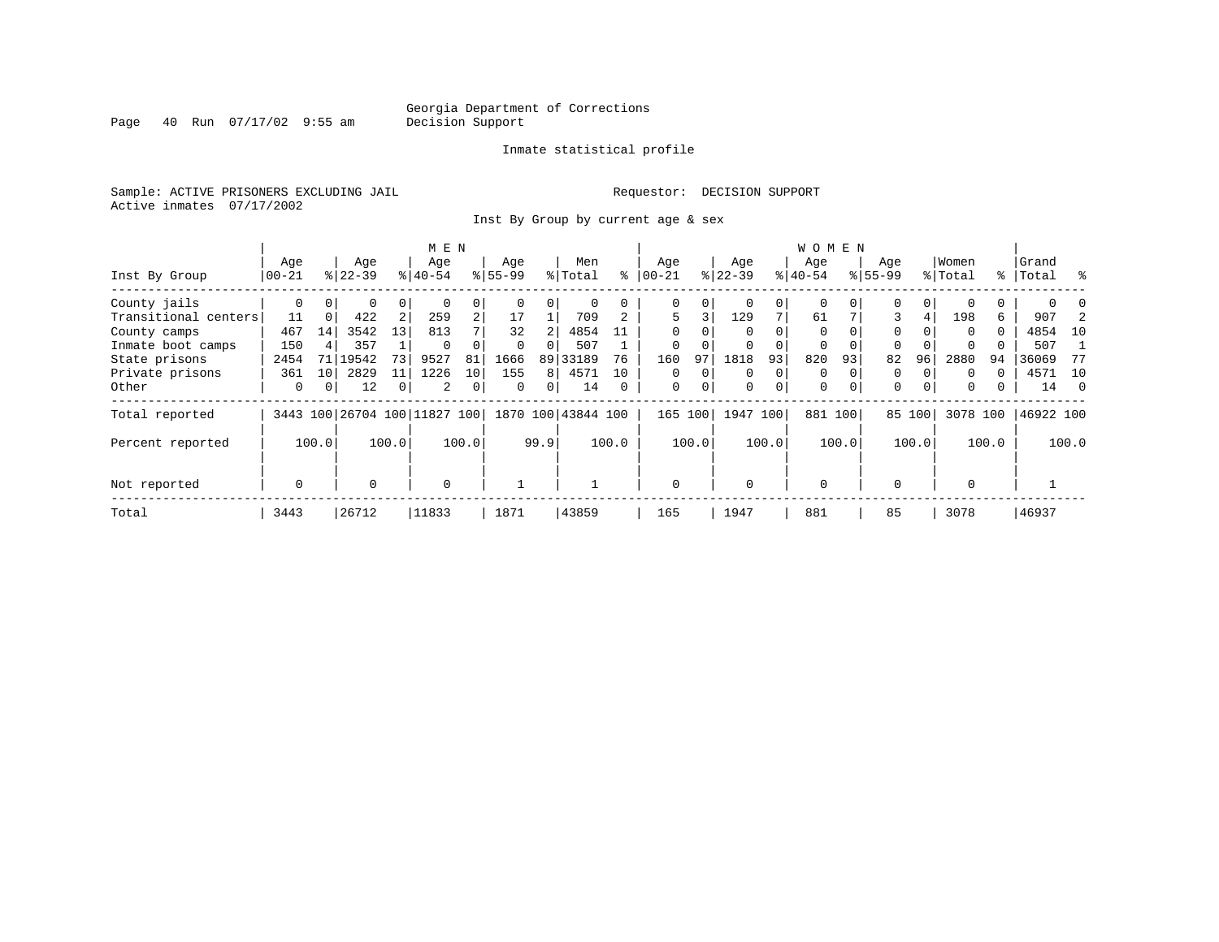Georgia Department of Corrections
Decision Support

Inmate statistical profile

Sample: ACTIVE PRISONERS EXCLUDING JAIL

Requestor: DECISION SUPPORT

Active inmates 07/17/2002

Inst By Group by current age & sex

| Inst By Group | MEN Age 00-21 | % | Age 22-39 | % | Age 40-54 | % | Age 55-99 | % | Men Total | % | WOMEN Age 00-21 | % | Age 22-39 | % | Age 40-54 | % | Age 55-99 | % | Women Total | % | Grand Total | % |
|---|---|---|---|---|---|---|---|---|---|---|---|---|---|---|---|---|---|---|---|---|---|---|
| County jails | 0 | 0 | 0 | 0 | 0 | 0 | 0 | 0 | 0 | 0 | 0 | 0 | 0 | 0 | 0 | 0 | 0 | 0 | 0 | 0 | 0 | 0 |
| Transitional centers | 11 | 0 | 422 | 2 | 259 | 2 | 17 | 1 | 709 | 2 | 5 | 3 | 129 | 7 | 61 | 7 | 3 | 4 | 198 | 6 | 907 | 2 |
| County camps | 467 | 14 | 3542 | 13 | 813 | 7 | 32 | 2 | 4854 | 11 | 0 | 0 | 0 | 0 | 0 | 0 | 0 | 0 | 0 | 0 | 4854 | 10 |
| Inmate boot camps | 150 | 4 | 357 | 1 | 0 | 0 | 0 | 0 | 507 | 1 | 0 | 0 | 0 | 0 | 0 | 0 | 0 | 0 | 0 | 0 | 507 | 1 |
| State prisons | 2454 | 71 | 19542 | 73 | 9527 | 81 | 1666 | 89 | 33189 | 76 | 160 | 97 | 1818 | 93 | 820 | 93 | 82 | 96 | 2880 | 94 | 36069 | 77 |
| Private prisons | 361 | 10 | 2829 | 11 | 1226 | 10 | 155 | 8 | 4571 | 10 | 0 | 0 | 0 | 0 | 0 | 0 | 0 | 0 | 0 | 0 | 4571 | 10 |
| Other | 0 | 0 | 12 | 0 | 2 | 0 | 0 | 0 | 14 | 0 | 0 | 0 | 0 | 0 | 0 | 0 | 0 | 0 | 0 | 0 | 14 | 0 |
| Total reported | 3443 | 100 | 26704 | 100 | 11827 | 100 | 1870 | 100 | 43844 | 100 | 165 | 100 | 1947 | 100 | 881 | 100 | 85 | 100 | 3078 | 100 | 46922 | 100 |
| Percent reported | | 100.0 | | 100.0 | | 100.0 | | 99.9 | | 100.0 | | 100.0 | | 100.0 | | 100.0 | | 100.0 | | 100.0 | | 100.0 |
| Not reported | 0 | | 0 | | 0 | | 1 | | 1 | | 0 | | 0 | | 0 | | 0 | | 0 | | 1 | |
| Total | 3443 | | 26712 | | 11833 | | 1871 | | 43859 | | 165 | | 1947 | | 881 | | 85 | | 3078 | | 46937 | |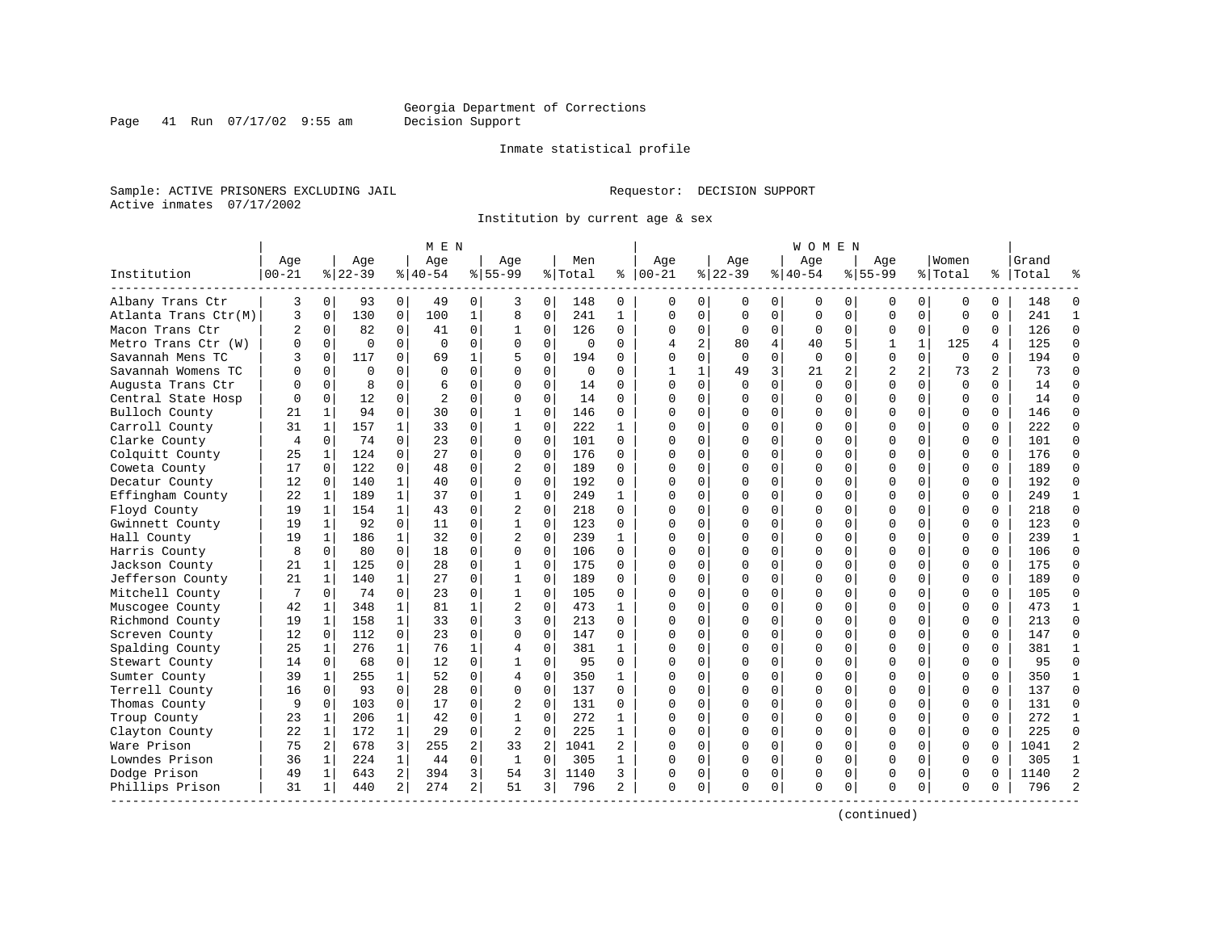Georgia Department of Corrections
Decision Support

Inmate statistical profile

Sample: ACTIVE PRISONERS EXCLUDING JAIL

Requestor: DECISION SUPPORT

Active inmates 07/17/2002

Institution by current age & sex

| Institution | MEN Age 00-21 | % | Age 22-39 | % | Age 40-54 | % | Age 55-99 | % | Men Total | % | WOMEN Age 00-21 | % | Age 22-39 | % | Age 40-54 | % | Age 55-99 | % | Women Total | % | Grand Total | % |
|---|---|---|---|---|---|---|---|---|---|---|---|---|---|---|---|---|---|---|---|---|---|---|
| Albany Trans Ctr | 3 | 0 | 93 | 0 | 49 | 0 | 3 | 0 | 148 | 0 | 0 | 0 | 0 | 0 | 0 | 0 | 0 | 0 | 0 | 0 | 148 | 0 |
| Atlanta Trans Ctr(M) | 3 | 0 | 130 | 0 | 100 | 1 | 8 | 0 | 241 | 1 | 0 | 0 | 0 | 0 | 0 | 0 | 0 | 0 | 0 | 0 | 241 | 1 |
| Macon Trans Ctr | 2 | 0 | 82 | 0 | 41 | 0 | 1 | 0 | 126 | 0 | 0 | 0 | 0 | 0 | 0 | 0 | 0 | 0 | 0 | 0 | 126 | 0 |
| Metro Trans Ctr (W) | 0 | 0 | 0 | 0 | 0 | 0 | 0 | 0 | 0 | 0 | 4 | 2 | 80 | 4 | 40 | 5 | 1 | 1 | 125 | 4 | 125 | 0 |
| Savannah Mens TC | 3 | 0 | 117 | 0 | 69 | 1 | 5 | 0 | 194 | 0 | 0 | 0 | 0 | 0 | 0 | 0 | 0 | 0 | 0 | 0 | 194 | 0 |
| Savannah Womens TC | 0 | 0 | 0 | 0 | 0 | 0 | 0 | 0 | 0 | 0 | 1 | 1 | 49 | 3 | 21 | 2 | 2 | 2 | 73 | 2 | 73 | 0 |
| Augusta Trans Ctr | 0 | 0 | 8 | 0 | 6 | 0 | 0 | 0 | 14 | 0 | 0 | 0 | 0 | 0 | 0 | 0 | 0 | 0 | 0 | 0 | 14 | 0 |
| Central State Hosp | 0 | 0 | 12 | 0 | 2 | 0 | 0 | 0 | 14 | 0 | 0 | 0 | 0 | 0 | 0 | 0 | 0 | 0 | 0 | 0 | 14 | 0 |
| Bulloch County | 21 | 1 | 94 | 0 | 30 | 0 | 1 | 0 | 146 | 0 | 0 | 0 | 0 | 0 | 0 | 0 | 0 | 0 | 0 | 0 | 146 | 0 |
| Carroll County | 31 | 1 | 157 | 1 | 33 | 0 | 1 | 0 | 222 | 1 | 0 | 0 | 0 | 0 | 0 | 0 | 0 | 0 | 0 | 0 | 222 | 0 |
| Clarke County | 4 | 0 | 74 | 0 | 23 | 0 | 0 | 0 | 101 | 0 | 0 | 0 | 0 | 0 | 0 | 0 | 0 | 0 | 0 | 0 | 101 | 0 |
| Colquitt County | 25 | 1 | 124 | 0 | 27 | 0 | 0 | 0 | 176 | 0 | 0 | 0 | 0 | 0 | 0 | 0 | 0 | 0 | 0 | 0 | 176 | 0 |
| Coweta County | 17 | 0 | 122 | 0 | 48 | 0 | 2 | 0 | 189 | 0 | 0 | 0 | 0 | 0 | 0 | 0 | 0 | 0 | 0 | 0 | 189 | 0 |
| Decatur County | 12 | 0 | 140 | 1 | 40 | 0 | 0 | 0 | 192 | 0 | 0 | 0 | 0 | 0 | 0 | 0 | 0 | 0 | 0 | 0 | 192 | 0 |
| Effingham County | 22 | 1 | 189 | 1 | 37 | 0 | 1 | 0 | 249 | 1 | 0 | 0 | 0 | 0 | 0 | 0 | 0 | 0 | 0 | 0 | 249 | 1 |
| Floyd County | 19 | 1 | 154 | 1 | 43 | 0 | 2 | 0 | 218 | 0 | 0 | 0 | 0 | 0 | 0 | 0 | 0 | 0 | 0 | 0 | 218 | 0 |
| Gwinnett County | 19 | 1 | 92 | 0 | 11 | 0 | 1 | 0 | 123 | 0 | 0 | 0 | 0 | 0 | 0 | 0 | 0 | 0 | 0 | 0 | 123 | 0 |
| Hall County | 19 | 1 | 186 | 1 | 32 | 0 | 2 | 0 | 239 | 1 | 0 | 0 | 0 | 0 | 0 | 0 | 0 | 0 | 0 | 0 | 239 | 1 |
| Harris County | 8 | 0 | 80 | 0 | 18 | 0 | 0 | 0 | 106 | 0 | 0 | 0 | 0 | 0 | 0 | 0 | 0 | 0 | 0 | 0 | 106 | 0 |
| Jackson County | 21 | 1 | 125 | 0 | 28 | 0 | 1 | 0 | 175 | 0 | 0 | 0 | 0 | 0 | 0 | 0 | 0 | 0 | 0 | 0 | 175 | 0 |
| Jefferson County | 21 | 1 | 140 | 1 | 27 | 0 | 1 | 0 | 189 | 0 | 0 | 0 | 0 | 0 | 0 | 0 | 0 | 0 | 0 | 0 | 189 | 0 |
| Mitchell County | 7 | 0 | 74 | 0 | 23 | 0 | 1 | 0 | 105 | 0 | 0 | 0 | 0 | 0 | 0 | 0 | 0 | 0 | 0 | 0 | 105 | 0 |
| Muscogee County | 42 | 1 | 348 | 1 | 81 | 1 | 2 | 0 | 473 | 1 | 0 | 0 | 0 | 0 | 0 | 0 | 0 | 0 | 0 | 0 | 473 | 1 |
| Richmond County | 19 | 1 | 158 | 1 | 33 | 0 | 3 | 0 | 213 | 0 | 0 | 0 | 0 | 0 | 0 | 0 | 0 | 0 | 0 | 0 | 213 | 0 |
| Screven County | 12 | 0 | 112 | 0 | 23 | 0 | 0 | 0 | 147 | 0 | 0 | 0 | 0 | 0 | 0 | 0 | 0 | 0 | 0 | 0 | 147 | 0 |
| Spalding County | 25 | 1 | 276 | 1 | 76 | 1 | 4 | 0 | 381 | 1 | 0 | 0 | 0 | 0 | 0 | 0 | 0 | 0 | 0 | 0 | 381 | 1 |
| Stewart County | 14 | 0 | 68 | 0 | 12 | 0 | 1 | 0 | 95 | 0 | 0 | 0 | 0 | 0 | 0 | 0 | 0 | 0 | 0 | 0 | 95 | 0 |
| Sumter County | 39 | 1 | 255 | 1 | 52 | 0 | 4 | 0 | 350 | 1 | 0 | 0 | 0 | 0 | 0 | 0 | 0 | 0 | 0 | 0 | 350 | 1 |
| Terrell County | 16 | 0 | 93 | 0 | 28 | 0 | 0 | 0 | 137 | 0 | 0 | 0 | 0 | 0 | 0 | 0 | 0 | 0 | 0 | 0 | 137 | 0 |
| Thomas County | 9 | 0 | 103 | 0 | 17 | 0 | 2 | 0 | 131 | 0 | 0 | 0 | 0 | 0 | 0 | 0 | 0 | 0 | 0 | 0 | 131 | 0 |
| Troup County | 23 | 1 | 206 | 1 | 42 | 0 | 1 | 0 | 272 | 1 | 0 | 0 | 0 | 0 | 0 | 0 | 0 | 0 | 0 | 0 | 272 | 1 |
| Clayton County | 22 | 1 | 172 | 1 | 29 | 0 | 2 | 0 | 225 | 1 | 0 | 0 | 0 | 0 | 0 | 0 | 0 | 0 | 0 | 0 | 225 | 0 |
| Ware Prison | 75 | 2 | 678 | 3 | 255 | 2 | 33 | 2 | 1041 | 2 | 0 | 0 | 0 | 0 | 0 | 0 | 0 | 0 | 0 | 0 | 1041 | 2 |
| Lowndes Prison | 36 | 1 | 224 | 1 | 44 | 0 | 1 | 0 | 305 | 1 | 0 | 0 | 0 | 0 | 0 | 0 | 0 | 0 | 0 | 0 | 305 | 1 |
| Dodge Prison | 49 | 1 | 643 | 2 | 394 | 3 | 54 | 3 | 1140 | 3 | 0 | 0 | 0 | 0 | 0 | 0 | 0 | 0 | 0 | 0 | 1140 | 2 |
| Phillips Prison | 31 | 1 | 440 | 2 | 274 | 2 | 51 | 3 | 796 | 2 | 0 | 0 | 0 | 0 | 0 | 0 | 0 | 0 | 0 | 0 | 796 | 2 |

(continued)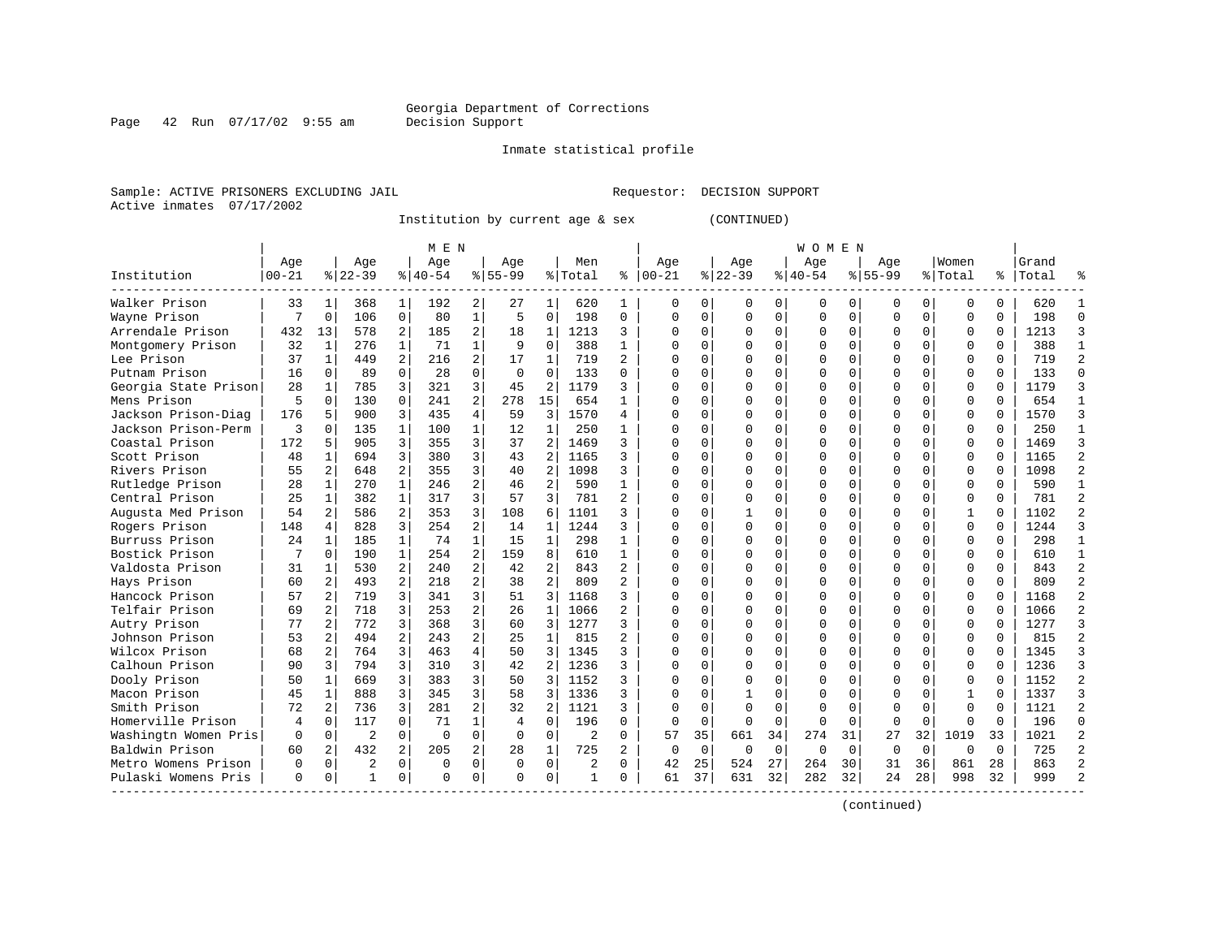Georgia Department of Corrections
Decision Support

Inmate statistical profile

Sample: ACTIVE PRISONERS EXCLUDING JAIL    Requestor: DECISION SUPPORT
Active inmates 07/17/2002

Institution by current age & sex (CONTINUED)

| Institution | MEN Age 00-21 | % | Age 22-39 | % | Age 40-54 | % | Age 55-99 | % | Men Total | % | WOMEN Age 00-21 | % | Age 22-39 | % | Age 40-54 | % | Age 55-99 | % | Women Total | % | Grand Total | % |
|---|---|---|---|---|---|---|---|---|---|---|---|---|---|---|---|---|---|---|---|---|---|---|
| Walker Prison | 33 | 1 | 368 | 1 | 192 | 2 | 27 | 1 | 620 | 1 | 0 | 0 | 0 | 0 | 0 | 0 | 0 | 0 | 0 | 0 | 620 | 1 |
| Wayne Prison | 7 | 0 | 106 | 0 | 80 | 1 | 5 | 0 | 198 | 0 | 0 | 0 | 0 | 0 | 0 | 0 | 0 | 0 | 0 | 0 | 198 | 0 |
| Arrendale Prison | 432 | 13 | 578 | 2 | 185 | 2 | 18 | 1 | 1213 | 3 | 0 | 0 | 0 | 0 | 0 | 0 | 0 | 0 | 0 | 0 | 1213 | 3 |
| Montgomery Prison | 32 | 1 | 276 | 1 | 71 | 1 | 9 | 0 | 388 | 1 | 0 | 0 | 0 | 0 | 0 | 0 | 0 | 0 | 0 | 0 | 388 | 1 |
| Lee Prison | 37 | 1 | 449 | 2 | 216 | 2 | 17 | 1 | 719 | 2 | 0 | 0 | 0 | 0 | 0 | 0 | 0 | 0 | 0 | 0 | 719 | 2 |
| Putnam Prison | 16 | 0 | 89 | 0 | 28 | 0 | 0 | 0 | 133 | 0 | 0 | 0 | 0 | 0 | 0 | 0 | 0 | 0 | 0 | 0 | 133 | 0 |
| Georgia State Prison | 28 | 1 | 785 | 3 | 321 | 3 | 45 | 2 | 1179 | 3 | 0 | 0 | 0 | 0 | 0 | 0 | 0 | 0 | 0 | 0 | 1179 | 3 |
| Mens Prison | 5 | 0 | 130 | 0 | 241 | 2 | 278 | 15 | 654 | 1 | 0 | 0 | 0 | 0 | 0 | 0 | 0 | 0 | 0 | 0 | 654 | 1 |
| Jackson Prison-Diag | 176 | 5 | 900 | 3 | 435 | 4 | 59 | 3 | 1570 | 4 | 0 | 0 | 0 | 0 | 0 | 0 | 0 | 0 | 0 | 0 | 1570 | 3 |
| Jackson Prison-Perm | 3 | 0 | 135 | 1 | 100 | 1 | 12 | 1 | 250 | 1 | 0 | 0 | 0 | 0 | 0 | 0 | 0 | 0 | 0 | 0 | 250 | 1 |
| Coastal Prison | 172 | 5 | 905 | 3 | 355 | 3 | 37 | 2 | 1469 | 3 | 0 | 0 | 0 | 0 | 0 | 0 | 0 | 0 | 0 | 0 | 1469 | 3 |
| Scott Prison | 48 | 1 | 694 | 3 | 380 | 3 | 43 | 2 | 1165 | 3 | 0 | 0 | 0 | 0 | 0 | 0 | 0 | 0 | 0 | 0 | 1165 | 2 |
| Rivers Prison | 55 | 2 | 648 | 2 | 355 | 3 | 40 | 2 | 1098 | 3 | 0 | 0 | 0 | 0 | 0 | 0 | 0 | 0 | 0 | 0 | 1098 | 2 |
| Rutledge Prison | 28 | 1 | 270 | 1 | 246 | 2 | 46 | 2 | 590 | 1 | 0 | 0 | 0 | 0 | 0 | 0 | 0 | 0 | 0 | 0 | 590 | 1 |
| Central Prison | 25 | 1 | 382 | 1 | 317 | 3 | 57 | 3 | 781 | 2 | 0 | 0 | 0 | 0 | 0 | 0 | 0 | 0 | 0 | 0 | 781 | 2 |
| Augusta Med Prison | 54 | 2 | 586 | 2 | 353 | 3 | 108 | 6 | 1101 | 3 | 0 | 0 | 1 | 0 | 0 | 0 | 0 | 0 | 1 | 0 | 1102 | 2 |
| Rogers Prison | 148 | 4 | 828 | 3 | 254 | 2 | 14 | 1 | 1244 | 3 | 0 | 0 | 0 | 0 | 0 | 0 | 0 | 0 | 0 | 0 | 1244 | 3 |
| Burruss Prison | 24 | 1 | 185 | 1 | 74 | 1 | 15 | 1 | 298 | 1 | 0 | 0 | 0 | 0 | 0 | 0 | 0 | 0 | 0 | 0 | 298 | 1 |
| Bostick Prison | 7 | 0 | 190 | 1 | 254 | 2 | 159 | 8 | 610 | 1 | 0 | 0 | 0 | 0 | 0 | 0 | 0 | 0 | 0 | 0 | 610 | 1 |
| Valdosta Prison | 31 | 1 | 530 | 2 | 240 | 2 | 42 | 2 | 843 | 2 | 0 | 0 | 0 | 0 | 0 | 0 | 0 | 0 | 0 | 0 | 843 | 2 |
| Hays Prison | 60 | 2 | 493 | 2 | 218 | 2 | 38 | 2 | 809 | 2 | 0 | 0 | 0 | 0 | 0 | 0 | 0 | 0 | 0 | 0 | 809 | 2 |
| Hancock Prison | 57 | 2 | 719 | 3 | 341 | 3 | 51 | 3 | 1168 | 3 | 0 | 0 | 0 | 0 | 0 | 0 | 0 | 0 | 0 | 0 | 1168 | 2 |
| Telfair Prison | 69 | 2 | 718 | 3 | 253 | 2 | 26 | 1 | 1066 | 2 | 0 | 0 | 0 | 0 | 0 | 0 | 0 | 0 | 0 | 0 | 1066 | 2 |
| Autry Prison | 77 | 2 | 772 | 3 | 368 | 3 | 60 | 3 | 1277 | 3 | 0 | 0 | 0 | 0 | 0 | 0 | 0 | 0 | 0 | 0 | 1277 | 3 |
| Johnson Prison | 53 | 2 | 494 | 2 | 243 | 2 | 25 | 1 | 815 | 2 | 0 | 0 | 0 | 0 | 0 | 0 | 0 | 0 | 0 | 0 | 815 | 2 |
| Wilcox Prison | 68 | 2 | 764 | 3 | 463 | 4 | 50 | 3 | 1345 | 3 | 0 | 0 | 0 | 0 | 0 | 0 | 0 | 0 | 0 | 0 | 1345 | 3 |
| Calhoun Prison | 90 | 3 | 794 | 3 | 310 | 3 | 42 | 2 | 1236 | 3 | 0 | 0 | 0 | 0 | 0 | 0 | 0 | 0 | 0 | 0 | 1236 | 3 |
| Dooly Prison | 50 | 1 | 669 | 3 | 383 | 3 | 50 | 3 | 1152 | 3 | 0 | 0 | 0 | 0 | 0 | 0 | 0 | 0 | 0 | 0 | 1152 | 2 |
| Macon Prison | 45 | 1 | 888 | 3 | 345 | 3 | 58 | 3 | 1336 | 3 | 0 | 0 | 1 | 0 | 0 | 0 | 0 | 0 | 1 | 0 | 1337 | 3 |
| Smith Prison | 72 | 2 | 736 | 3 | 281 | 2 | 32 | 2 | 1121 | 3 | 0 | 0 | 0 | 0 | 0 | 0 | 0 | 0 | 0 | 0 | 1121 | 2 |
| Homerville Prison | 4 | 0 | 117 | 0 | 71 | 1 | 4 | 0 | 196 | 0 | 0 | 0 | 0 | 0 | 0 | 0 | 0 | 0 | 0 | 0 | 196 | 0 |
| Washingtn Women Pris | 0 | 0 | 2 | 0 | 0 | 0 | 0 | 0 | 2 | 0 | 57 | 35 | 661 | 34 | 274 | 31 | 27 | 32 | 1019 | 33 | 1021 | 2 |
| Baldwin Prison | 60 | 2 | 432 | 2 | 205 | 2 | 28 | 1 | 725 | 2 | 0 | 0 | 0 | 0 | 0 | 0 | 0 | 0 | 0 | 0 | 725 | 2 |
| Metro Womens Prison | 0 | 0 | 2 | 0 | 0 | 0 | 0 | 0 | 2 | 0 | 42 | 25 | 524 | 27 | 264 | 30 | 31 | 36 | 861 | 28 | 863 | 2 |
| Pulaski Womens Pris | 0 | 0 | 1 | 0 | 0 | 0 | 0 | 0 | 1 | 0 | 61 | 37 | 631 | 32 | 282 | 32 | 24 | 28 | 998 | 32 | 999 | 2 |

(continued)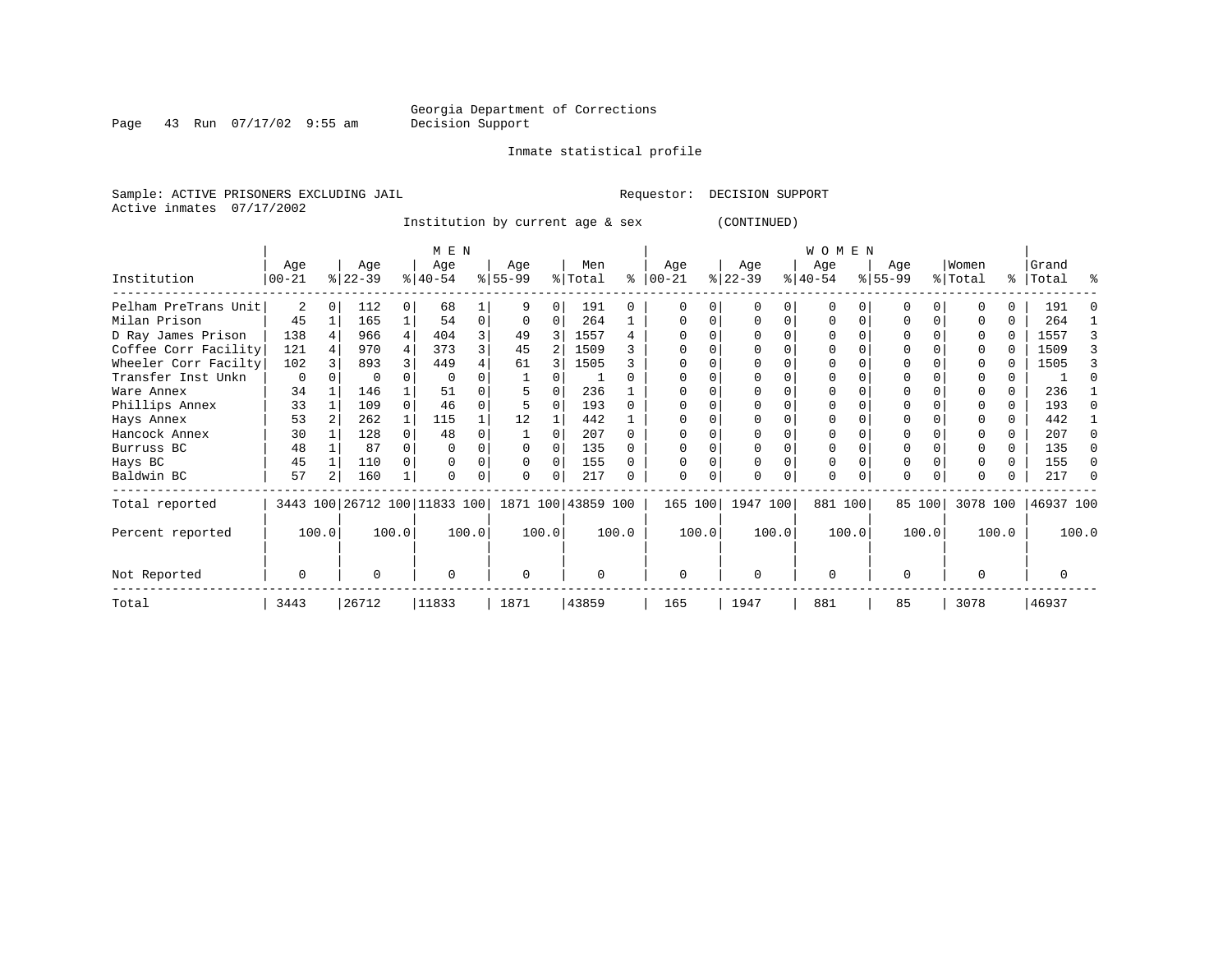Georgia Department of Corrections
Decision Support

Inmate statistical profile

Sample: ACTIVE PRISONERS EXCLUDING JAIL

Requestor: DECISION SUPPORT

Active inmates 07/17/2002

Institution by current age & sex (CONTINUED)

| Institution | MEN Age 00-21 | % | Age 22-39 | % | Age 40-54 | % | Age 55-99 | % | Men Total | % | WOMEN Age 00-21 | % | Age 22-39 | % | Age 40-54 | % | Age 55-99 | % | Women Total | % | Grand Total | % |
|---|---|---|---|---|---|---|---|---|---|---|---|---|---|---|---|---|---|---|---|---|---|---|
| Pelham PreTrans Unit | 2 | 0 | 112 | 0 | 68 | 1 | 9 | 0 | 191 | 0 | 0 | 0 | 0 | 0 | 0 | 0 | 0 | 0 | 0 | 0 | 191 | 0 |
| Milan Prison | 45 | 1 | 165 | 1 | 54 | 0 | 0 | 0 | 264 | 1 | 0 | 0 | 0 | 0 | 0 | 0 | 0 | 0 | 0 | 0 | 264 | 1 |
| D Ray James Prison | 138 | 4 | 966 | 4 | 404 | 3 | 49 | 3 | 1557 | 4 | 0 | 0 | 0 | 0 | 0 | 0 | 0 | 0 | 0 | 0 | 1557 | 3 |
| Coffee Corr Facility | 121 | 4 | 970 | 4 | 373 | 3 | 45 | 2 | 1509 | 3 | 0 | 0 | 0 | 0 | 0 | 0 | 0 | 0 | 0 | 0 | 1509 | 3 |
| Wheeler Corr Facilty | 102 | 3 | 893 | 3 | 449 | 4 | 61 | 3 | 1505 | 3 | 0 | 0 | 0 | 0 | 0 | 0 | 0 | 0 | 0 | 0 | 1505 | 3 |
| Transfer Inst Unkn | 0 | 0 | 0 | 0 | 0 | 0 | 1 | 0 | 1 | 0 | 0 | 0 | 0 | 0 | 0 | 0 | 0 | 0 | 0 | 0 | 1 | 0 |
| Ware Annex | 34 | 1 | 146 | 1 | 51 | 0 | 5 | 0 | 236 | 1 | 0 | 0 | 0 | 0 | 0 | 0 | 0 | 0 | 0 | 0 | 236 | 1 |
| Phillips Annex | 33 | 1 | 109 | 0 | 46 | 0 | 5 | 0 | 193 | 0 | 0 | 0 | 0 | 0 | 0 | 0 | 0 | 0 | 0 | 0 | 193 | 0 |
| Hays Annex | 53 | 2 | 262 | 1 | 115 | 1 | 12 | 1 | 442 | 1 | 0 | 0 | 0 | 0 | 0 | 0 | 0 | 0 | 0 | 0 | 442 | 1 |
| Hancock Annex | 30 | 1 | 128 | 0 | 48 | 0 | 1 | 0 | 207 | 0 | 0 | 0 | 0 | 0 | 0 | 0 | 0 | 0 | 0 | 0 | 207 | 0 |
| Burruss BC | 48 | 1 | 87 | 0 | 0 | 0 | 0 | 0 | 135 | 0 | 0 | 0 | 0 | 0 | 0 | 0 | 0 | 0 | 0 | 0 | 135 | 0 |
| Hays BC | 45 | 1 | 110 | 0 | 0 | 0 | 0 | 0 | 155 | 0 | 0 | 0 | 0 | 0 | 0 | 0 | 0 | 0 | 0 | 0 | 155 | 0 |
| Baldwin BC | 57 | 2 | 160 | 1 | 0 | 0 | 0 | 0 | 217 | 0 | 0 | 0 | 0 | 0 | 0 | 0 | 0 | 0 | 0 | 0 | 217 | 0 |
| Total reported | 3443 | 100 | 26712 | 100 | 11833 | 100 | 1871 | 100 | 43859 | 100 | 165 | 100 | 1947 | 100 | 881 | 100 | 85 | 100 | 3078 | 100 | 46937 | 100 |
| Percent reported | | 100.0 | | 100.0 | | 100.0 | | 100.0 | | 100.0 | | 100.0 | | 100.0 | | 100.0 | | 100.0 | | 100.0 | | 100.0 |
| Not Reported | 0 | | 0 | | 0 | | 0 | | 0 | | 0 | | 0 | | 0 | | 0 | | 0 | | 0 | |
| Total | 3443 | | 26712 | | 11833 | | 1871 | | 43859 | | 165 | | 1947 | | 881 | | 85 | | 3078 | | 46937 | |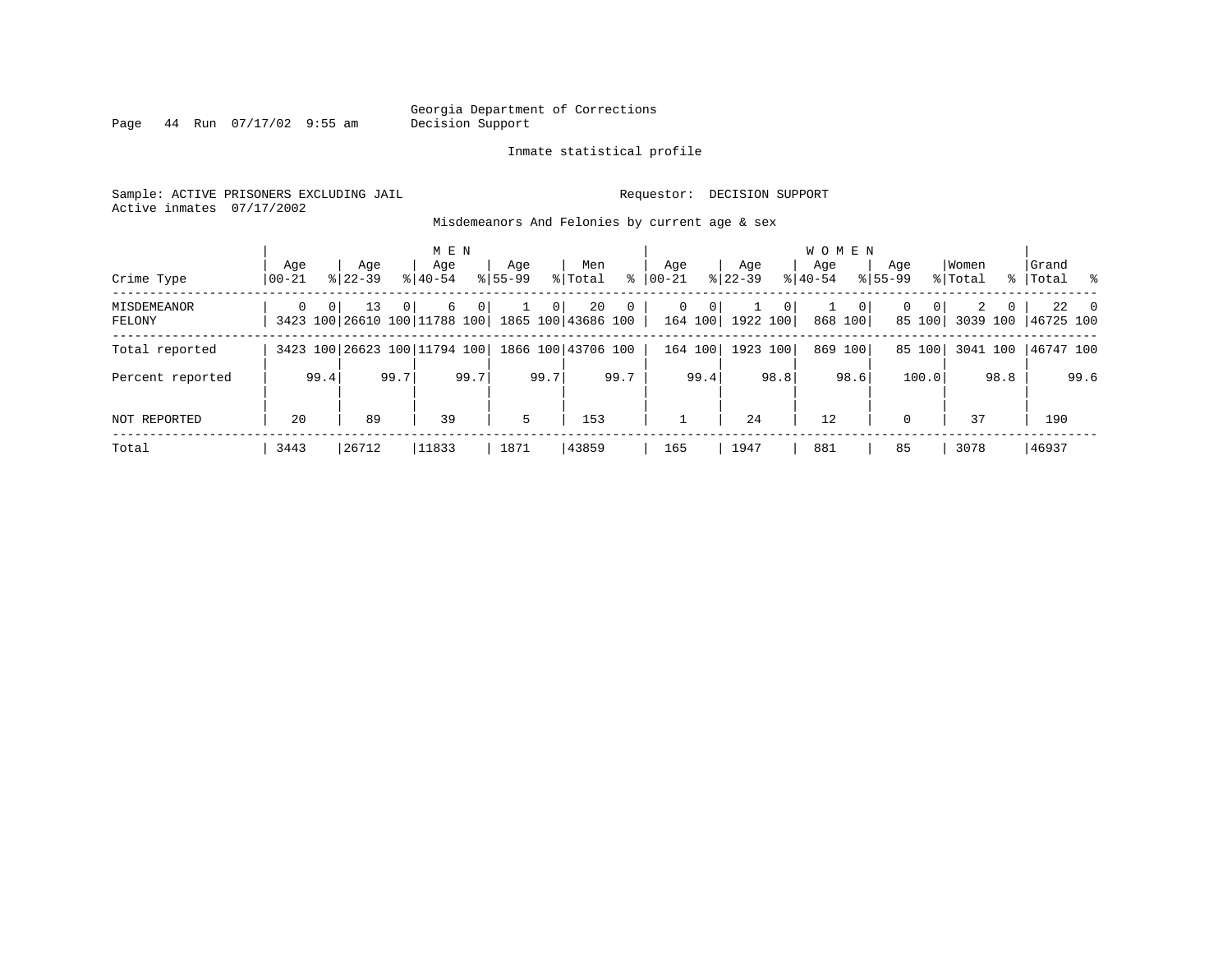Georgia Department of Corrections
Decision Support

Inmate statistical profile

Sample: ACTIVE PRISONERS EXCLUDING JAIL

Requestor: DECISION SUPPORT

Active inmates 07/17/2002

Misdemeanors And Felonies by current age & sex

| Crime Type | MEN Age 00-21 | % | Age 22-39 | % | Age 40-54 | % | Age 55-99 | % | Men Total | % | WOMEN Age 00-21 | % | Age 22-39 | % | Age 40-54 | % | Age 55-99 | % | Women Total | % | Grand Total | % |
|---|---|---|---|---|---|---|---|---|---|---|---|---|---|---|---|---|---|---|---|---|---|---|
| MISDEMEANOR | 0 | 0 | 13 | 0 | 6 | 0 | 1 | 0 | 20 | 0 | 0 | 0 | 1 | 0 | 1 | 0 | 0 | 0 | 2 | 0 | 22 | 0 |
| FELONY | 3423 | 100 | 26610 | 100 | 11788 | 100 | 1865 | 100 | 43686 | 100 | 164 | 100 | 1922 | 100 | 868 | 100 | 85 | 100 | 3039 | 100 | 46725 | 100 |
| Total reported | 3423 | 100 | 26623 | 100 | 11794 | 100 | 1866 | 100 | 43706 | 100 | 164 | 100 | 1923 | 100 | 869 | 100 | 85 | 100 | 3041 | 100 | 46747 | 100 |
| Percent reported | | 99.4 | | 99.7 | | 99.7 | | 99.7 | | 99.7 | | 99.4 | | 98.8 | | 98.6 | | 100.0 | | 98.8 | | 99.6 |
| NOT REPORTED | 20 | | 89 | | 39 | | 5 | | 153 | | 1 | | 24 | | 12 | | 0 | | 37 | | 190 | |
| Total | 3443 | | 26712 | | 11833 | | 1871 | | 43859 | | 165 | | 1947 | | 881 | | 85 | | 3078 | | 46937 | |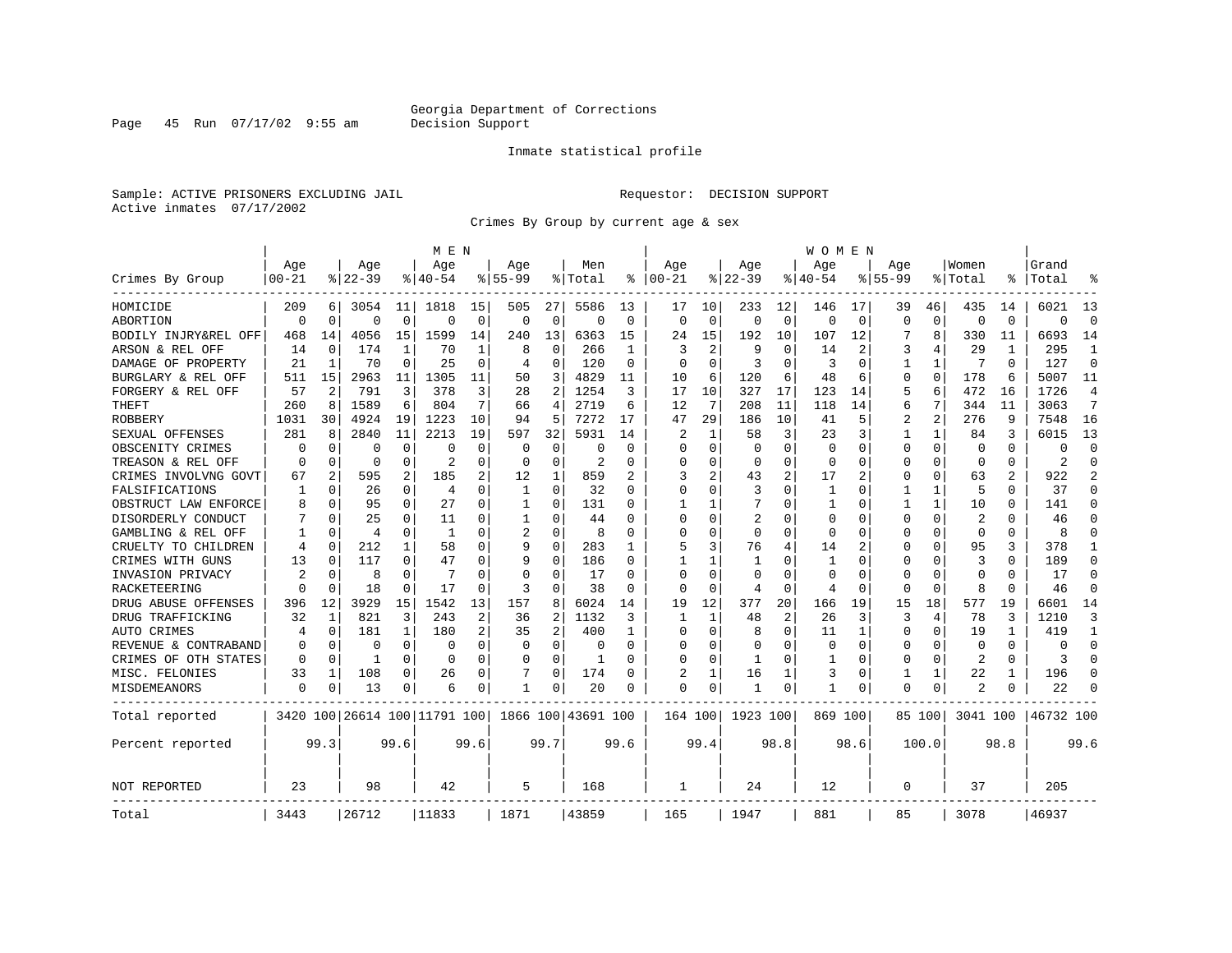Georgia Department of Corrections
Decision Support

Inmate statistical profile

Sample: ACTIVE PRISONERS EXCLUDING JAIL    Requestor: DECISION SUPPORT
Active inmates 07/17/2002

Crimes By Group by current age & sex

| Crimes By Group | MEN Age 00-21 | % | Age 22-39 | % | Age 40-54 | % | Age 55-99 | % | Men Total | % | WOMEN Age 00-21 | % | Age 22-39 | % | Age 40-54 | % | Age 55-99 | % | Women Total | % | Grand Total | % |
|---|---|---|---|---|---|---|---|---|---|---|---|---|---|---|---|---|---|---|---|---|---|---|
| HOMICIDE | 209 | 6 | 3054 | 11 | 1818 | 15 | 505 | 27 | 5586 | 13 | 17 | 10 | 233 | 12 | 146 | 17 | 39 | 46 | 435 | 14 | 6021 | 13 |
| ABORTION | 0 | 0 | 0 | 0 | 0 | 0 | 0 | 0 | 0 | 0 | 0 | 0 | 0 | 0 | 0 | 0 | 0 | 0 | 0 | 0 | 0 | 0 |
| BODILY INJRY&REL OFF | 468 | 14 | 4056 | 15 | 1599 | 14 | 240 | 13 | 6363 | 15 | 24 | 15 | 192 | 10 | 107 | 12 | 7 | 8 | 330 | 11 | 6693 | 14 |
| ARSON & REL OFF | 14 | 0 | 174 | 1 | 70 | 1 | 8 | 0 | 266 | 1 | 3 | 2 | 9 | 0 | 14 | 2 | 3 | 4 | 29 | 1 | 295 | 1 |
| DAMAGE OF PROPERTY | 21 | 1 | 70 | 0 | 25 | 0 | 4 | 0 | 120 | 0 | 0 | 0 | 3 | 0 | 3 | 0 | 1 | 1 | 7 | 0 | 127 | 0 |
| BURGLARY & REL OFF | 511 | 15 | 2963 | 11 | 1305 | 11 | 50 | 3 | 4829 | 11 | 10 | 6 | 120 | 6 | 48 | 6 | 0 | 0 | 178 | 6 | 5007 | 11 |
| FORGERY & REL OFF | 57 | 2 | 791 | 3 | 378 | 3 | 28 | 2 | 1254 | 3 | 17 | 10 | 327 | 17 | 123 | 14 | 5 | 6 | 472 | 16 | 1726 | 4 |
| THEFT | 260 | 8 | 1589 | 6 | 804 | 7 | 66 | 4 | 2719 | 6 | 12 | 7 | 208 | 11 | 118 | 14 | 6 | 7 | 344 | 11 | 3063 | 7 |
| ROBBERY | 1031 | 30 | 4924 | 19 | 1223 | 10 | 94 | 5 | 7272 | 17 | 47 | 29 | 186 | 10 | 41 | 5 | 2 | 2 | 276 | 9 | 7548 | 16 |
| SEXUAL OFFENSES | 281 | 8 | 2840 | 11 | 2213 | 19 | 597 | 32 | 5931 | 14 | 2 | 1 | 58 | 3 | 23 | 3 | 1 | 1 | 84 | 3 | 6015 | 13 |
| OBSCENITY CRIMES | 0 | 0 | 0 | 0 | 0 | 0 | 0 | 0 | 0 | 0 | 0 | 0 | 0 | 0 | 0 | 0 | 0 | 0 | 0 | 0 | 0 | 0 |
| TREASON & REL OFF | 0 | 0 | 0 | 0 | 2 | 0 | 0 | 0 | 2 | 0 | 0 | 0 | 0 | 0 | 0 | 0 | 0 | 0 | 0 | 0 | 2 | 0 |
| CRIMES INVOLVNG GOVT | 67 | 2 | 595 | 2 | 185 | 2 | 12 | 1 | 859 | 2 | 3 | 2 | 43 | 2 | 17 | 2 | 0 | 0 | 63 | 2 | 922 | 2 |
| FALSIFICATIONS | 1 | 0 | 26 | 0 | 4 | 0 | 1 | 0 | 32 | 0 | 0 | 0 | 3 | 0 | 1 | 0 | 1 | 1 | 5 | 0 | 37 | 0 |
| OBSTRUCT LAW ENFORCE | 8 | 0 | 95 | 0 | 27 | 0 | 1 | 0 | 131 | 0 | 1 | 1 | 7 | 0 | 1 | 0 | 1 | 1 | 10 | 0 | 141 | 0 |
| DISORDERLY CONDUCT | 7 | 0 | 25 | 0 | 11 | 0 | 1 | 0 | 44 | 0 | 0 | 0 | 2 | 0 | 0 | 0 | 0 | 0 | 2 | 0 | 46 | 0 |
| GAMBLING & REL OFF | 1 | 0 | 4 | 0 | 1 | 0 | 2 | 0 | 8 | 0 | 0 | 0 | 0 | 0 | 0 | 0 | 0 | 0 | 0 | 0 | 8 | 0 |
| CRUELTY TO CHILDREN | 4 | 0 | 212 | 1 | 58 | 0 | 9 | 0 | 283 | 1 | 5 | 3 | 76 | 4 | 14 | 2 | 0 | 0 | 95 | 3 | 378 | 1 |
| CRIMES WITH GUNS | 13 | 0 | 117 | 0 | 47 | 0 | 9 | 0 | 186 | 0 | 1 | 1 | 1 | 0 | 1 | 0 | 0 | 0 | 3 | 0 | 189 | 0 |
| INVASION PRIVACY | 2 | 0 | 8 | 0 | 7 | 0 | 0 | 0 | 17 | 0 | 0 | 0 | 0 | 0 | 0 | 0 | 0 | 0 | 0 | 0 | 17 | 0 |
| RACKETEERING | 0 | 0 | 18 | 0 | 17 | 0 | 3 | 0 | 38 | 0 | 0 | 0 | 4 | 0 | 4 | 0 | 0 | 0 | 8 | 0 | 46 | 0 |
| DRUG ABUSE OFFENSES | 396 | 12 | 3929 | 15 | 1542 | 13 | 157 | 8 | 6024 | 14 | 19 | 12 | 377 | 20 | 166 | 19 | 15 | 18 | 577 | 19 | 6601 | 14 |
| DRUG TRAFFICKING | 32 | 1 | 821 | 3 | 243 | 2 | 36 | 2 | 1132 | 3 | 1 | 1 | 48 | 2 | 26 | 3 | 3 | 4 | 78 | 3 | 1210 | 3 |
| AUTO CRIMES | 4 | 0 | 181 | 1 | 180 | 2 | 35 | 2 | 400 | 1 | 0 | 0 | 8 | 0 | 11 | 1 | 0 | 0 | 19 | 1 | 419 | 1 |
| REVENUE & CONTRABAND | 0 | 0 | 0 | 0 | 0 | 0 | 0 | 0 | 0 | 0 | 0 | 0 | 0 | 0 | 0 | 0 | 0 | 0 | 0 | 0 | 0 | 0 |
| CRIMES OF OTH STATES | 0 | 0 | 1 | 0 | 0 | 0 | 0 | 0 | 1 | 0 | 0 | 0 | 1 | 0 | 1 | 0 | 0 | 0 | 2 | 0 | 3 | 0 |
| MISC. FELONIES | 33 | 1 | 108 | 0 | 26 | 0 | 7 | 0 | 174 | 0 | 2 | 1 | 16 | 1 | 3 | 0 | 1 | 1 | 22 | 1 | 196 | 0 |
| MISDEMEANORS | 0 | 0 | 13 | 0 | 6 | 0 | 1 | 0 | 20 | 0 | 0 | 0 | 1 | 0 | 1 | 0 | 0 | 0 | 2 | 0 | 22 | 0 |
| Total reported | 3420 | 100 | 26614 | 100 | 11791 | 100 | 1866 | 100 | 43691 | 100 | 164 | 100 | 1923 | 100 | 869 | 100 | 85 | 100 | 3041 | 100 | 46732 | 100 |
| Percent reported | | 99.3 | | 99.6 | | 99.6 | | 99.7 | | 99.6 | | 99.4 | | 98.8 | | 98.6 | | 100.0 | | 98.8 | | 99.6 |
| NOT REPORTED | 23 | | 98 | | 42 | | 5 | | 168 | | 1 | | 24 | | 12 | | 0 | | 37 | | 205 | |
| Total | 3443 | | 26712 | | 11833 | | 1871 | | 43859 | | 165 | | 1947 | | 881 | | 85 | | 3078 | | 46937 | |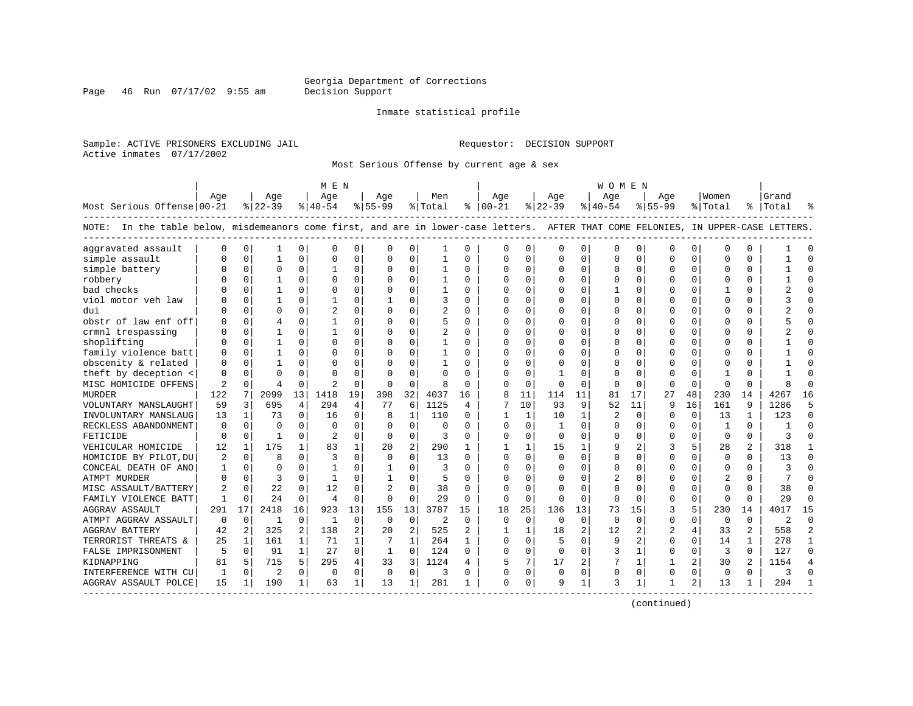Georgia Department of Corrections
Decision Support

Inmate statistical profile

Sample: ACTIVE PRISONERS EXCLUDING JAIL

Requestor: DECISION SUPPORT

Active inmates 07/17/2002

Most Serious Offense by current age & sex

NOTE: In the table below, misdemeanors come first, and are in lower-case letters. AFTER THAT COME FELONIES, IN UPPER-CASE LETTERS.

| Most Serious Offense | MEN Age 00-21 | % | Age 22-39 | % | Age 40-54 | % | Age 55-99 | % | Men Total | % | WOMEN Age 00-21 | % | Age 22-39 | % | Age 40-54 | % | Age 55-99 | % | Women Total | % | Grand Total | % |
|---|---|---|---|---|---|---|---|---|---|---|---|---|---|---|---|---|---|---|---|---|---|---|
| aggravated assault | 0 | 0 | 1 | 0 | 0 | 0 | 0 | 0 | 1 | 0 | 0 | 0 | 0 | 0 | 0 | 0 | 0 | 0 | 0 | 0 | 1 | 0 |
| simple assault | 0 | 0 | 1 | 0 | 0 | 0 | 0 | 0 | 1 | 0 | 0 | 0 | 0 | 0 | 0 | 0 | 0 | 0 | 0 | 0 | 1 | 0 |
| simple battery | 0 | 0 | 0 | 0 | 1 | 0 | 0 | 0 | 1 | 0 | 0 | 0 | 0 | 0 | 0 | 0 | 0 | 0 | 0 | 0 | 1 | 0 |
| robbery | 0 | 0 | 1 | 0 | 0 | 0 | 0 | 0 | 1 | 0 | 0 | 0 | 0 | 0 | 0 | 0 | 0 | 0 | 0 | 0 | 1 | 0 |
| bad checks | 0 | 0 | 1 | 0 | 0 | 0 | 0 | 0 | 1 | 0 | 0 | 0 | 0 | 0 | 1 | 0 | 0 | 0 | 1 | 0 | 2 | 0 |
| viol motor veh law | 0 | 0 | 1 | 0 | 1 | 0 | 1 | 0 | 3 | 0 | 0 | 0 | 0 | 0 | 0 | 0 | 0 | 0 | 0 | 0 | 3 | 0 |
| dui | 0 | 0 | 0 | 0 | 2 | 0 | 0 | 0 | 2 | 0 | 0 | 0 | 0 | 0 | 0 | 0 | 0 | 0 | 0 | 0 | 2 | 0 |
| obstr of law enf off | 0 | 0 | 4 | 0 | 1 | 0 | 0 | 0 | 5 | 0 | 0 | 0 | 0 | 0 | 0 | 0 | 0 | 0 | 0 | 0 | 5 | 0 |
| crmnl trespassing | 0 | 0 | 1 | 0 | 1 | 0 | 0 | 0 | 2 | 0 | 0 | 0 | 0 | 0 | 0 | 0 | 0 | 0 | 0 | 0 | 2 | 0 |
| shoplifting | 0 | 0 | 1 | 0 | 0 | 0 | 0 | 0 | 1 | 0 | 0 | 0 | 0 | 0 | 0 | 0 | 0 | 0 | 0 | 0 | 1 | 0 |
| family violence batt | 0 | 0 | 1 | 0 | 0 | 0 | 0 | 0 | 1 | 0 | 0 | 0 | 0 | 0 | 0 | 0 | 0 | 0 | 0 | 0 | 1 | 0 |
| obscenity & related | 0 | 0 | 1 | 0 | 0 | 0 | 0 | 0 | 1 | 0 | 0 | 0 | 0 | 0 | 0 | 0 | 0 | 0 | 0 | 0 | 1 | 0 |
| theft by deception < | 0 | 0 | 0 | 0 | 0 | 0 | 0 | 0 | 0 | 0 | 0 | 0 | 1 | 0 | 0 | 0 | 0 | 0 | 1 | 0 | 1 | 0 |
| MISC HOMICIDE OFFENS | 2 | 0 | 4 | 0 | 2 | 0 | 0 | 0 | 8 | 0 | 0 | 0 | 0 | 0 | 0 | 0 | 0 | 0 | 0 | 0 | 8 | 0 |
| MURDER | 122 | 7 | 2099 | 13 | 1418 | 19 | 398 | 32 | 4037 | 16 | 8 | 11 | 114 | 11 | 81 | 17 | 27 | 48 | 230 | 14 | 4267 | 16 |
| VOLUNTARY MANSLAUGHT | 59 | 3 | 695 | 4 | 294 | 4 | 77 | 6 | 1125 | 4 | 7 | 10 | 93 | 9 | 52 | 11 | 9 | 16 | 161 | 9 | 1286 | 5 |
| INVOLUNTARY MANSLAUG | 13 | 1 | 73 | 0 | 16 | 0 | 8 | 1 | 110 | 0 | 1 | 1 | 10 | 1 | 2 | 0 | 0 | 0 | 13 | 1 | 123 | 0 |
| RECKLESS ABANDONMENT | 0 | 0 | 0 | 0 | 0 | 0 | 0 | 0 | 0 | 0 | 0 | 0 | 1 | 0 | 0 | 0 | 0 | 0 | 1 | 0 | 1 | 0 |
| FETICIDE | 0 | 0 | 1 | 0 | 2 | 0 | 0 | 0 | 3 | 0 | 0 | 0 | 0 | 0 | 0 | 0 | 0 | 0 | 0 | 0 | 3 | 0 |
| VEHICULAR HOMICIDE | 12 | 1 | 175 | 1 | 83 | 1 | 20 | 2 | 290 | 1 | 1 | 1 | 15 | 1 | 9 | 2 | 3 | 5 | 28 | 2 | 318 | 1 |
| HOMICIDE BY PILOT,DU | 2 | 0 | 8 | 0 | 3 | 0 | 0 | 0 | 13 | 0 | 0 | 0 | 0 | 0 | 0 | 0 | 0 | 0 | 0 | 0 | 13 | 0 |
| CONCEAL DEATH OF ANO | 1 | 0 | 0 | 0 | 1 | 0 | 1 | 0 | 3 | 0 | 0 | 0 | 0 | 0 | 0 | 0 | 0 | 0 | 0 | 0 | 3 | 0 |
| ATMPT MURDER | 0 | 0 | 3 | 0 | 1 | 0 | 1 | 0 | 5 | 0 | 0 | 0 | 0 | 0 | 2 | 0 | 0 | 0 | 2 | 0 | 7 | 0 |
| MISC ASSAULT/BATTERY | 2 | 0 | 22 | 0 | 12 | 0 | 2 | 0 | 38 | 0 | 0 | 0 | 0 | 0 | 0 | 0 | 0 | 0 | 0 | 0 | 38 | 0 |
| FAMILY VIOLENCE BATT | 1 | 0 | 24 | 0 | 4 | 0 | 0 | 0 | 29 | 0 | 0 | 0 | 0 | 0 | 0 | 0 | 0 | 0 | 0 | 0 | 29 | 0 |
| AGGRAV ASSAULT | 291 | 17 | 2418 | 16 | 923 | 13 | 155 | 13 | 3787 | 15 | 18 | 25 | 136 | 13 | 73 | 15 | 3 | 5 | 230 | 14 | 4017 | 15 |
| ATMPT AGGRAV ASSAULT | 0 | 0 | 1 | 0 | 1 | 0 | 0 | 0 | 2 | 0 | 0 | 0 | 0 | 0 | 0 | 0 | 0 | 0 | 0 | 0 | 2 | 0 |
| AGGRAV BATTERY | 42 | 2 | 325 | 2 | 138 | 2 | 20 | 2 | 525 | 2 | 1 | 1 | 18 | 2 | 12 | 2 | 2 | 4 | 33 | 2 | 558 | 2 |
| TERRORIST THREATS & | 25 | 1 | 161 | 1 | 71 | 1 | 7 | 1 | 264 | 1 | 0 | 0 | 5 | 0 | 9 | 2 | 0 | 0 | 14 | 1 | 278 | 1 |
| FALSE IMPRISONMENT | 5 | 0 | 91 | 1 | 27 | 0 | 1 | 0 | 124 | 0 | 0 | 0 | 0 | 0 | 3 | 1 | 0 | 0 | 3 | 0 | 127 | 0 |
| KIDNAPPING | 81 | 5 | 715 | 5 | 295 | 4 | 33 | 3 | 1124 | 4 | 5 | 7 | 17 | 2 | 7 | 1 | 1 | 2 | 30 | 2 | 1154 | 4 |
| INTERFERENCE WITH CU | 1 | 0 | 2 | 0 | 0 | 0 | 0 | 0 | 3 | 0 | 0 | 0 | 0 | 0 | 0 | 0 | 0 | 0 | 0 | 0 | 3 | 0 |
| AGGRAV ASSAULT POLCE | 15 | 1 | 190 | 1 | 63 | 1 | 13 | 1 | 281 | 1 | 0 | 0 | 9 | 1 | 3 | 1 | 1 | 2 | 13 | 1 | 294 | 1 |

(continued)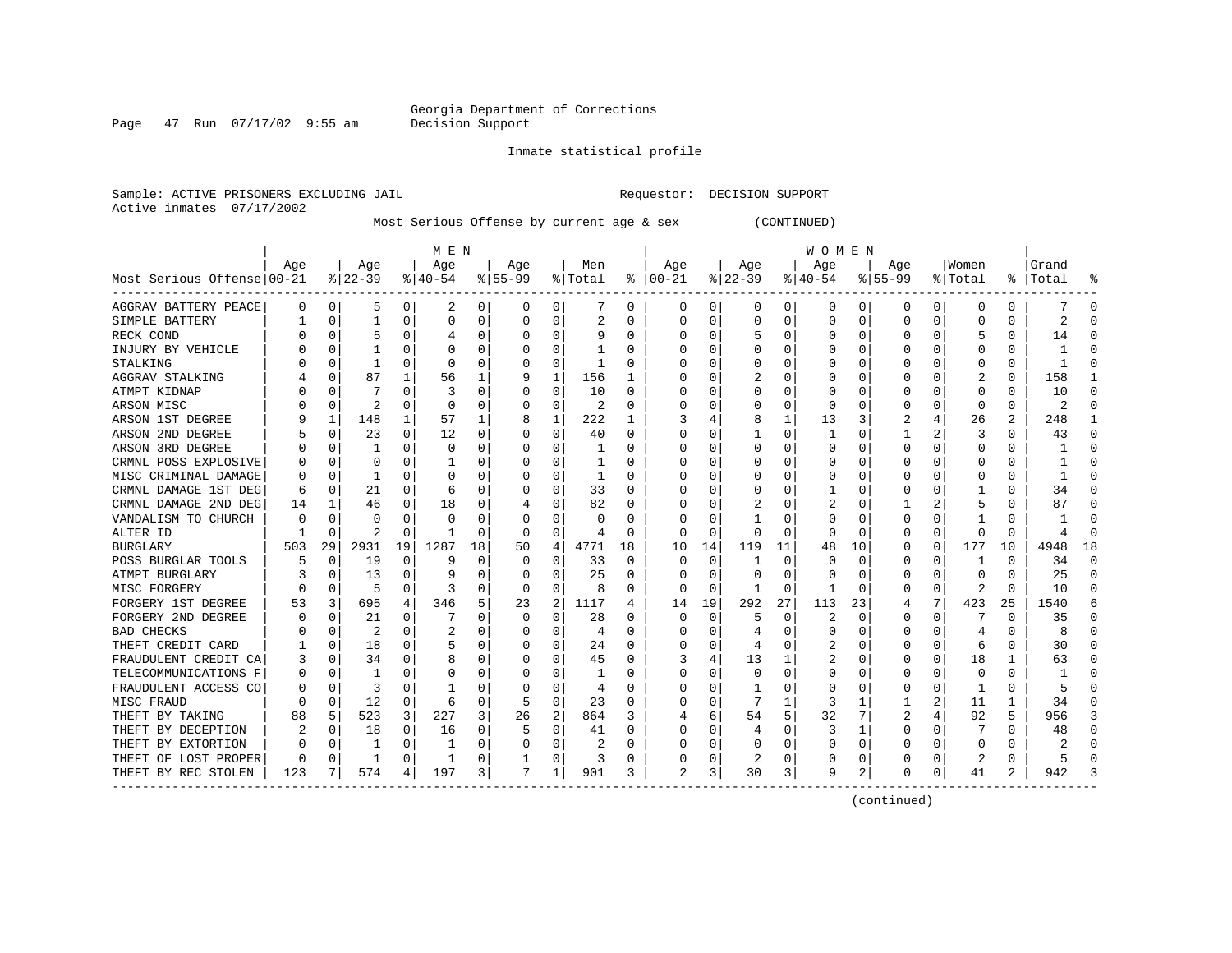Georgia Department of Corrections
Decision Support

Inmate statistical profile

Sample: ACTIVE PRISONERS EXCLUDING JAIL    Requestor: DECISION SUPPORT
Active inmates 07/17/2002

Most Serious Offense by current age & sex (CONTINUED)

| Most Serious Offense | MEN Age 00-21 | % | Age 22-39 | % | Age 40-54 | % | Age 55-99 | % | Men Total | % | WOMEN Age 00-21 | % | Age 22-39 | % | Age 40-54 | % | Age 55-99 | % | Women Total | % | Grand Total | % |
|---|---|---|---|---|---|---|---|---|---|---|---|---|---|---|---|---|---|---|---|---|---|---|
| AGGRAV BATTERY PEACE | 0 | 0 | 5 | 0 | 2 | 0 | 0 | 0 | 7 | 0 | 0 | 0 | 0 | 0 | 0 | 0 | 0 | 0 | 0 | 0 | 7 | 0 |
| SIMPLE BATTERY | 1 | 0 | 1 | 0 | 0 | 0 | 0 | 0 | 2 | 0 | 0 | 0 | 0 | 0 | 0 | 0 | 0 | 0 | 0 | 0 | 2 | 0 |
| RECK COND | 0 | 0 | 5 | 0 | 4 | 0 | 0 | 0 | 9 | 0 | 0 | 0 | 5 | 0 | 0 | 0 | 0 | 0 | 5 | 0 | 14 | 0 |
| INJURY BY VEHICLE | 0 | 0 | 1 | 0 | 0 | 0 | 0 | 0 | 1 | 0 | 0 | 0 | 0 | 0 | 0 | 0 | 0 | 0 | 0 | 0 | 1 | 0 |
| STALKING | 0 | 0 | 1 | 0 | 0 | 0 | 0 | 0 | 1 | 0 | 0 | 0 | 0 | 0 | 0 | 0 | 0 | 0 | 0 | 0 | 1 | 0 |
| AGGRAV STALKING | 4 | 0 | 87 | 1 | 56 | 1 | 9 | 1 | 156 | 1 | 0 | 0 | 2 | 0 | 0 | 0 | 0 | 0 | 2 | 0 | 158 | 1 |
| ATMPT KIDNAP | 0 | 0 | 7 | 0 | 3 | 0 | 0 | 0 | 10 | 0 | 0 | 0 | 0 | 0 | 0 | 0 | 0 | 0 | 0 | 0 | 10 | 0 |
| ARSON MISC | 0 | 0 | 2 | 0 | 0 | 0 | 0 | 0 | 2 | 0 | 0 | 0 | 0 | 0 | 0 | 0 | 0 | 0 | 0 | 0 | 2 | 0 |
| ARSON 1ST DEGREE | 9 | 1 | 148 | 1 | 57 | 1 | 8 | 1 | 222 | 1 | 3 | 4 | 8 | 1 | 13 | 3 | 2 | 4 | 26 | 2 | 248 | 1 |
| ARSON 2ND DEGREE | 5 | 0 | 23 | 0 | 12 | 0 | 0 | 0 | 40 | 0 | 0 | 0 | 1 | 0 | 1 | 0 | 1 | 2 | 3 | 0 | 43 | 0 |
| ARSON 3RD DEGREE | 0 | 0 | 1 | 0 | 0 | 0 | 0 | 0 | 1 | 0 | 0 | 0 | 0 | 0 | 0 | 0 | 0 | 0 | 0 | 0 | 1 | 0 |
| CRMNL POSS EXPLOSIVE | 0 | 0 | 0 | 0 | 1 | 0 | 0 | 0 | 1 | 0 | 0 | 0 | 0 | 0 | 0 | 0 | 0 | 0 | 0 | 0 | 1 | 0 |
| MISC CRIMINAL DAMAGE | 0 | 0 | 1 | 0 | 0 | 0 | 0 | 0 | 1 | 0 | 0 | 0 | 0 | 0 | 0 | 0 | 0 | 0 | 0 | 0 | 1 | 0 |
| CRMNL DAMAGE 1ST DEG | 6 | 0 | 21 | 0 | 6 | 0 | 0 | 0 | 33 | 0 | 0 | 0 | 0 | 0 | 1 | 0 | 0 | 0 | 1 | 0 | 34 | 0 |
| CRMNL DAMAGE 2ND DEG | 14 | 1 | 46 | 0 | 18 | 0 | 4 | 0 | 82 | 0 | 0 | 0 | 2 | 0 | 2 | 0 | 1 | 2 | 5 | 0 | 87 | 0 |
| VANDALISM TO CHURCH | 0 | 0 | 0 | 0 | 0 | 0 | 0 | 0 | 0 | 0 | 0 | 0 | 1 | 0 | 0 | 0 | 0 | 0 | 1 | 0 | 1 | 0 |
| ALTER ID | 1 | 0 | 2 | 0 | 1 | 0 | 0 | 0 | 4 | 0 | 0 | 0 | 0 | 0 | 0 | 0 | 0 | 0 | 0 | 0 | 4 | 0 |
| BURGLARY | 503 | 29 | 2931 | 19 | 1287 | 18 | 50 | 4 | 4771 | 18 | 10 | 14 | 119 | 11 | 48 | 10 | 0 | 0 | 177 | 10 | 4948 | 18 |
| POSS BURGLAR TOOLS | 5 | 0 | 19 | 0 | 9 | 0 | 0 | 0 | 33 | 0 | 0 | 0 | 1 | 0 | 0 | 0 | 0 | 0 | 1 | 0 | 34 | 0 |
| ATMPT BURGLARY | 3 | 0 | 13 | 0 | 9 | 0 | 0 | 0 | 25 | 0 | 0 | 0 | 0 | 0 | 0 | 0 | 0 | 0 | 0 | 0 | 25 | 0 |
| MISC FORGERY | 0 | 0 | 5 | 0 | 3 | 0 | 0 | 0 | 8 | 0 | 0 | 0 | 1 | 0 | 1 | 0 | 0 | 0 | 2 | 0 | 10 | 0 |
| FORGERY 1ST DEGREE | 53 | 3 | 695 | 4 | 346 | 5 | 23 | 2 | 1117 | 4 | 14 | 19 | 292 | 27 | 113 | 23 | 4 | 7 | 423 | 25 | 1540 | 6 |
| FORGERY 2ND DEGREE | 0 | 0 | 21 | 0 | 7 | 0 | 0 | 0 | 28 | 0 | 0 | 0 | 5 | 0 | 2 | 0 | 0 | 0 | 7 | 0 | 35 | 0 |
| BAD CHECKS | 0 | 0 | 2 | 0 | 2 | 0 | 0 | 0 | 4 | 0 | 0 | 0 | 4 | 0 | 0 | 0 | 0 | 0 | 4 | 0 | 8 | 0 |
| THEFT CREDIT CARD | 1 | 0 | 18 | 0 | 5 | 0 | 0 | 0 | 24 | 0 | 0 | 0 | 4 | 0 | 2 | 0 | 0 | 0 | 6 | 0 | 30 | 0 |
| FRAUDULENT CREDIT CA | 3 | 0 | 34 | 0 | 8 | 0 | 0 | 0 | 45 | 0 | 3 | 4 | 13 | 1 | 2 | 0 | 0 | 0 | 18 | 1 | 63 | 0 |
| TELECOMMUNICATIONS F | 0 | 0 | 1 | 0 | 0 | 0 | 0 | 0 | 1 | 0 | 0 | 0 | 0 | 0 | 0 | 0 | 0 | 0 | 0 | 0 | 1 | 0 |
| FRAUDULENT ACCESS CO | 0 | 0 | 3 | 0 | 1 | 0 | 0 | 0 | 4 | 0 | 0 | 0 | 1 | 0 | 0 | 0 | 0 | 0 | 1 | 0 | 5 | 0 |
| MISC FRAUD | 0 | 0 | 12 | 0 | 6 | 0 | 5 | 0 | 23 | 0 | 0 | 0 | 7 | 1 | 3 | 1 | 1 | 2 | 11 | 1 | 34 | 0 |
| THEFT BY TAKING | 88 | 5 | 523 | 3 | 227 | 3 | 26 | 2 | 864 | 3 | 4 | 6 | 54 | 5 | 32 | 7 | 2 | 4 | 92 | 5 | 956 | 3 |
| THEFT BY DECEPTION | 2 | 0 | 18 | 0 | 16 | 0 | 5 | 0 | 41 | 0 | 0 | 0 | 4 | 0 | 3 | 1 | 0 | 0 | 7 | 0 | 48 | 0 |
| THEFT BY EXTORTION | 0 | 0 | 1 | 0 | 1 | 0 | 0 | 0 | 2 | 0 | 0 | 0 | 0 | 0 | 0 | 0 | 0 | 0 | 0 | 0 | 2 | 0 |
| THEFT OF LOST PROPER | 0 | 0 | 1 | 0 | 1 | 0 | 1 | 0 | 3 | 0 | 0 | 0 | 2 | 0 | 0 | 0 | 0 | 0 | 2 | 0 | 5 | 0 |
| THEFT BY REC STOLEN | 123 | 7 | 574 | 4 | 197 | 3 | 7 | 1 | 901 | 3 | 2 | 3 | 30 | 3 | 9 | 2 | 0 | 0 | 41 | 2 | 942 | 3 |

(continued)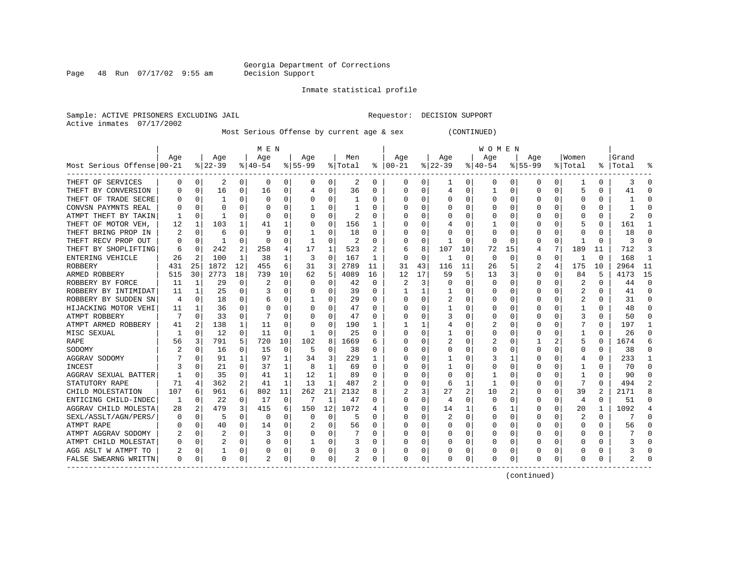Georgia Department of Corrections
Decision Support

Inmate statistical profile

Sample: ACTIVE PRISONERS EXCLUDING JAIL — Requestor: DECISION SUPPORT
Active inmates 07/17/2002

Most Serious Offense by current age & sex (CONTINUED)

| Most Serious Offense | MEN Age 00-21 | % | Age 22-39 | % | Age 40-54 | % | Age 55-99 | % | Men Total | % | WOMEN Age 00-21 | % | Age 22-39 | % | Age 40-54 | % | Age 55-99 | % | Women Total | % | Grand Total | % |
|---|---|---|---|---|---|---|---|---|---|---|---|---|---|---|---|---|---|---|---|---|---|---|
| THEFT OF SERVICES | 0 | 0 | 2 | 0 | 0 | 0 | 0 | 0 | 2 | 0 | 0 | 0 | 1 | 0 | 0 | 0 | 0 | 0 | 1 | 0 | 3 | 0 |
| THEFT BY CONVERSION | 0 | 0 | 16 | 0 | 16 | 0 | 4 | 0 | 36 | 0 | 0 | 0 | 4 | 0 | 1 | 0 | 0 | 0 | 5 | 0 | 41 | 0 |
| THEFT OF TRADE SECRE | 0 | 0 | 1 | 0 | 0 | 0 | 0 | 0 | 1 | 0 | 0 | 0 | 0 | 0 | 0 | 0 | 0 | 0 | 0 | 0 | 1 | 0 |
| CONVSN PAYMNTS REAL | 0 | 0 | 0 | 0 | 0 | 0 | 1 | 0 | 1 | 0 | 0 | 0 | 0 | 0 | 0 | 0 | 0 | 0 | 0 | 0 | 1 | 0 |
| ATMPT THEFT BY TAKIN | 1 | 0 | 1 | 0 | 0 | 0 | 0 | 0 | 2 | 0 | 0 | 0 | 0 | 0 | 0 | 0 | 0 | 0 | 0 | 0 | 2 | 0 |
| THEFT OF MOTOR VEH, | 12 | 1 | 103 | 1 | 41 | 1 | 0 | 0 | 156 | 1 | 0 | 0 | 4 | 0 | 1 | 0 | 0 | 0 | 5 | 0 | 161 | 1 |
| THEFT BRING PROP IN | 2 | 0 | 6 | 0 | 9 | 0 | 1 | 0 | 18 | 0 | 0 | 0 | 0 | 0 | 0 | 0 | 0 | 0 | 0 | 0 | 18 | 0 |
| THEFT RECV PROP OUT | 0 | 0 | 1 | 0 | 0 | 0 | 1 | 0 | 2 | 0 | 0 | 0 | 1 | 0 | 0 | 0 | 0 | 0 | 1 | 0 | 3 | 0 |
| THEFT BY SHOPLIFTING | 6 | 0 | 242 | 2 | 258 | 4 | 17 | 1 | 523 | 2 | 6 | 8 | 107 | 10 | 72 | 15 | 4 | 7 | 189 | 11 | 712 | 3 |
| ENTERING VEHICLE | 26 | 2 | 100 | 1 | 38 | 1 | 3 | 0 | 167 | 1 | 0 | 0 | 1 | 0 | 0 | 0 | 0 | 0 | 1 | 0 | 168 | 1 |
| ROBBERY | 431 | 25 | 1872 | 12 | 455 | 6 | 31 | 3 | 2789 | 11 | 31 | 43 | 116 | 11 | 26 | 5 | 2 | 4 | 175 | 10 | 2964 | 11 |
| ARMED ROBBERY | 515 | 30 | 2773 | 18 | 739 | 10 | 62 | 5 | 4089 | 16 | 12 | 17 | 59 | 5 | 13 | 3 | 0 | 0 | 84 | 5 | 4173 | 15 |
| ROBBERY BY FORCE | 11 | 1 | 29 | 0 | 2 | 0 | 0 | 0 | 42 | 0 | 2 | 3 | 0 | 0 | 0 | 0 | 0 | 0 | 2 | 0 | 44 | 0 |
| ROBBERY BY INTIMIDAT | 11 | 1 | 25 | 0 | 3 | 0 | 0 | 0 | 39 | 0 | 1 | 1 | 1 | 0 | 0 | 0 | 0 | 0 | 2 | 0 | 41 | 0 |
| ROBBERY BY SUDDEN SN | 4 | 0 | 18 | 0 | 6 | 0 | 1 | 0 | 29 | 0 | 0 | 0 | 2 | 0 | 0 | 0 | 0 | 0 | 2 | 0 | 31 | 0 |
| HIJACKING MOTOR VEHI | 11 | 1 | 36 | 0 | 0 | 0 | 0 | 0 | 47 | 0 | 0 | 0 | 1 | 0 | 0 | 0 | 0 | 0 | 1 | 0 | 48 | 0 |
| ATMPT ROBBERY | 7 | 0 | 33 | 0 | 7 | 0 | 0 | 0 | 47 | 0 | 0 | 0 | 3 | 0 | 0 | 0 | 0 | 0 | 3 | 0 | 50 | 0 |
| ATMPT ARMED ROBBERY | 41 | 2 | 138 | 1 | 11 | 0 | 0 | 0 | 190 | 1 | 1 | 1 | 4 | 0 | 2 | 0 | 0 | 0 | 7 | 0 | 197 | 1 |
| MISC SEXUAL | 1 | 0 | 12 | 0 | 11 | 0 | 1 | 0 | 25 | 0 | 0 | 0 | 1 | 0 | 0 | 0 | 0 | 0 | 1 | 0 | 26 | 0 |
| RAPE | 56 | 3 | 791 | 5 | 720 | 10 | 102 | 8 | 1669 | 6 | 0 | 0 | 2 | 0 | 2 | 0 | 1 | 2 | 5 | 0 | 1674 | 6 |
| SODOMY | 2 | 0 | 16 | 0 | 15 | 0 | 5 | 0 | 38 | 0 | 0 | 0 | 0 | 0 | 0 | 0 | 0 | 0 | 0 | 0 | 38 | 0 |
| AGGRAV SODOMY | 7 | 0 | 91 | 1 | 97 | 1 | 34 | 3 | 229 | 1 | 0 | 0 | 1 | 0 | 3 | 1 | 0 | 0 | 4 | 0 | 233 | 1 |
| INCEST | 3 | 0 | 21 | 0 | 37 | 1 | 8 | 1 | 69 | 0 | 0 | 0 | 1 | 0 | 0 | 0 | 0 | 0 | 1 | 0 | 70 | 0 |
| AGGRAV SEXUAL BATTER | 1 | 0 | 35 | 0 | 41 | 1 | 12 | 1 | 89 | 0 | 0 | 0 | 0 | 0 | 1 | 0 | 0 | 0 | 1 | 0 | 90 | 0 |
| STATUTORY RAPE | 71 | 4 | 362 | 2 | 41 | 1 | 13 | 1 | 487 | 2 | 0 | 0 | 6 | 1 | 1 | 0 | 0 | 0 | 7 | 0 | 494 | 2 |
| CHILD MOLESTATION | 107 | 6 | 961 | 6 | 802 | 11 | 262 | 21 | 2132 | 8 | 2 | 3 | 27 | 2 | 10 | 2 | 0 | 0 | 39 | 2 | 2171 | 8 |
| ENTICING CHILD-INDEC | 1 | 0 | 22 | 0 | 17 | 0 | 7 | 1 | 47 | 0 | 0 | 0 | 4 | 0 | 0 | 0 | 0 | 0 | 4 | 0 | 51 | 0 |
| AGGRAV CHILD MOLESTA | 28 | 2 | 479 | 3 | 415 | 6 | 150 | 12 | 1072 | 4 | 0 | 0 | 14 | 1 | 6 | 1 | 0 | 0 | 20 | 1 | 1092 | 4 |
| SEXL/ASSLT/AGN/PERS/ | 0 | 0 | 5 | 0 | 0 | 0 | 0 | 0 | 5 | 0 | 0 | 0 | 2 | 0 | 0 | 0 | 0 | 0 | 2 | 0 | 7 | 0 |
| ATMPT RAPE | 0 | 0 | 40 | 0 | 14 | 0 | 2 | 0 | 56 | 0 | 0 | 0 | 0 | 0 | 0 | 0 | 0 | 0 | 0 | 0 | 56 | 0 |
| ATMPT AGGRAV SODOMY | 2 | 0 | 2 | 0 | 3 | 0 | 0 | 0 | 7 | 0 | 0 | 0 | 0 | 0 | 0 | 0 | 0 | 0 | 0 | 0 | 7 | 0 |
| ATMPT CHILD MOLESTAT | 0 | 0 | 2 | 0 | 0 | 0 | 1 | 0 | 3 | 0 | 0 | 0 | 0 | 0 | 0 | 0 | 0 | 0 | 0 | 0 | 3 | 0 |
| AGG ASLT W ATMPT TO | 2 | 0 | 1 | 0 | 0 | 0 | 0 | 0 | 3 | 0 | 0 | 0 | 0 | 0 | 0 | 0 | 0 | 0 | 0 | 0 | 3 | 0 |
| FALSE SWEARNG WRITTN | 0 | 0 | 0 | 0 | 2 | 0 | 0 | 0 | 2 | 0 | 0 | 0 | 0 | 0 | 0 | 0 | 0 | 0 | 0 | 0 | 2 | 0 |

(continued)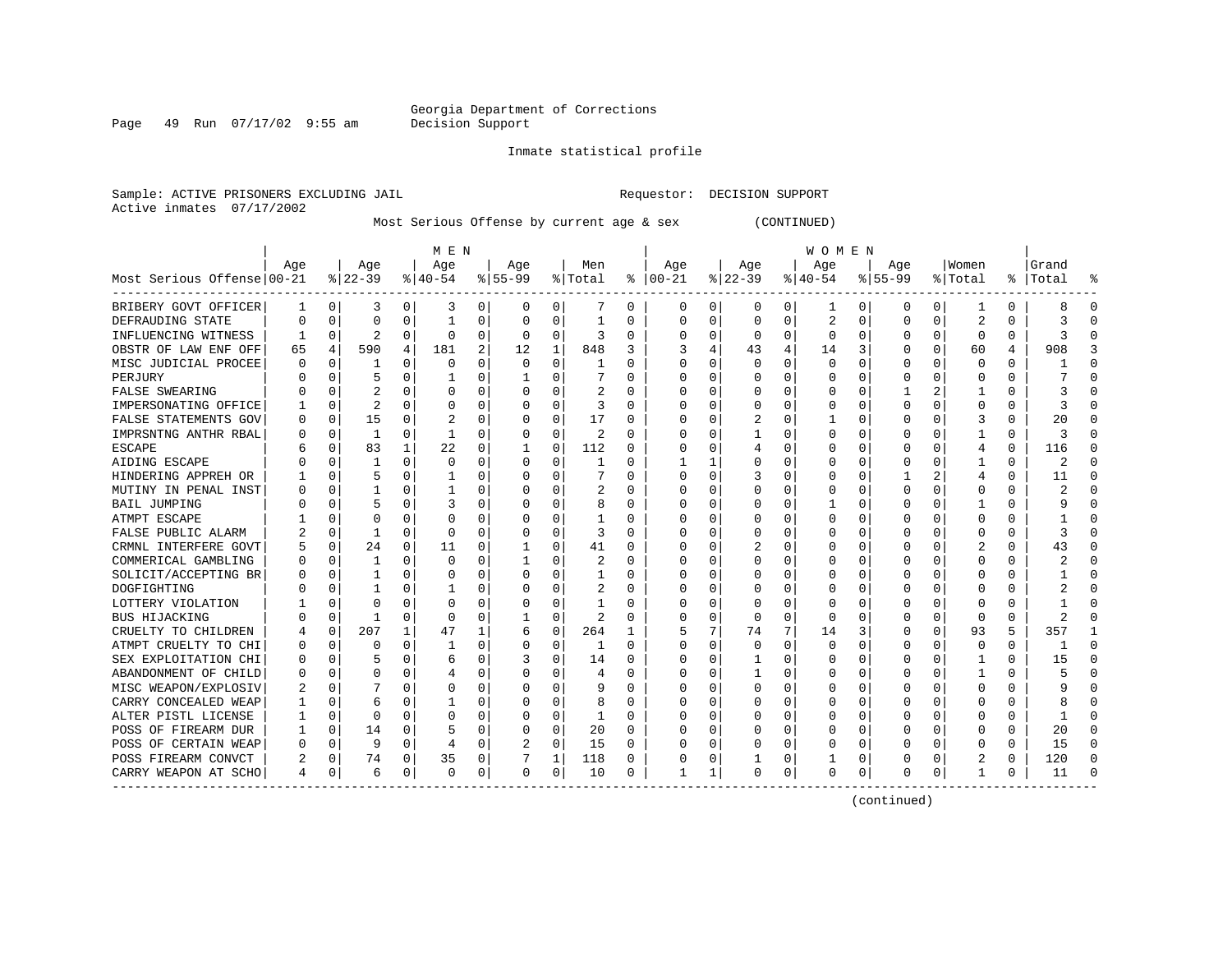Georgia Department of Corrections
Decision Support

Inmate statistical profile

Sample: ACTIVE PRISONERS EXCLUDING JAIL    Requestor: DECISION SUPPORT
Active inmates 07/17/2002

Most Serious Offense by current age & sex (CONTINUED)

| Most Serious Offense | MEN Age 00-21 | % | Age 22-39 | % | Age 40-54 | % | Age 55-99 | % | Men Total | % | WOMEN Age 00-21 | % | Age 22-39 | % | Age 40-54 | % | Age 55-99 | % | Women Total | % | Grand Total | % |
|---|---|---|---|---|---|---|---|---|---|---|---|---|---|---|---|---|---|---|---|---|---|---|
| BRIBERY GOVT OFFICER | 1 | 0 | 3 | 0 | 3 | 0 | 0 | 0 | 7 | 0 | 0 | 0 | 0 | 0 | 1 | 0 | 0 | 0 | 1 | 0 | 8 | 0 |
| DEFRAUDING STATE | 0 | 0 | 0 | 0 | 1 | 0 | 0 | 0 | 1 | 0 | 0 | 0 | 0 | 0 | 2 | 0 | 0 | 0 | 2 | 0 | 3 | 0 |
| INFLUENCING WITNESS | 1 | 0 | 2 | 0 | 0 | 0 | 0 | 0 | 3 | 0 | 0 | 0 | 0 | 0 | 0 | 0 | 0 | 0 | 0 | 0 | 3 | 0 |
| OBSTR OF LAW ENF OFF | 65 | 4 | 590 | 4 | 181 | 2 | 12 | 1 | 848 | 3 | 3 | 4 | 43 | 4 | 14 | 3 | 0 | 0 | 60 | 4 | 908 | 3 |
| MISC JUDICIAL PROCEE | 0 | 0 | 1 | 0 | 0 | 0 | 0 | 0 | 1 | 0 | 0 | 0 | 0 | 0 | 0 | 0 | 0 | 0 | 0 | 0 | 1 | 0 |
| PERJURY | 0 | 0 | 5 | 0 | 1 | 0 | 1 | 0 | 7 | 0 | 0 | 0 | 0 | 0 | 0 | 0 | 0 | 0 | 0 | 0 | 7 | 0 |
| FALSE SWEARING | 0 | 0 | 2 | 0 | 0 | 0 | 0 | 0 | 2 | 0 | 0 | 0 | 0 | 0 | 0 | 0 | 1 | 2 | 1 | 0 | 3 | 0 |
| IMPERSONATING OFFICE | 1 | 0 | 2 | 0 | 0 | 0 | 0 | 0 | 3 | 0 | 0 | 0 | 0 | 0 | 0 | 0 | 0 | 0 | 0 | 0 | 3 | 0 |
| FALSE STATEMENTS GOV | 0 | 0 | 15 | 0 | 2 | 0 | 0 | 0 | 17 | 0 | 0 | 0 | 2 | 0 | 1 | 0 | 0 | 0 | 3 | 0 | 20 | 0 |
| IMPRSNTNG ANTHR RBAL | 0 | 0 | 1 | 0 | 1 | 0 | 0 | 0 | 2 | 0 | 0 | 0 | 1 | 0 | 0 | 0 | 0 | 0 | 1 | 0 | 3 | 0 |
| ESCAPE | 6 | 0 | 83 | 1 | 22 | 0 | 1 | 0 | 112 | 0 | 0 | 0 | 4 | 0 | 0 | 0 | 0 | 0 | 4 | 0 | 116 | 0 |
| AIDING ESCAPE | 0 | 0 | 1 | 0 | 0 | 0 | 0 | 0 | 1 | 0 | 1 | 1 | 0 | 0 | 0 | 0 | 0 | 0 | 1 | 0 | 2 | 0 |
| HINDERING APPREH OR | 1 | 0 | 5 | 0 | 1 | 0 | 0 | 0 | 7 | 0 | 0 | 0 | 3 | 0 | 0 | 0 | 1 | 2 | 4 | 0 | 11 | 0 |
| MUTINY IN PENAL INST | 0 | 0 | 1 | 0 | 1 | 0 | 0 | 0 | 2 | 0 | 0 | 0 | 0 | 0 | 0 | 0 | 0 | 0 | 0 | 0 | 2 | 0 |
| BAIL JUMPING | 0 | 0 | 5 | 0 | 3 | 0 | 0 | 0 | 8 | 0 | 0 | 0 | 0 | 0 | 1 | 0 | 0 | 0 | 1 | 0 | 9 | 0 |
| ATMPT ESCAPE | 1 | 0 | 0 | 0 | 0 | 0 | 0 | 0 | 1 | 0 | 0 | 0 | 0 | 0 | 0 | 0 | 0 | 0 | 0 | 0 | 1 | 0 |
| FALSE PUBLIC ALARM | 2 | 0 | 1 | 0 | 0 | 0 | 0 | 0 | 3 | 0 | 0 | 0 | 0 | 0 | 0 | 0 | 0 | 0 | 0 | 0 | 3 | 0 |
| CRMNL INTERFERE GOVT | 5 | 0 | 24 | 0 | 11 | 0 | 1 | 0 | 41 | 0 | 0 | 0 | 2 | 0 | 0 | 0 | 0 | 0 | 2 | 0 | 43 | 0 |
| COMMERICAL GAMBLING | 0 | 0 | 1 | 0 | 0 | 0 | 1 | 0 | 2 | 0 | 0 | 0 | 0 | 0 | 0 | 0 | 0 | 0 | 0 | 0 | 2 | 0 |
| SOLICIT/ACCEPTING BR | 0 | 0 | 1 | 0 | 0 | 0 | 0 | 0 | 1 | 0 | 0 | 0 | 0 | 0 | 0 | 0 | 0 | 0 | 0 | 0 | 1 | 0 |
| DOGFIGHTING | 0 | 0 | 1 | 0 | 1 | 0 | 0 | 0 | 2 | 0 | 0 | 0 | 0 | 0 | 0 | 0 | 0 | 0 | 0 | 0 | 2 | 0 |
| LOTTERY VIOLATION | 1 | 0 | 0 | 0 | 0 | 0 | 0 | 0 | 1 | 0 | 0 | 0 | 0 | 0 | 0 | 0 | 0 | 0 | 0 | 0 | 1 | 0 |
| BUS HIJACKING | 0 | 0 | 1 | 0 | 0 | 0 | 1 | 0 | 2 | 0 | 0 | 0 | 0 | 0 | 0 | 0 | 0 | 0 | 0 | 0 | 2 | 0 |
| CRUELTY TO CHILDREN | 4 | 0 | 207 | 1 | 47 | 1 | 6 | 0 | 264 | 1 | 5 | 7 | 74 | 7 | 14 | 3 | 0 | 0 | 93 | 5 | 357 | 1 |
| ATMPT CRUELTY TO CHI | 0 | 0 | 0 | 0 | 1 | 0 | 0 | 0 | 1 | 0 | 0 | 0 | 0 | 0 | 0 | 0 | 0 | 0 | 0 | 0 | 1 | 0 |
| SEX EXPLOITATION CHI | 0 | 0 | 5 | 0 | 6 | 0 | 3 | 0 | 14 | 0 | 0 | 0 | 1 | 0 | 0 | 0 | 0 | 0 | 1 | 0 | 15 | 0 |
| ABANDONMENT OF CHILD | 0 | 0 | 0 | 0 | 4 | 0 | 0 | 0 | 4 | 0 | 0 | 0 | 1 | 0 | 0 | 0 | 0 | 0 | 1 | 0 | 5 | 0 |
| MISC WEAPON/EXPLOSIV | 2 | 0 | 7 | 0 | 0 | 0 | 0 | 0 | 9 | 0 | 0 | 0 | 0 | 0 | 0 | 0 | 0 | 0 | 0 | 0 | 9 | 0 |
| CARRY CONCEALED WEAP | 1 | 0 | 6 | 0 | 1 | 0 | 0 | 0 | 8 | 0 | 0 | 0 | 0 | 0 | 0 | 0 | 0 | 0 | 0 | 0 | 8 | 0 |
| ALTER PISTL LICENSE | 1 | 0 | 0 | 0 | 0 | 0 | 0 | 0 | 1 | 0 | 0 | 0 | 0 | 0 | 0 | 0 | 0 | 0 | 0 | 0 | 1 | 0 |
| POSS OF FIREARM DUR | 1 | 0 | 14 | 0 | 5 | 0 | 0 | 0 | 20 | 0 | 0 | 0 | 0 | 0 | 0 | 0 | 0 | 0 | 0 | 0 | 20 | 0 |
| POSS OF CERTAIN WEAP | 0 | 0 | 9 | 0 | 4 | 0 | 2 | 0 | 15 | 0 | 0 | 0 | 0 | 0 | 0 | 0 | 0 | 0 | 0 | 0 | 15 | 0 |
| POSS FIREARM CONVCT | 2 | 0 | 74 | 0 | 35 | 0 | 7 | 1 | 118 | 0 | 0 | 0 | 1 | 0 | 1 | 0 | 0 | 0 | 2 | 0 | 120 | 0 |
| CARRY WEAPON AT SCHO | 4 | 0 | 6 | 0 | 0 | 0 | 0 | 0 | 10 | 0 | 1 | 1 | 0 | 0 | 0 | 0 | 0 | 0 | 1 | 0 | 11 | 0 |

(continued)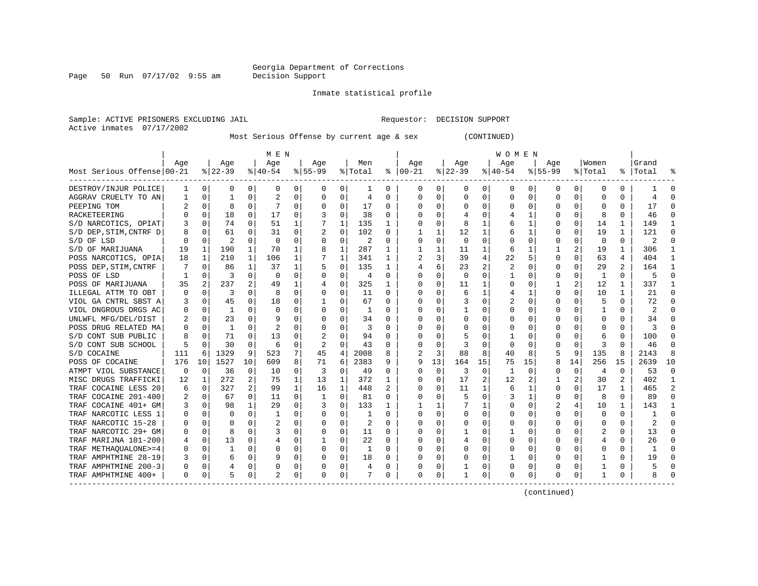Georgia Department of Corrections
Decision Support

Inmate statistical profile

Sample: ACTIVE PRISONERS EXCLUDING JAIL                    Requestor: DECISION SUPPORT
Active inmates 07/17/2002

Most Serious Offense by current age & sex (CONTINUED)

| Most Serious Offense | MEN Age 00-21 | % | Age 22-39 | % | Age 40-54 | % | Age 55-99 | % | Men Total | % | WOMEN Age 00-21 | % | Age 22-39 | % | Age 40-54 | % | Age 55-99 | % | Women Total | % | Grand Total | % |
|---|---|---|---|---|---|---|---|---|---|---|---|---|---|---|---|---|---|---|---|---|---|---|
| DESTROY/INJUR POLICE | 1 | 0 | 0 | 0 | 0 | 0 | 0 | 0 | 1 | 0 | 0 | 0 | 0 | 0 | 0 | 0 | 0 | 0 | 0 | 0 | 1 | 0 |
| AGGRAV CRUELTY TO AN | 1 | 0 | 1 | 0 | 2 | 0 | 0 | 0 | 4 | 0 | 0 | 0 | 0 | 0 | 0 | 0 | 0 | 0 | 0 | 0 | 4 | 0 |
| PEEPING TOM | 2 | 0 | 8 | 0 | 7 | 0 | 0 | 0 | 17 | 0 | 0 | 0 | 0 | 0 | 0 | 0 | 0 | 0 | 0 | 0 | 17 | 0 |
| RACKETEERING | 0 | 0 | 18 | 0 | 17 | 0 | 3 | 0 | 38 | 0 | 0 | 0 | 4 | 0 | 4 | 1 | 0 | 0 | 8 | 0 | 46 | 0 |
| S/D NARCOTICS, OPIAT | 3 | 0 | 74 | 0 | 51 | 1 | 7 | 1 | 135 | 1 | 0 | 0 | 8 | 1 | 6 | 1 | 0 | 0 | 14 | 1 | 149 | 1 |
| S/D DEP,STIM,CNTRF D | 8 | 0 | 61 | 0 | 31 | 0 | 2 | 0 | 102 | 0 | 1 | 1 | 12 | 1 | 6 | 1 | 0 | 0 | 19 | 1 | 121 | 0 |
| S/D OF LSD | 0 | 0 | 2 | 0 | 0 | 0 | 0 | 0 | 2 | 0 | 0 | 0 | 0 | 0 | 0 | 0 | 0 | 0 | 0 | 0 | 2 | 0 |
| S/D OF MARIJUANA | 19 | 1 | 190 | 1 | 70 | 1 | 8 | 1 | 287 | 1 | 1 | 1 | 11 | 1 | 6 | 1 | 1 | 2 | 19 | 1 | 306 | 1 |
| POSS NARCOTICS, OPIA | 18 | 1 | 210 | 1 | 106 | 1 | 7 | 1 | 341 | 1 | 2 | 3 | 39 | 4 | 22 | 5 | 0 | 0 | 63 | 4 | 404 | 1 |
| POSS DEP,STIM,CNTRF | 7 | 0 | 86 | 1 | 37 | 1 | 5 | 0 | 135 | 1 | 4 | 6 | 23 | 2 | 2 | 0 | 0 | 0 | 29 | 2 | 164 | 1 |
| POSS OF LSD | 1 | 0 | 3 | 0 | 0 | 0 | 0 | 0 | 4 | 0 | 0 | 0 | 0 | 0 | 1 | 0 | 0 | 0 | 1 | 0 | 5 | 0 |
| POSS OF MARIJUANA | 35 | 2 | 237 | 2 | 49 | 1 | 4 | 0 | 325 | 1 | 0 | 0 | 11 | 1 | 0 | 0 | 1 | 2 | 12 | 1 | 337 | 1 |
| ILLEGAL ATTM TO OBT | 0 | 0 | 3 | 0 | 8 | 0 | 0 | 0 | 11 | 0 | 0 | 0 | 6 | 1 | 4 | 1 | 0 | 0 | 10 | 1 | 21 | 0 |
| VIOL GA CNTRL SBST A | 3 | 0 | 45 | 0 | 18 | 0 | 1 | 0 | 67 | 0 | 0 | 0 | 3 | 0 | 2 | 0 | 0 | 0 | 5 | 0 | 72 | 0 |
| VIOL DNGROUS DRGS AC | 0 | 0 | 1 | 0 | 0 | 0 | 0 | 0 | 1 | 0 | 0 | 0 | 1 | 0 | 0 | 0 | 0 | 0 | 1 | 0 | 2 | 0 |
| UNLWFL MFG/DEL/DIST | 2 | 0 | 23 | 0 | 9 | 0 | 0 | 0 | 34 | 0 | 0 | 0 | 0 | 0 | 0 | 0 | 0 | 0 | 0 | 0 | 34 | 0 |
| POSS DRUG RELATED MA | 0 | 0 | 1 | 0 | 2 | 0 | 0 | 0 | 3 | 0 | 0 | 0 | 0 | 0 | 0 | 0 | 0 | 0 | 0 | 0 | 3 | 0 |
| S/D CONT SUB PUBLIC | 8 | 0 | 71 | 0 | 13 | 0 | 2 | 0 | 94 | 0 | 0 | 0 | 5 | 0 | 1 | 0 | 0 | 0 | 6 | 0 | 100 | 0 |
| S/D CONT SUB SCHOOL | 5 | 0 | 30 | 0 | 6 | 0 | 2 | 0 | 43 | 0 | 0 | 0 | 3 | 0 | 0 | 0 | 0 | 0 | 3 | 0 | 46 | 0 |
| S/D COCAINE | 111 | 6 | 1329 | 9 | 523 | 7 | 45 | 4 | 2008 | 8 | 2 | 3 | 88 | 8 | 40 | 8 | 5 | 9 | 135 | 8 | 2143 | 8 |
| POSS OF COCAINE | 176 | 10 | 1527 | 10 | 609 | 8 | 71 | 6 | 2383 | 9 | 9 | 13 | 164 | 15 | 75 | 15 | 8 | 14 | 256 | 15 | 2639 | 10 |
| ATMPT VIOL SUBSTANCE | 0 | 0 | 36 | 0 | 10 | 0 | 3 | 0 | 49 | 0 | 0 | 0 | 3 | 0 | 1 | 0 | 0 | 0 | 4 | 0 | 53 | 0 |
| MISC DRUGS TRAFFICKI | 12 | 1 | 272 | 2 | 75 | 1 | 13 | 1 | 372 | 1 | 0 | 0 | 17 | 2 | 12 | 2 | 1 | 2 | 30 | 2 | 402 | 1 |
| TRAF COCAINE LESS 20 | 6 | 0 | 327 | 2 | 99 | 1 | 16 | 1 | 448 | 2 | 0 | 0 | 11 | 1 | 6 | 1 | 0 | 0 | 17 | 1 | 465 | 2 |
| TRAF COCAINE 201-400 | 2 | 0 | 67 | 0 | 11 | 0 | 1 | 0 | 81 | 0 | 0 | 0 | 5 | 0 | 3 | 1 | 0 | 0 | 8 | 0 | 89 | 0 |
| TRAF COCAINE 401+ GM | 3 | 0 | 98 | 1 | 29 | 0 | 3 | 0 | 133 | 1 | 1 | 1 | 7 | 1 | 0 | 0 | 2 | 4 | 10 | 1 | 143 | 1 |
| TRAF NARCOTIC LESS 1 | 0 | 0 | 0 | 0 | 1 | 0 | 0 | 0 | 1 | 0 | 0 | 0 | 0 | 0 | 0 | 0 | 0 | 0 | 0 | 0 | 1 | 0 |
| TRAF NARCOTIC 15-28 | 0 | 0 | 0 | 0 | 2 | 0 | 0 | 0 | 2 | 0 | 0 | 0 | 0 | 0 | 0 | 0 | 0 | 0 | 0 | 0 | 2 | 0 |
| TRAF NARCOTIC 29+ GM | 0 | 0 | 8 | 0 | 3 | 0 | 0 | 0 | 11 | 0 | 0 | 0 | 1 | 0 | 1 | 0 | 0 | 0 | 2 | 0 | 13 | 0 |
| TRAF MARIJNA 101-200 | 4 | 0 | 13 | 0 | 4 | 0 | 1 | 0 | 22 | 0 | 0 | 0 | 4 | 0 | 0 | 0 | 0 | 0 | 4 | 0 | 26 | 0 |
| TRAF METHAQUALONE>=4 | 0 | 0 | 1 | 0 | 0 | 0 | 0 | 0 | 1 | 0 | 0 | 0 | 0 | 0 | 0 | 0 | 0 | 0 | 0 | 0 | 1 | 0 |
| TRAF AMPHTMINE 28-19 | 3 | 0 | 6 | 0 | 9 | 0 | 0 | 0 | 18 | 0 | 0 | 0 | 0 | 0 | 1 | 0 | 0 | 0 | 1 | 0 | 19 | 0 |
| TRAF AMPHTMINE 200-3 | 0 | 0 | 4 | 0 | 0 | 0 | 0 | 0 | 4 | 0 | 0 | 0 | 1 | 0 | 0 | 0 | 0 | 0 | 1 | 0 | 5 | 0 |
| TRAF AMPHTMINE 400+ | 0 | 0 | 5 | 0 | 2 | 0 | 0 | 0 | 7 | 0 | 0 | 0 | 1 | 0 | 0 | 0 | 0 | 0 | 1 | 0 | 8 | 0 |

(continued)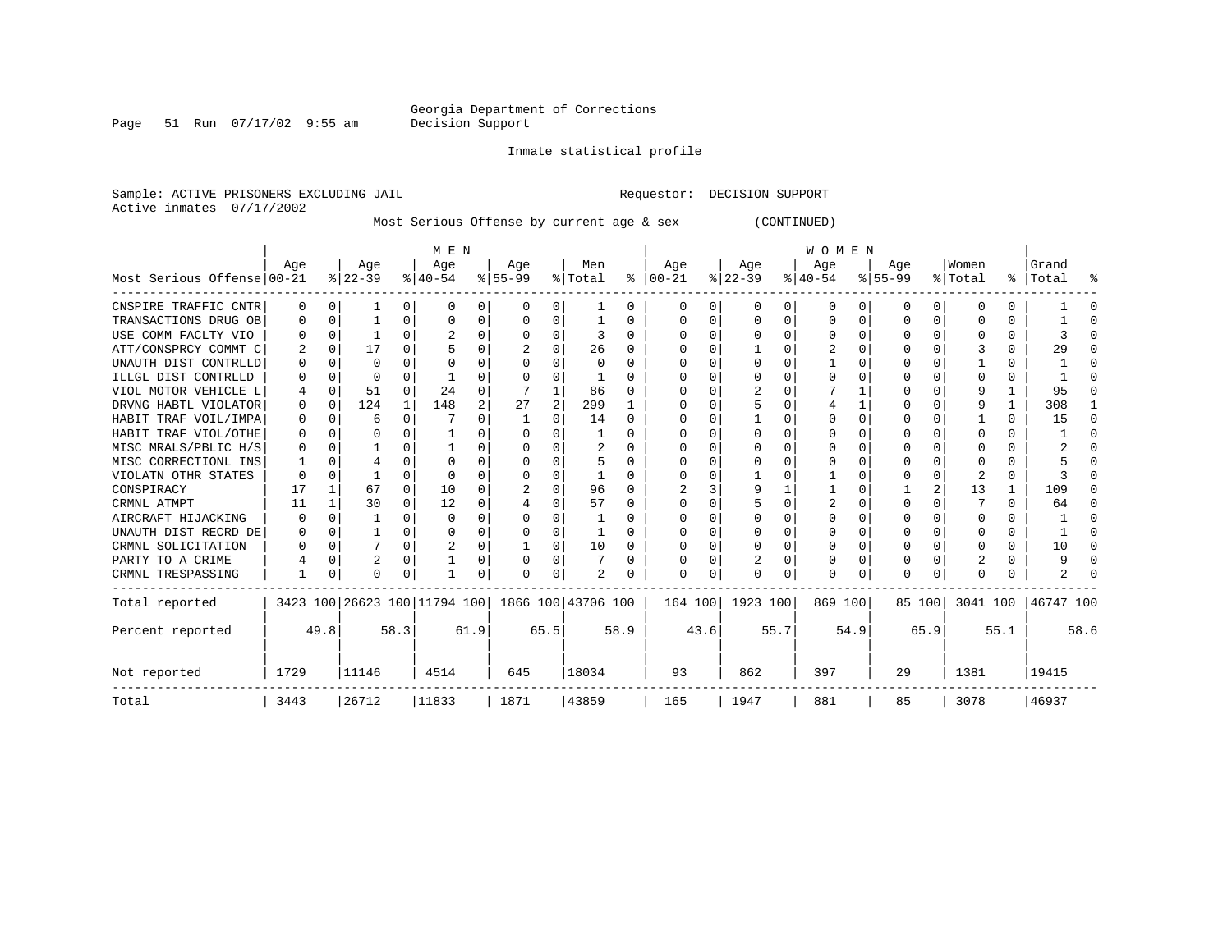Georgia Department of Corrections
Decision Support

Inmate statistical profile

Sample: ACTIVE PRISONERS EXCLUDING JAIL    Requestor: DECISION SUPPORT
Active inmates 07/17/2002

Most Serious Offense by current age & sex (CONTINUED)

| Most Serious Offense | MEN Age 00-21 | % | Age 22-39 | % | Age 40-54 | % | Age 55-99 | % | Men Total | % | WOMEN Age 00-21 | % | Age 22-39 | % | Age 40-54 | % | Age 55-99 | % | Women Total | % | Grand Total | % |
|---|---|---|---|---|---|---|---|---|---|---|---|---|---|---|---|---|---|---|---|---|---|---|
| CNSPIRE TRAFFIC CNTR | 0 | 0 | 1 | 0 | 0 | 0 | 0 | 0 | 1 | 0 | 0 | 0 | 0 | 0 | 0 | 0 | 0 | 0 | 0 | 0 | 1 | 0 |
| TRANSACTIONS DRUG OB | 0 | 0 | 1 | 0 | 0 | 0 | 0 | 0 | 1 | 0 | 0 | 0 | 0 | 0 | 0 | 0 | 0 | 0 | 0 | 0 | 1 | 0 |
| USE COMM FACLTY VIO | 0 | 0 | 1 | 0 | 2 | 0 | 0 | 0 | 3 | 0 | 0 | 0 | 0 | 0 | 0 | 0 | 0 | 0 | 0 | 0 | 3 | 0 |
| ATT/CONSPRCY COMMT C | 2 | 0 | 17 | 0 | 5 | 0 | 2 | 0 | 26 | 0 | 0 | 0 | 1 | 0 | 2 | 0 | 0 | 0 | 3 | 0 | 29 | 0 |
| UNAUTH DIST CONTRLLD | 0 | 0 | 0 | 0 | 0 | 0 | 0 | 0 | 0 | 0 | 0 | 0 | 0 | 0 | 1 | 0 | 0 | 0 | 1 | 0 | 1 | 0 |
| ILLGL DIST CONTRLLD | 0 | 0 | 0 | 0 | 1 | 0 | 0 | 0 | 1 | 0 | 0 | 0 | 0 | 0 | 0 | 0 | 0 | 0 | 0 | 0 | 1 | 0 |
| VIOL MOTOR VEHICLE L | 4 | 0 | 51 | 0 | 24 | 0 | 7 | 1 | 86 | 0 | 0 | 0 | 2 | 0 | 7 | 1 | 0 | 0 | 9 | 1 | 95 | 0 |
| DRVNG HABTL VIOLATOR | 0 | 0 | 124 | 1 | 148 | 2 | 27 | 2 | 299 | 1 | 0 | 0 | 5 | 0 | 4 | 1 | 0 | 0 | 9 | 1 | 308 | 1 |
| HABIT TRAF VOIL/IMPA | 0 | 0 | 6 | 0 | 7 | 0 | 1 | 0 | 14 | 0 | 0 | 0 | 1 | 0 | 0 | 0 | 0 | 0 | 1 | 0 | 15 | 0 |
| HABIT TRAF VIOL/OTHE | 0 | 0 | 0 | 0 | 1 | 0 | 0 | 0 | 1 | 0 | 0 | 0 | 0 | 0 | 0 | 0 | 0 | 0 | 0 | 0 | 1 | 0 |
| MISC MRALS/PBLIC H/S | 0 | 0 | 1 | 0 | 1 | 0 | 0 | 0 | 2 | 0 | 0 | 0 | 0 | 0 | 0 | 0 | 0 | 0 | 0 | 0 | 2 | 0 |
| MISC CORRECTIONL INS | 1 | 0 | 4 | 0 | 0 | 0 | 0 | 0 | 5 | 0 | 0 | 0 | 0 | 0 | 0 | 0 | 0 | 0 | 0 | 0 | 5 | 0 |
| VIOLATN OTHR STATES | 0 | 0 | 1 | 0 | 0 | 0 | 0 | 0 | 1 | 0 | 0 | 0 | 1 | 0 | 1 | 0 | 0 | 0 | 2 | 0 | 3 | 0 |
| CONSPIRACY | 17 | 1 | 67 | 0 | 10 | 0 | 2 | 0 | 96 | 0 | 2 | 3 | 9 | 1 | 1 | 0 | 1 | 2 | 13 | 1 | 109 | 0 |
| CRMNL ATMPT | 11 | 1 | 30 | 0 | 12 | 0 | 4 | 0 | 57 | 0 | 0 | 0 | 5 | 0 | 2 | 0 | 0 | 0 | 7 | 0 | 64 | 0 |
| AIRCRAFT HIJACKING | 0 | 0 | 1 | 0 | 0 | 0 | 0 | 0 | 1 | 0 | 0 | 0 | 0 | 0 | 0 | 0 | 0 | 0 | 0 | 0 | 1 | 0 |
| UNAUTH DIST RECRD DE | 0 | 0 | 1 | 0 | 0 | 0 | 0 | 0 | 1 | 0 | 0 | 0 | 0 | 0 | 0 | 0 | 0 | 0 | 0 | 0 | 1 | 0 |
| CRMNL SOLICITATION | 0 | 0 | 7 | 0 | 2 | 0 | 1 | 0 | 10 | 0 | 0 | 0 | 0 | 0 | 0 | 0 | 0 | 0 | 0 | 0 | 10 | 0 |
| PARTY TO A CRIME | 4 | 0 | 2 | 0 | 1 | 0 | 0 | 0 | 7 | 0 | 0 | 0 | 2 | 0 | 0 | 0 | 0 | 0 | 2 | 0 | 9 | 0 |
| CRMNL TRESPASSING | 1 | 0 | 0 | 0 | 1 | 0 | 0 | 0 | 2 | 0 | 0 | 0 | 0 | 0 | 0 | 0 | 0 | 0 | 0 | 0 | 2 | 0 |
| Total reported | 3423 | 100 | 26623 | 100 | 11794 | 100 | 1866 | 100 | 43706 | 100 | 164 | 100 | 1923 | 100 | 869 | 100 | 85 | 100 | 3041 | 100 | 46747 | 100 |
| Percent reported | | 49.8 | | 58.3 | | 61.9 | | 65.5 | | 58.9 | | 43.6 | | 55.7 | | 54.9 | | 65.9 | | 55.1 | | 58.6 |
| Not reported | 1729 | | 11146 | | 4514 | | 645 | | 18034 | | 93 | | 862 | | 397 | | 29 | | 1381 | | 19415 | |
| Total | 3443 | | 26712 | | 11833 | | 1871 | | 43859 | | 165 | | 1947 | | 881 | | 85 | | 3078 | | 46937 | |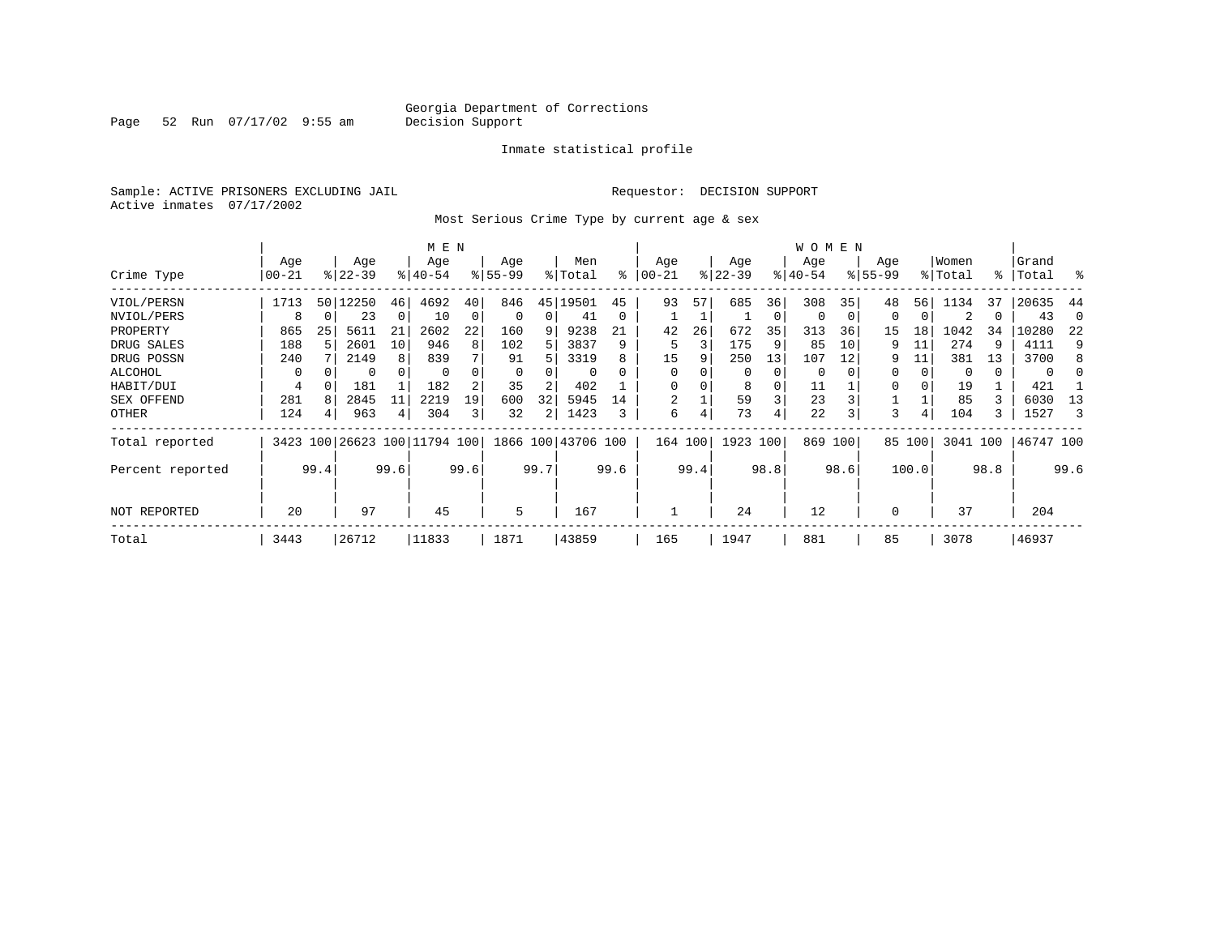Georgia Department of Corrections
Decision Support

Inmate statistical profile

Sample: ACTIVE PRISONERS EXCLUDING JAIL

Active inmates 07/17/2002

Requestor: DECISION SUPPORT

Most Serious Crime Type by current age & sex

| | MEN | | | | | | | | | | WOMEN | | | | | | | | | | | |
|---|---|---|---|---|---|---|---|---|---|---|---|---|---|---|---|---|---|---|---|---|---|---|
| Crime Type | Age 00-21 | % | Age 22-39 | % | Age 40-54 | % | Age 55-99 | % | Men Total | % | Age 00-21 | % | Age 22-39 | % | Age 40-54 | % | Age 55-99 | % | Women Total | % | Grand Total | % |
| VIOL/PERSN | 1713 | 50 | 12250 | 46 | 4692 | 40 | 846 | 45 | 19501 | 45 | 93 | 57 | 685 | 36 | 308 | 35 | 48 | 56 | 1134 | 37 | 20635 | 44 |
| NVIOL/PERS | 8 | 0 | 23 | 0 | 10 | 0 | 0 | 0 | 41 | 0 | 1 | 1 | 1 | 0 | 0 | 0 | 0 | 0 | 2 | 0 | 43 | 0 |
| PROPERTY | 865 | 25 | 5611 | 21 | 2602 | 22 | 160 | 9 | 9238 | 21 | 42 | 26 | 672 | 35 | 313 | 36 | 15 | 18 | 1042 | 34 | 10280 | 22 |
| DRUG SALES | 188 | 5 | 2601 | 10 | 946 | 8 | 102 | 5 | 3837 | 9 | 5 | 3 | 175 | 9 | 85 | 10 | 9 | 11 | 274 | 9 | 4111 | 9 |
| DRUG POSSN | 240 | 7 | 2149 | 8 | 839 | 7 | 91 | 5 | 3319 | 8 | 15 | 9 | 250 | 13 | 107 | 12 | 9 | 11 | 381 | 13 | 3700 | 8 |
| ALCOHOL | 0 | 0 | 0 | 0 | 0 | 0 | 0 | 0 | 0 | 0 | 0 | 0 | 0 | 0 | 0 | 0 | 0 | 0 | 0 | 0 | 0 | 0 |
| HABIT/DUI | 4 | 0 | 181 | 1 | 182 | 2 | 35 | 2 | 402 | 1 | 0 | 0 | 8 | 0 | 11 | 1 | 0 | 0 | 19 | 1 | 421 | 1 |
| SEX OFFEND | 281 | 8 | 2845 | 11 | 2219 | 19 | 600 | 32 | 5945 | 14 | 2 | 1 | 59 | 3 | 23 | 3 | 1 | 1 | 85 | 3 | 6030 | 13 |
| OTHER | 124 | 4 | 963 | 4 | 304 | 3 | 32 | 2 | 1423 | 3 | 6 | 4 | 73 | 4 | 22 | 3 | 3 | 4 | 104 | 3 | 1527 | 3 |
| Total reported | 3423 | 100 | 26623 | 100 | 11794 | 100 | 1866 | 100 | 43706 | 100 | 164 | 100 | 1923 | 100 | 869 | 100 | 85 | 100 | 3041 | 100 | 46747 | 100 |
| Percent reported | | 99.4 | | 99.6 | | 99.6 | | 99.7 | | 99.6 | | 99.4 | | 98.8 | | 98.6 | | 100.0 | | 98.8 | | 99.6 |
| NOT REPORTED | 20 | | 97 | | 45 | | 5 | | 167 | | 1 | | 24 | | 12 | | 0 | | 37 | | 204 | |
| Total | 3443 | | 26712 | | 11833 | | 1871 | | 43859 | | 165 | | 1947 | | 881 | | 85 | | 3078 | | 46937 | |